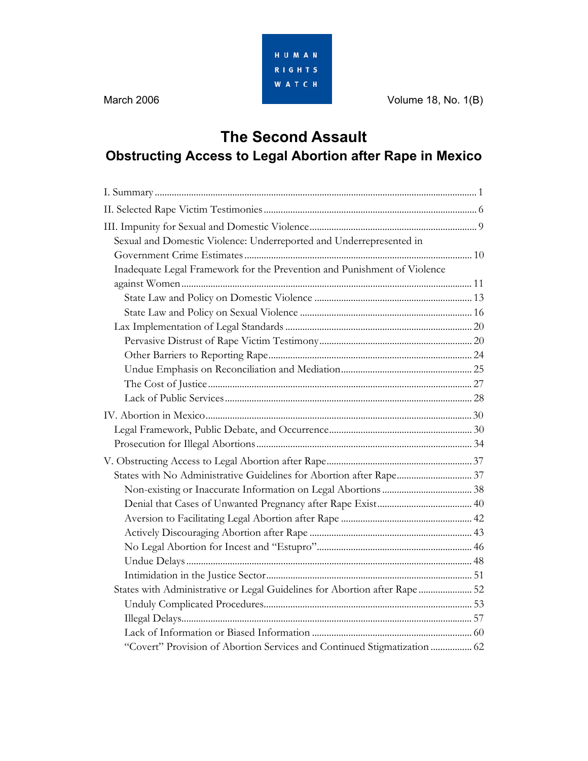HUMAN RIGHTS WATCH

March 2006 | Volume 18, No. 1(B)

# The Second Assault

## Obstructing Access to Legal Abortion after Rape in Mexico

I. Summary ... 1

II. Selected Rape Victim Testimonies ... 6

III. Impunity for Sexual and Domestic Violence ... 9

- Sexual and Domestic Violence: Underreported and Underrepresented in Government Crime Estimates ... 10
- Inadequate Legal Framework for the Prevention and Punishment of Violence against Women ... 11
  - State Law and Policy on Domestic Violence ... 13
  - State Law and Policy on Sexual Violence ... 16
- Lax Implementation of Legal Standards ... 20
  - Pervasive Distrust of Rape Victim Testimony ... 20
  - Other Barriers to Reporting Rape ... 24
  - Undue Emphasis on Reconciliation and Mediation ... 25
  - The Cost of Justice ... 27
  - Lack of Public Services ... 28

IV. Abortion in Mexico ... 30

- Legal Framework, Public Debate, and Occurrence ... 30
- Prosecution for Illegal Abortions ... 34

V. Obstructing Access to Legal Abortion after Rape ... 37

- States with No Administrative Guidelines for Abortion after Rape ... 37
  - Non-existing or Inaccurate Information on Legal Abortions ... 38
  - Denial that Cases of Unwanted Pregnancy after Rape Exist ... 40
  - Aversion to Facilitating Legal Abortion after Rape ... 42
  - Actively Discouraging Abortion after Rape ... 43
  - No Legal Abortion for Incest and "Estupro" ... 46
  - Undue Delays ... 48
  - Intimidation in the Justice Sector ... 51
- States with Administrative or Legal Guidelines for Abortion after Rape ... 52
  - Unduly Complicated Procedures ... 53
  - Illegal Delays ... 57
  - Lack of Information or Biased Information ... 60
  - "Covert" Provision of Abortion Services and Continued Stigmatization ... 62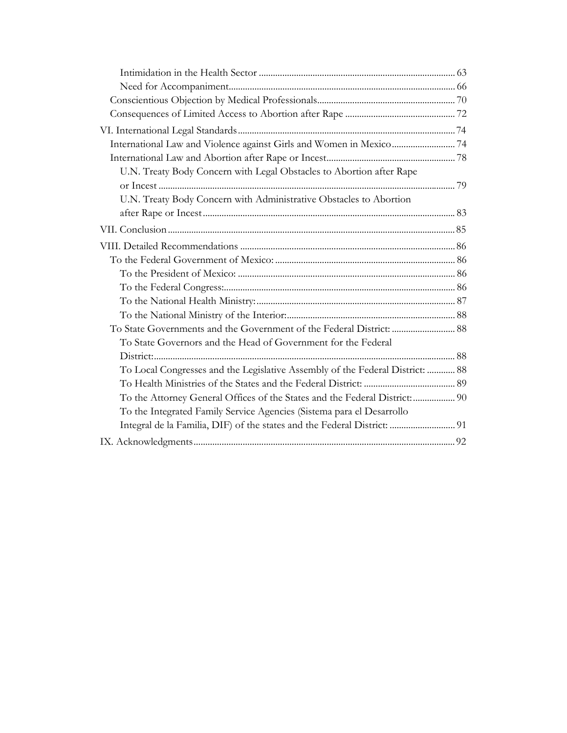Intimidation in the Health Sector ............ 63
Need for Accompaniment ............ 66
Conscientious Objection by Medical Professionals ............ 70
Consequences of Limited Access to Abortion after Rape ............ 72

VI. International Legal Standards ............ 74
International Law and Violence against Girls and Women in Mexico ............ 74
International Law and Abortion after Rape or Incest ............ 78
U.N. Treaty Body Concern with Legal Obstacles to Abortion after Rape or Incest ............ 79
U.N. Treaty Body Concern with Administrative Obstacles to Abortion after Rape or Incest ............ 83

VII. Conclusion ............ 85

VIII. Detailed Recommendations ............ 86
To the Federal Government of Mexico: ............ 86
To the President of Mexico: ............ 86
To the Federal Congress: ............ 86
To the National Health Ministry: ............ 87
To the National Ministry of the Interior: ............ 88
To State Governments and the Government of the Federal District: ............ 88
To State Governors and the Head of Government for the Federal District: ............ 88
To Local Congresses and the Legislative Assembly of the Federal District: ............ 88
To Health Ministries of the States and the Federal District: ............ 89
To the Attorney General Offices of the States and the Federal District: ............ 90
To the Integrated Family Service Agencies (Sistema para el Desarrollo Integral de la Familia, DIF) of the states and the Federal District: ............ 91

IX. Acknowledgments ............ 92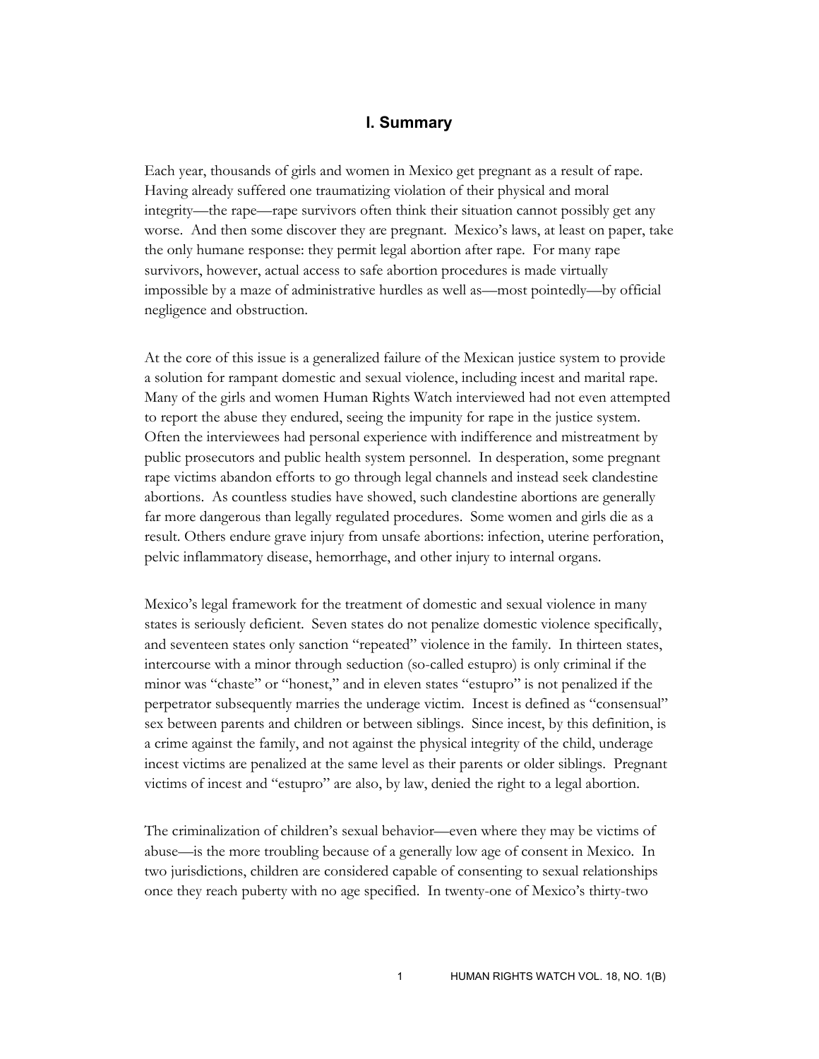## I. Summary

Each year, thousands of girls and women in Mexico get pregnant as a result of rape. Having already suffered one traumatizing violation of their physical and moral integrity—the rape—rape survivors often think their situation cannot possibly get any worse. And then some discover they are pregnant. Mexico's laws, at least on paper, take the only humane response: they permit legal abortion after rape. For many rape survivors, however, actual access to safe abortion procedures is made virtually impossible by a maze of administrative hurdles as well as—most pointedly—by official negligence and obstruction.

At the core of this issue is a generalized failure of the Mexican justice system to provide a solution for rampant domestic and sexual violence, including incest and marital rape. Many of the girls and women Human Rights Watch interviewed had not even attempted to report the abuse they endured, seeing the impunity for rape in the justice system. Often the interviewees had personal experience with indifference and mistreatment by public prosecutors and public health system personnel. In desperation, some pregnant rape victims abandon efforts to go through legal channels and instead seek clandestine abortions. As countless studies have showed, such clandestine abortions are generally far more dangerous than legally regulated procedures. Some women and girls die as a result. Others endure grave injury from unsafe abortions: infection, uterine perforation, pelvic inflammatory disease, hemorrhage, and other injury to internal organs.

Mexico's legal framework for the treatment of domestic and sexual violence in many states is seriously deficient. Seven states do not penalize domestic violence specifically, and seventeen states only sanction "repeated" violence in the family. In thirteen states, intercourse with a minor through seduction (so-called estupro) is only criminal if the minor was "chaste" or "honest," and in eleven states "estupro" is not penalized if the perpetrator subsequently marries the underage victim. Incest is defined as "consensual" sex between parents and children or between siblings. Since incest, by this definition, is a crime against the family, and not against the physical integrity of the child, underage incest victims are penalized at the same level as their parents or older siblings. Pregnant victims of incest and "estupro" are also, by law, denied the right to a legal abortion.

The criminalization of children's sexual behavior—even where they may be victims of abuse—is the more troubling because of a generally low age of consent in Mexico. In two jurisdictions, children are considered capable of consenting to sexual relationships once they reach puberty with no age specified. In twenty-one of Mexico's thirty-two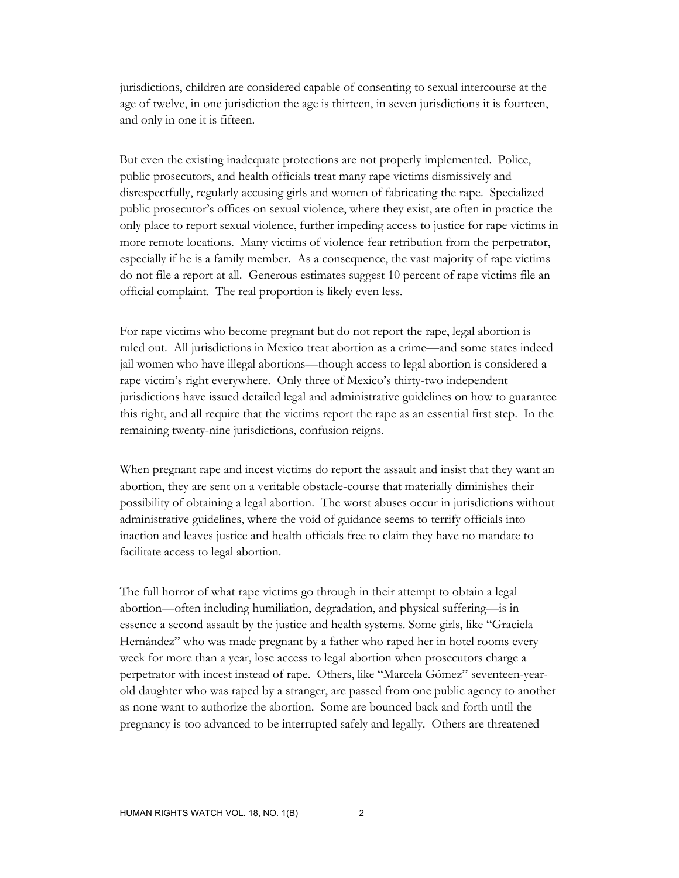jurisdictions, children are considered capable of consenting to sexual intercourse at the age of twelve, in one jurisdiction the age is thirteen, in seven jurisdictions it is fourteen, and only in one it is fifteen.

But even the existing inadequate protections are not properly implemented. Police, public prosecutors, and health officials treat many rape victims dismissively and disrespectfully, regularly accusing girls and women of fabricating the rape. Specialized public prosecutor's offices on sexual violence, where they exist, are often in practice the only place to report sexual violence, further impeding access to justice for rape victims in more remote locations. Many victims of violence fear retribution from the perpetrator, especially if he is a family member. As a consequence, the vast majority of rape victims do not file a report at all. Generous estimates suggest 10 percent of rape victims file an official complaint. The real proportion is likely even less.

For rape victims who become pregnant but do not report the rape, legal abortion is ruled out. All jurisdictions in Mexico treat abortion as a crime—and some states indeed jail women who have illegal abortions—though access to legal abortion is considered a rape victim's right everywhere. Only three of Mexico's thirty-two independent jurisdictions have issued detailed legal and administrative guidelines on how to guarantee this right, and all require that the victims report the rape as an essential first step. In the remaining twenty-nine jurisdictions, confusion reigns.

When pregnant rape and incest victims do report the assault and insist that they want an abortion, they are sent on a veritable obstacle-course that materially diminishes their possibility of obtaining a legal abortion. The worst abuses occur in jurisdictions without administrative guidelines, where the void of guidance seems to terrify officials into inaction and leaves justice and health officials free to claim they have no mandate to facilitate access to legal abortion.

The full horror of what rape victims go through in their attempt to obtain a legal abortion—often including humiliation, degradation, and physical suffering—is in essence a second assault by the justice and health systems. Some girls, like "Graciela Hernández" who was made pregnant by a father who raped her in hotel rooms every week for more than a year, lose access to legal abortion when prosecutors charge a perpetrator with incest instead of rape. Others, like "Marcela Gómez" seventeen-year-old daughter who was raped by a stranger, are passed from one public agency to another as none want to authorize the abortion. Some are bounced back and forth until the pregnancy is too advanced to be interrupted safely and legally. Others are threatened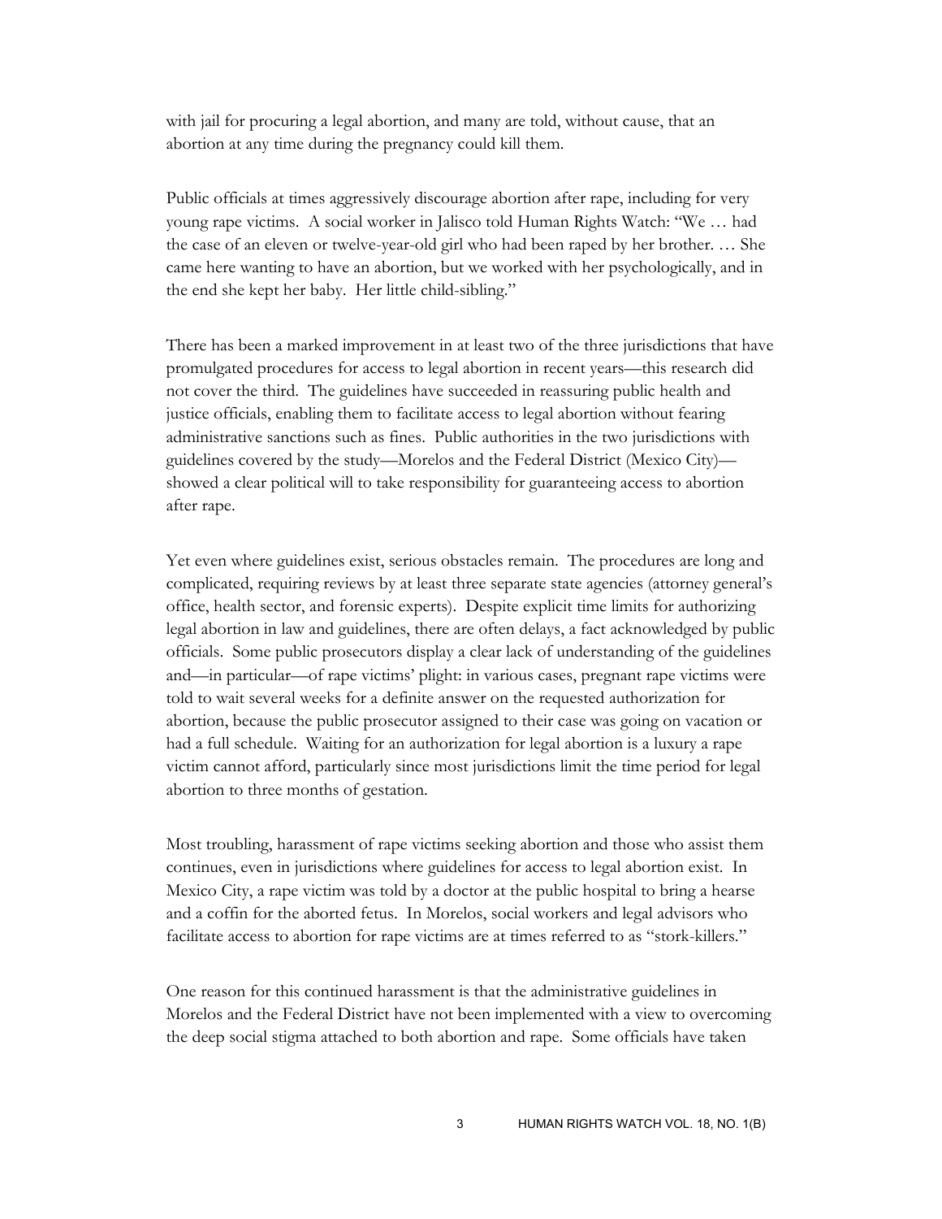with jail for procuring a legal abortion, and many are told, without cause, that an abortion at any time during the pregnancy could kill them.

Public officials at times aggressively discourage abortion after rape, including for very young rape victims. A social worker in Jalisco told Human Rights Watch: "We … had the case of an eleven or twelve-year-old girl who had been raped by her brother. … She came here wanting to have an abortion, but we worked with her psychologically, and in the end she kept her baby. Her little child-sibling."

There has been a marked improvement in at least two of the three jurisdictions that have promulgated procedures for access to legal abortion in recent years—this research did not cover the third. The guidelines have succeeded in reassuring public health and justice officials, enabling them to facilitate access to legal abortion without fearing administrative sanctions such as fines. Public authorities in the two jurisdictions with guidelines covered by the study—Morelos and the Federal District (Mexico City)—showed a clear political will to take responsibility for guaranteeing access to abortion after rape.

Yet even where guidelines exist, serious obstacles remain. The procedures are long and complicated, requiring reviews by at least three separate state agencies (attorney general's office, health sector, and forensic experts). Despite explicit time limits for authorizing legal abortion in law and guidelines, there are often delays, a fact acknowledged by public officials. Some public prosecutors display a clear lack of understanding of the guidelines and—in particular—of rape victims' plight: in various cases, pregnant rape victims were told to wait several weeks for a definite answer on the requested authorization for abortion, because the public prosecutor assigned to their case was going on vacation or had a full schedule. Waiting for an authorization for legal abortion is a luxury a rape victim cannot afford, particularly since most jurisdictions limit the time period for legal abortion to three months of gestation.

Most troubling, harassment of rape victims seeking abortion and those who assist them continues, even in jurisdictions where guidelines for access to legal abortion exist. In Mexico City, a rape victim was told by a doctor at the public hospital to bring a hearse and a coffin for the aborted fetus. In Morelos, social workers and legal advisors who facilitate access to abortion for rape victims are at times referred to as "stork-killers."

One reason for this continued harassment is that the administrative guidelines in Morelos and the Federal District have not been implemented with a view to overcoming the deep social stigma attached to both abortion and rape. Some officials have taken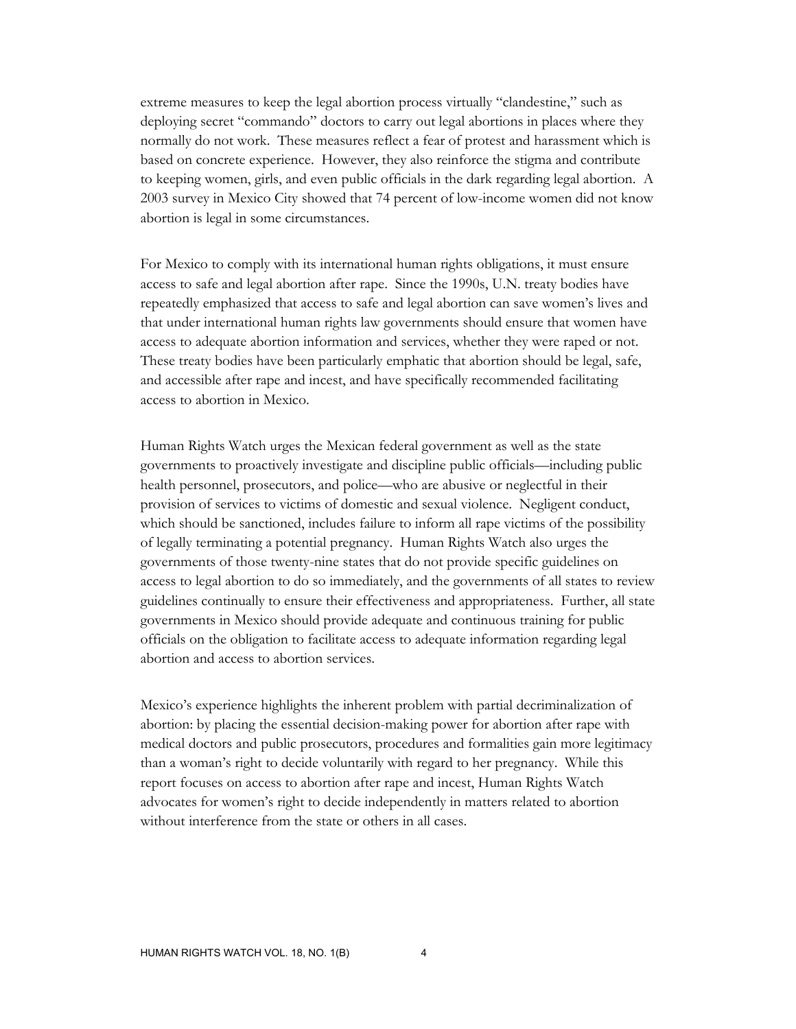extreme measures to keep the legal abortion process virtually "clandestine," such as deploying secret "commando" doctors to carry out legal abortions in places where they normally do not work. These measures reflect a fear of protest and harassment which is based on concrete experience. However, they also reinforce the stigma and contribute to keeping women, girls, and even public officials in the dark regarding legal abortion. A 2003 survey in Mexico City showed that 74 percent of low-income women did not know abortion is legal in some circumstances.

For Mexico to comply with its international human rights obligations, it must ensure access to safe and legal abortion after rape. Since the 1990s, U.N. treaty bodies have repeatedly emphasized that access to safe and legal abortion can save women's lives and that under international human rights law governments should ensure that women have access to adequate abortion information and services, whether they were raped or not. These treaty bodies have been particularly emphatic that abortion should be legal, safe, and accessible after rape and incest, and have specifically recommended facilitating access to abortion in Mexico.

Human Rights Watch urges the Mexican federal government as well as the state governments to proactively investigate and discipline public officials—including public health personnel, prosecutors, and police—who are abusive or neglectful in their provision of services to victims of domestic and sexual violence. Negligent conduct, which should be sanctioned, includes failure to inform all rape victims of the possibility of legally terminating a potential pregnancy. Human Rights Watch also urges the governments of those twenty-nine states that do not provide specific guidelines on access to legal abortion to do so immediately, and the governments of all states to review guidelines continually to ensure their effectiveness and appropriateness. Further, all state governments in Mexico should provide adequate and continuous training for public officials on the obligation to facilitate access to adequate information regarding legal abortion and access to abortion services.

Mexico's experience highlights the inherent problem with partial decriminalization of abortion: by placing the essential decision-making power for abortion after rape with medical doctors and public prosecutors, procedures and formalities gain more legitimacy than a woman's right to decide voluntarily with regard to her pregnancy. While this report focuses on access to abortion after rape and incest, Human Rights Watch advocates for women's right to decide independently in matters related to abortion without interference from the state or others in all cases.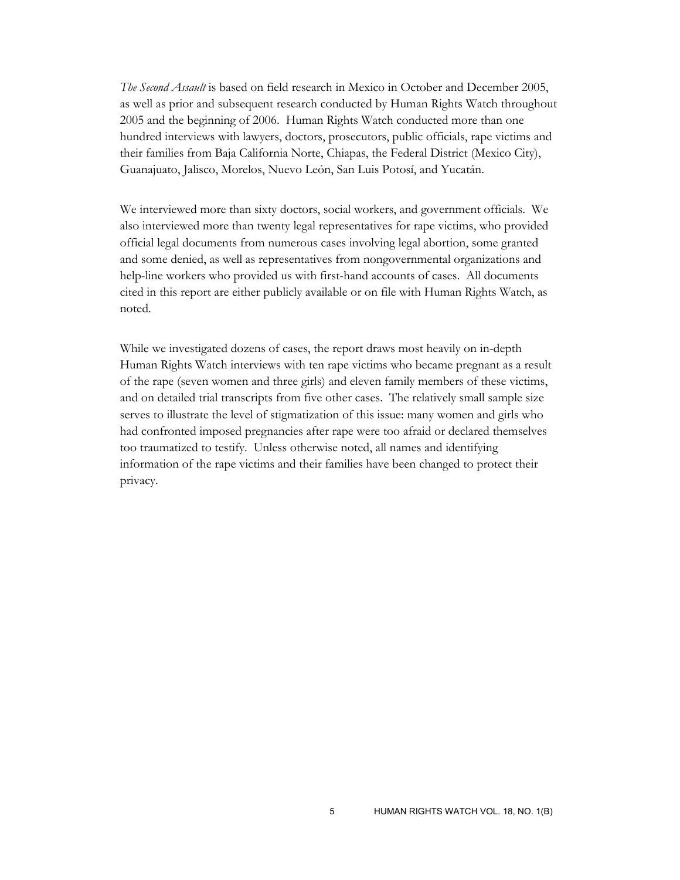*The Second Assault* is based on field research in Mexico in October and December 2005, as well as prior and subsequent research conducted by Human Rights Watch throughout 2005 and the beginning of 2006. Human Rights Watch conducted more than one hundred interviews with lawyers, doctors, prosecutors, public officials, rape victims and their families from Baja California Norte, Chiapas, the Federal District (Mexico City), Guanajuato, Jalisco, Morelos, Nuevo León, San Luis Potosí, and Yucatán.

We interviewed more than sixty doctors, social workers, and government officials. We also interviewed more than twenty legal representatives for rape victims, who provided official legal documents from numerous cases involving legal abortion, some granted and some denied, as well as representatives from nongovernmental organizations and help-line workers who provided us with first-hand accounts of cases. All documents cited in this report are either publicly available or on file with Human Rights Watch, as noted.

While we investigated dozens of cases, the report draws most heavily on in-depth Human Rights Watch interviews with ten rape victims who became pregnant as a result of the rape (seven women and three girls) and eleven family members of these victims, and on detailed trial transcripts from five other cases. The relatively small sample size serves to illustrate the level of stigmatization of this issue: many women and girls who had confronted imposed pregnancies after rape were too afraid or declared themselves too traumatized to testify. Unless otherwise noted, all names and identifying information of the rape victims and their families have been changed to protect their privacy.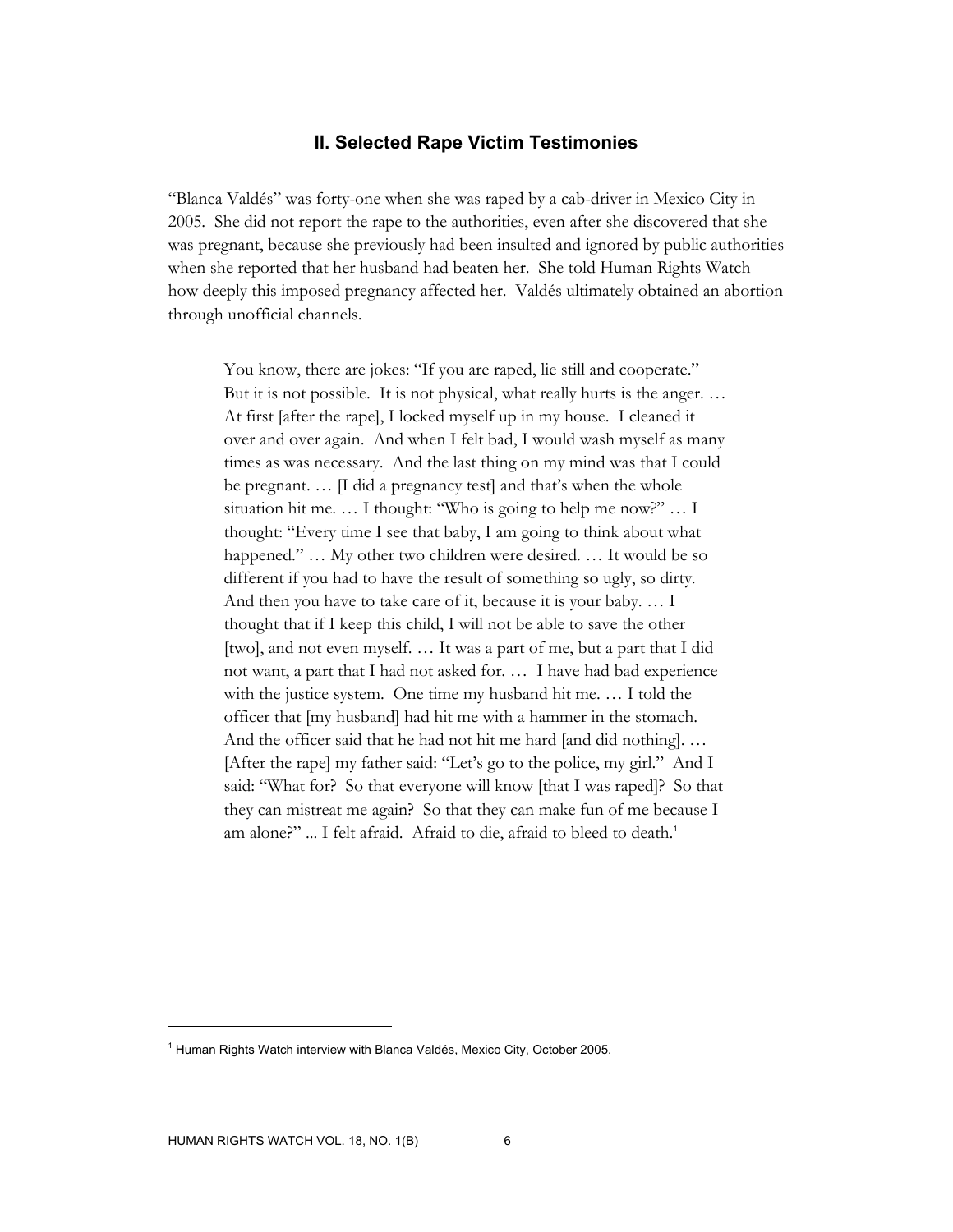## II. Selected Rape Victim Testimonies

"Blanca Valdés" was forty-one when she was raped by a cab-driver in Mexico City in 2005. She did not report the rape to the authorities, even after she discovered that she was pregnant, because she previously had been insulted and ignored by public authorities when she reported that her husband had beaten her. She told Human Rights Watch how deeply this imposed pregnancy affected her. Valdés ultimately obtained an abortion through unofficial channels.

> You know, there are jokes: "If you are raped, lie still and cooperate." But it is not possible. It is not physical, what really hurts is the anger. … At first [after the rape], I locked myself up in my house. I cleaned it over and over again. And when I felt bad, I would wash myself as many times as was necessary. And the last thing on my mind was that I could be pregnant. … [I did a pregnancy test] and that's when the whole situation hit me. … I thought: "Who is going to help me now?" … I thought: "Every time I see that baby, I am going to think about what happened." … My other two children were desired. … It would be so different if you had to have the result of something so ugly, so dirty. And then you have to take care of it, because it is your baby. … I thought that if I keep this child, I will not be able to save the other [two], and not even myself. … It was a part of me, but a part that I did not want, a part that I had not asked for. … I have had bad experience with the justice system. One time my husband hit me. … I told the officer that [my husband] had hit me with a hammer in the stomach. And the officer said that he had not hit me hard [and did nothing]. … [After the rape] my father said: "Let's go to the police, my girl." And I said: "What for? So that everyone will know [that I was raped]? So that they can mistreat me again? So that they can make fun of me because I am alone?" ... I felt afraid. Afraid to die, afraid to bleed to death.[1]

[1] Human Rights Watch interview with Blanca Valdés, Mexico City, October 2005.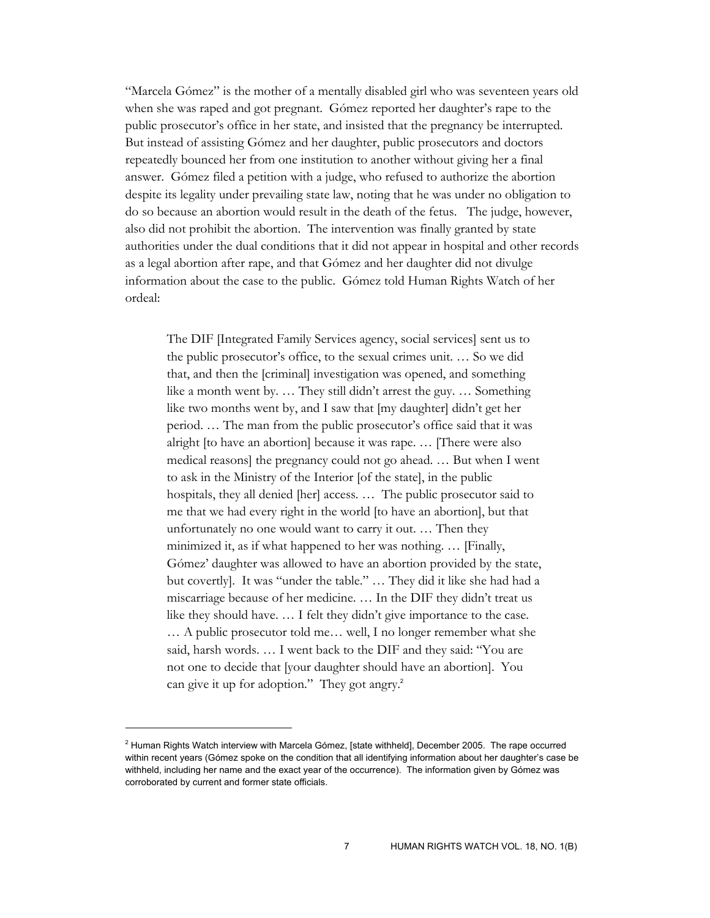"Marcela Gómez" is the mother of a mentally disabled girl who was seventeen years old when she was raped and got pregnant. Gómez reported her daughter's rape to the public prosecutor's office in her state, and insisted that the pregnancy be interrupted. But instead of assisting Gómez and her daughter, public prosecutors and doctors repeatedly bounced her from one institution to another without giving her a final answer. Gómez filed a petition with a judge, who refused to authorize the abortion despite its legality under prevailing state law, noting that he was under no obligation to do so because an abortion would result in the death of the fetus. The judge, however, also did not prohibit the abortion. The intervention was finally granted by state authorities under the dual conditions that it did not appear in hospital and other records as a legal abortion after rape, and that Gómez and her daughter did not divulge information about the case to the public. Gómez told Human Rights Watch of her ordeal:

> The DIF [Integrated Family Services agency, social services] sent us to the public prosecutor's office, to the sexual crimes unit. … So we did that, and then the [criminal] investigation was opened, and something like a month went by. … They still didn't arrest the guy. … Something like two months went by, and I saw that [my daughter] didn't get her period. … The man from the public prosecutor's office said that it was alright [to have an abortion] because it was rape. … [There were also medical reasons] the pregnancy could not go ahead. … But when I went to ask in the Ministry of the Interior [of the state], in the public hospitals, they all denied [her] access. … The public prosecutor said to me that we had every right in the world [to have an abortion], but that unfortunately no one would want to carry it out. … Then they minimized it, as if what happened to her was nothing. … [Finally, Gómez' daughter was allowed to have an abortion provided by the state, but covertly]. It was "under the table." … They did it like she had had a miscarriage because of her medicine. … In the DIF they didn't treat us like they should have. … I felt they didn't give importance to the case. … A public prosecutor told me… well, I no longer remember what she said, harsh words. … I went back to the DIF and they said: "You are not one to decide that [your daughter should have an abortion]. You can give it up for adoption." They got angry.[2]

[2] Human Rights Watch interview with Marcela Gómez, [state withheld], December 2005. The rape occurred within recent years (Gómez spoke on the condition that all identifying information about her daughter's case be withheld, including her name and the exact year of the occurrence). The information given by Gómez was corroborated by current and former state officials.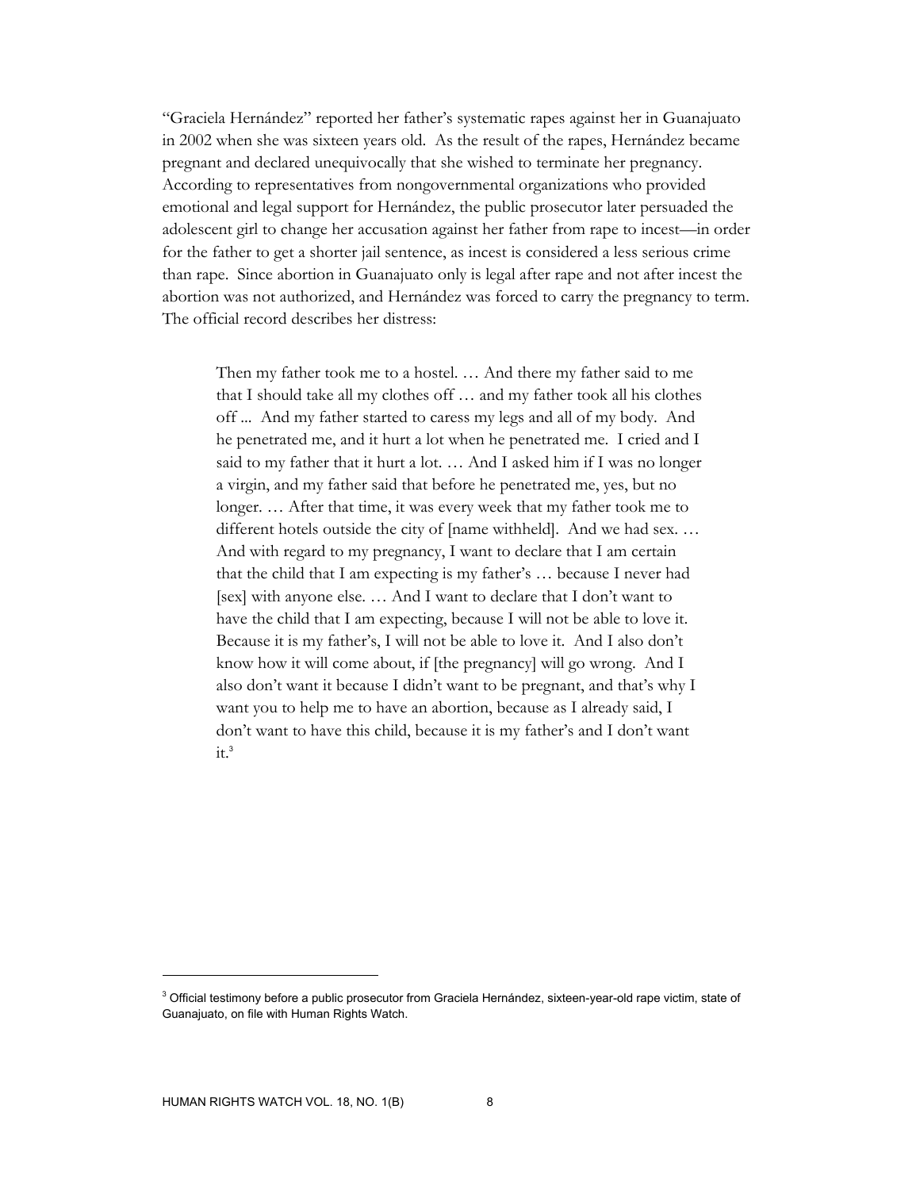"Graciela Hernández" reported her father's systematic rapes against her in Guanajuato in 2002 when she was sixteen years old. As the result of the rapes, Hernández became pregnant and declared unequivocally that she wished to terminate her pregnancy. According to representatives from nongovernmental organizations who provided emotional and legal support for Hernández, the public prosecutor later persuaded the adolescent girl to change her accusation against her father from rape to incest—in order for the father to get a shorter jail sentence, as incest is considered a less serious crime than rape. Since abortion in Guanajuato only is legal after rape and not after incest the abortion was not authorized, and Hernández was forced to carry the pregnancy to term. The official record describes her distress:

> Then my father took me to a hostel. … And there my father said to me that I should take all my clothes off … and my father took all his clothes off ... And my father started to caress my legs and all of my body. And he penetrated me, and it hurt a lot when he penetrated me. I cried and I said to my father that it hurt a lot. … And I asked him if I was no longer a virgin, and my father said that before he penetrated me, yes, but no longer. … After that time, it was every week that my father took me to different hotels outside the city of [name withheld]. And we had sex. … And with regard to my pregnancy, I want to declare that I am certain that the child that I am expecting is my father's … because I never had [sex] with anyone else. … And I want to declare that I don't want to have the child that I am expecting, because I will not be able to love it. Because it is my father's, I will not be able to love it. And I also don't know how it will come about, if [the pregnancy] will go wrong. And I also don't want it because I didn't want to be pregnant, and that's why I want you to help me to have an abortion, because as I already said, I don't want to have this child, because it is my father's and I don't want it.[3]

---

[3] Official testimony before a public prosecutor from Graciela Hernández, sixteen-year-old rape victim, state of Guanajuato, on file with Human Rights Watch.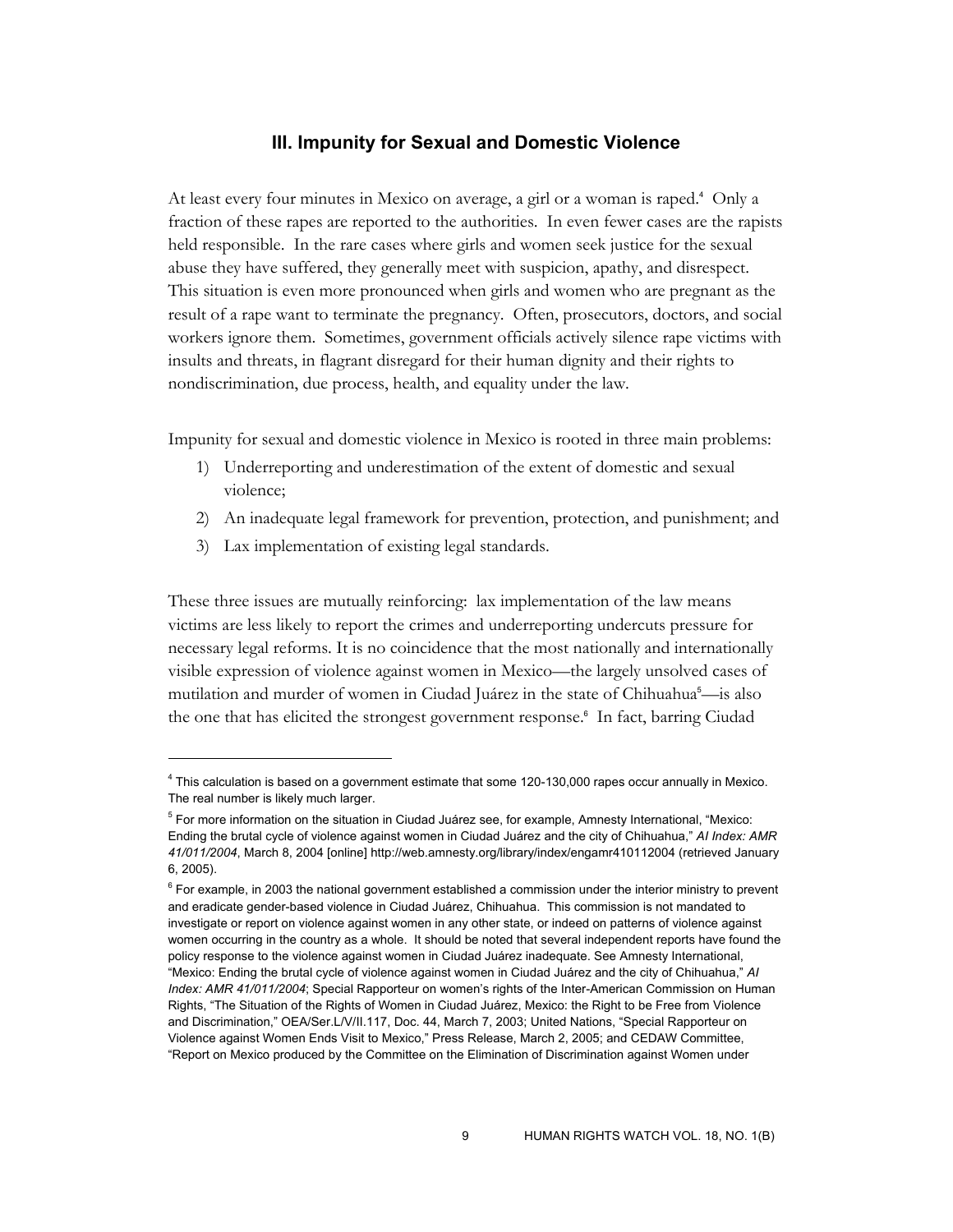## III. Impunity for Sexual and Domestic Violence

At least every four minutes in Mexico on average, a girl or a woman is raped.[4] Only a fraction of these rapes are reported to the authorities. In even fewer cases are the rapists held responsible. In the rare cases where girls and women seek justice for the sexual abuse they have suffered, they generally meet with suspicion, apathy, and disrespect. This situation is even more pronounced when girls and women who are pregnant as the result of a rape want to terminate the pregnancy. Often, prosecutors, doctors, and social workers ignore them. Sometimes, government officials actively silence rape victims with insults and threats, in flagrant disregard for their human dignity and their rights to nondiscrimination, due process, health, and equality under the law.

Impunity for sexual and domestic violence in Mexico is rooted in three main problems:

1) Underreporting and underestimation of the extent of domestic and sexual violence;
2) An inadequate legal framework for prevention, protection, and punishment; and
3) Lax implementation of existing legal standards.

These three issues are mutually reinforcing: lax implementation of the law means victims are less likely to report the crimes and underreporting undercuts pressure for necessary legal reforms. It is no coincidence that the most nationally and internationally visible expression of violence against women in Mexico—the largely unsolved cases of mutilation and murder of women in Ciudad Juárez in the state of Chihuahua[5]—is also the one that has elicited the strongest government response.[6] In fact, barring Ciudad

---

[4] This calculation is based on a government estimate that some 120-130,000 rapes occur annually in Mexico. The real number is likely much larger.

[5] For more information on the situation in Ciudad Juárez see, for example, Amnesty International, "Mexico: Ending the brutal cycle of violence against women in Ciudad Juárez and the city of Chihuahua," *AI Index: AMR 41/011/2004*, March 8, 2004 [online] http://web.amnesty.org/library/index/engamr410112004 (retrieved January 6, 2005).

[6] For example, in 2003 the national government established a commission under the interior ministry to prevent and eradicate gender-based violence in Ciudad Juárez, Chihuahua. This commission is not mandated to investigate or report on violence against women in any other state, or indeed on patterns of violence against women occurring in the country as a whole. It should be noted that several independent reports have found the policy response to the violence against women in Ciudad Juárez inadequate. See Amnesty International, "Mexico: Ending the brutal cycle of violence against women in Ciudad Juárez and the city of Chihuahua," *AI Index: AMR 41/011/2004*; Special Rapporteur on women's rights of the Inter-American Commission on Human Rights, "The Situation of the Rights of Women in Ciudad Juárez, Mexico: the Right to be Free from Violence and Discrimination," OEA/Ser.L/V/II.117, Doc. 44, March 7, 2003; United Nations, "Special Rapporteur on Violence against Women Ends Visit to Mexico," Press Release, March 2, 2005; and CEDAW Committee, "Report on Mexico produced by the Committee on the Elimination of Discrimination against Women under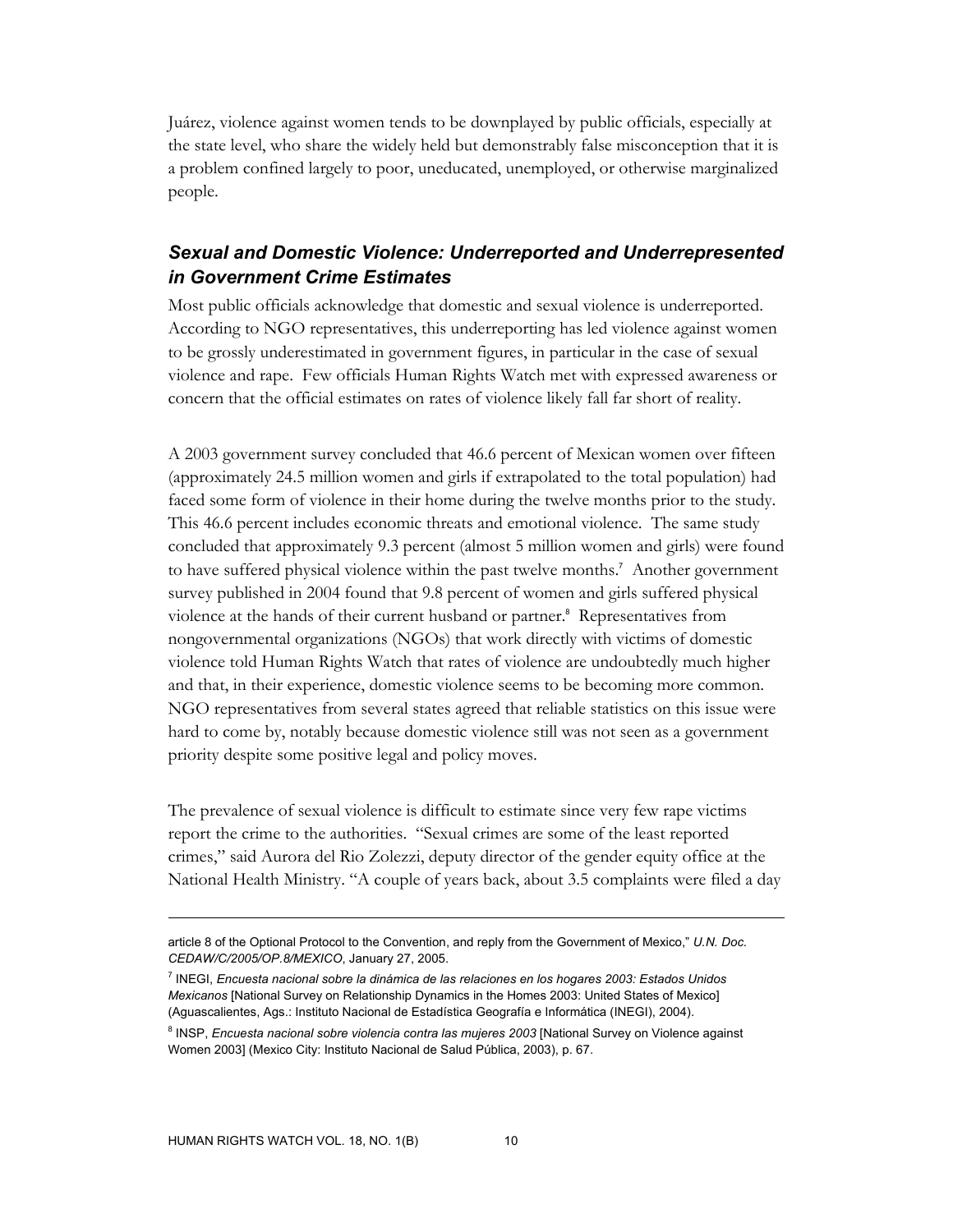Juárez, violence against women tends to be downplayed by public officials, especially at the state level, who share the widely held but demonstrably false misconception that it is a problem confined largely to poor, uneducated, unemployed, or otherwise marginalized people.

### *Sexual and Domestic Violence: Underreported and Underrepresented in Government Crime Estimates*

Most public officials acknowledge that domestic and sexual violence is underreported. According to NGO representatives, this underreporting has led violence against women to be grossly underestimated in government figures, in particular in the case of sexual violence and rape. Few officials Human Rights Watch met with expressed awareness or concern that the official estimates on rates of violence likely fall far short of reality.

A 2003 government survey concluded that 46.6 percent of Mexican women over fifteen (approximately 24.5 million women and girls if extrapolated to the total population) had faced some form of violence in their home during the twelve months prior to the study. This 46.6 percent includes economic threats and emotional violence. The same study concluded that approximately 9.3 percent (almost 5 million women and girls) were found to have suffered physical violence within the past twelve months.[7] Another government survey published in 2004 found that 9.8 percent of women and girls suffered physical violence at the hands of their current husband or partner.[8] Representatives from nongovernmental organizations (NGOs) that work directly with victims of domestic violence told Human Rights Watch that rates of violence are undoubtedly much higher and that, in their experience, domestic violence seems to be becoming more common. NGO representatives from several states agreed that reliable statistics on this issue were hard to come by, notably because domestic violence still was not seen as a government priority despite some positive legal and policy moves.

The prevalence of sexual violence is difficult to estimate since very few rape victims report the crime to the authorities. "Sexual crimes are some of the least reported crimes," said Aurora del Rio Zolezzi, deputy director of the gender equity office at the National Health Ministry. "A couple of years back, about 3.5 complaints were filed a day

---

article 8 of the Optional Protocol to the Convention, and reply from the Government of Mexico," *U.N. Doc. CEDAW/C/2005/OP.8/MEXICO*, January 27, 2005.

[7] INEGI, *Encuesta nacional sobre la dinámica de las relaciones en los hogares 2003: Estados Unidos Mexicanos* [National Survey on Relationship Dynamics in the Homes 2003: United States of Mexico] (Aguascalientes, Ags.: Instituto Nacional de Estadística Geografía e Informática (INEGI), 2004).

[8] INSP, *Encuesta nacional sobre violencia contra las mujeres 2003* [National Survey on Violence against Women 2003] (Mexico City: Instituto Nacional de Salud Pública, 2003), p. 67.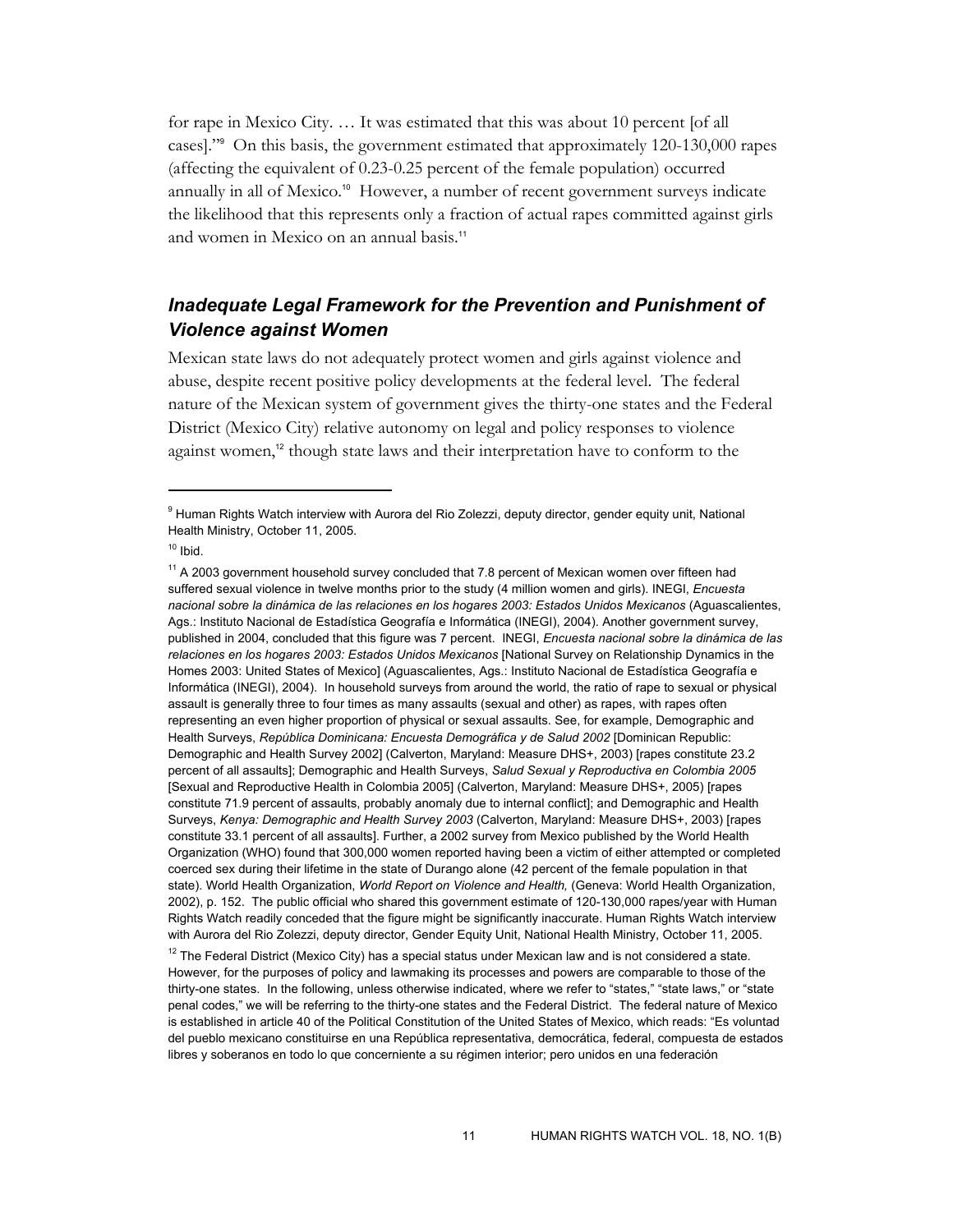for rape in Mexico City. … It was estimated that this was about 10 percent [of all cases]."[9] On this basis, the government estimated that approximately 120-130,000 rapes (affecting the equivalent of 0.23-0.25 percent of the female population) occurred annually in all of Mexico.[10] However, a number of recent government surveys indicate the likelihood that this represents only a fraction of actual rapes committed against girls and women in Mexico on an annual basis.[11]

## *Inadequate Legal Framework for the Prevention and Punishment of Violence against Women*

Mexican state laws do not adequately protect women and girls against violence and abuse, despite recent positive policy developments at the federal level. The federal nature of the Mexican system of government gives the thirty-one states and the Federal District (Mexico City) relative autonomy on legal and policy responses to violence against women,[12] though state laws and their interpretation have to conform to the

---

[9] Human Rights Watch interview with Aurora del Rio Zolezzi, deputy director, gender equity unit, National Health Ministry, October 11, 2005.

[10] Ibid.

[11] A 2003 government household survey concluded that 7.8 percent of Mexican women over fifteen had suffered sexual violence in twelve months prior to the study (4 million women and girls). INEGI, *Encuesta nacional sobre la dinámica de las relaciones en los hogares 2003: Estados Unidos Mexicanos* (Aguascalientes, Ags.: Instituto Nacional de Estadística Geografía e Informática (INEGI), 2004). Another government survey, published in 2004, concluded that this figure was 7 percent. INEGI, *Encuesta nacional sobre la dinámica de las relaciones en los hogares 2003: Estados Unidos Mexicanos* [National Survey on Relationship Dynamics in the Homes 2003: United States of Mexico] (Aguascalientes, Ags.: Instituto Nacional de Estadística Geografía e Informática (INEGI), 2004). In household surveys from around the world, the ratio of rape to sexual or physical assault is generally three to four times as many assaults (sexual and other) as rapes, with rapes often representing an even higher proportion of physical or sexual assaults. See, for example, Demographic and Health Surveys, *República Dominicana: Encuesta Demográfica y de Salud 2002* [Dominican Republic: Demographic and Health Survey 2002] (Calverton, Maryland: Measure DHS+, 2003) [rapes constitute 23.2 percent of all assaults]; Demographic and Health Surveys, *Salud Sexual y Reproductiva en Colombia 2005* [Sexual and Reproductive Health in Colombia 2005] (Calverton, Maryland: Measure DHS+, 2005) [rapes constitute 71.9 percent of assaults, probably anomaly due to internal conflict]; and Demographic and Health Surveys, *Kenya: Demographic and Health Survey 2003* (Calverton, Maryland: Measure DHS+, 2003) [rapes constitute 33.1 percent of all assaults]. Further, a 2002 survey from Mexico published by the World Health Organization (WHO) found that 300,000 women reported having been a victim of either attempted or completed coerced sex during their lifetime in the state of Durango alone (42 percent of the female population in that state). World Health Organization, *World Report on Violence and Health,* (Geneva: World Health Organization, 2002), p. 152. The public official who shared this government estimate of 120-130,000 rapes/year with Human Rights Watch readily conceded that the figure might be significantly inaccurate. Human Rights Watch interview with Aurora del Rio Zolezzi, deputy director, Gender Equity Unit, National Health Ministry, October 11, 2005.

[12] The Federal District (Mexico City) has a special status under Mexican law and is not considered a state. However, for the purposes of policy and lawmaking its processes and powers are comparable to those of the thirty-one states. In the following, unless otherwise indicated, where we refer to "states," "state laws," or "state penal codes," we will be referring to the thirty-one states and the Federal District. The federal nature of Mexico is established in article 40 of the Political Constitution of the United States of Mexico, which reads: "Es voluntad del pueblo mexicano constituirse en una República representativa, democrática, federal, compuesta de estados libres y soberanos en todo lo que concerniente a su régimen interior; pero unidos en una federación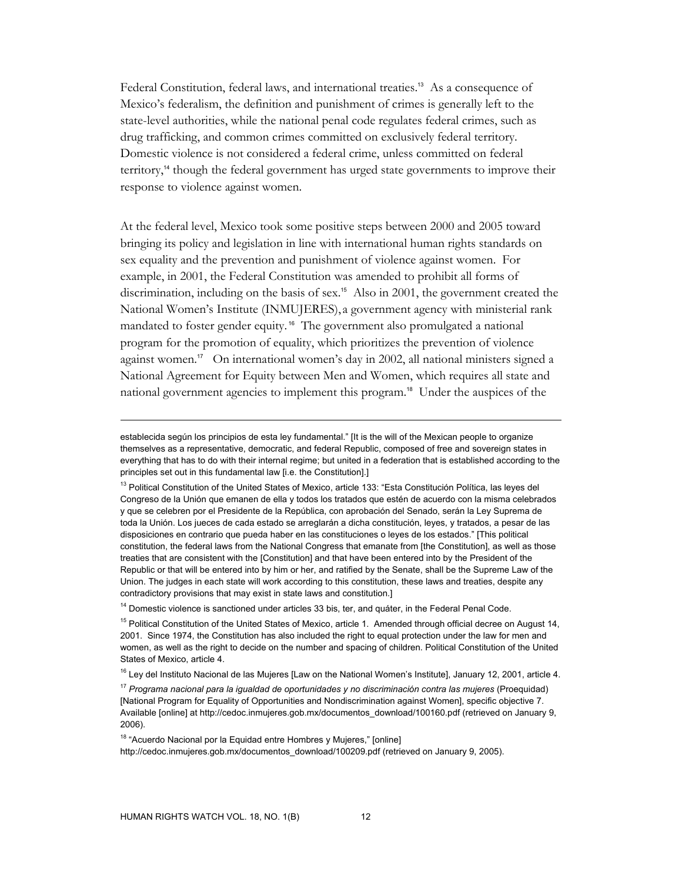Federal Constitution, federal laws, and international treaties.[13] As a consequence of Mexico's federalism, the definition and punishment of crimes is generally left to the state-level authorities, while the national penal code regulates federal crimes, such as drug trafficking, and common crimes committed on exclusively federal territory. Domestic violence is not considered a federal crime, unless committed on federal territory,[14] though the federal government has urged state governments to improve their response to violence against women.

At the federal level, Mexico took some positive steps between 2000 and 2005 toward bringing its policy and legislation in line with international human rights standards on sex equality and the prevention and punishment of violence against women. For example, in 2001, the Federal Constitution was amended to prohibit all forms of discrimination, including on the basis of sex.[15] Also in 2001, the government created the National Women's Institute (INMUJERES), a government agency with ministerial rank mandated to foster gender equity.[16] The government also promulgated a national program for the promotion of equality, which prioritizes the prevention of violence against women.[17] On international women's day in 2002, all national ministers signed a National Agreement for Equity between Men and Women, which requires all state and national government agencies to implement this program.[18] Under the auspices of the

---

establecida según los principios de esta ley fundamental." [It is the will of the Mexican people to organize themselves as a representative, democratic, and federal Republic, composed of free and sovereign states in everything that has to do with their internal regime; but united in a federation that is established according to the principles set out in this fundamental law [i.e. the Constitution].]

[13] Political Constitution of the United States of Mexico, article 133: "Esta Constitución Política, las leyes del Congreso de la Unión que emanen de ella y todos los tratados que estén de acuerdo con la misma celebrados y que se celebren por el Presidente de la República, con aprobación del Senado, serán la Ley Suprema de toda la Unión. Los jueces de cada estado se arreglarán a dicha constitución, leyes, y tratados, a pesar de las disposiciones en contrario que pueda haber en las constituciones o leyes de los estados." [This political constitution, the federal laws from the National Congress that emanate from [the Constitution], as well as those treaties that are consistent with the [Constitution] and that have been entered into by the President of the Republic or that will be entered into by him or her, and ratified by the Senate, shall be the Supreme Law of the Union. The judges in each state will work according to this constitution, these laws and treaties, despite any contradictory provisions that may exist in state laws and constitution.]

[14] Domestic violence is sanctioned under articles 33 bis, ter, and quáter, in the Federal Penal Code.

[15] Political Constitution of the United States of Mexico, article 1. Amended through official decree on August 14, 2001. Since 1974, the Constitution has also included the right to equal protection under the law for men and women, as well as the right to decide on the number and spacing of children. Political Constitution of the United States of Mexico, article 4.

[16] Ley del Instituto Nacional de las Mujeres [Law on the National Women's Institute], January 12, 2001, article 4.

[17] *Programa nacional para la igualdad de oportunidades y no discriminación contra las mujeres* (Proequidad) [National Program for Equality of Opportunities and Nondiscrimination against Women], specific objective 7. Available [online] at http://cedoc.inmujeres.gob.mx/documentos_download/100160.pdf (retrieved on January 9, 2006).

[18] "Acuerdo Nacional por la Equidad entre Hombres y Mujeres," [online] http://cedoc.inmujeres.gob.mx/documentos_download/100209.pdf (retrieved on January 9, 2005).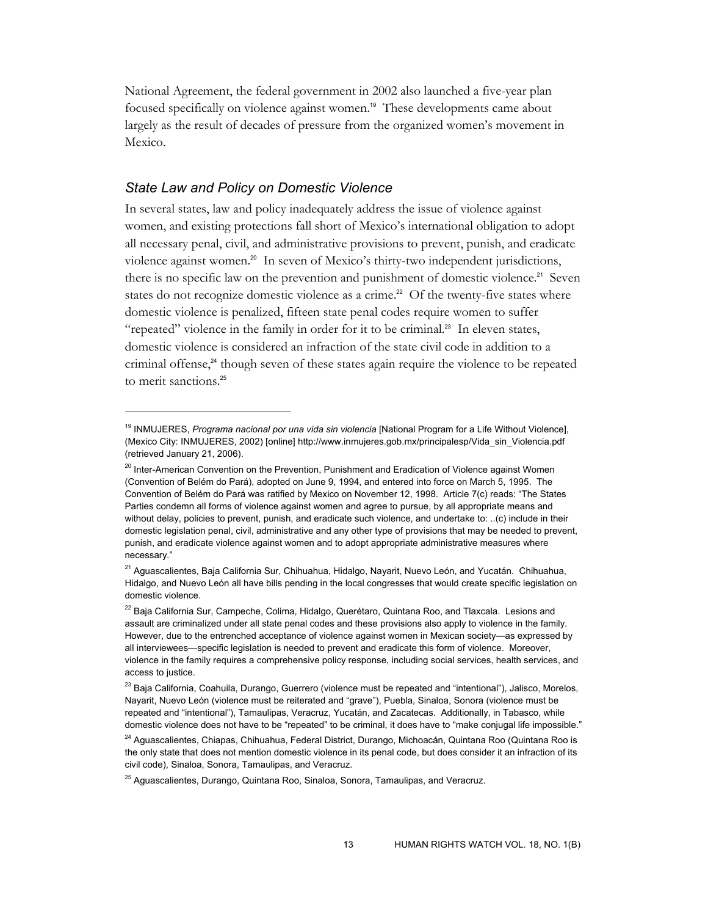National Agreement, the federal government in 2002 also launched a five-year plan focused specifically on violence against women.[19] These developments came about largely as the result of decades of pressure from the organized women's movement in Mexico.

### *State Law and Policy on Domestic Violence*

In several states, law and policy inadequately address the issue of violence against women, and existing protections fall short of Mexico's international obligation to adopt all necessary penal, civil, and administrative provisions to prevent, punish, and eradicate violence against women.[20] In seven of Mexico's thirty-two independent jurisdictions, there is no specific law on the prevention and punishment of domestic violence.[21] Seven states do not recognize domestic violence as a crime.[22] Of the twenty-five states where domestic violence is penalized, fifteen state penal codes require women to suffer "repeated" violence in the family in order for it to be criminal.[23] In eleven states, domestic violence is considered an infraction of the state civil code in addition to a criminal offense,[24] though seven of these states again require the violence to be repeated to merit sanctions.[25]

---

[19] INMUJERES, *Programa nacional por una vida sin violencia* [National Program for a Life Without Violence], (Mexico City: INMUJERES, 2002) [online] http://www.inmujeres.gob.mx/principalesp/Vida_sin_Violencia.pdf (retrieved January 21, 2006).

[20] Inter-American Convention on the Prevention, Punishment and Eradication of Violence against Women (Convention of Belém do Pará), adopted on June 9, 1994, and entered into force on March 5, 1995. The Convention of Belém do Pará was ratified by Mexico on November 12, 1998. Article 7(c) reads: "The States Parties condemn all forms of violence against women and agree to pursue, by all appropriate means and without delay, policies to prevent, punish, and eradicate such violence, and undertake to: ..(c) include in their domestic legislation penal, civil, administrative and any other type of provisions that may be needed to prevent, punish, and eradicate violence against women and to adopt appropriate administrative measures where necessary."

[21] Aguascalientes, Baja California Sur, Chihuahua, Hidalgo, Nayarit, Nuevo León, and Yucatán. Chihuahua, Hidalgo, and Nuevo León all have bills pending in the local congresses that would create specific legislation on domestic violence.

[22] Baja California Sur, Campeche, Colima, Hidalgo, Querétaro, Quintana Roo, and Tlaxcala. Lesions and assault are criminalized under all state penal codes and these provisions also apply to violence in the family. However, due to the entrenched acceptance of violence against women in Mexican society—as expressed by all interviewees—specific legislation is needed to prevent and eradicate this form of violence. Moreover, violence in the family requires a comprehensive policy response, including social services, health services, and access to justice.

[23] Baja California, Coahuila, Durango, Guerrero (violence must be repeated and "intentional"), Jalisco, Morelos, Nayarit, Nuevo León (violence must be reiterated and "grave"), Puebla, Sinaloa, Sonora (violence must be repeated and "intentional"), Tamaulipas, Veracruz, Yucatán, and Zacatecas. Additionally, in Tabasco, while domestic violence does not have to be "repeated" to be criminal, it does have to "make conjugal life impossible."

[24] Aguascalientes, Chiapas, Chihuahua, Federal District, Durango, Michoacán, Quintana Roo (Quintana Roo is the only state that does not mention domestic violence in its penal code, but does consider it an infraction of its civil code), Sinaloa, Sonora, Tamaulipas, and Veracruz.

[25] Aguascalientes, Durango, Quintana Roo, Sinaloa, Sonora, Tamaulipas, and Veracruz.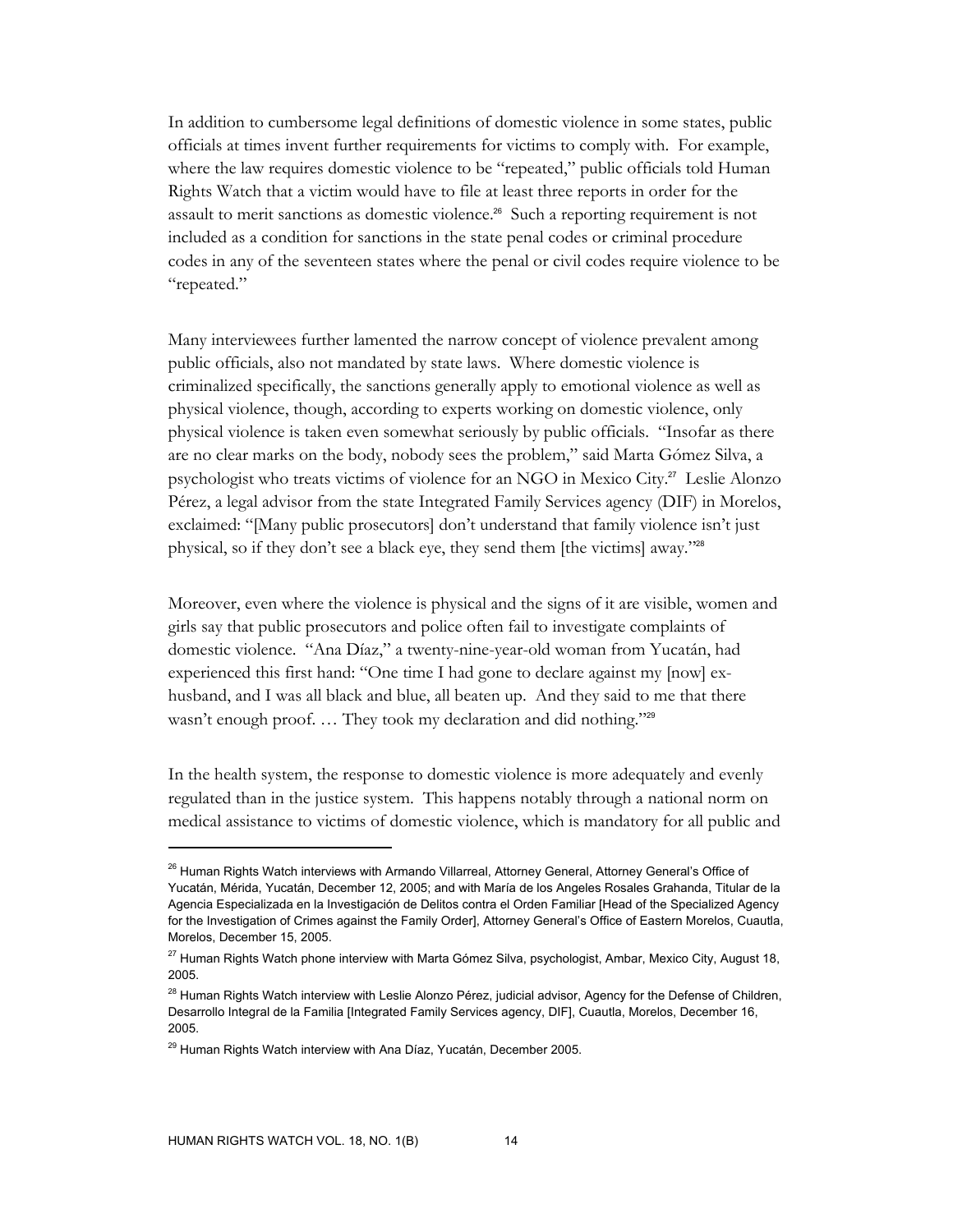In addition to cumbersome legal definitions of domestic violence in some states, public officials at times invent further requirements for victims to comply with. For example, where the law requires domestic violence to be "repeated," public officials told Human Rights Watch that a victim would have to file at least three reports in order for the assault to merit sanctions as domestic violence.[26] Such a reporting requirement is not included as a condition for sanctions in the state penal codes or criminal procedure codes in any of the seventeen states where the penal or civil codes require violence to be "repeated."

Many interviewees further lamented the narrow concept of violence prevalent among public officials, also not mandated by state laws. Where domestic violence is criminalized specifically, the sanctions generally apply to emotional violence as well as physical violence, though, according to experts working on domestic violence, only physical violence is taken even somewhat seriously by public officials. "Insofar as there are no clear marks on the body, nobody sees the problem," said Marta Gómez Silva, a psychologist who treats victims of violence for an NGO in Mexico City.[27] Leslie Alonzo Pérez, a legal advisor from the state Integrated Family Services agency (DIF) in Morelos, exclaimed: "[Many public prosecutors] don't understand that family violence isn't just physical, so if they don't see a black eye, they send them [the victims] away."[28]

Moreover, even where the violence is physical and the signs of it are visible, women and girls say that public prosecutors and police often fail to investigate complaints of domestic violence. "Ana Díaz," a twenty-nine-year-old woman from Yucatán, had experienced this first hand: "One time I had gone to declare against my [now] ex-husband, and I was all black and blue, all beaten up. And they said to me that there wasn't enough proof. … They took my declaration and did nothing."[29]

In the health system, the response to domestic violence is more adequately and evenly regulated than in the justice system. This happens notably through a national norm on medical assistance to victims of domestic violence, which is mandatory for all public and

---

[26] Human Rights Watch interviews with Armando Villarreal, Attorney General, Attorney General's Office of Yucatán, Mérida, Yucatán, December 12, 2005; and with María de los Angeles Rosales Grahanda, Titular de la Agencia Especializada en la Investigación de Delitos contra el Orden Familiar [Head of the Specialized Agency for the Investigation of Crimes against the Family Order], Attorney General's Office of Eastern Morelos, Cuautla, Morelos, December 15, 2005.

[27] Human Rights Watch phone interview with Marta Gómez Silva, psychologist, Ambar, Mexico City, August 18, 2005.

[28] Human Rights Watch interview with Leslie Alonzo Pérez, judicial advisor, Agency for the Defense of Children, Desarrollo Integral de la Familia [Integrated Family Services agency, DIF], Cuautla, Morelos, December 16, 2005.

[29] Human Rights Watch interview with Ana Díaz, Yucatán, December 2005.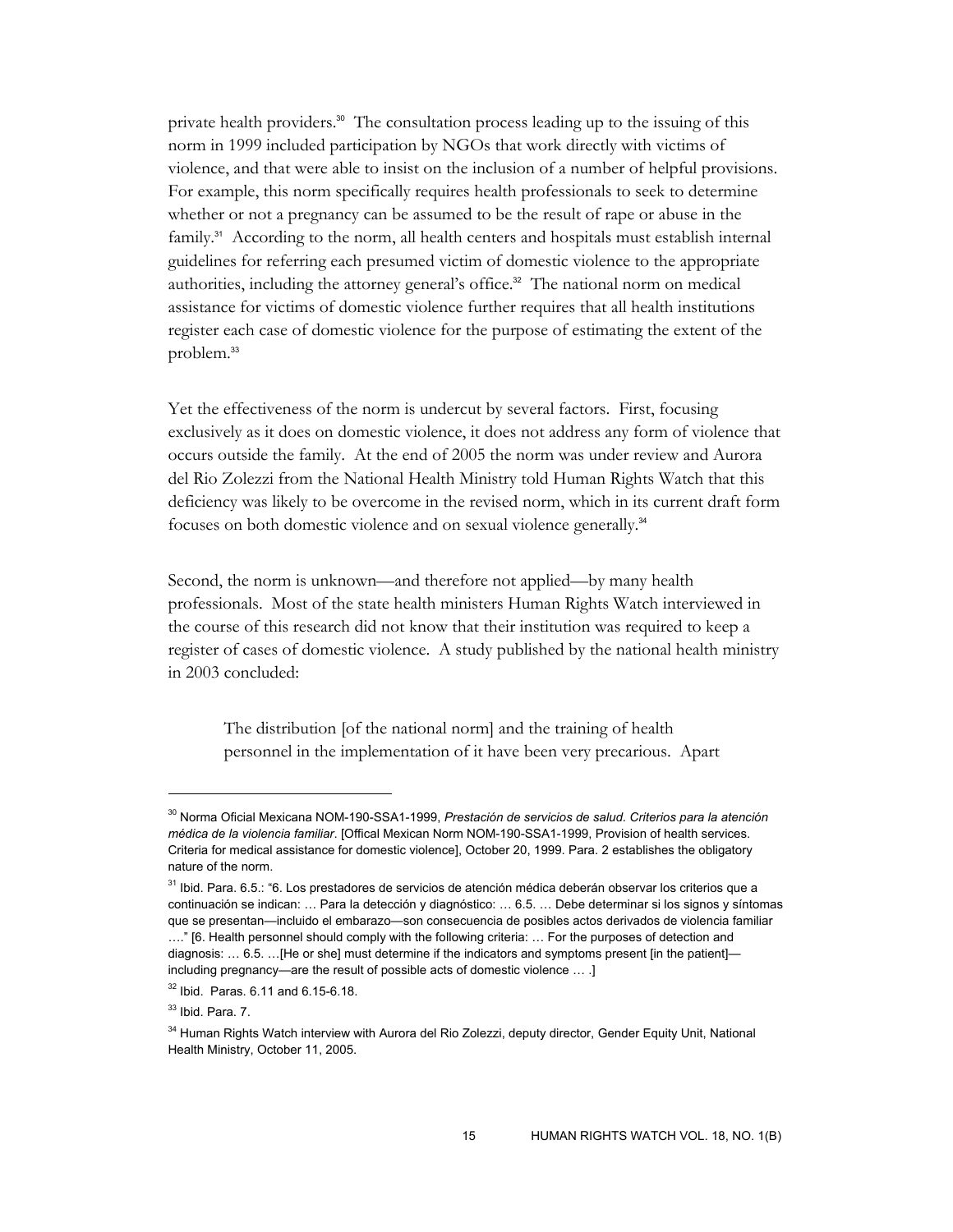private health providers.[30] The consultation process leading up to the issuing of this norm in 1999 included participation by NGOs that work directly with victims of violence, and that were able to insist on the inclusion of a number of helpful provisions. For example, this norm specifically requires health professionals to seek to determine whether or not a pregnancy can be assumed to be the result of rape or abuse in the family.[31] According to the norm, all health centers and hospitals must establish internal guidelines for referring each presumed victim of domestic violence to the appropriate authorities, including the attorney general's office.[32] The national norm on medical assistance for victims of domestic violence further requires that all health institutions register each case of domestic violence for the purpose of estimating the extent of the problem.[33]

Yet the effectiveness of the norm is undercut by several factors. First, focusing exclusively as it does on domestic violence, it does not address any form of violence that occurs outside the family. At the end of 2005 the norm was under review and Aurora del Rio Zolezzi from the National Health Ministry told Human Rights Watch that this deficiency was likely to be overcome in the revised norm, which in its current draft form focuses on both domestic violence and on sexual violence generally.[34]

Second, the norm is unknown—and therefore not applied—by many health professionals. Most of the state health ministers Human Rights Watch interviewed in the course of this research did not know that their institution was required to keep a register of cases of domestic violence. A study published by the national health ministry in 2003 concluded:

> The distribution [of the national norm] and the training of health personnel in the implementation of it have been very precarious. Apart

---

[30] Norma Oficial Mexicana NOM-190-SSA1-1999, *Prestación de servicios de salud. Criterios para la atención médica de la violencia familiar*. [Offical Mexican Norm NOM-190-SSA1-1999, Provision of health services. Criteria for medical assistance for domestic violence], October 20, 1999. Para. 2 establishes the obligatory nature of the norm.

[31] Ibid. Para. 6.5.: "6. Los prestadores de servicios de atención médica deberán observar los criterios que a continuación se indican: … Para la detección y diagnóstico: … 6.5. … Debe determinar si los signos y síntomas que se presentan—incluido el embarazo—son consecuencia de posibles actos derivados de violencia familiar …." [6. Health personnel should comply with the following criteria: … For the purposes of detection and diagnosis: … 6.5. …[He or she] must determine if the indicators and symptoms present [in the patient]—including pregnancy—are the result of possible acts of domestic violence … .]

[32] Ibid. Paras. 6.11 and 6.15-6.18.

[33] Ibid. Para. 7.

[34] Human Rights Watch interview with Aurora del Rio Zolezzi, deputy director, Gender Equity Unit, National Health Ministry, October 11, 2005.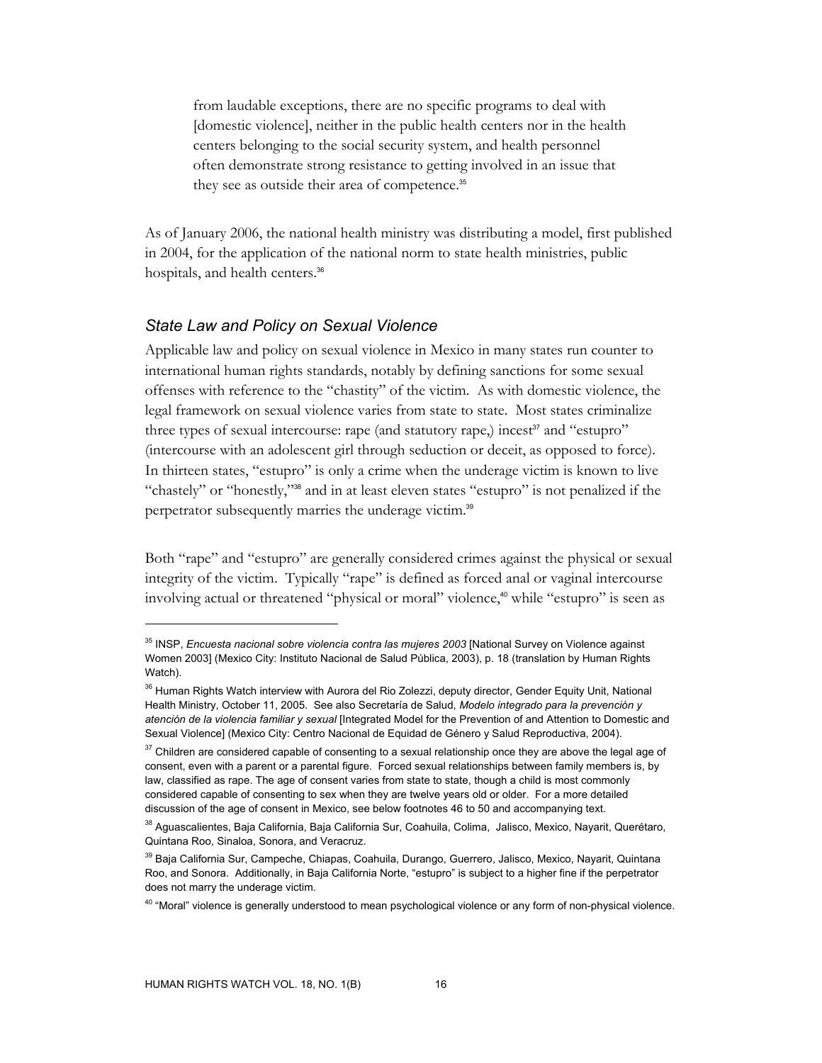> from laudable exceptions, there are no specific programs to deal with [domestic violence], neither in the public health centers nor in the health centers belonging to the social security system, and health personnel often demonstrate strong resistance to getting involved in an issue that they see as outside their area of competence.[35]

As of January 2006, the national health ministry was distributing a model, first published in 2004, for the application of the national norm to state health ministries, public hospitals, and health centers.[36]

### *State Law and Policy on Sexual Violence*

Applicable law and policy on sexual violence in Mexico in many states run counter to international human rights standards, notably by defining sanctions for some sexual offenses with reference to the "chastity" of the victim. As with domestic violence, the legal framework on sexual violence varies from state to state. Most states criminalize three types of sexual intercourse: rape (and statutory rape,) incest[37] and "estupro" (intercourse with an adolescent girl through seduction or deceit, as opposed to force). In thirteen states, "estupro" is only a crime when the underage victim is known to live "chastely" or "honestly,"[38] and in at least eleven states "estupro" is not penalized if the perpetrator subsequently marries the underage victim.[39]

Both "rape" and "estupro" are generally considered crimes against the physical or sexual integrity of the victim. Typically "rape" is defined as forced anal or vaginal intercourse involving actual or threatened "physical or moral" violence,[40] while "estupro" is seen as

---

[35] INSP, *Encuesta nacional sobre violencia contra las mujeres 2003* [National Survey on Violence against Women 2003] (Mexico City: Instituto Nacional de Salud Pública, 2003), p. 18 (translation by Human Rights Watch).

[36] Human Rights Watch interview with Aurora del Rio Zolezzi, deputy director, Gender Equity Unit, National Health Ministry, October 11, 2005. See also Secretaría de Salud, *Modelo integrado para la prevención y atención de la violencia familiar y sexual* [Integrated Model for the Prevention of and Attention to Domestic and Sexual Violence] (Mexico City: Centro Nacional de Equidad de Género y Salud Reproductiva, 2004).

[37] Children are considered capable of consenting to a sexual relationship once they are above the legal age of consent, even with a parent or a parental figure. Forced sexual relationships between family members is, by law, classified as rape. The age of consent varies from state to state, though a child is most commonly considered capable of consenting to sex when they are twelve years old or older. For a more detailed discussion of the age of consent in Mexico, see below footnotes 46 to 50 and accompanying text.

[38] Aguascalientes, Baja California, Baja California Sur, Coahuila, Colima, Jalisco, Mexico, Nayarit, Querétaro, Quintana Roo, Sinaloa, Sonora, and Veracruz.

[39] Baja California Sur, Campeche, Chiapas, Coahuila, Durango, Guerrero, Jalisco, Mexico, Nayarit, Quintana Roo, and Sonora. Additionally, in Baja California Norte, "estupro" is subject to a higher fine if the perpetrator does not marry the underage victim.

[40] "Moral" violence is generally understood to mean psychological violence or any form of non-physical violence.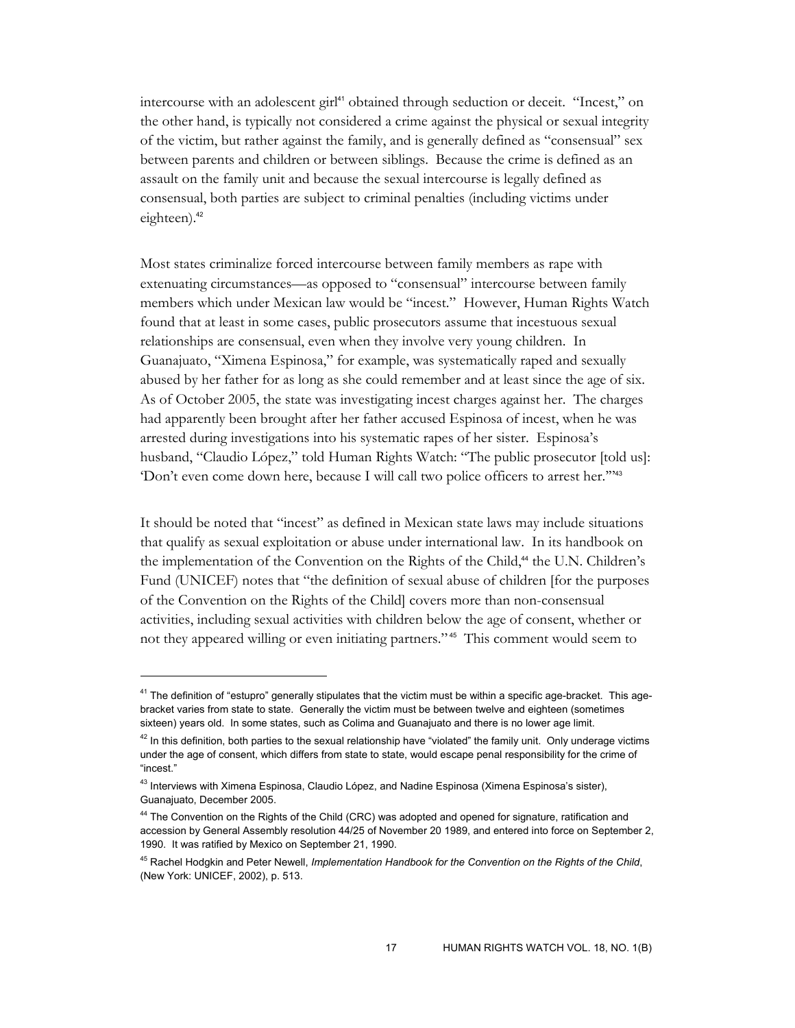intercourse with an adolescent girl[41] obtained through seduction or deceit. "Incest," on the other hand, is typically not considered a crime against the physical or sexual integrity of the victim, but rather against the family, and is generally defined as "consensual" sex between parents and children or between siblings. Because the crime is defined as an assault on the family unit and because the sexual intercourse is legally defined as consensual, both parties are subject to criminal penalties (including victims under eighteen).[42]

Most states criminalize forced intercourse between family members as rape with extenuating circumstances—as opposed to "consensual" intercourse between family members which under Mexican law would be "incest." However, Human Rights Watch found that at least in some cases, public prosecutors assume that incestuous sexual relationships are consensual, even when they involve very young children. In Guanajuato, "Ximena Espinosa," for example, was systematically raped and sexually abused by her father for as long as she could remember and at least since the age of six. As of October 2005, the state was investigating incest charges against her. The charges had apparently been brought after her father accused Espinosa of incest, when he was arrested during investigations into his systematic rapes of her sister. Espinosa's husband, "Claudio López," told Human Rights Watch: "The public prosecutor [told us]: 'Don't even come down here, because I will call two police officers to arrest her.'"[43]

It should be noted that "incest" as defined in Mexican state laws may include situations that qualify as sexual exploitation or abuse under international law. In its handbook on the implementation of the Convention on the Rights of the Child,[44] the U.N. Children's Fund (UNICEF) notes that "the definition of sexual abuse of children [for the purposes of the Convention on the Rights of the Child] covers more than non-consensual activities, including sexual activities with children below the age of consent, whether or not they appeared willing or even initiating partners."[45] This comment would seem to

---

[41] The definition of "estupro" generally stipulates that the victim must be within a specific age-bracket. This age-bracket varies from state to state. Generally the victim must be between twelve and eighteen (sometimes sixteen) years old. In some states, such as Colima and Guanajuato and there is no lower age limit.

[42] In this definition, both parties to the sexual relationship have "violated" the family unit. Only underage victims under the age of consent, which differs from state to state, would escape penal responsibility for the crime of "incest."

[43] Interviews with Ximena Espinosa, Claudio López, and Nadine Espinosa (Ximena Espinosa's sister), Guanajuato, December 2005.

[44] The Convention on the Rights of the Child (CRC) was adopted and opened for signature, ratification and accession by General Assembly resolution 44/25 of November 20 1989, and entered into force on September 2, 1990. It was ratified by Mexico on September 21, 1990.

[45] Rachel Hodgkin and Peter Newell, *Implementation Handbook for the Convention on the Rights of the Child*, (New York: UNICEF, 2002), p. 513.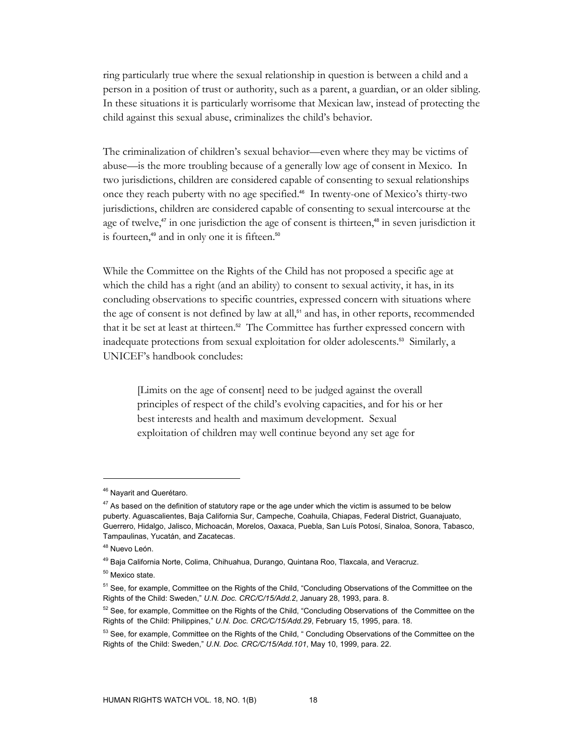ring particularly true where the sexual relationship in question is between a child and a person in a position of trust or authority, such as a parent, a guardian, or an older sibling. In these situations it is particularly worrisome that Mexican law, instead of protecting the child against this sexual abuse, criminalizes the child's behavior.

The criminalization of children's sexual behavior—even where they may be victims of abuse—is the more troubling because of a generally low age of consent in Mexico. In two jurisdictions, children are considered capable of consenting to sexual relationships once they reach puberty with no age specified.[46] In twenty-one of Mexico's thirty-two jurisdictions, children are considered capable of consenting to sexual intercourse at the age of twelve,[47] in one jurisdiction the age of consent is thirteen,[48] in seven jurisdiction it is fourteen,[49] and in only one it is fifteen.[50]

While the Committee on the Rights of the Child has not proposed a specific age at which the child has a right (and an ability) to consent to sexual activity, it has, in its concluding observations to specific countries, expressed concern with situations where the age of consent is not defined by law at all,[51] and has, in other reports, recommended that it be set at least at thirteen.[52] The Committee has further expressed concern with inadequate protections from sexual exploitation for older adolescents.[53] Similarly, a UNICEF's handbook concludes:

> [Limits on the age of consent] need to be judged against the overall principles of respect of the child's evolving capacities, and for his or her best interests and health and maximum development. Sexual exploitation of children may well continue beyond any set age for

---

[46] Nayarit and Querétaro.

[47] As based on the definition of statutory rape or the age under which the victim is assumed to be below puberty. Aguascalientes, Baja California Sur, Campeche, Coahuila, Chiapas, Federal District, Guanajuato, Guerrero, Hidalgo, Jalisco, Michoacán, Morelos, Oaxaca, Puebla, San Luís Potosí, Sinaloa, Sonora, Tabasco, Tampaulinas, Yucatán, and Zacatecas.

[48] Nuevo León.

[49] Baja California Norte, Colima, Chihuahua, Durango, Quintana Roo, Tlaxcala, and Veracruz.

[50] Mexico state.

[51] See, for example, Committee on the Rights of the Child, "Concluding Observations of the Committee on the Rights of the Child: Sweden," *U.N. Doc. CRC/C/15/Add.2*, January 28, 1993, para. 8.

[52] See, for example, Committee on the Rights of the Child, "Concluding Observations of the Committee on the Rights of the Child: Philippines," *U.N. Doc. CRC/C/15/Add.29*, February 15, 1995, para. 18.

[53] See, for example, Committee on the Rights of the Child, " Concluding Observations of the Committee on the Rights of the Child: Sweden," *U.N. Doc. CRC/C/15/Add.101*, May 10, 1999, para. 22.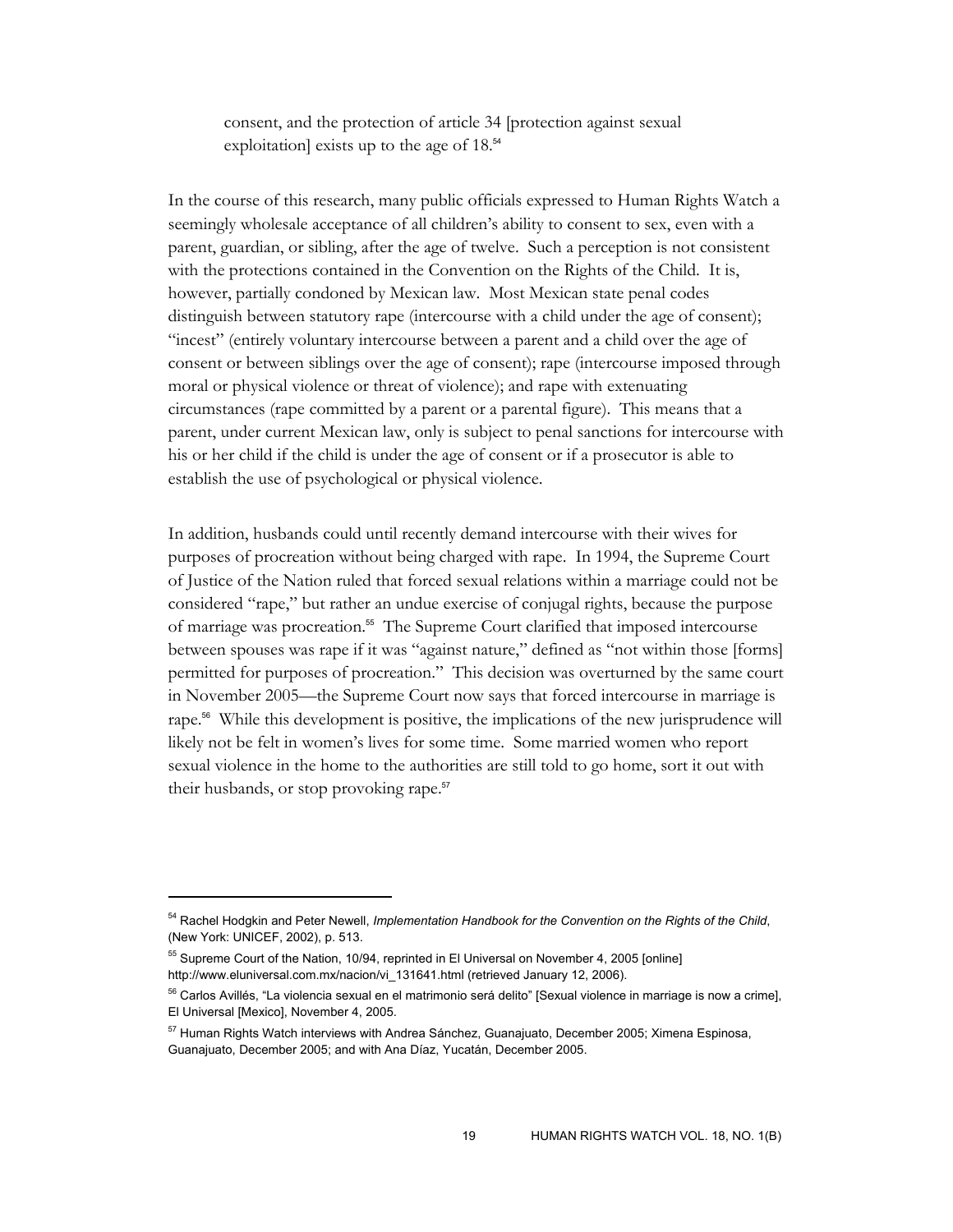> consent, and the protection of article 34 [protection against sexual exploitation] exists up to the age of 18.[54]

In the course of this research, many public officials expressed to Human Rights Watch a seemingly wholesale acceptance of all children's ability to consent to sex, even with a parent, guardian, or sibling, after the age of twelve. Such a perception is not consistent with the protections contained in the Convention on the Rights of the Child. It is, however, partially condoned by Mexican law. Most Mexican state penal codes distinguish between statutory rape (intercourse with a child under the age of consent); "incest" (entirely voluntary intercourse between a parent and a child over the age of consent or between siblings over the age of consent); rape (intercourse imposed through moral or physical violence or threat of violence); and rape with extenuating circumstances (rape committed by a parent or a parental figure). This means that a parent, under current Mexican law, only is subject to penal sanctions for intercourse with his or her child if the child is under the age of consent or if a prosecutor is able to establish the use of psychological or physical violence.

In addition, husbands could until recently demand intercourse with their wives for purposes of procreation without being charged with rape. In 1994, the Supreme Court of Justice of the Nation ruled that forced sexual relations within a marriage could not be considered "rape," but rather an undue exercise of conjugal rights, because the purpose of marriage was procreation.[55] The Supreme Court clarified that imposed intercourse between spouses was rape if it was "against nature," defined as "not within those [forms] permitted for purposes of procreation." This decision was overturned by the same court in November 2005—the Supreme Court now says that forced intercourse in marriage is rape.[56] While this development is positive, the implications of the new jurisprudence will likely not be felt in women's lives for some time. Some married women who report sexual violence in the home to the authorities are still told to go home, sort it out with their husbands, or stop provoking rape.[57]

---

[54] Rachel Hodgkin and Peter Newell, *Implementation Handbook for the Convention on the Rights of the Child*, (New York: UNICEF, 2002), p. 513.

[55] Supreme Court of the Nation, 10/94, reprinted in El Universal on November 4, 2005 [online] http://www.eluniversal.com.mx/nacion/vi_131641.html (retrieved January 12, 2006).

[56] Carlos Avillés, "La violencia sexual en el matrimonio será delito" [Sexual violence in marriage is now a crime], El Universal [Mexico], November 4, 2005.

[57] Human Rights Watch interviews with Andrea Sánchez, Guanajuato, December 2005; Ximena Espinosa, Guanajuato, December 2005; and with Ana Díaz, Yucatán, December 2005.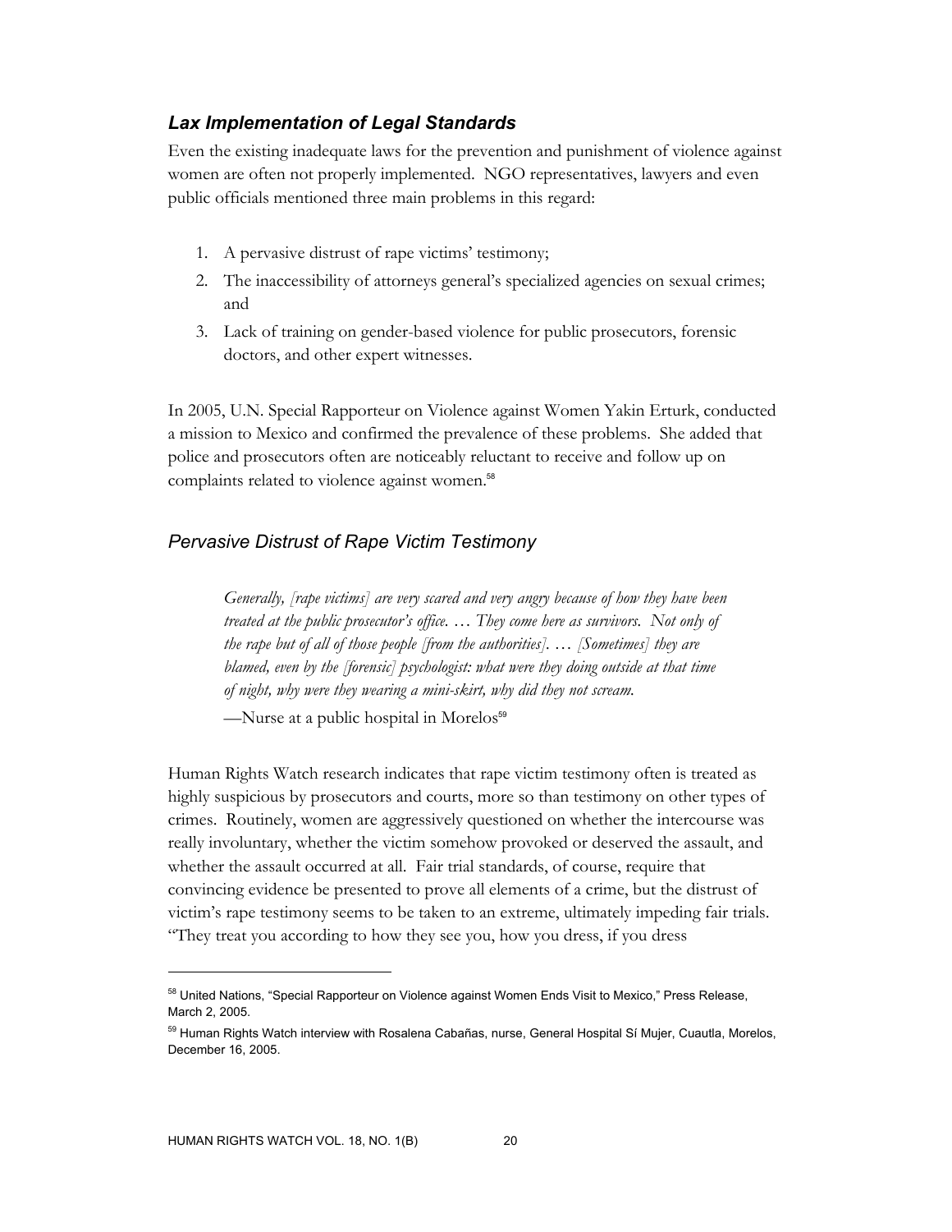### *Lax Implementation of Legal Standards*

Even the existing inadequate laws for the prevention and punishment of violence against women are often not properly implemented. NGO representatives, lawyers and even public officials mentioned three main problems in this regard:

1. A pervasive distrust of rape victims' testimony;
2. The inaccessibility of attorneys general's specialized agencies on sexual crimes; and
3. Lack of training on gender-based violence for public prosecutors, forensic doctors, and other expert witnesses.

In 2005, U.N. Special Rapporteur on Violence against Women Yakin Erturk, conducted a mission to Mexico and confirmed the prevalence of these problems. She added that police and prosecutors often are noticeably reluctant to receive and follow up on complaints related to violence against women.[58]

### *Pervasive Distrust of Rape Victim Testimony*

> *Generally, [rape victims] are very scared and very angry because of how they have been treated at the public prosecutor's office. … They come here as survivors. Not only of the rape but of all of those people [from the authorities]. … [Sometimes] they are blamed, even by the [forensic] psychologist: what were they doing outside at that time of night, why were they wearing a mini-skirt, why did they not scream.*
>
> —Nurse at a public hospital in Morelos[59]

Human Rights Watch research indicates that rape victim testimony often is treated as highly suspicious by prosecutors and courts, more so than testimony on other types of crimes. Routinely, women are aggressively questioned on whether the intercourse was really involuntary, whether the victim somehow provoked or deserved the assault, and whether the assault occurred at all. Fair trial standards, of course, require that convincing evidence be presented to prove all elements of a crime, but the distrust of victim's rape testimony seems to be taken to an extreme, ultimately impeding fair trials. "They treat you according to how they see you, how you dress, if you dress

---

[58] United Nations, "Special Rapporteur on Violence against Women Ends Visit to Mexico," Press Release, March 2, 2005.

[59] Human Rights Watch interview with Rosalena Cabañas, nurse, General Hospital Sí Mujer, Cuautla, Morelos, December 16, 2005.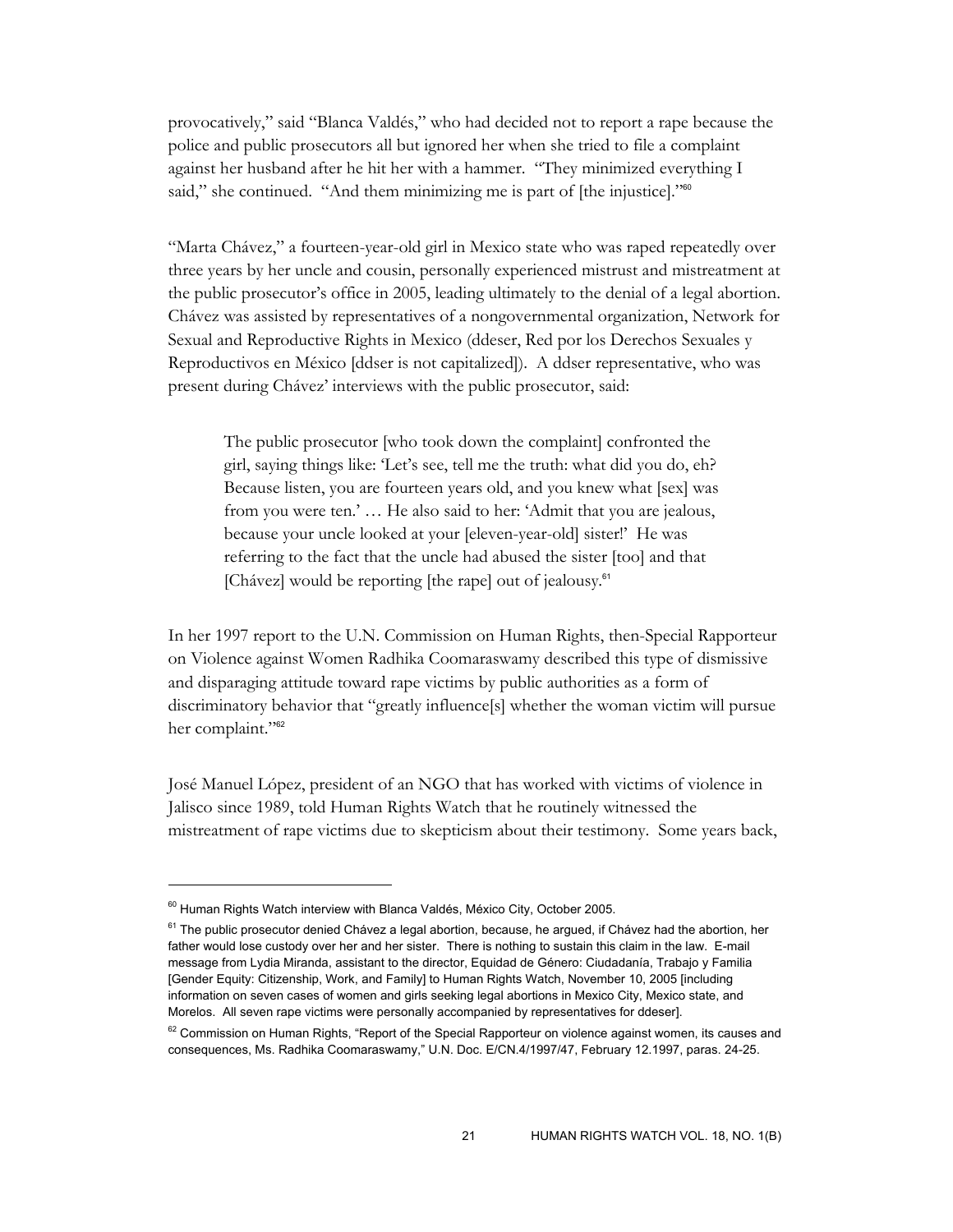provocatively," said "Blanca Valdés," who had decided not to report a rape because the police and public prosecutors all but ignored her when she tried to file a complaint against her husband after he hit her with a hammer. "They minimized everything I said," she continued. "And them minimizing me is part of [the injustice]."[60]

"Marta Chávez," a fourteen-year-old girl in Mexico state who was raped repeatedly over three years by her uncle and cousin, personally experienced mistrust and mistreatment at the public prosecutor's office in 2005, leading ultimately to the denial of a legal abortion. Chávez was assisted by representatives of a nongovernmental organization, Network for Sexual and Reproductive Rights in Mexico (ddeser, Red por los Derechos Sexuales y Reproductivos en México [ddser is not capitalized]). A ddser representative, who was present during Chávez' interviews with the public prosecutor, said:

> The public prosecutor [who took down the complaint] confronted the girl, saying things like: 'Let's see, tell me the truth: what did you do, eh? Because listen, you are fourteen years old, and you knew what [sex] was from you were ten.' … He also said to her: 'Admit that you are jealous, because your uncle looked at your [eleven-year-old] sister!' He was referring to the fact that the uncle had abused the sister [too] and that [Chávez] would be reporting [the rape] out of jealousy.[61]

In her 1997 report to the U.N. Commission on Human Rights, then-Special Rapporteur on Violence against Women Radhika Coomaraswamy described this type of dismissive and disparaging attitude toward rape victims by public authorities as a form of discriminatory behavior that "greatly influence[s] whether the woman victim will pursue her complaint."[62]

José Manuel López, president of an NGO that has worked with victims of violence in Jalisco since 1989, told Human Rights Watch that he routinely witnessed the mistreatment of rape victims due to skepticism about their testimony. Some years back,

---

[60] Human Rights Watch interview with Blanca Valdés, México City, October 2005.

[61] The public prosecutor denied Chávez a legal abortion, because, he argued, if Chávez had the abortion, her father would lose custody over her and her sister. There is nothing to sustain this claim in the law. E-mail message from Lydia Miranda, assistant to the director, Equidad de Género: Ciudadanía, Trabajo y Familia [Gender Equity: Citizenship, Work, and Family] to Human Rights Watch, November 10, 2005 [including information on seven cases of women and girls seeking legal abortions in Mexico City, Mexico state, and Morelos. All seven rape victims were personally accompanied by representatives for ddeser].

[62] Commission on Human Rights, "Report of the Special Rapporteur on violence against women, its causes and consequences, Ms. Radhika Coomaraswamy," U.N. Doc. E/CN.4/1997/47, February 12.1997, paras. 24-25.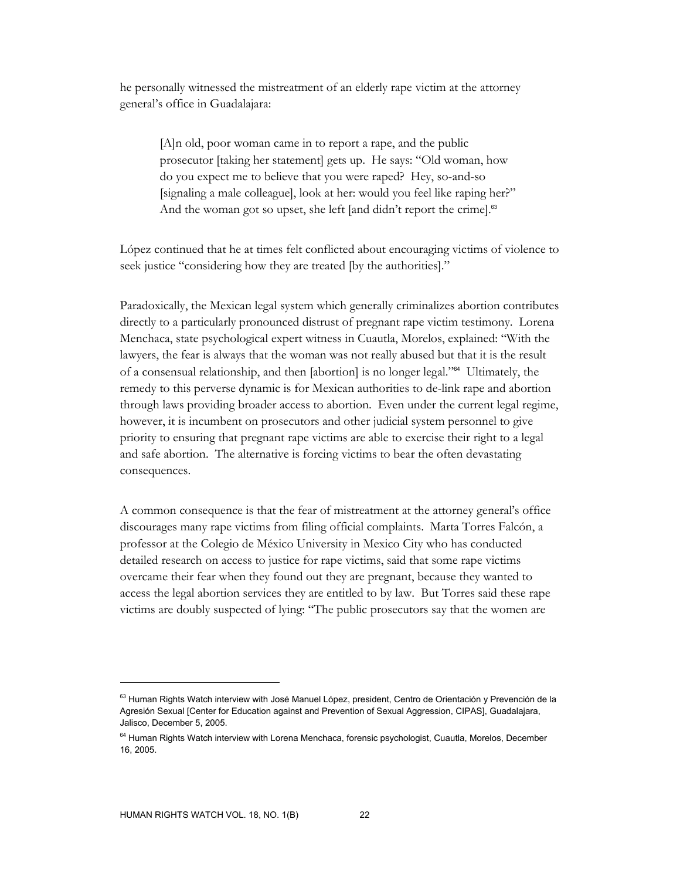he personally witnessed the mistreatment of an elderly rape victim at the attorney general's office in Guadalajara:

> [A]n old, poor woman came in to report a rape, and the public prosecutor [taking her statement] gets up. He says: "Old woman, how do you expect me to believe that you were raped? Hey, so-and-so [signaling a male colleague], look at her: would you feel like raping her?" And the woman got so upset, she left [and didn't report the crime].[63]

López continued that he at times felt conflicted about encouraging victims of violence to seek justice "considering how they are treated [by the authorities]."

Paradoxically, the Mexican legal system which generally criminalizes abortion contributes directly to a particularly pronounced distrust of pregnant rape victim testimony. Lorena Menchaca, state psychological expert witness in Cuautla, Morelos, explained: "With the lawyers, the fear is always that the woman was not really abused but that it is the result of a consensual relationship, and then [abortion] is no longer legal."[64] Ultimately, the remedy to this perverse dynamic is for Mexican authorities to de-link rape and abortion through laws providing broader access to abortion. Even under the current legal regime, however, it is incumbent on prosecutors and other judicial system personnel to give priority to ensuring that pregnant rape victims are able to exercise their right to a legal and safe abortion. The alternative is forcing victims to bear the often devastating consequences.

A common consequence is that the fear of mistreatment at the attorney general's office discourages many rape victims from filing official complaints. Marta Torres Falcón, a professor at the Colegio de México University in Mexico City who has conducted detailed research on access to justice for rape victims, said that some rape victims overcame their fear when they found out they are pregnant, because they wanted to access the legal abortion services they are entitled to by law. But Torres said these rape victims are doubly suspected of lying: "The public prosecutors say that the women are

---

[63] Human Rights Watch interview with José Manuel López, president, Centro de Orientación y Prevención de la Agresión Sexual [Center for Education against and Prevention of Sexual Aggression, CIPAS], Guadalajara, Jalisco, December 5, 2005.

[64] Human Rights Watch interview with Lorena Menchaca, forensic psychologist, Cuautla, Morelos, December 16, 2005.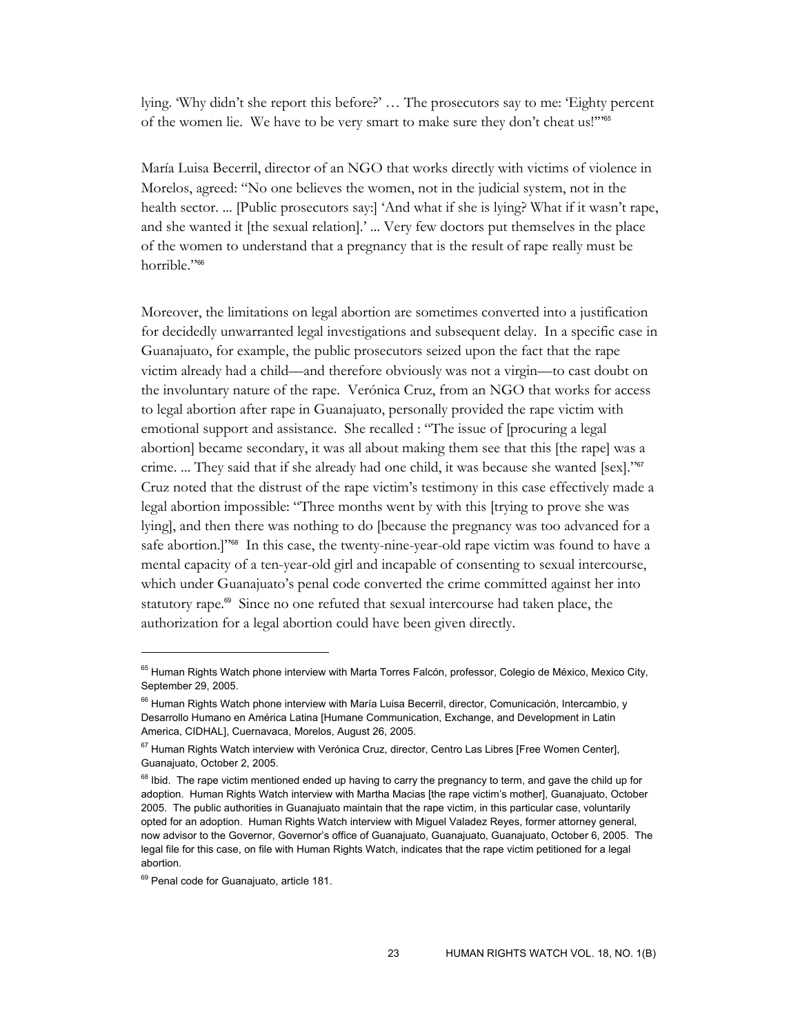lying. 'Why didn't she report this before?' … The prosecutors say to me: 'Eighty percent of the women lie. We have to be very smart to make sure they don't cheat us!'"[65]

María Luisa Becerril, director of an NGO that works directly with victims of violence in Morelos, agreed: "No one believes the women, not in the judicial system, not in the health sector. ... [Public prosecutors say:] 'And what if she is lying? What if it wasn't rape, and she wanted it [the sexual relation].' ... Very few doctors put themselves in the place of the women to understand that a pregnancy that is the result of rape really must be horrible."[66]

Moreover, the limitations on legal abortion are sometimes converted into a justification for decidedly unwarranted legal investigations and subsequent delay. In a specific case in Guanajuato, for example, the public prosecutors seized upon the fact that the rape victim already had a child—and therefore obviously was not a virgin—to cast doubt on the involuntary nature of the rape. Verónica Cruz, from an NGO that works for access to legal abortion after rape in Guanajuato, personally provided the rape victim with emotional support and assistance. She recalled : "The issue of [procuring a legal abortion] became secondary, it was all about making them see that this [the rape] was a crime. ... They said that if she already had one child, it was because she wanted [sex]."[67] Cruz noted that the distrust of the rape victim's testimony in this case effectively made a legal abortion impossible: "Three months went by with this [trying to prove she was lying], and then there was nothing to do [because the pregnancy was too advanced for a safe abortion.]"[68] In this case, the twenty-nine-year-old rape victim was found to have a mental capacity of a ten-year-old girl and incapable of consenting to sexual intercourse, which under Guanajuato's penal code converted the crime committed against her into statutory rape.[69] Since no one refuted that sexual intercourse had taken place, the authorization for a legal abortion could have been given directly.

---

[65] Human Rights Watch phone interview with Marta Torres Falcón, professor, Colegio de México, Mexico City, September 29, 2005.

[66] Human Rights Watch phone interview with María Luisa Becerril, director, Comunicación, Intercambio, y Desarrollo Humano en América Latina [Humane Communication, Exchange, and Development in Latin America, CIDHAL], Cuernavaca, Morelos, August 26, 2005.

[67] Human Rights Watch interview with Verónica Cruz, director, Centro Las Libres [Free Women Center], Guanajuato, October 2, 2005.

[68] Ibid. The rape victim mentioned ended up having to carry the pregnancy to term, and gave the child up for adoption. Human Rights Watch interview with Martha Macias [the rape victim's mother], Guanajuato, October 2005. The public authorities in Guanajuato maintain that the rape victim, in this particular case, voluntarily opted for an adoption. Human Rights Watch interview with Miguel Valadez Reyes, former attorney general, now advisor to the Governor, Governor's office of Guanajuato, Guanajuato, Guanajuato, October 6, 2005. The legal file for this case, on file with Human Rights Watch, indicates that the rape victim petitioned for a legal abortion.

[69] Penal code for Guanajuato, article 181.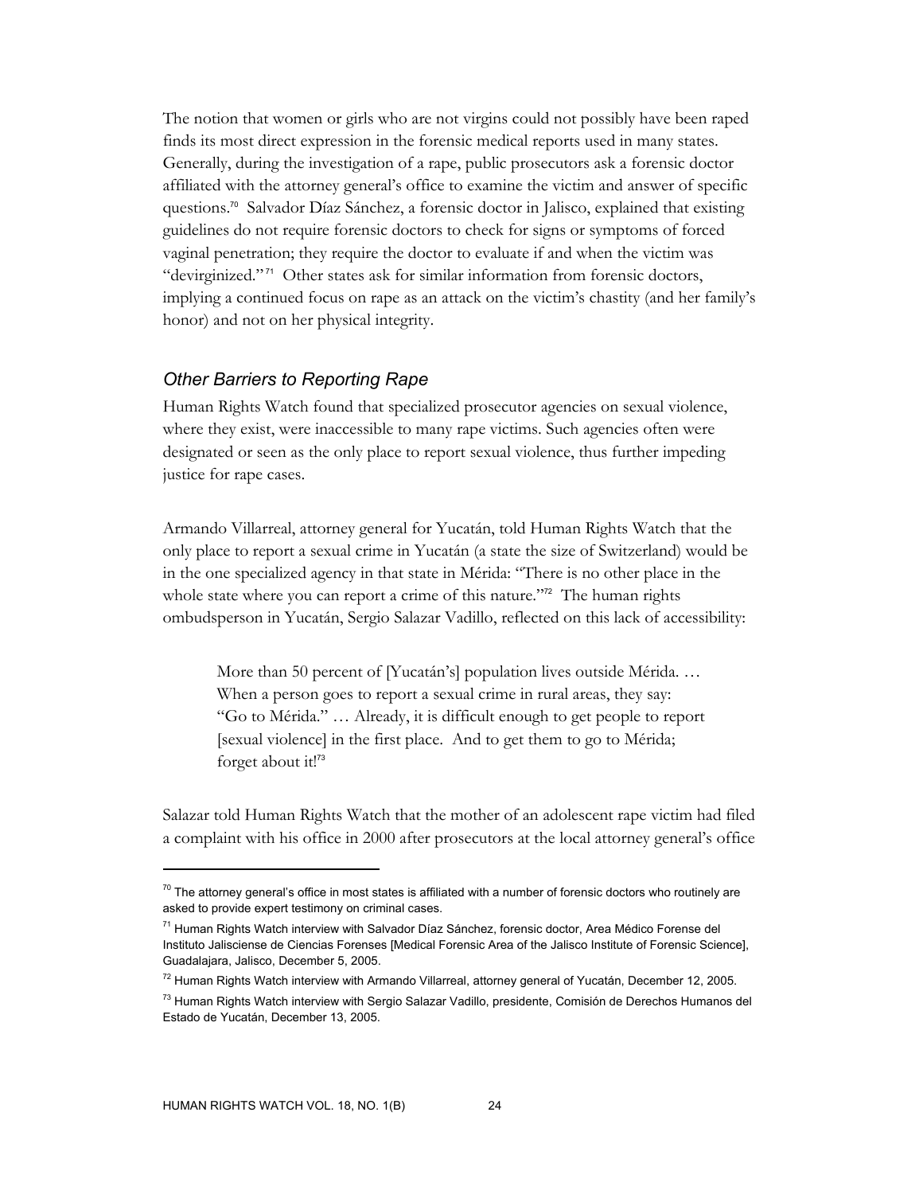The notion that women or girls who are not virgins could not possibly have been raped finds its most direct expression in the forensic medical reports used in many states. Generally, during the investigation of a rape, public prosecutors ask a forensic doctor affiliated with the attorney general's office to examine the victim and answer of specific questions.[70] Salvador Díaz Sánchez, a forensic doctor in Jalisco, explained that existing guidelines do not require forensic doctors to check for signs or symptoms of forced vaginal penetration; they require the doctor to evaluate if and when the victim was "devirginized."[71] Other states ask for similar information from forensic doctors, implying a continued focus on rape as an attack on the victim's chastity (and her family's honor) and not on her physical integrity.

### *Other Barriers to Reporting Rape*

Human Rights Watch found that specialized prosecutor agencies on sexual violence, where they exist, were inaccessible to many rape victims. Such agencies often were designated or seen as the only place to report sexual violence, thus further impeding justice for rape cases.

Armando Villarreal, attorney general for Yucatán, told Human Rights Watch that the only place to report a sexual crime in Yucatán (a state the size of Switzerland) would be in the one specialized agency in that state in Mérida: "There is no other place in the whole state where you can report a crime of this nature."[72] The human rights ombudsperson in Yucatán, Sergio Salazar Vadillo, reflected on this lack of accessibility:

> More than 50 percent of [Yucatán's] population lives outside Mérida. … When a person goes to report a sexual crime in rural areas, they say: "Go to Mérida." … Already, it is difficult enough to get people to report [sexual violence] in the first place. And to get them to go to Mérida; forget about it![73]

Salazar told Human Rights Watch that the mother of an adolescent rape victim had filed a complaint with his office in 2000 after prosecutors at the local attorney general's office

---

[70] The attorney general's office in most states is affiliated with a number of forensic doctors who routinely are asked to provide expert testimony on criminal cases.

[71] Human Rights Watch interview with Salvador Díaz Sánchez, forensic doctor, Area Médico Forense del Instituto Jalisciense de Ciencias Forenses [Medical Forensic Area of the Jalisco Institute of Forensic Science], Guadalajara, Jalisco, December 5, 2005.

[72] Human Rights Watch interview with Armando Villarreal, attorney general of Yucatán, December 12, 2005.

[73] Human Rights Watch interview with Sergio Salazar Vadillo, presidente, Comisión de Derechos Humanos del Estado de Yucatán, December 13, 2005.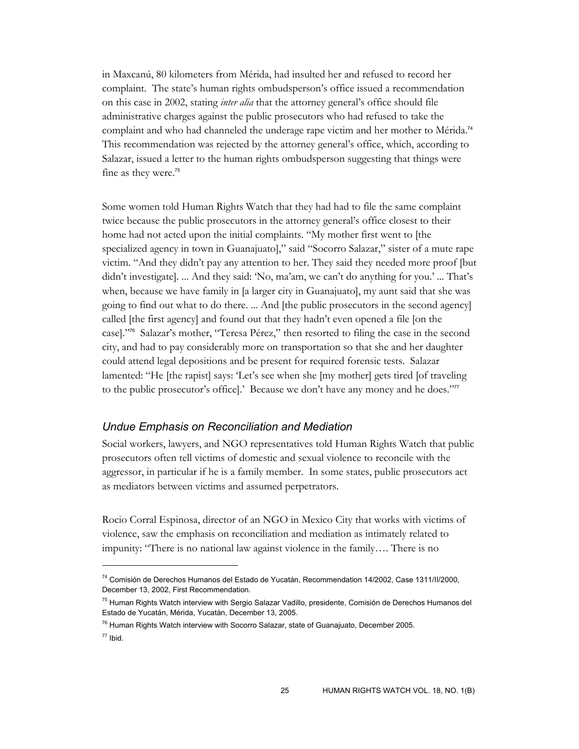in Maxcanú, 80 kilometers from Mérida, had insulted her and refused to record her complaint. The state's human rights ombudsperson's office issued a recommendation on this case in 2002, stating *inter alia* that the attorney general's office should file administrative charges against the public prosecutors who had refused to take the complaint and who had channeled the underage rape victim and her mother to Mérida.[74] This recommendation was rejected by the attorney general's office, which, according to Salazar, issued a letter to the human rights ombudsperson suggesting that things were fine as they were.[75]

Some women told Human Rights Watch that they had had to file the same complaint twice because the public prosecutors in the attorney general's office closest to their home had not acted upon the initial complaints. "My mother first went to [the specialized agency in town in Guanajuato]," said "Socorro Salazar," sister of a mute rape victim. "And they didn't pay any attention to her. They said they needed more proof [but didn't investigate]. ... And they said: 'No, ma'am, we can't do anything for you.' ... That's when, because we have family in [a larger city in Guanajuato], my aunt said that she was going to find out what to do there. ... And [the public prosecutors in the second agency] called [the first agency] and found out that they hadn't even opened a file [on the case]."[76] Salazar's mother, "Teresa Pérez," then resorted to filing the case in the second city, and had to pay considerably more on transportation so that she and her daughter could attend legal depositions and be present for required forensic tests. Salazar lamented: "He [the rapist] says: 'Let's see when she [my mother] gets tired [of traveling to the public prosecutor's office].' Because we don't have any money and he does."[77]

### *Undue Emphasis on Reconciliation and Mediation*

Social workers, lawyers, and NGO representatives told Human Rights Watch that public prosecutors often tell victims of domestic and sexual violence to reconcile with the aggressor, in particular if he is a family member. In some states, public prosecutors act as mediators between victims and assumed perpetrators.

Rocio Corral Espinosa, director of an NGO in Mexico City that works with victims of violence, saw the emphasis on reconciliation and mediation as intimately related to impunity: "There is no national law against violence in the family…. There is no

---

[74] Comisión de Derechos Humanos del Estado de Yucatán, Recommendation 14/2002, Case 1311/II/2000, December 13, 2002, First Recommendation.

[75] Human Rights Watch interview with Sergio Salazar Vadillo, presidente, Comisión de Derechos Humanos del Estado de Yucatán, Mérida, Yucatán, December 13, 2005.

[76] Human Rights Watch interview with Socorro Salazar, state of Guanajuato, December 2005.

[77] Ibid.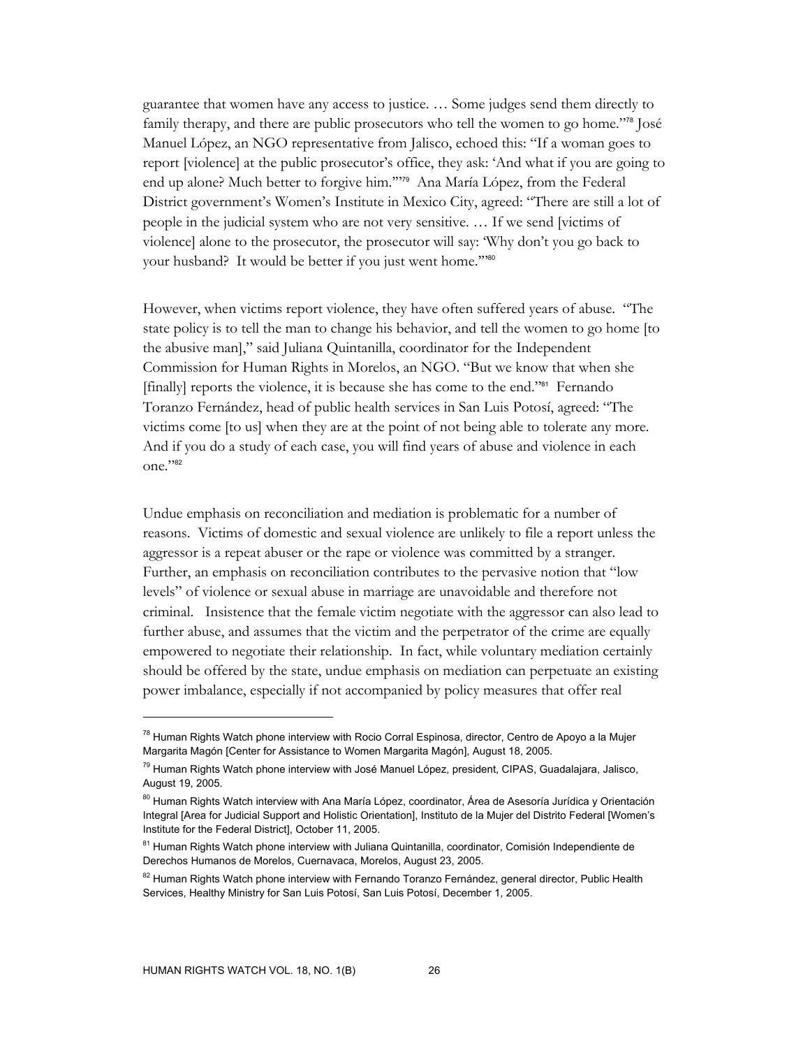guarantee that women have any access to justice. … Some judges send them directly to family therapy, and there are public prosecutors who tell the women to go home."[78] José Manuel López, an NGO representative from Jalisco, echoed this: "If a woman goes to report [violence] at the public prosecutor's office, they ask: 'And what if you are going to end up alone? Much better to forgive him.'"[79] Ana María López, from the Federal District government's Women's Institute in Mexico City, agreed: "There are still a lot of people in the judicial system who are not very sensitive. … If we send [victims of violence] alone to the prosecutor, the prosecutor will say: 'Why don't you go back to your husband? It would be better if you just went home.'"[80]

However, when victims report violence, they have often suffered years of abuse. "The state policy is to tell the man to change his behavior, and tell the women to go home [to the abusive man]," said Juliana Quintanilla, coordinator for the Independent Commission for Human Rights in Morelos, an NGO. "But we know that when she [finally] reports the violence, it is because she has come to the end."[81] Fernando Toranzo Fernández, head of public health services in San Luis Potosí, agreed: "The victims come [to us] when they are at the point of not being able to tolerate any more. And if you do a study of each case, you will find years of abuse and violence in each one."[82]

Undue emphasis on reconciliation and mediation is problematic for a number of reasons. Victims of domestic and sexual violence are unlikely to file a report unless the aggressor is a repeat abuser or the rape or violence was committed by a stranger. Further, an emphasis on reconciliation contributes to the pervasive notion that "low levels" of violence or sexual abuse in marriage are unavoidable and therefore not criminal. Insistence that the female victim negotiate with the aggressor can also lead to further abuse, and assumes that the victim and the perpetrator of the crime are equally empowered to negotiate their relationship. In fact, while voluntary mediation certainly should be offered by the state, undue emphasis on mediation can perpetuate an existing power imbalance, especially if not accompanied by policy measures that offer real

---

[78] Human Rights Watch phone interview with Rocio Corral Espinosa, director, Centro de Apoyo a la Mujer Margarita Magón [Center for Assistance to Women Margarita Magón], August 18, 2005.

[79] Human Rights Watch phone interview with José Manuel López, president, CIPAS, Guadalajara, Jalisco, August 19, 2005.

[80] Human Rights Watch interview with Ana María López, coordinator, Área de Asesoría Jurídica y Orientación Integral [Area for Judicial Support and Holistic Orientation], Instituto de la Mujer del Distrito Federal [Women's Institute for the Federal District], October 11, 2005.

[81] Human Rights Watch phone interview with Juliana Quintanilla, coordinator, Comisión Independiente de Derechos Humanos de Morelos, Cuernavaca, Morelos, August 23, 2005.

[82] Human Rights Watch phone interview with Fernando Toranzo Fernández, general director, Public Health Services, Healthy Ministry for San Luis Potosí, San Luis Potosí, December 1, 2005.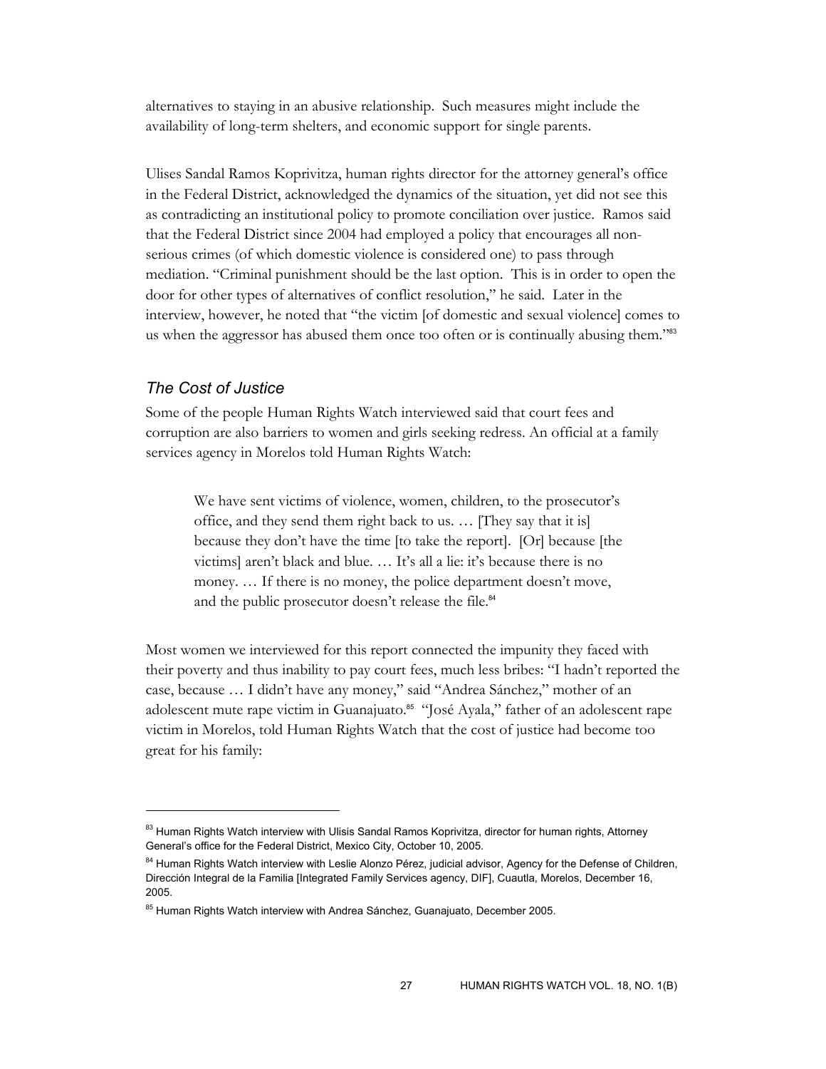alternatives to staying in an abusive relationship. Such measures might include the availability of long-term shelters, and economic support for single parents.

Ulises Sandal Ramos Koprivitza, human rights director for the attorney general's office in the Federal District, acknowledged the dynamics of the situation, yet did not see this as contradicting an institutional policy to promote conciliation over justice. Ramos said that the Federal District since 2004 had employed a policy that encourages all non-serious crimes (of which domestic violence is considered one) to pass through mediation. "Criminal punishment should be the last option. This is in order to open the door for other types of alternatives of conflict resolution," he said. Later in the interview, however, he noted that "the victim [of domestic and sexual violence] comes to us when the aggressor has abused them once too often or is continually abusing them."[83]

### *The Cost of Justice*

Some of the people Human Rights Watch interviewed said that court fees and corruption are also barriers to women and girls seeking redress. An official at a family services agency in Morelos told Human Rights Watch:

> We have sent victims of violence, women, children, to the prosecutor's office, and they send them right back to us. … [They say that it is] because they don't have the time [to take the report]. [Or] because [the victims] aren't black and blue. … It's all a lie: it's because there is no money. … If there is no money, the police department doesn't move, and the public prosecutor doesn't release the file.[84]

Most women we interviewed for this report connected the impunity they faced with their poverty and thus inability to pay court fees, much less bribes: "I hadn't reported the case, because … I didn't have any money," said "Andrea Sánchez," mother of an adolescent mute rape victim in Guanajuato.[85] "José Ayala," father of an adolescent rape victim in Morelos, told Human Rights Watch that the cost of justice had become too great for his family:

---

[83] Human Rights Watch interview with Ulisis Sandal Ramos Koprivitza, director for human rights, Attorney General's office for the Federal District, Mexico City, October 10, 2005.

[84] Human Rights Watch interview with Leslie Alonzo Pérez, judicial advisor, Agency for the Defense of Children, Dirección Integral de la Familia [Integrated Family Services agency, DIF], Cuautla, Morelos, December 16, 2005.

[85] Human Rights Watch interview with Andrea Sánchez, Guanajuato, December 2005.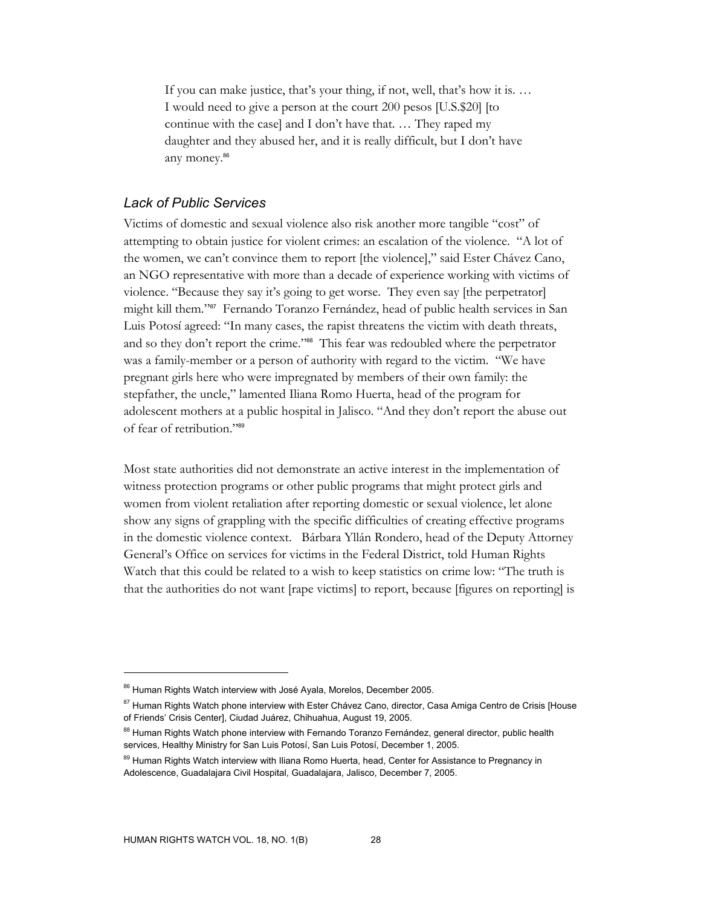> If you can make justice, that's your thing, if not, well, that's how it is. … I would need to give a person at the court 200 pesos [U.S.$20] [to continue with the case] and I don't have that. … They raped my daughter and they abused her, and it is really difficult, but I don't have any money.[86]

### *Lack of Public Services*

Victims of domestic and sexual violence also risk another more tangible "cost" of attempting to obtain justice for violent crimes: an escalation of the violence. "A lot of the women, we can't convince them to report [the violence]," said Ester Chávez Cano, an NGO representative with more than a decade of experience working with victims of violence. "Because they say it's going to get worse. They even say [the perpetrator] might kill them."[87] Fernando Toranzo Fernández, head of public health services in San Luis Potosí agreed: "In many cases, the rapist threatens the victim with death threats, and so they don't report the crime."[88] This fear was redoubled where the perpetrator was a family-member or a person of authority with regard to the victim. "We have pregnant girls here who were impregnated by members of their own family: the stepfather, the uncle," lamented Iliana Romo Huerta, head of the program for adolescent mothers at a public hospital in Jalisco. "And they don't report the abuse out of fear of retribution."[89]

Most state authorities did not demonstrate an active interest in the implementation of witness protection programs or other public programs that might protect girls and women from violent retaliation after reporting domestic or sexual violence, let alone show any signs of grappling with the specific difficulties of creating effective programs in the domestic violence context. Bárbara Yllán Rondero, head of the Deputy Attorney General's Office on services for victims in the Federal District, told Human Rights Watch that this could be related to a wish to keep statistics on crime low: "The truth is that the authorities do not want [rape victims] to report, because [figures on reporting] is

---

[86] Human Rights Watch interview with José Ayala, Morelos, December 2005.

[87] Human Rights Watch phone interview with Ester Chávez Cano, director, Casa Amiga Centro de Crisis [House of Friends' Crisis Center], Ciudad Juárez, Chihuahua, August 19, 2005.

[88] Human Rights Watch phone interview with Fernando Toranzo Fernández, general director, public health services, Healthy Ministry for San Luis Potosí, San Luis Potosí, December 1, 2005.

[89] Human Rights Watch interview with Iliana Romo Huerta, head, Center for Assistance to Pregnancy in Adolescence, Guadalajara Civil Hospital, Guadalajara, Jalisco, December 7, 2005.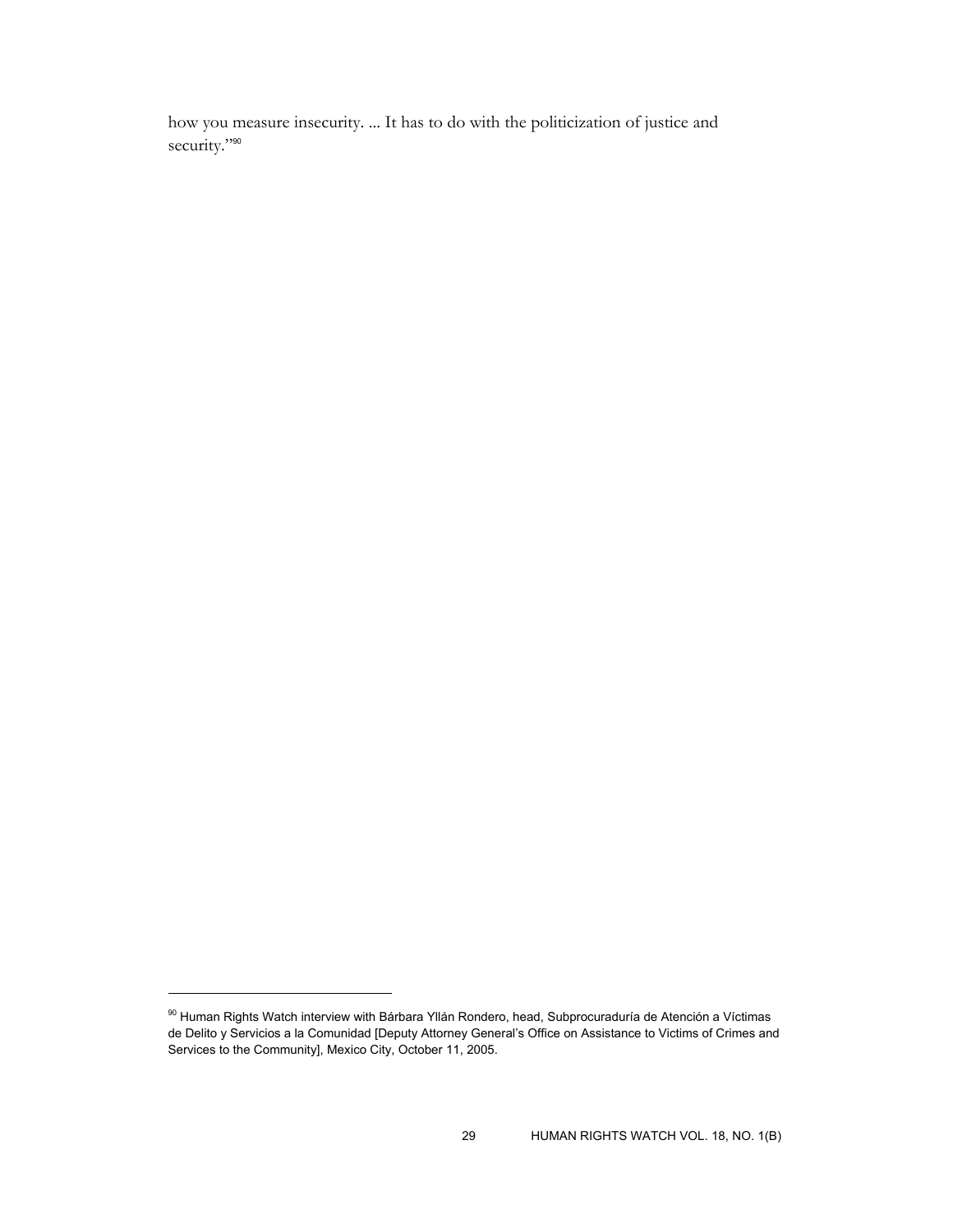how you measure insecurity. ... It has to do with the politicization of justice and security."[90]

---

[90] Human Rights Watch interview with Bárbara Yllán Rondero, head, Subprocuraduría de Atención a Víctimas de Delito y Servicios a la Comunidad [Deputy Attorney General's Office on Assistance to Victims of Crimes and Services to the Community], Mexico City, October 11, 2005.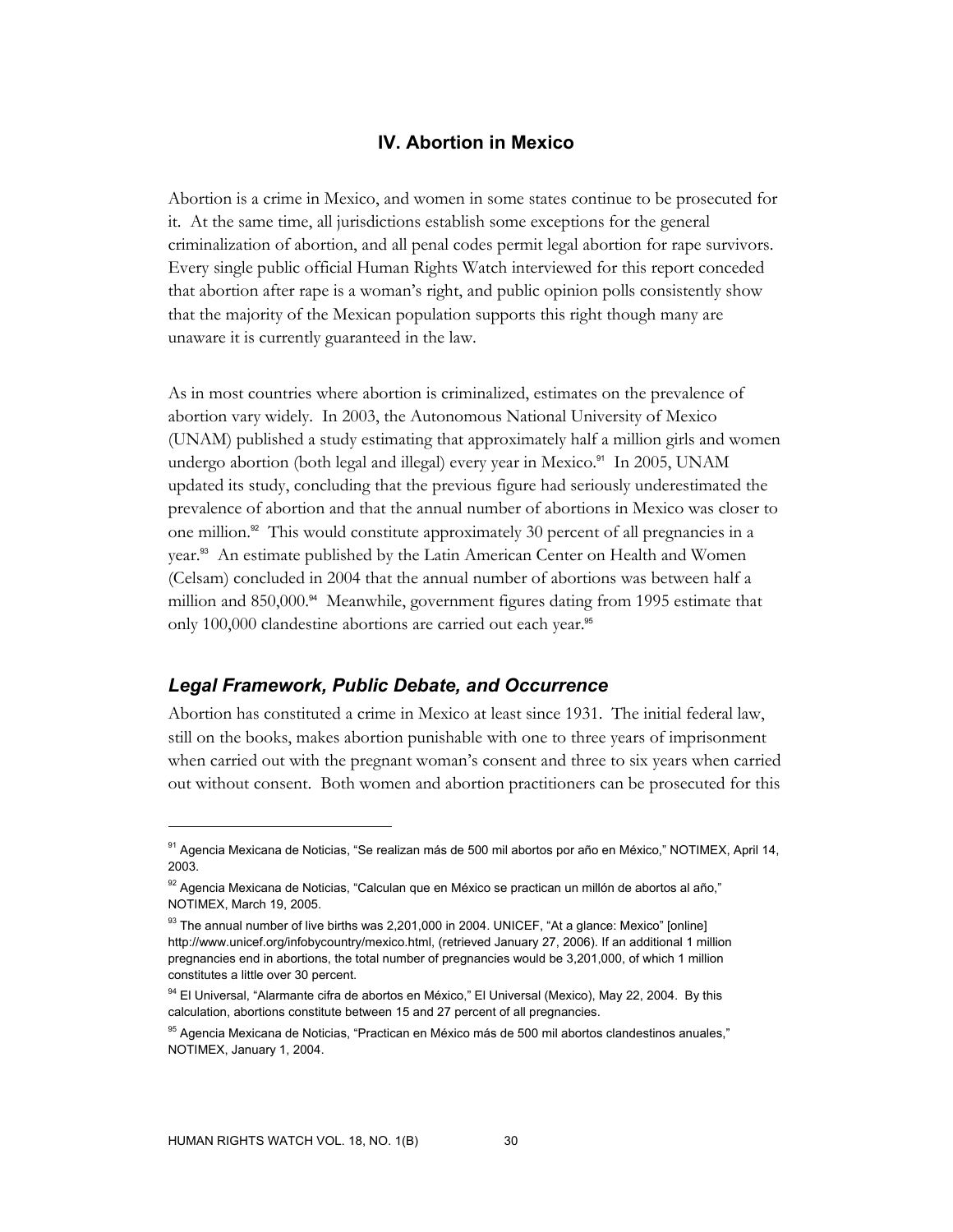## IV. Abortion in Mexico

Abortion is a crime in Mexico, and women in some states continue to be prosecuted for it. At the same time, all jurisdictions establish some exceptions for the general criminalization of abortion, and all penal codes permit legal abortion for rape survivors. Every single public official Human Rights Watch interviewed for this report conceded that abortion after rape is a woman's right, and public opinion polls consistently show that the majority of the Mexican population supports this right though many are unaware it is currently guaranteed in the law.

As in most countries where abortion is criminalized, estimates on the prevalence of abortion vary widely. In 2003, the Autonomous National University of Mexico (UNAM) published a study estimating that approximately half a million girls and women undergo abortion (both legal and illegal) every year in Mexico.[91] In 2005, UNAM updated its study, concluding that the previous figure had seriously underestimated the prevalence of abortion and that the annual number of abortions in Mexico was closer to one million.[92] This would constitute approximately 30 percent of all pregnancies in a year.[93] An estimate published by the Latin American Center on Health and Women (Celsam) concluded in 2004 that the annual number of abortions was between half a million and 850,000.[94] Meanwhile, government figures dating from 1995 estimate that only 100,000 clandestine abortions are carried out each year.[95]

### *Legal Framework, Public Debate, and Occurrence*

Abortion has constituted a crime in Mexico at least since 1931. The initial federal law, still on the books, makes abortion punishable with one to three years of imprisonment when carried out with the pregnant woman's consent and three to six years when carried out without consent. Both women and abortion practitioners can be prosecuted for this

---

[91] Agencia Mexicana de Noticias, "Se realizan más de 500 mil abortos por año en México," NOTIMEX, April 14, 2003.

[92] Agencia Mexicana de Noticias, "Calculan que en México se practican un millón de abortos al año," NOTIMEX, March 19, 2005.

[93] The annual number of live births was 2,201,000 in 2004. UNICEF, "At a glance: Mexico" [online] http://www.unicef.org/infobycountry/mexico.html, (retrieved January 27, 2006). If an additional 1 million pregnancies end in abortions, the total number of pregnancies would be 3,201,000, of which 1 million constitutes a little over 30 percent.

[94] El Universal, "Alarmante cifra de abortos en México," El Universal (Mexico), May 22, 2004. By this calculation, abortions constitute between 15 and 27 percent of all pregnancies.

[95] Agencia Mexicana de Noticias, "Practican en México más de 500 mil abortos clandestinos anuales," NOTIMEX, January 1, 2004.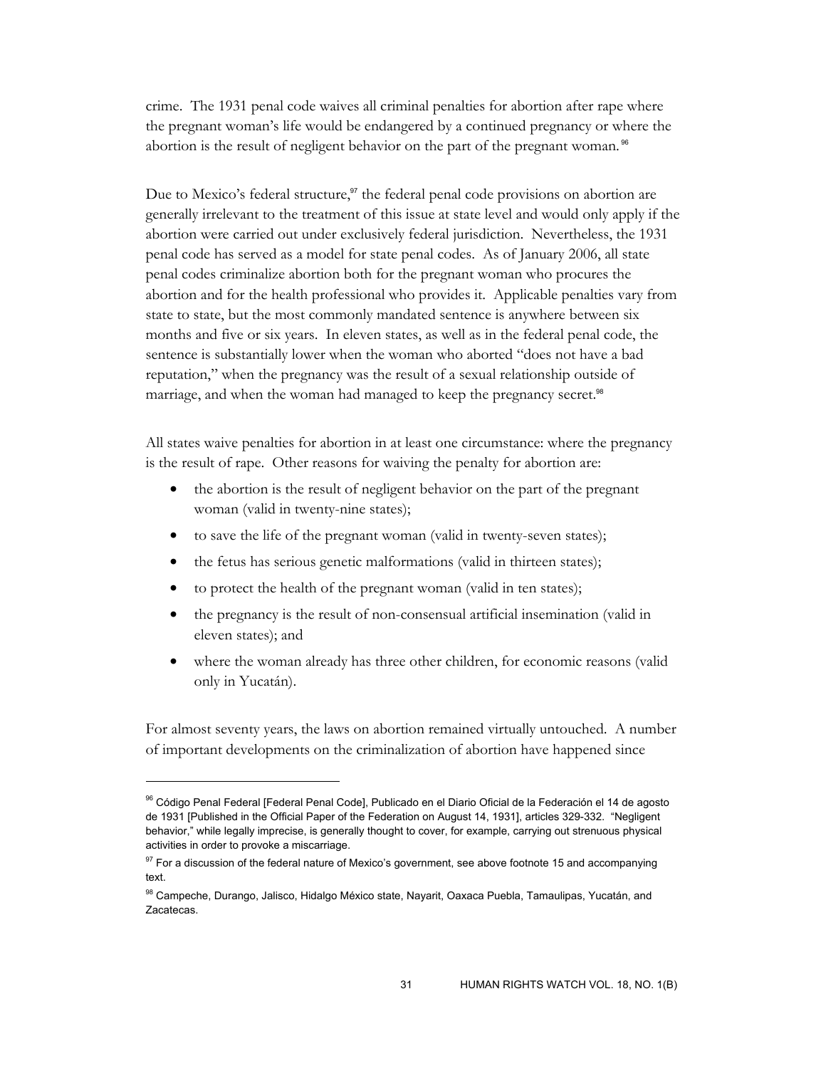crime. The 1931 penal code waives all criminal penalties for abortion after rape where the pregnant woman's life would be endangered by a continued pregnancy or where the abortion is the result of negligent behavior on the part of the pregnant woman.[96]

Due to Mexico's federal structure,[97] the federal penal code provisions on abortion are generally irrelevant to the treatment of this issue at state level and would only apply if the abortion were carried out under exclusively federal jurisdiction. Nevertheless, the 1931 penal code has served as a model for state penal codes. As of January 2006, all state penal codes criminalize abortion both for the pregnant woman who procures the abortion and for the health professional who provides it. Applicable penalties vary from state to state, but the most commonly mandated sentence is anywhere between six months and five or six years. In eleven states, as well as in the federal penal code, the sentence is substantially lower when the woman who aborted "does not have a bad reputation," when the pregnancy was the result of a sexual relationship outside of marriage, and when the woman had managed to keep the pregnancy secret.[98]

All states waive penalties for abortion in at least one circumstance: where the pregnancy is the result of rape. Other reasons for waiving the penalty for abortion are:

- the abortion is the result of negligent behavior on the part of the pregnant woman (valid in twenty-nine states);
- to save the life of the pregnant woman (valid in twenty-seven states);
- the fetus has serious genetic malformations (valid in thirteen states);
- to protect the health of the pregnant woman (valid in ten states);
- the pregnancy is the result of non-consensual artificial insemination (valid in eleven states); and
- where the woman already has three other children, for economic reasons (valid only in Yucatán).

For almost seventy years, the laws on abortion remained virtually untouched. A number of important developments on the criminalization of abortion have happened since

---

[96] Código Penal Federal [Federal Penal Code], Publicado en el Diario Oficial de la Federación el 14 de agosto de 1931 [Published in the Official Paper of the Federation on August 14, 1931], articles 329-332. "Negligent behavior," while legally imprecise, is generally thought to cover, for example, carrying out strenuous physical activities in order to provoke a miscarriage.

[97] For a discussion of the federal nature of Mexico's government, see above footnote 15 and accompanying text.

[98] Campeche, Durango, Jalisco, Hidalgo México state, Nayarit, Oaxaca Puebla, Tamaulipas, Yucatán, and Zacatecas.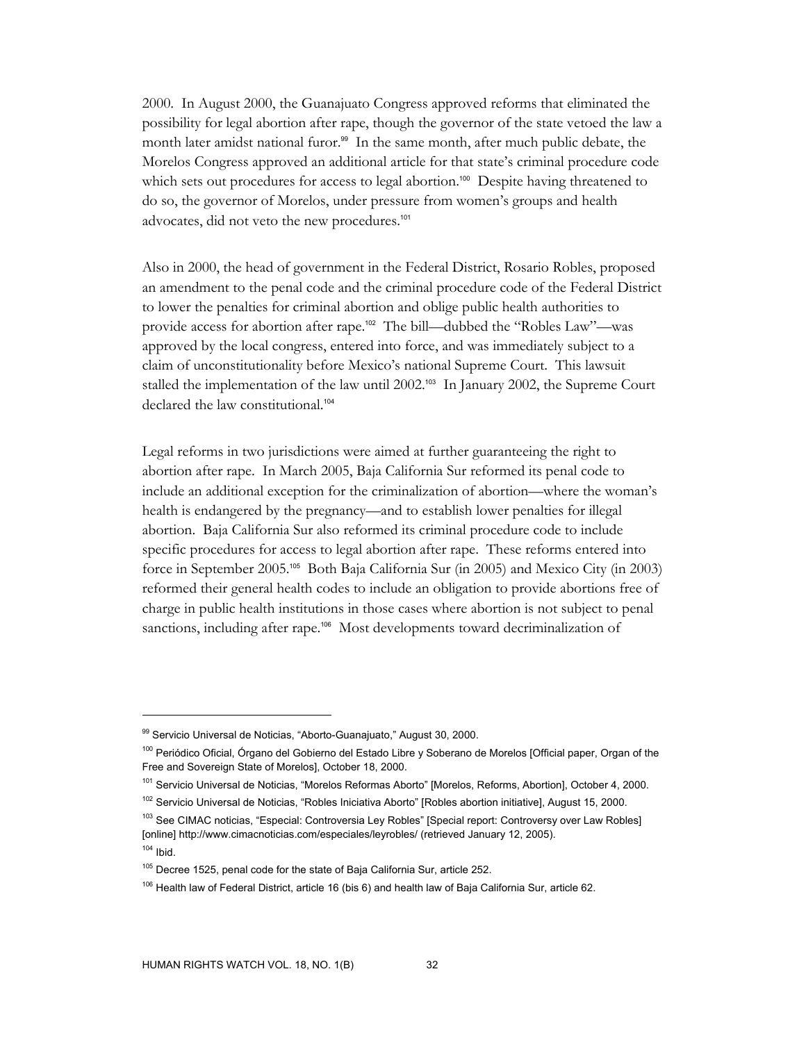2000. In August 2000, the Guanajuato Congress approved reforms that eliminated the possibility for legal abortion after rape, though the governor of the state vetoed the law a month later amidst national furor.[99] In the same month, after much public debate, the Morelos Congress approved an additional article for that state's criminal procedure code which sets out procedures for access to legal abortion.[100] Despite having threatened to do so, the governor of Morelos, under pressure from women's groups and health advocates, did not veto the new procedures.[101]

Also in 2000, the head of government in the Federal District, Rosario Robles, proposed an amendment to the penal code and the criminal procedure code of the Federal District to lower the penalties for criminal abortion and oblige public health authorities to provide access for abortion after rape.[102] The bill—dubbed the "Robles Law"—was approved by the local congress, entered into force, and was immediately subject to a claim of unconstitutionality before Mexico's national Supreme Court. This lawsuit stalled the implementation of the law until 2002.[103] In January 2002, the Supreme Court declared the law constitutional.[104]

Legal reforms in two jurisdictions were aimed at further guaranteeing the right to abortion after rape. In March 2005, Baja California Sur reformed its penal code to include an additional exception for the criminalization of abortion—where the woman's health is endangered by the pregnancy—and to establish lower penalties for illegal abortion. Baja California Sur also reformed its criminal procedure code to include specific procedures for access to legal abortion after rape. These reforms entered into force in September 2005.[105] Both Baja California Sur (in 2005) and Mexico City (in 2003) reformed their general health codes to include an obligation to provide abortions free of charge in public health institutions in those cases where abortion is not subject to penal sanctions, including after rape.[106] Most developments toward decriminalization of

---

[99] Servicio Universal de Noticias, "Aborto-Guanajuato," August 30, 2000.

[100] Periódico Oficial, Órgano del Gobierno del Estado Libre y Soberano de Morelos [Official paper, Organ of the Free and Sovereign State of Morelos], October 18, 2000.

[101] Servicio Universal de Noticias, "Morelos Reformas Aborto" [Morelos, Reforms, Abortion], October 4, 2000.

[102] Servicio Universal de Noticias, "Robles Iniciativa Aborto" [Robles abortion initiative], August 15, 2000.

[103] See CIMAC noticias, "Especial: Controversia Ley Robles" [Special report: Controversy over Law Robles] [online] http://www.cimacnoticias.com/especiales/leyrobles/ (retrieved January 12, 2005).

[104] Ibid.

[105] Decree 1525, penal code for the state of Baja California Sur, article 252.

[106] Health law of Federal District, article 16 (bis 6) and health law of Baja California Sur, article 62.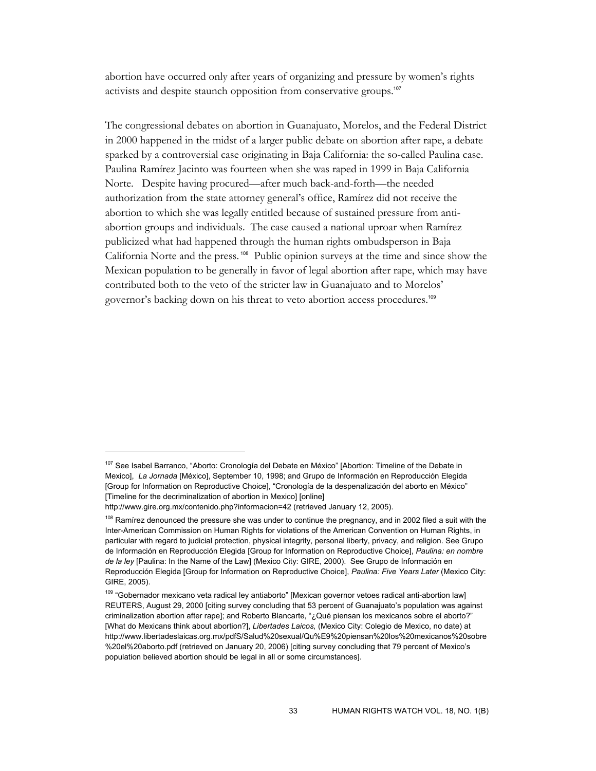abortion have occurred only after years of organizing and pressure by women's rights activists and despite staunch opposition from conservative groups.[107]

The congressional debates on abortion in Guanajuato, Morelos, and the Federal District in 2000 happened in the midst of a larger public debate on abortion after rape, a debate sparked by a controversial case originating in Baja California: the so-called Paulina case. Paulina Ramírez Jacinto was fourteen when she was raped in 1999 in Baja California Norte. Despite having procured—after much back-and-forth—the needed authorization from the state attorney general's office, Ramírez did not receive the abortion to which she was legally entitled because of sustained pressure from anti-abortion groups and individuals. The case caused a national uproar when Ramírez publicized what had happened through the human rights ombudsperson in Baja California Norte and the press.[108] Public opinion surveys at the time and since show the Mexican population to be generally in favor of legal abortion after rape, which may have contributed both to the veto of the stricter law in Guanajuato and to Morelos' governor's backing down on his threat to veto abortion access procedures.[109]

---

[107] See Isabel Barranco, "Aborto: Cronología del Debate en México" [Abortion: Timeline of the Debate in Mexico], *La Jornada* [México], September 10, 1998; and Grupo de Información en Reproducción Elegida [Group for Information on Reproductive Choice], "Cronología de la despenalización del aborto en México" [Timeline for the decriminalization of abortion in Mexico] [online] http://www.gire.org.mx/contenido.php?informacion=42 (retrieved January 12, 2005).

[108] Ramírez denounced the pressure she was under to continue the pregnancy, and in 2002 filed a suit with the Inter-American Commission on Human Rights for violations of the American Convention on Human Rights, in particular with regard to judicial protection, physical integrity, personal liberty, privacy, and religion. See Grupo de Información en Reproducción Elegida [Group for Information on Reproductive Choice], *Paulina: en nombre de la ley* [Paulina: In the Name of the Law] (Mexico City: GIRE, 2000). See Grupo de Información en Reproducción Elegida [Group for Information on Reproductive Choice], *Paulina: Five Years Later* (Mexico City: GIRE, 2005).

[109] "Gobernador mexicano veta radical ley antiaborto" [Mexican governor vetoes radical anti-abortion law] REUTERS, August 29, 2000 [citing survey concluding that 53 percent of Guanajuato's population was against criminalization abortion after rape]; and Roberto Blancarte, "¿Qué piensan los mexicanos sobre el aborto?" [What do Mexicans think about abortion?], *Libertades Laicos,* (Mexico City: Colegio de Mexico, no date) at http://www.libertadeslaicas.org.mx/pdfS/Salud%20sexual/Qu%E9%20piensan%20los%20mexicanos%20sobre%20el%20aborto.pdf (retrieved on January 20, 2006) [citing survey concluding that 79 percent of Mexico's population believed abortion should be legal in all or some circumstances].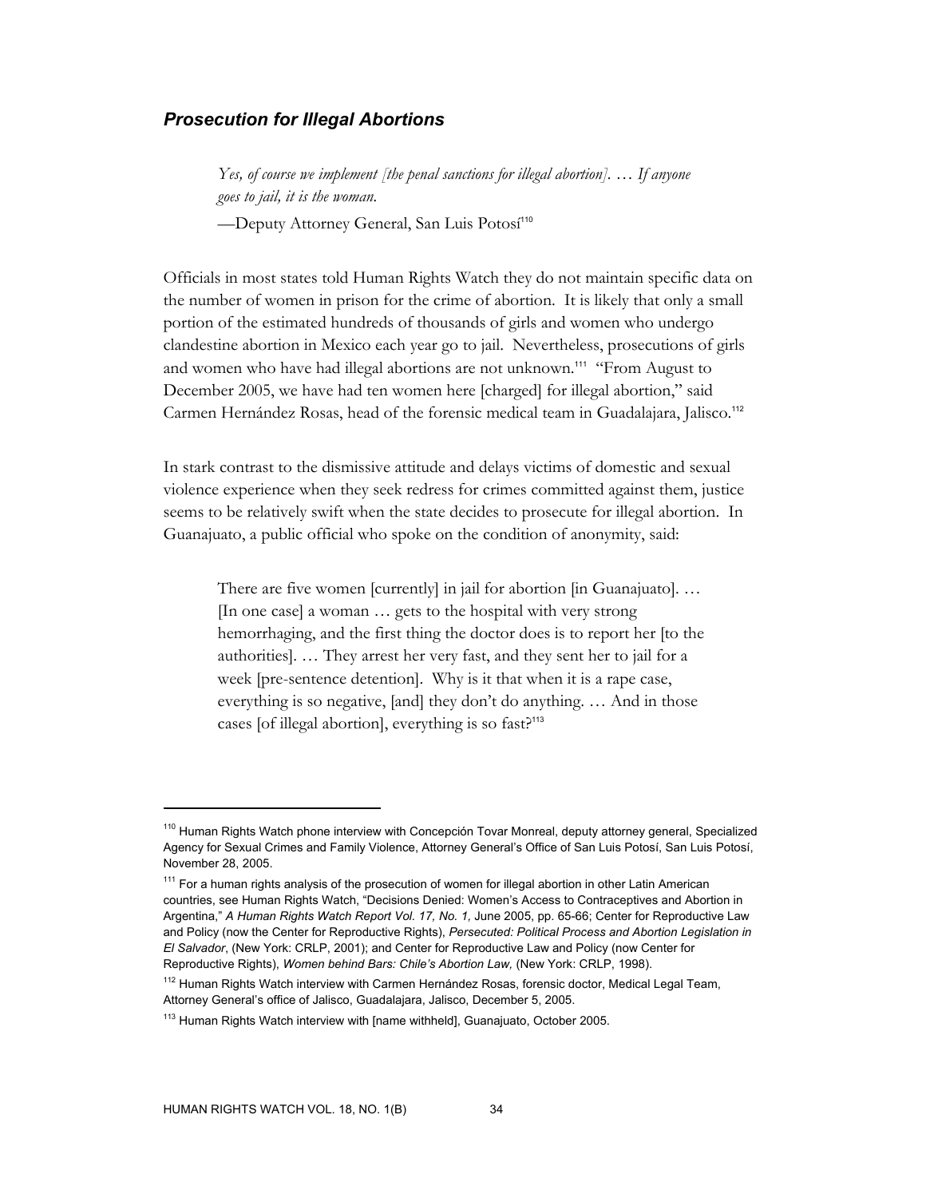### *Prosecution for Illegal Abortions*

> *Yes, of course we implement [the penal sanctions for illegal abortion]. … If anyone goes to jail, it is the woman.*
>
> —Deputy Attorney General, San Luis Potosí[110]

Officials in most states told Human Rights Watch they do not maintain specific data on the number of women in prison for the crime of abortion. It is likely that only a small portion of the estimated hundreds of thousands of girls and women who undergo clandestine abortion in Mexico each year go to jail. Nevertheless, prosecutions of girls and women who have had illegal abortions are not unknown.[111] "From August to December 2005, we have had ten women here [charged] for illegal abortion," said Carmen Hernández Rosas, head of the forensic medical team in Guadalajara, Jalisco.[112]

In stark contrast to the dismissive attitude and delays victims of domestic and sexual violence experience when they seek redress for crimes committed against them, justice seems to be relatively swift when the state decides to prosecute for illegal abortion. In Guanajuato, a public official who spoke on the condition of anonymity, said:

> There are five women [currently] in jail for abortion [in Guanajuato]. … [In one case] a woman … gets to the hospital with very strong hemorrhaging, and the first thing the doctor does is to report her [to the authorities]. … They arrest her very fast, and they sent her to jail for a week [pre-sentence detention]. Why is it that when it is a rape case, everything is so negative, [and] they don't do anything. … And in those cases [of illegal abortion], everything is so fast?[113]

---

[110] Human Rights Watch phone interview with Concepción Tovar Monreal, deputy attorney general, Specialized Agency for Sexual Crimes and Family Violence, Attorney General's Office of San Luis Potosí, San Luis Potosí, November 28, 2005.

[111] For a human rights analysis of the prosecution of women for illegal abortion in other Latin American countries, see Human Rights Watch, "Decisions Denied: Women's Access to Contraceptives and Abortion in Argentina," *A Human Rights Watch Report Vol. 17, No. 1,* June 2005, pp. 65-66; Center for Reproductive Law and Policy (now the Center for Reproductive Rights), *Persecuted: Political Process and Abortion Legislation in El Salvador*, (New York: CRLP, 2001); and Center for Reproductive Law and Policy (now Center for Reproductive Rights), *Women behind Bars: Chile's Abortion Law,* (New York: CRLP, 1998).

[112] Human Rights Watch interview with Carmen Hernández Rosas, forensic doctor, Medical Legal Team, Attorney General's office of Jalisco, Guadalajara, Jalisco, December 5, 2005.

[113] Human Rights Watch interview with [name withheld], Guanajuato, October 2005.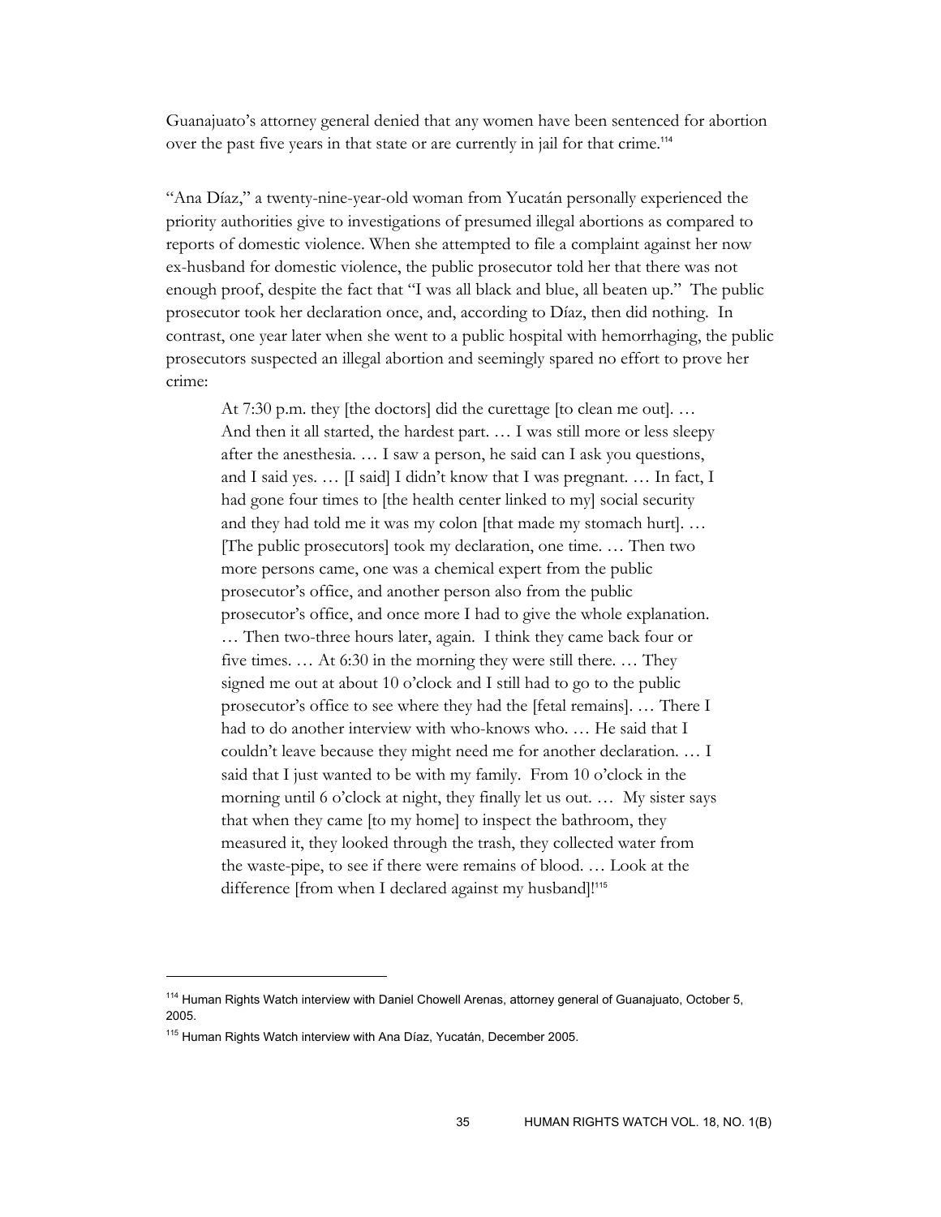Guanajuato's attorney general denied that any women have been sentenced for abortion over the past five years in that state or are currently in jail for that crime.[114]

"Ana Díaz," a twenty-nine-year-old woman from Yucatán personally experienced the priority authorities give to investigations of presumed illegal abortions as compared to reports of domestic violence. When she attempted to file a complaint against her now ex-husband for domestic violence, the public prosecutor told her that there was not enough proof, despite the fact that "I was all black and blue, all beaten up." The public prosecutor took her declaration once, and, according to Díaz, then did nothing. In contrast, one year later when she went to a public hospital with hemorrhaging, the public prosecutors suspected an illegal abortion and seemingly spared no effort to prove her crime:

> At 7:30 p.m. they [the doctors] did the curettage [to clean me out]. … And then it all started, the hardest part. … I was still more or less sleepy after the anesthesia. … I saw a person, he said can I ask you questions, and I said yes. … [I said] I didn't know that I was pregnant. … In fact, I had gone four times to [the health center linked to my] social security and they had told me it was my colon [that made my stomach hurt]. … [The public prosecutors] took my declaration, one time. … Then two more persons came, one was a chemical expert from the public prosecutor's office, and another person also from the public prosecutor's office, and once more I had to give the whole explanation. … Then two-three hours later, again. I think they came back four or five times. … At 6:30 in the morning they were still there. … They signed me out at about 10 o'clock and I still had to go to the public prosecutor's office to see where they had the [fetal remains]. … There I had to do another interview with who-knows who. … He said that I couldn't leave because they might need me for another declaration. … I said that I just wanted to be with my family. From 10 o'clock in the morning until 6 o'clock at night, they finally let us out. … My sister says that when they came [to my home] to inspect the bathroom, they measured it, they looked through the trash, they collected water from the waste-pipe, to see if there were remains of blood. … Look at the difference [from when I declared against my husband]![115]

---

[114] Human Rights Watch interview with Daniel Chowell Arenas, attorney general of Guanajuato, October 5, 2005.

[115] Human Rights Watch interview with Ana Díaz, Yucatán, December 2005.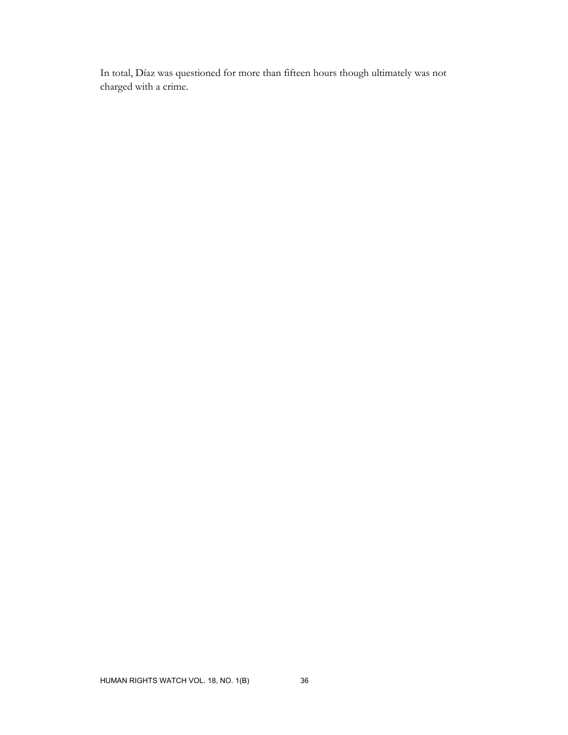In total, Díaz was questioned for more than fifteen hours though ultimately was not charged with a crime.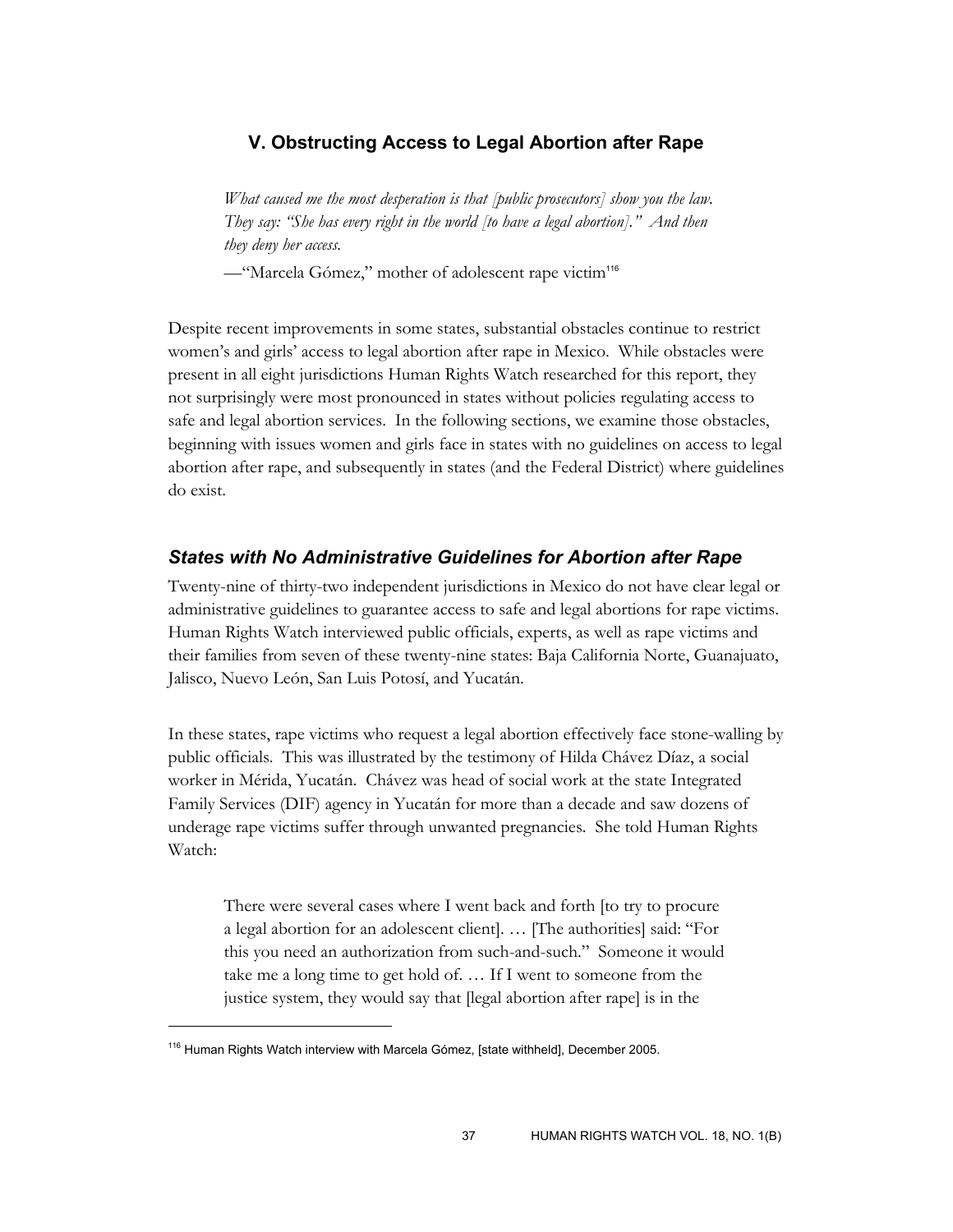## V. Obstructing Access to Legal Abortion after Rape

> *What caused me the most desperation is that [public prosecutors] show you the law. They say: "She has every right in the world [to have a legal abortion]." And then they deny her access.*
>
> —"Marcela Gómez," mother of adolescent rape victim[116]

Despite recent improvements in some states, substantial obstacles continue to restrict women's and girls' access to legal abortion after rape in Mexico. While obstacles were present in all eight jurisdictions Human Rights Watch researched for this report, they not surprisingly were most pronounced in states without policies regulating access to safe and legal abortion services. In the following sections, we examine those obstacles, beginning with issues women and girls face in states with no guidelines on access to legal abortion after rape, and subsequently in states (and the Federal District) where guidelines do exist.

### *States with No Administrative Guidelines for Abortion after Rape*

Twenty-nine of thirty-two independent jurisdictions in Mexico do not have clear legal or administrative guidelines to guarantee access to safe and legal abortions for rape victims. Human Rights Watch interviewed public officials, experts, as well as rape victims and their families from seven of these twenty-nine states: Baja California Norte, Guanajuato, Jalisco, Nuevo León, San Luis Potosí, and Yucatán.

In these states, rape victims who request a legal abortion effectively face stone-walling by public officials. This was illustrated by the testimony of Hilda Chávez Díaz, a social worker in Mérida, Yucatán. Chávez was head of social work at the state Integrated Family Services (DIF) agency in Yucatán for more than a decade and saw dozens of underage rape victims suffer through unwanted pregnancies. She told Human Rights Watch:

> There were several cases where I went back and forth [to try to procure a legal abortion for an adolescent client]. … [The authorities] said: "For this you need an authorization from such-and-such." Someone it would take me a long time to get hold of. … If I went to someone from the justice system, they would say that [legal abortion after rape] is in the

---

[116] Human Rights Watch interview with Marcela Gómez, [state withheld], December 2005.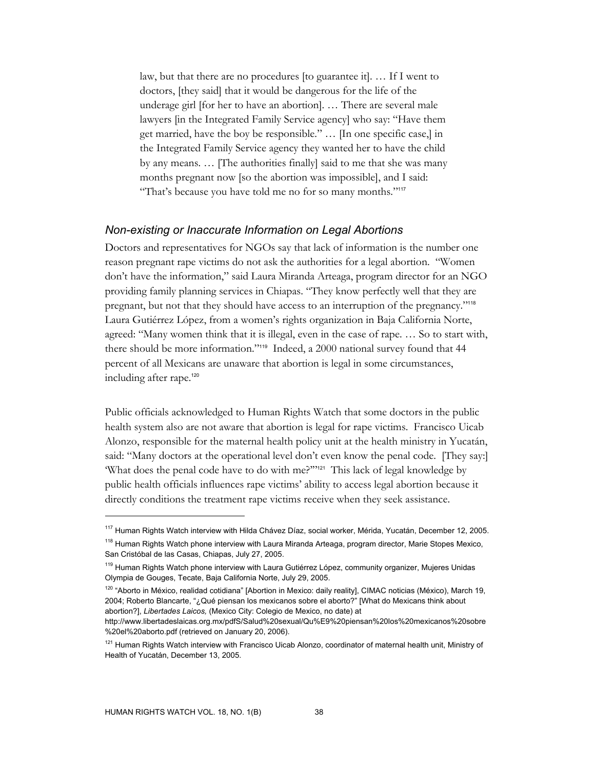> law, but that there are no procedures [to guarantee it]. … If I went to doctors, [they said] that it would be dangerous for the life of the underage girl [for her to have an abortion]. … There are several male lawyers [in the Integrated Family Service agency] who say: "Have them get married, have the boy be responsible." … [In one specific case,] in the Integrated Family Service agency they wanted her to have the child by any means. … [The authorities finally] said to me that she was many months pregnant now [so the abortion was impossible], and I said: "That's because you have told me no for so many months."[117]

### *Non-existing or Inaccurate Information on Legal Abortions*

Doctors and representatives for NGOs say that lack of information is the number one reason pregnant rape victims do not ask the authorities for a legal abortion. "Women don't have the information," said Laura Miranda Arteaga, program director for an NGO providing family planning services in Chiapas. "They know perfectly well that they are pregnant, but not that they should have access to an interruption of the pregnancy."[118] Laura Gutiérrez López, from a women's rights organization in Baja California Norte, agreed: "Many women think that it is illegal, even in the case of rape. … So to start with, there should be more information."[119] Indeed, a 2000 national survey found that 44 percent of all Mexicans are unaware that abortion is legal in some circumstances, including after rape.[120]

Public officials acknowledged to Human Rights Watch that some doctors in the public health system also are not aware that abortion is legal for rape victims. Francisco Uicab Alonzo, responsible for the maternal health policy unit at the health ministry in Yucatán, said: "Many doctors at the operational level don't even know the penal code. [They say:] 'What does the penal code have to do with me?'"[121] This lack of legal knowledge by public health officials influences rape victims' ability to access legal abortion because it directly conditions the treatment rape victims receive when they seek assistance.

---

[117] Human Rights Watch interview with Hilda Chávez Díaz, social worker, Mérida, Yucatán, December 12, 2005.

[118] Human Rights Watch phone interview with Laura Miranda Arteaga, program director, Marie Stopes Mexico, San Cristóbal de las Casas, Chiapas, July 27, 2005.

[119] Human Rights Watch phone interview with Laura Gutiérrez López, community organizer, Mujeres Unidas Olympia de Gouges, Tecate, Baja California Norte, July 29, 2005.

[120] "Aborto in México, realidad cotidiana" [Abortion in Mexico: daily reality], CIMAC noticias (México), March 19, 2004; Roberto Blancarte, "¿Qué piensan los mexicanos sobre el aborto?" [What do Mexicans think about abortion?], *Libertades Laicos,* (Mexico City: Colegio de Mexico, no date) at http://www.libertadeslaicas.org.mx/pdfS/Salud%20sexual/Qu%E9%20piensan%20los%20mexicanos%20sobre%20el%20aborto.pdf (retrieved on January 20, 2006).

[121] Human Rights Watch interview with Francisco Uicab Alonzo, coordinator of maternal health unit, Ministry of Health of Yucatán, December 13, 2005.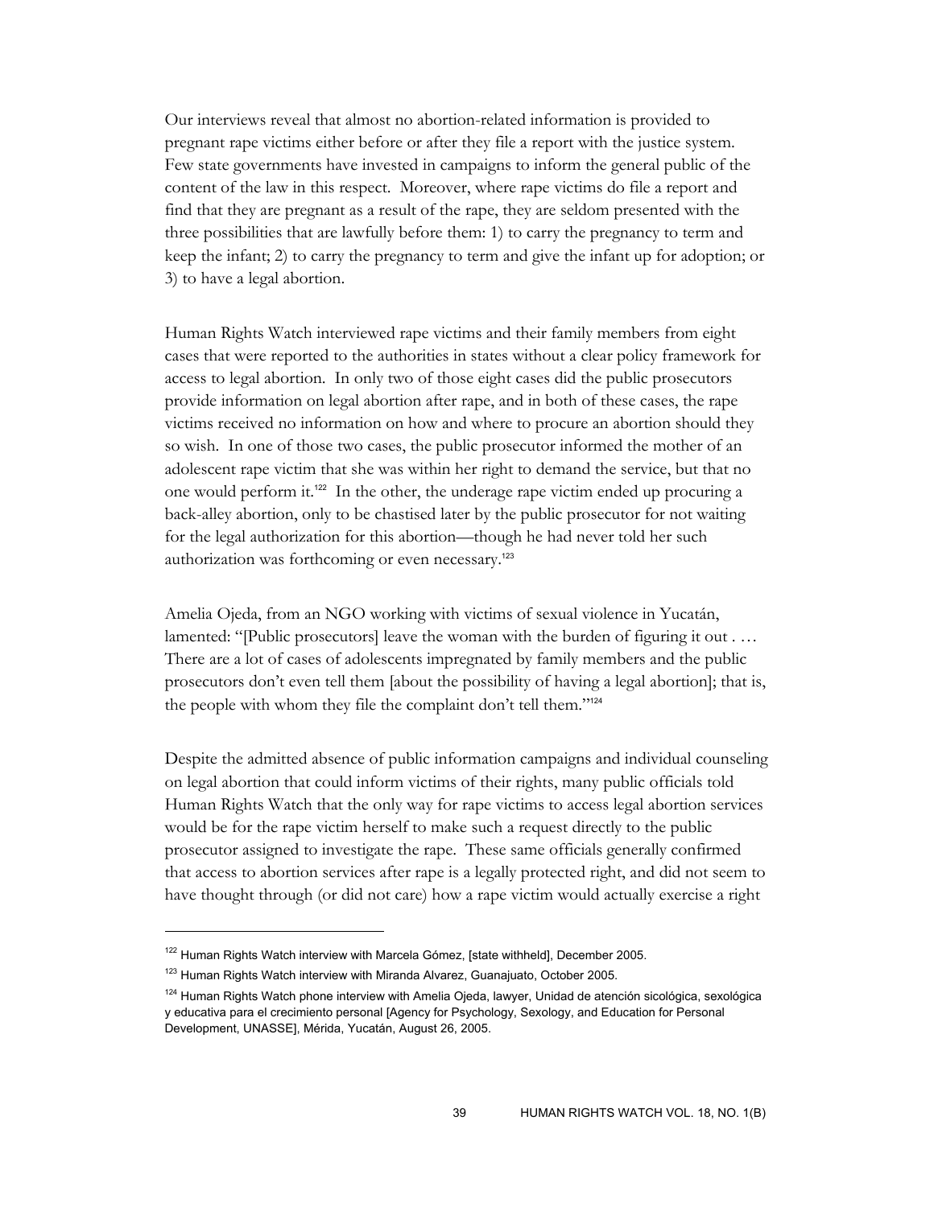Our interviews reveal that almost no abortion-related information is provided to pregnant rape victims either before or after they file a report with the justice system. Few state governments have invested in campaigns to inform the general public of the content of the law in this respect. Moreover, where rape victims do file a report and find that they are pregnant as a result of the rape, they are seldom presented with the three possibilities that are lawfully before them: 1) to carry the pregnancy to term and keep the infant; 2) to carry the pregnancy to term and give the infant up for adoption; or 3) to have a legal abortion.

Human Rights Watch interviewed rape victims and their family members from eight cases that were reported to the authorities in states without a clear policy framework for access to legal abortion. In only two of those eight cases did the public prosecutors provide information on legal abortion after rape, and in both of these cases, the rape victims received no information on how and where to procure an abortion should they so wish. In one of those two cases, the public prosecutor informed the mother of an adolescent rape victim that she was within her right to demand the service, but that no one would perform it.[122] In the other, the underage rape victim ended up procuring a back-alley abortion, only to be chastised later by the public prosecutor for not waiting for the legal authorization for this abortion—though he had never told her such authorization was forthcoming or even necessary.[123]

Amelia Ojeda, from an NGO working with victims of sexual violence in Yucatán, lamented: "[Public prosecutors] leave the woman with the burden of figuring it out . … There are a lot of cases of adolescents impregnated by family members and the public prosecutors don't even tell them [about the possibility of having a legal abortion]; that is, the people with whom they file the complaint don't tell them."[124]

Despite the admitted absence of public information campaigns and individual counseling on legal abortion that could inform victims of their rights, many public officials told Human Rights Watch that the only way for rape victims to access legal abortion services would be for the rape victim herself to make such a request directly to the public prosecutor assigned to investigate the rape. These same officials generally confirmed that access to abortion services after rape is a legally protected right, and did not seem to have thought through (or did not care) how a rape victim would actually exercise a right

---

[122] Human Rights Watch interview with Marcela Gómez, [state withheld], December 2005.

[123] Human Rights Watch interview with Miranda Alvarez, Guanajuato, October 2005.

[124] Human Rights Watch phone interview with Amelia Ojeda, lawyer, Unidad de atención sicológica, sexológica y educativa para el crecimiento personal [Agency for Psychology, Sexology, and Education for Personal Development, UNASSE], Mérida, Yucatán, August 26, 2005.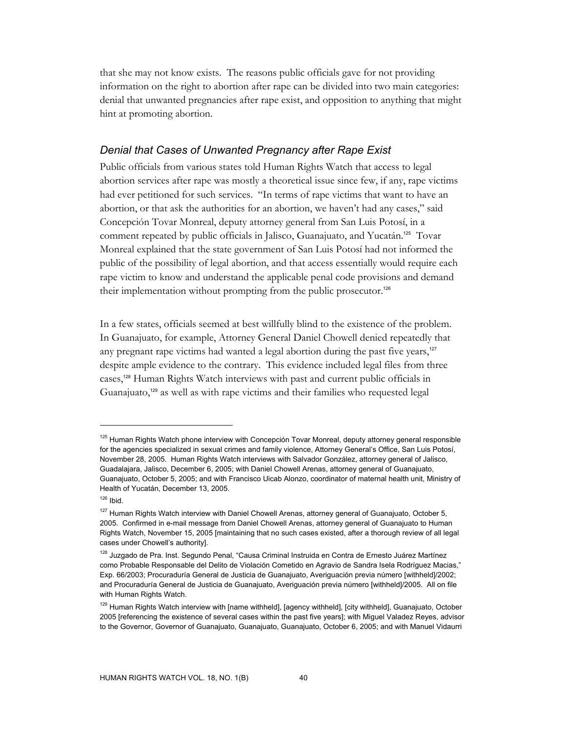that she may not know exists. The reasons public officials gave for not providing information on the right to abortion after rape can be divided into two main categories: denial that unwanted pregnancies after rape exist, and opposition to anything that might hint at promoting abortion.

### *Denial that Cases of Unwanted Pregnancy after Rape Exist*

Public officials from various states told Human Rights Watch that access to legal abortion services after rape was mostly a theoretical issue since few, if any, rape victims had ever petitioned for such services. "In terms of rape victims that want to have an abortion, or that ask the authorities for an abortion, we haven't had any cases," said Concepción Tovar Monreal, deputy attorney general from San Luis Potosí, in a comment repeated by public officials in Jalisco, Guanajuato, and Yucatán.[125] Tovar Monreal explained that the state government of San Luis Potosí had not informed the public of the possibility of legal abortion, and that access essentially would require each rape victim to know and understand the applicable penal code provisions and demand their implementation without prompting from the public prosecutor.[126]

In a few states, officials seemed at best willfully blind to the existence of the problem. In Guanajuato, for example, Attorney General Daniel Chowell denied repeatedly that any pregnant rape victims had wanted a legal abortion during the past five years,[127] despite ample evidence to the contrary. This evidence included legal files from three cases,[128] Human Rights Watch interviews with past and current public officials in Guanajuato,[129] as well as with rape victims and their families who requested legal

---

[125] Human Rights Watch phone interview with Concepción Tovar Monreal, deputy attorney general responsible for the agencies specialized in sexual crimes and family violence, Attorney General's Office, San Luis Potosí, November 28, 2005. Human Rights Watch interviews with Salvador González, attorney general of Jalisco, Guadalajara, Jalisco, December 6, 2005; with Daniel Chowell Arenas, attorney general of Guanajuato, Guanajuato, October 5, 2005; and with Francisco Uicab Alonzo, coordinator of maternal health unit, Ministry of Health of Yucatán, December 13, 2005.

[126] Ibid.

[127] Human Rights Watch interview with Daniel Chowell Arenas, attorney general of Guanajuato, October 5, 2005. Confirmed in e-mail message from Daniel Chowell Arenas, attorney general of Guanajuato to Human Rights Watch, November 15, 2005 [maintaining that no such cases existed, after a thorough review of all legal cases under Chowell's authority].

[128] Juzgado de Pra. Inst. Segundo Penal, "Causa Criminal Instruida en Contra de Ernesto Juárez Martínez como Probable Responsable del Delito de Violación Cometido en Agravio de Sandra Isela Rodríguez Macias," Exp. 66/2003; Procuraduría General de Justicia de Guanajuato, Averiguación previa número [withheld]/2002; and Procuraduría General de Justicia de Guanajuato, Averiguación previa número [withheld]/2005. All on file with Human Rights Watch.

[129] Human Rights Watch interview with [name withheld], [agency withheld], [city withheld], Guanajuato, October 2005 [referencing the existence of several cases within the past five years]; with Miguel Valadez Reyes, advisor to the Governor, Governor of Guanajuato, Guanajuato, Guanajuato, October 6, 2005; and with Manuel Vidaurri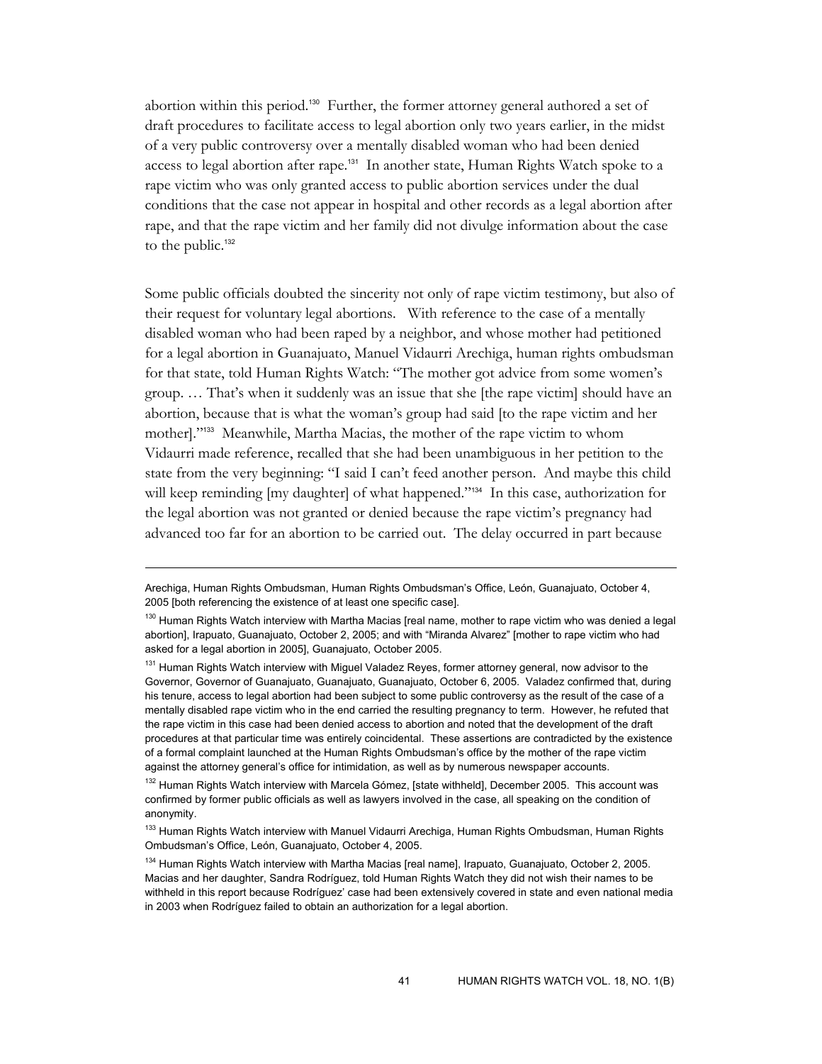abortion within this period.[130] Further, the former attorney general authored a set of draft procedures to facilitate access to legal abortion only two years earlier, in the midst of a very public controversy over a mentally disabled woman who had been denied access to legal abortion after rape.[131] In another state, Human Rights Watch spoke to a rape victim who was only granted access to public abortion services under the dual conditions that the case not appear in hospital and other records as a legal abortion after rape, and that the rape victim and her family did not divulge information about the case to the public.[132]

Some public officials doubted the sincerity not only of rape victim testimony, but also of their request for voluntary legal abortions. With reference to the case of a mentally disabled woman who had been raped by a neighbor, and whose mother had petitioned for a legal abortion in Guanajuato, Manuel Vidaurri Arechiga, human rights ombudsman for that state, told Human Rights Watch: "The mother got advice from some women's group. … That's when it suddenly was an issue that she [the rape victim] should have an abortion, because that is what the woman's group had said [to the rape victim and her mother]."[133] Meanwhile, Martha Macias, the mother of the rape victim to whom Vidaurri made reference, recalled that she had been unambiguous in her petition to the state from the very beginning: "I said I can't feed another person. And maybe this child will keep reminding [my daughter] of what happened."[134] In this case, authorization for the legal abortion was not granted or denied because the rape victim's pregnancy had advanced too far for an abortion to be carried out. The delay occurred in part because

---

Arechiga, Human Rights Ombudsman, Human Rights Ombudsman's Office, León, Guanajuato, October 4, 2005 [both referencing the existence of at least one specific case].

[130] Human Rights Watch interview with Martha Macias [real name, mother to rape victim who was denied a legal abortion], Irapuato, Guanajuato, October 2, 2005; and with "Miranda Alvarez" [mother to rape victim who had asked for a legal abortion in 2005], Guanajuato, October 2005.

[131] Human Rights Watch interview with Miguel Valadez Reyes, former attorney general, now advisor to the Governor, Governor of Guanajuato, Guanajuato, Guanajuato, October 6, 2005. Valadez confirmed that, during his tenure, access to legal abortion had been subject to some public controversy as the result of the case of a mentally disabled rape victim who in the end carried the resulting pregnancy to term. However, he refuted that the rape victim in this case had been denied access to abortion and noted that the development of the draft procedures at that particular time was entirely coincidental. These assertions are contradicted by the existence of a formal complaint launched at the Human Rights Ombudsman's office by the mother of the rape victim against the attorney general's office for intimidation, as well as by numerous newspaper accounts.

[132] Human Rights Watch interview with Marcela Gómez, [state withheld], December 2005. This account was confirmed by former public officials as well as lawyers involved in the case, all speaking on the condition of anonymity.

[133] Human Rights Watch interview with Manuel Vidaurri Arechiga, Human Rights Ombudsman, Human Rights Ombudsman's Office, León, Guanajuato, October 4, 2005.

[134] Human Rights Watch interview with Martha Macias [real name], Irapuato, Guanajuato, October 2, 2005. Macias and her daughter, Sandra Rodríguez, told Human Rights Watch they did not wish their names to be withheld in this report because Rodríguez' case had been extensively covered in state and even national media in 2003 when Rodríguez failed to obtain an authorization for a legal abortion.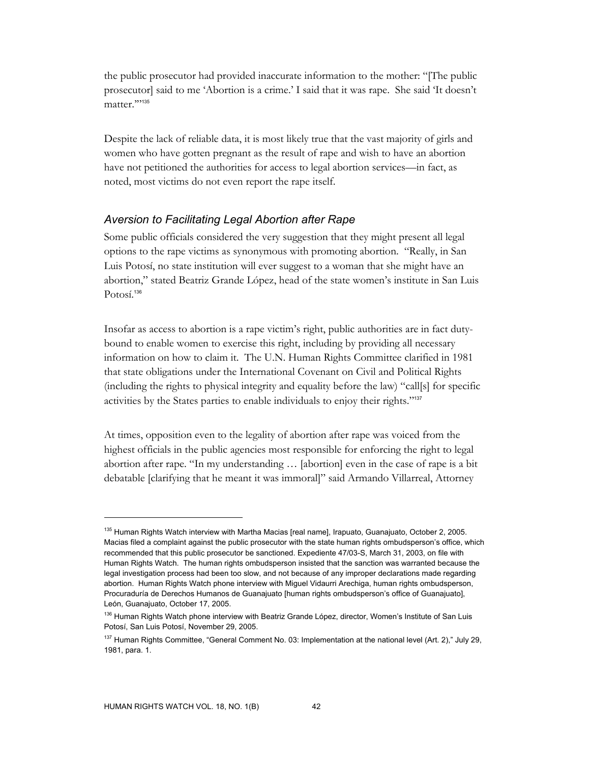the public prosecutor had provided inaccurate information to the mother: "[The public prosecutor] said to me 'Abortion is a crime.' I said that it was rape. She said 'It doesn't matter.'"[135]

Despite the lack of reliable data, it is most likely true that the vast majority of girls and women who have gotten pregnant as the result of rape and wish to have an abortion have not petitioned the authorities for access to legal abortion services—in fact, as noted, most victims do not even report the rape itself.

### *Aversion to Facilitating Legal Abortion after Rape*

Some public officials considered the very suggestion that they might present all legal options to the rape victims as synonymous with promoting abortion. "Really, in San Luis Potosí, no state institution will ever suggest to a woman that she might have an abortion," stated Beatriz Grande López, head of the state women's institute in San Luis Potosí.[136]

Insofar as access to abortion is a rape victim's right, public authorities are in fact duty-bound to enable women to exercise this right, including by providing all necessary information on how to claim it. The U.N. Human Rights Committee clarified in 1981 that state obligations under the International Covenant on Civil and Political Rights (including the rights to physical integrity and equality before the law) "call[s] for specific activities by the States parties to enable individuals to enjoy their rights."[137]

At times, opposition even to the legality of abortion after rape was voiced from the highest officials in the public agencies most responsible for enforcing the right to legal abortion after rape. "In my understanding … [abortion] even in the case of rape is a bit debatable [clarifying that he meant it was immoral]" said Armando Villarreal, Attorney

---

[135] Human Rights Watch interview with Martha Macias [real name], Irapuato, Guanajuato, October 2, 2005. Macias filed a complaint against the public prosecutor with the state human rights ombudsperson's office, which recommended that this public prosecutor be sanctioned. Expediente 47/03-S, March 31, 2003, on file with Human Rights Watch. The human rights ombudsperson insisted that the sanction was warranted because the legal investigation process had been too slow, and not because of any improper declarations made regarding abortion. Human Rights Watch phone interview with Miguel Vidaurri Arechiga, human rights ombudsperson, Procuraduría de Derechos Humanos de Guanajuato [human rights ombudsperson's office of Guanajuato], León, Guanajuato, October 17, 2005.

[136] Human Rights Watch phone interview with Beatriz Grande López, director, Women's Institute of San Luis Potosí, San Luis Potosí, November 29, 2005.

[137] Human Rights Committee, "General Comment No. 03: Implementation at the national level (Art. 2)," July 29, 1981, para. 1.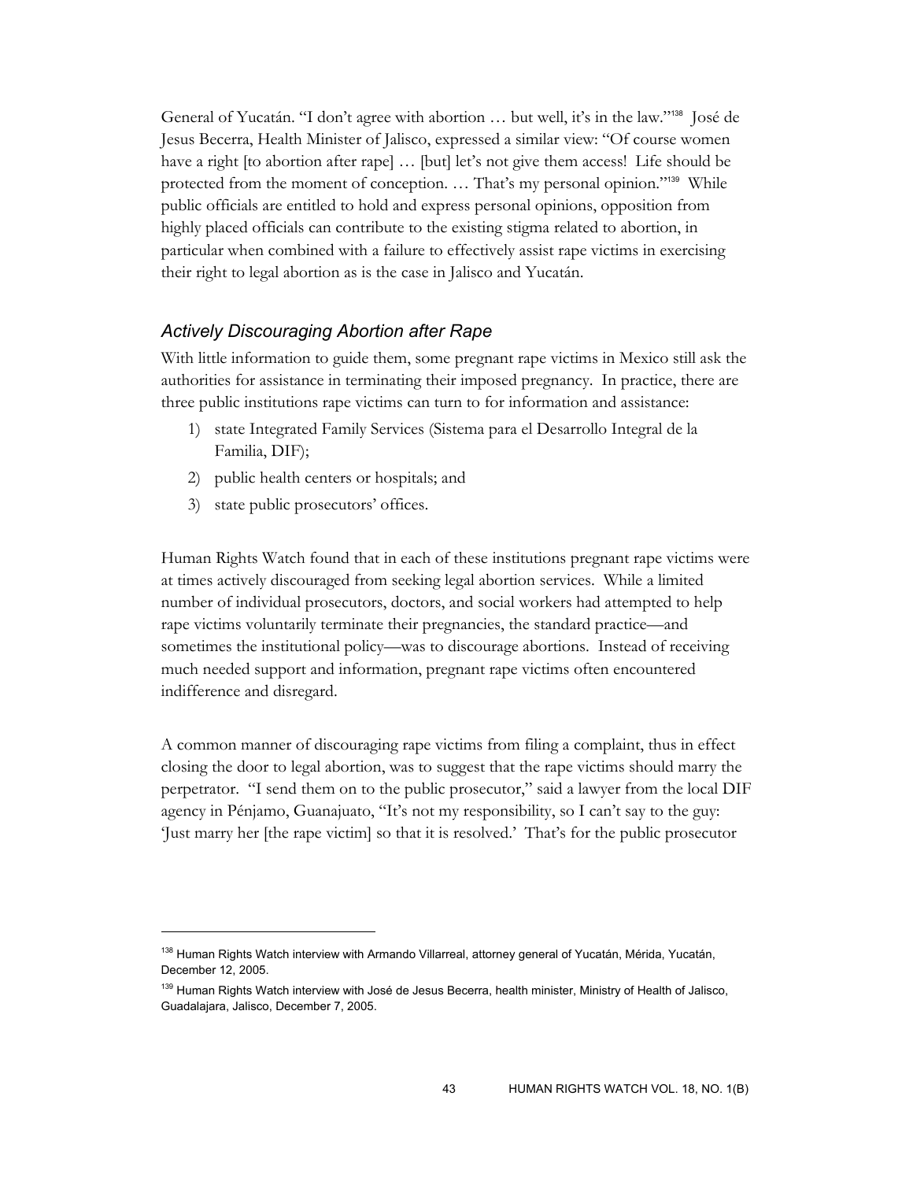General of Yucatán. "I don't agree with abortion … but well, it's in the law."[138] José de Jesus Becerra, Health Minister of Jalisco, expressed a similar view: "Of course women have a right [to abortion after rape] … [but] let's not give them access! Life should be protected from the moment of conception. … That's my personal opinion."[139] While public officials are entitled to hold and express personal opinions, opposition from highly placed officials can contribute to the existing stigma related to abortion, in particular when combined with a failure to effectively assist rape victims in exercising their right to legal abortion as is the case in Jalisco and Yucatán.

### *Actively Discouraging Abortion after Rape*

With little information to guide them, some pregnant rape victims in Mexico still ask the authorities for assistance in terminating their imposed pregnancy. In practice, there are three public institutions rape victims can turn to for information and assistance:

1) state Integrated Family Services (Sistema para el Desarrollo Integral de la Familia, DIF);
2) public health centers or hospitals; and
3) state public prosecutors' offices.

Human Rights Watch found that in each of these institutions pregnant rape victims were at times actively discouraged from seeking legal abortion services. While a limited number of individual prosecutors, doctors, and social workers had attempted to help rape victims voluntarily terminate their pregnancies, the standard practice—and sometimes the institutional policy—was to discourage abortions. Instead of receiving much needed support and information, pregnant rape victims often encountered indifference and disregard.

A common manner of discouraging rape victims from filing a complaint, thus in effect closing the door to legal abortion, was to suggest that the rape victims should marry the perpetrator. "I send them on to the public prosecutor," said a lawyer from the local DIF agency in Pénjamo, Guanajuato, "It's not my responsibility, so I can't say to the guy: 'Just marry her [the rape victim] so that it is resolved.' That's for the public prosecutor

---

[138] Human Rights Watch interview with Armando Villarreal, attorney general of Yucatán, Mérida, Yucatán, December 12, 2005.

[139] Human Rights Watch interview with José de Jesus Becerra, health minister, Ministry of Health of Jalisco, Guadalajara, Jalisco, December 7, 2005.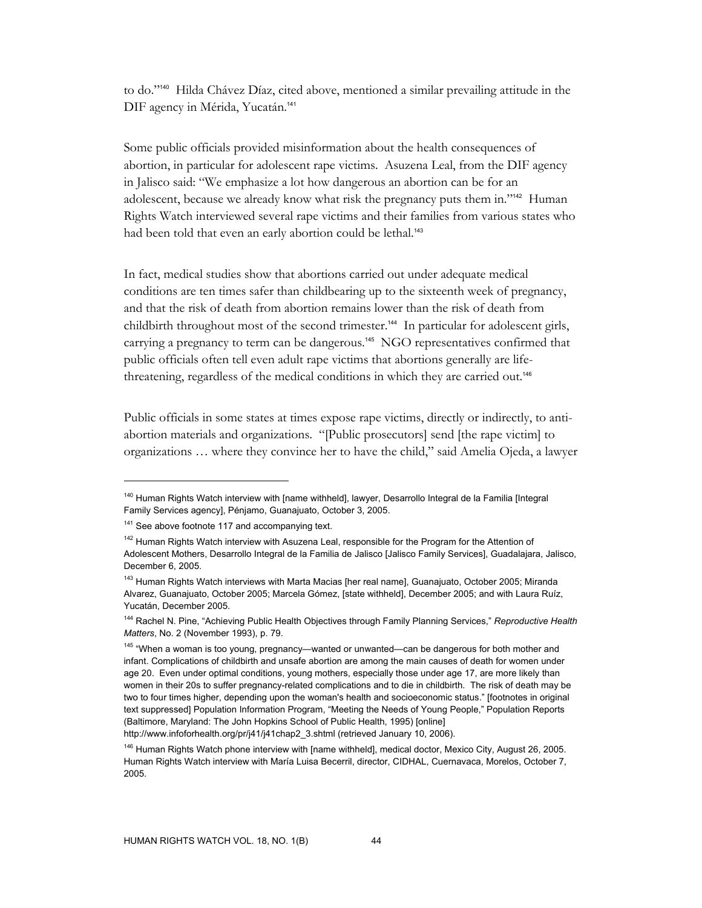to do."[140] Hilda Chávez Díaz, cited above, mentioned a similar prevailing attitude in the DIF agency in Mérida, Yucatán.[141]

Some public officials provided misinformation about the health consequences of abortion, in particular for adolescent rape victims. Asuzena Leal, from the DIF agency in Jalisco said: "We emphasize a lot how dangerous an abortion can be for an adolescent, because we already know what risk the pregnancy puts them in."[142] Human Rights Watch interviewed several rape victims and their families from various states who had been told that even an early abortion could be lethal.[143]

In fact, medical studies show that abortions carried out under adequate medical conditions are ten times safer than childbearing up to the sixteenth week of pregnancy, and that the risk of death from abortion remains lower than the risk of death from childbirth throughout most of the second trimester.[144] In particular for adolescent girls, carrying a pregnancy to term can be dangerous.[145] NGO representatives confirmed that public officials often tell even adult rape victims that abortions generally are life-threatening, regardless of the medical conditions in which they are carried out.[146]

Public officials in some states at times expose rape victims, directly or indirectly, to anti-abortion materials and organizations. "[Public prosecutors] send [the rape victim] to organizations … where they convince her to have the child," said Amelia Ojeda, a lawyer

---

[140] Human Rights Watch interview with [name withheld], lawyer, Desarrollo Integral de la Familia [Integral Family Services agency], Pénjamo, Guanajuato, October 3, 2005.

[141] See above footnote 117 and accompanying text.

[142] Human Rights Watch interview with Asuzena Leal, responsible for the Program for the Attention of Adolescent Mothers, Desarrollo Integral de la Familia de Jalisco [Jalisco Family Services], Guadalajara, Jalisco, December 6, 2005.

[143] Human Rights Watch interviews with Marta Macias [her real name], Guanajuato, October 2005; Miranda Alvarez, Guanajuato, October 2005; Marcela Gómez, [state withheld], December 2005; and with Laura Ruíz, Yucatán, December 2005.

[144] Rachel N. Pine, "Achieving Public Health Objectives through Family Planning Services," *Reproductive Health Matters*, No. 2 (November 1993), p. 79.

[145] "When a woman is too young, pregnancy—wanted or unwanted—can be dangerous for both mother and infant. Complications of childbirth and unsafe abortion are among the main causes of death for women under age 20. Even under optimal conditions, young mothers, especially those under age 17, are more likely than women in their 20s to suffer pregnancy-related complications and to die in childbirth. The risk of death may be two to four times higher, depending upon the woman's health and socioeconomic status." [footnotes in original text suppressed] Population Information Program, "Meeting the Needs of Young People," Population Reports (Baltimore, Maryland: The John Hopkins School of Public Health, 1995) [online] http://www.infoforhealth.org/pr/j41/j41chap2_3.shtml (retrieved January 10, 2006).

[146] Human Rights Watch phone interview with [name withheld], medical doctor, Mexico City, August 26, 2005. Human Rights Watch interview with María Luisa Becerril, director, CIDHAL, Cuernavaca, Morelos, October 7, 2005.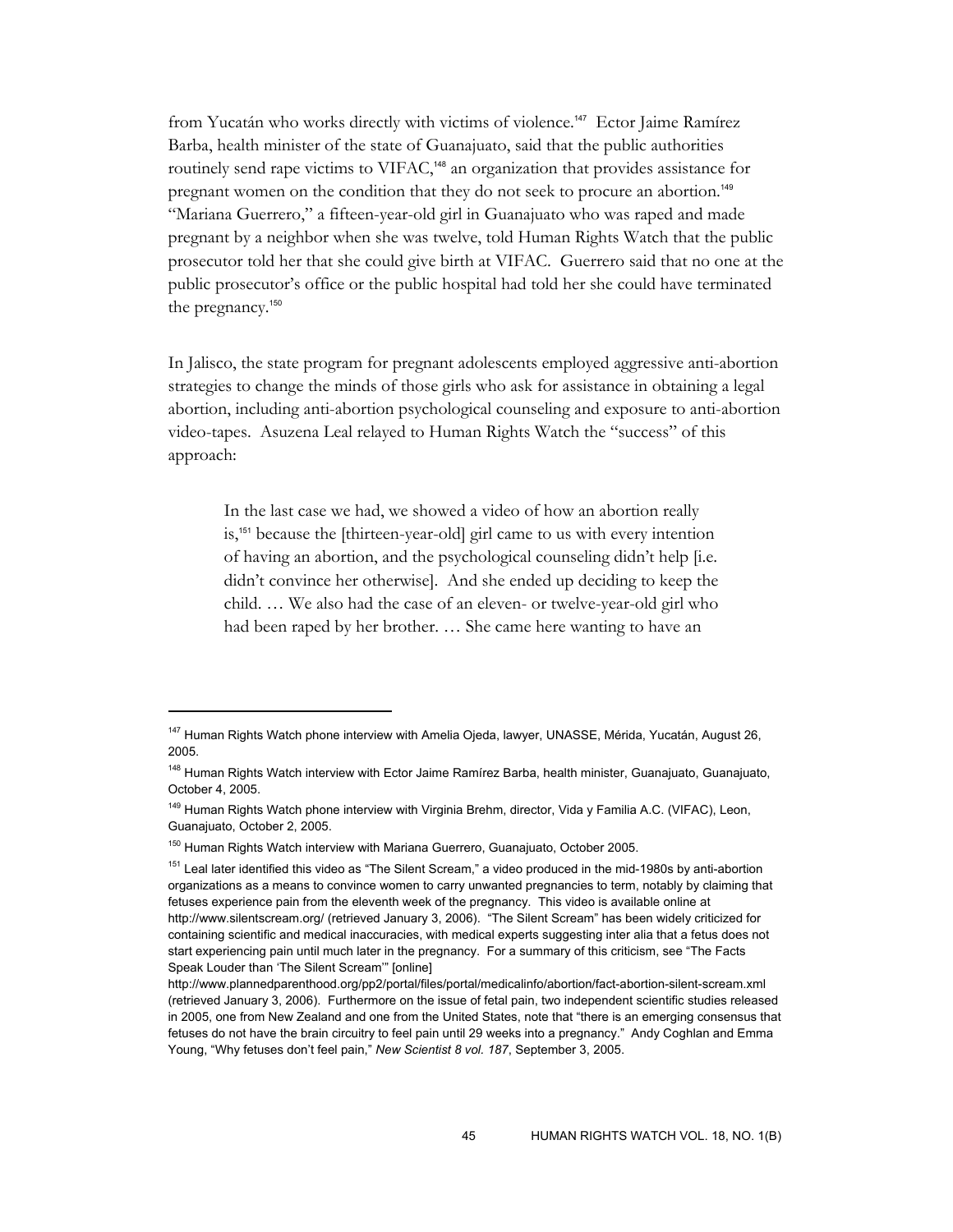from Yucatán who works directly with victims of violence.[147] Ector Jaime Ramírez Barba, health minister of the state of Guanajuato, said that the public authorities routinely send rape victims to VIFAC,[148] an organization that provides assistance for pregnant women on the condition that they do not seek to procure an abortion.[149] "Mariana Guerrero," a fifteen-year-old girl in Guanajuato who was raped and made pregnant by a neighbor when she was twelve, told Human Rights Watch that the public prosecutor told her that she could give birth at VIFAC. Guerrero said that no one at the public prosecutor's office or the public hospital had told her she could have terminated the pregnancy.[150]

In Jalisco, the state program for pregnant adolescents employed aggressive anti-abortion strategies to change the minds of those girls who ask for assistance in obtaining a legal abortion, including anti-abortion psychological counseling and exposure to anti-abortion video-tapes. Asuzena Leal relayed to Human Rights Watch the "success" of this approach:

> In the last case we had, we showed a video of how an abortion really is,[151] because the [thirteen-year-old] girl came to us with every intention of having an abortion, and the psychological counseling didn't help [i.e. didn't convince her otherwise]. And she ended up deciding to keep the child. … We also had the case of an eleven- or twelve-year-old girl who had been raped by her brother. … She came here wanting to have an

---

[147] Human Rights Watch phone interview with Amelia Ojeda, lawyer, UNASSE, Mérida, Yucatán, August 26, 2005.

[148] Human Rights Watch interview with Ector Jaime Ramírez Barba, health minister, Guanajuato, Guanajuato, October 4, 2005.

[149] Human Rights Watch phone interview with Virginia Brehm, director, Vida y Familia A.C. (VIFAC), Leon, Guanajuato, October 2, 2005.

[150] Human Rights Watch interview with Mariana Guerrero, Guanajuato, October 2005.

[151] Leal later identified this video as "The Silent Scream," a video produced in the mid-1980s by anti-abortion organizations as a means to convince women to carry unwanted pregnancies to term, notably by claiming that fetuses experience pain from the eleventh week of the pregnancy. This video is available online at http://www.silentscream.org/ (retrieved January 3, 2006). "The Silent Scream" has been widely criticized for containing scientific and medical inaccuracies, with medical experts suggesting inter alia that a fetus does not start experiencing pain until much later in the pregnancy. For a summary of this criticism, see "The Facts Speak Louder than 'The Silent Scream'" [online] http://www.plannedparenthood.org/pp2/portal/files/portal/medicalinfo/abortion/fact-abortion-silent-scream.xml (retrieved January 3, 2006). Furthermore on the issue of fetal pain, two independent scientific studies released in 2005, one from New Zealand and one from the United States, note that "there is an emerging consensus that fetuses do not have the brain circuitry to feel pain until 29 weeks into a pregnancy." Andy Coghlan and Emma Young, "Why fetuses don't feel pain," *New Scientist 8 vol. 187*, September 3, 2005.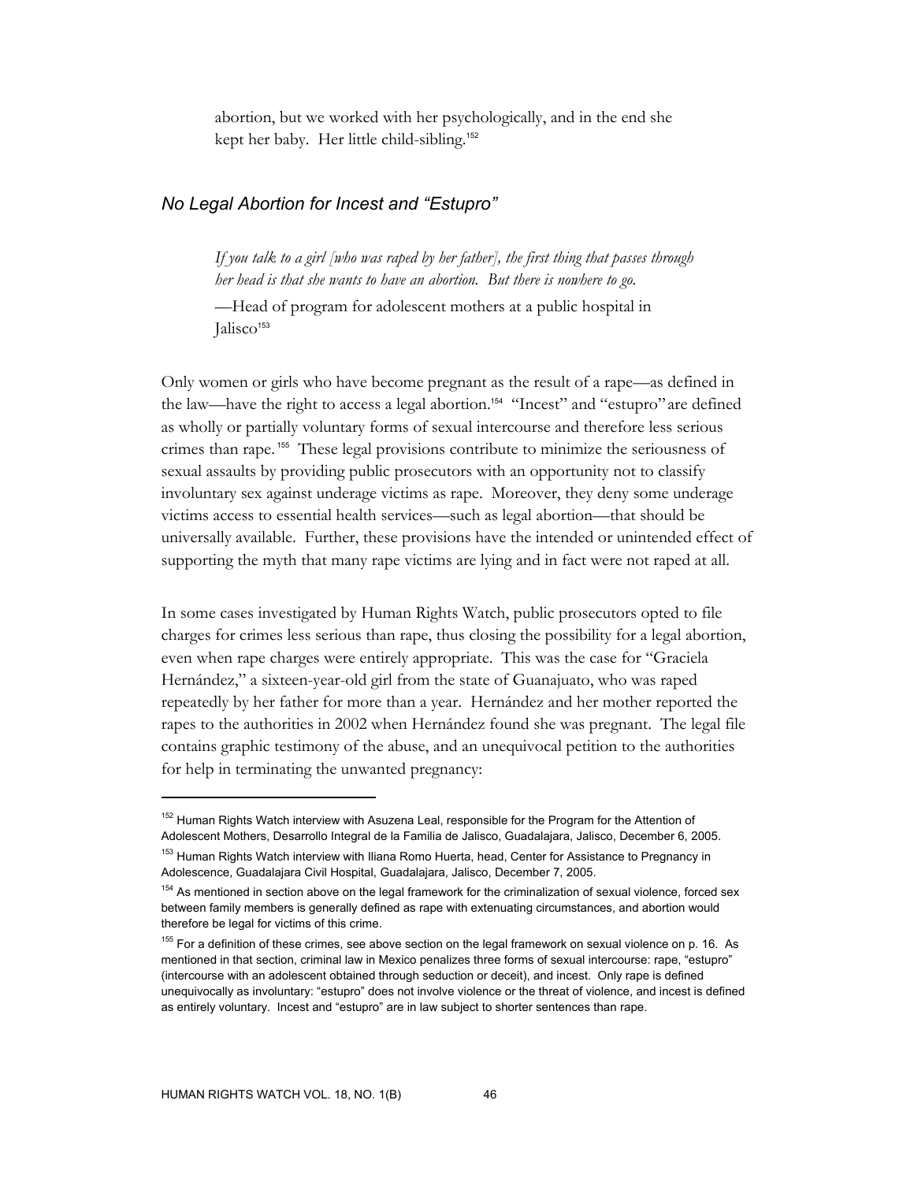abortion, but we worked with her psychologically, and in the end she kept her baby. Her little child-sibling.[152]

### *No Legal Abortion for Incest and "Estupro"*

> *If you talk to a girl [who was raped by her father], the first thing that passes through her head is that she wants to have an abortion. But there is nowhere to go.*
>
> —Head of program for adolescent mothers at a public hospital in Jalisco[153]

Only women or girls who have become pregnant as the result of a rape—as defined in the law—have the right to access a legal abortion.[154] "Incest" and "estupro" are defined as wholly or partially voluntary forms of sexual intercourse and therefore less serious crimes than rape.[155] These legal provisions contribute to minimize the seriousness of sexual assaults by providing public prosecutors with an opportunity not to classify involuntary sex against underage victims as rape. Moreover, they deny some underage victims access to essential health services—such as legal abortion—that should be universally available. Further, these provisions have the intended or unintended effect of supporting the myth that many rape victims are lying and in fact were not raped at all.

In some cases investigated by Human Rights Watch, public prosecutors opted to file charges for crimes less serious than rape, thus closing the possibility for a legal abortion, even when rape charges were entirely appropriate. This was the case for "Graciela Hernández," a sixteen-year-old girl from the state of Guanajuato, who was raped repeatedly by her father for more than a year. Hernández and her mother reported the rapes to the authorities in 2002 when Hernández found she was pregnant. The legal file contains graphic testimony of the abuse, and an unequivocal petition to the authorities for help in terminating the unwanted pregnancy:

---

[152] Human Rights Watch interview with Asuzena Leal, responsible for the Program for the Attention of Adolescent Mothers, Desarrollo Integral de la Familia de Jalisco, Guadalajara, Jalisco, December 6, 2005.

[153] Human Rights Watch interview with Iliana Romo Huerta, head, Center for Assistance to Pregnancy in Adolescence, Guadalajara Civil Hospital, Guadalajara, Jalisco, December 7, 2005.

[154] As mentioned in section above on the legal framework for the criminalization of sexual violence, forced sex between family members is generally defined as rape with extenuating circumstances, and abortion would therefore be legal for victims of this crime.

[155] For a definition of these crimes, see above section on the legal framework on sexual violence on p. 16. As mentioned in that section, criminal law in Mexico penalizes three forms of sexual intercourse: rape, "estupro" (intercourse with an adolescent obtained through seduction or deceit), and incest. Only rape is defined unequivocally as involuntary: "estupro" does not involve violence or the threat of violence, and incest is defined as entirely voluntary. Incest and "estupro" are in law subject to shorter sentences than rape.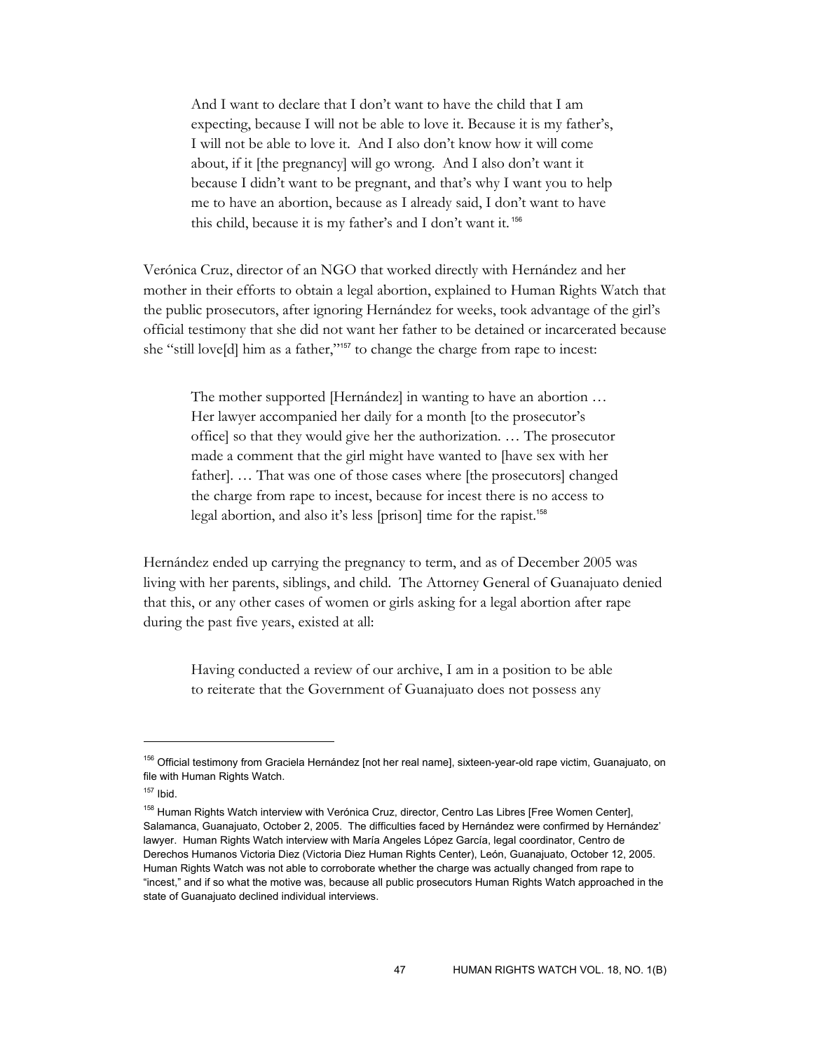> And I want to declare that I don't want to have the child that I am expecting, because I will not be able to love it. Because it is my father's, I will not be able to love it. And I also don't know how it will come about, if it [the pregnancy] will go wrong. And I also don't want it because I didn't want to be pregnant, and that's why I want you to help me to have an abortion, because as I already said, I don't want to have this child, because it is my father's and I don't want it.[156]

Verónica Cruz, director of an NGO that worked directly with Hernández and her mother in their efforts to obtain a legal abortion, explained to Human Rights Watch that the public prosecutors, after ignoring Hernández for weeks, took advantage of the girl's official testimony that she did not want her father to be detained or incarcerated because she "still love[d] him as a father,"[157] to change the charge from rape to incest:

> The mother supported [Hernández] in wanting to have an abortion … Her lawyer accompanied her daily for a month [to the prosecutor's office] so that they would give her the authorization. … The prosecutor made a comment that the girl might have wanted to [have sex with her father]. … That was one of those cases where [the prosecutors] changed the charge from rape to incest, because for incest there is no access to legal abortion, and also it's less [prison] time for the rapist.[158]

Hernández ended up carrying the pregnancy to term, and as of December 2005 was living with her parents, siblings, and child. The Attorney General of Guanajuato denied that this, or any other cases of women or girls asking for a legal abortion after rape during the past five years, existed at all:

> Having conducted a review of our archive, I am in a position to be able to reiterate that the Government of Guanajuato does not possess any

---

[156] Official testimony from Graciela Hernández [not her real name], sixteen-year-old rape victim, Guanajuato, on file with Human Rights Watch.

[157] Ibid.

[158] Human Rights Watch interview with Verónica Cruz, director, Centro Las Libres [Free Women Center], Salamanca, Guanajuato, October 2, 2005. The difficulties faced by Hernández were confirmed by Hernández' lawyer. Human Rights Watch interview with María Angeles López García, legal coordinator, Centro de Derechos Humanos Victoria Diez (Victoria Diez Human Rights Center), León, Guanajuato, October 12, 2005. Human Rights Watch was not able to corroborate whether the charge was actually changed from rape to "incest," and if so what the motive was, because all public prosecutors Human Rights Watch approached in the state of Guanajuato declined individual interviews.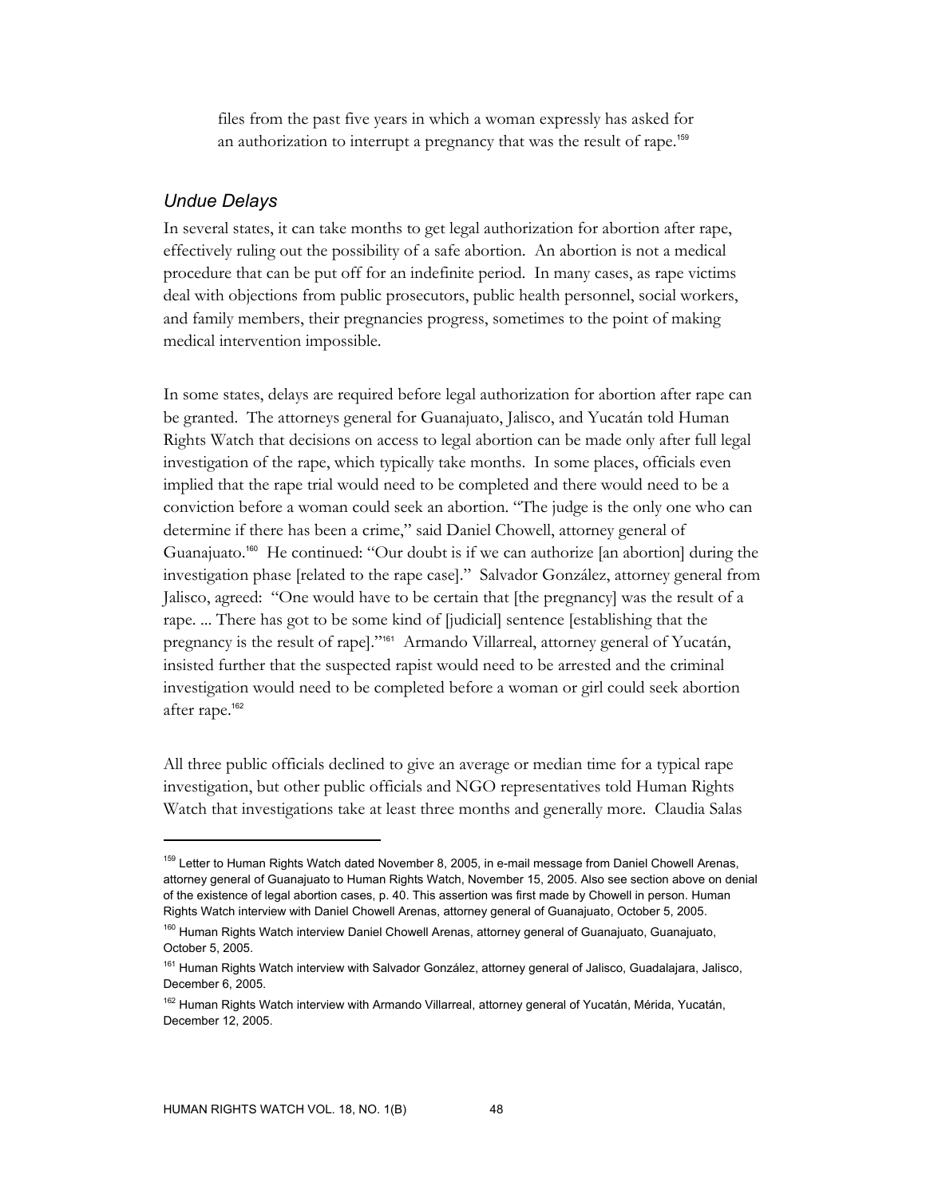files from the past five years in which a woman expressly has asked for an authorization to interrupt a pregnancy that was the result of rape.[159]

### *Undue Delays*

In several states, it can take months to get legal authorization for abortion after rape, effectively ruling out the possibility of a safe abortion. An abortion is not a medical procedure that can be put off for an indefinite period. In many cases, as rape victims deal with objections from public prosecutors, public health personnel, social workers, and family members, their pregnancies progress, sometimes to the point of making medical intervention impossible.

In some states, delays are required before legal authorization for abortion after rape can be granted. The attorneys general for Guanajuato, Jalisco, and Yucatán told Human Rights Watch that decisions on access to legal abortion can be made only after full legal investigation of the rape, which typically take months. In some places, officials even implied that the rape trial would need to be completed and there would need to be a conviction before a woman could seek an abortion. "The judge is the only one who can determine if there has been a crime," said Daniel Chowell, attorney general of Guanajuato.[160] He continued: "Our doubt is if we can authorize [an abortion] during the investigation phase [related to the rape case]." Salvador González, attorney general from Jalisco, agreed: "One would have to be certain that [the pregnancy] was the result of a rape. ... There has got to be some kind of [judicial] sentence [establishing that the pregnancy is the result of rape]."[161] Armando Villarreal, attorney general of Yucatán, insisted further that the suspected rapist would need to be arrested and the criminal investigation would need to be completed before a woman or girl could seek abortion after rape.[162]

All three public officials declined to give an average or median time for a typical rape investigation, but other public officials and NGO representatives told Human Rights Watch that investigations take at least three months and generally more. Claudia Salas

---

[159] Letter to Human Rights Watch dated November 8, 2005, in e-mail message from Daniel Chowell Arenas, attorney general of Guanajuato to Human Rights Watch, November 15, 2005. Also see section above on denial of the existence of legal abortion cases, p. 40. This assertion was first made by Chowell in person. Human Rights Watch interview with Daniel Chowell Arenas, attorney general of Guanajuato, October 5, 2005.

[160] Human Rights Watch interview Daniel Chowell Arenas, attorney general of Guanajuato, Guanajuato, October 5, 2005.

[161] Human Rights Watch interview with Salvador González, attorney general of Jalisco, Guadalajara, Jalisco, December 6, 2005.

[162] Human Rights Watch interview with Armando Villarreal, attorney general of Yucatán, Mérida, Yucatán, December 12, 2005.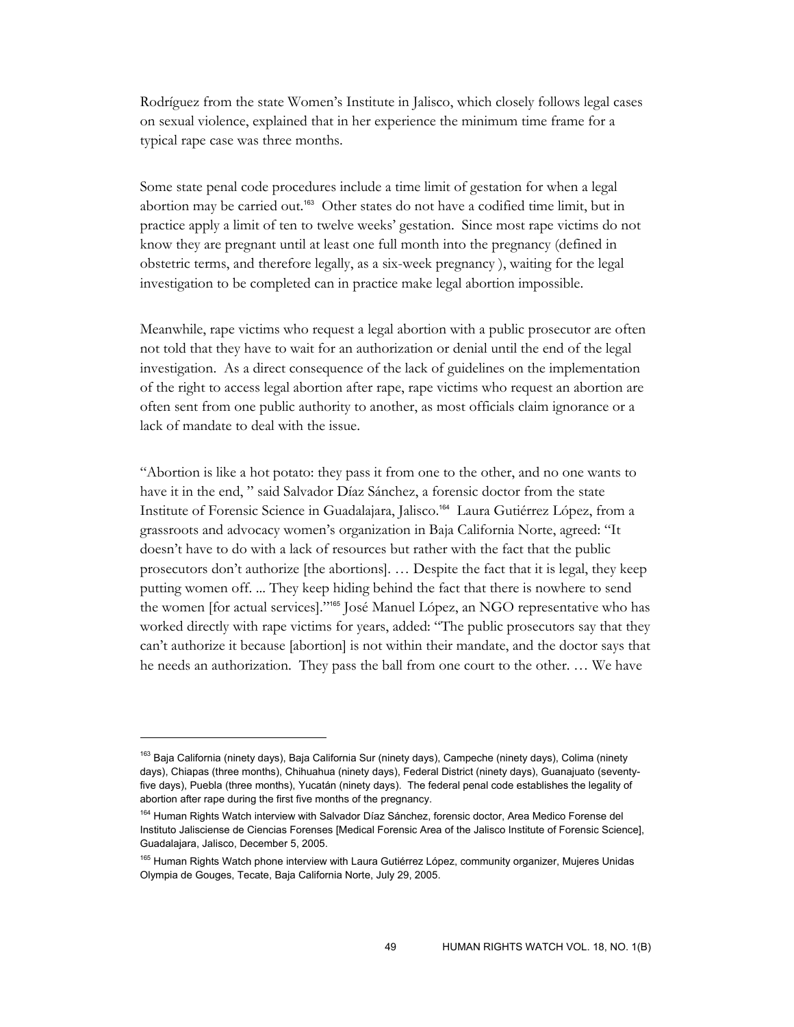Rodríguez from the state Women's Institute in Jalisco, which closely follows legal cases on sexual violence, explained that in her experience the minimum time frame for a typical rape case was three months.

Some state penal code procedures include a time limit of gestation for when a legal abortion may be carried out.[163] Other states do not have a codified time limit, but in practice apply a limit of ten to twelve weeks' gestation. Since most rape victims do not know they are pregnant until at least one full month into the pregnancy (defined in obstetric terms, and therefore legally, as a six-week pregnancy ), waiting for the legal investigation to be completed can in practice make legal abortion impossible.

Meanwhile, rape victims who request a legal abortion with a public prosecutor are often not told that they have to wait for an authorization or denial until the end of the legal investigation. As a direct consequence of the lack of guidelines on the implementation of the right to access legal abortion after rape, rape victims who request an abortion are often sent from one public authority to another, as most officials claim ignorance or a lack of mandate to deal with the issue.

"Abortion is like a hot potato: they pass it from one to the other, and no one wants to have it in the end, " said Salvador Díaz Sánchez, a forensic doctor from the state Institute of Forensic Science in Guadalajara, Jalisco.[164] Laura Gutiérrez López, from a grassroots and advocacy women's organization in Baja California Norte, agreed: "It doesn't have to do with a lack of resources but rather with the fact that the public prosecutors don't authorize [the abortions]. … Despite the fact that it is legal, they keep putting women off. ... They keep hiding behind the fact that there is nowhere to send the women [for actual services]."[165] José Manuel López, an NGO representative who has worked directly with rape victims for years, added: "The public prosecutors say that they can't authorize it because [abortion] is not within their mandate, and the doctor says that he needs an authorization. They pass the ball from one court to the other. … We have

---

[163] Baja California (ninety days), Baja California Sur (ninety days), Campeche (ninety days), Colima (ninety days), Chiapas (three months), Chihuahua (ninety days), Federal District (ninety days), Guanajuato (seventy-five days), Puebla (three months), Yucatán (ninety days). The federal penal code establishes the legality of abortion after rape during the first five months of the pregnancy.

[164] Human Rights Watch interview with Salvador Díaz Sánchez, forensic doctor, Area Medico Forense del Instituto Jalisciense de Ciencias Forenses [Medical Forensic Area of the Jalisco Institute of Forensic Science], Guadalajara, Jalisco, December 5, 2005.

[165] Human Rights Watch phone interview with Laura Gutiérrez López, community organizer, Mujeres Unidas Olympia de Gouges, Tecate, Baja California Norte, July 29, 2005.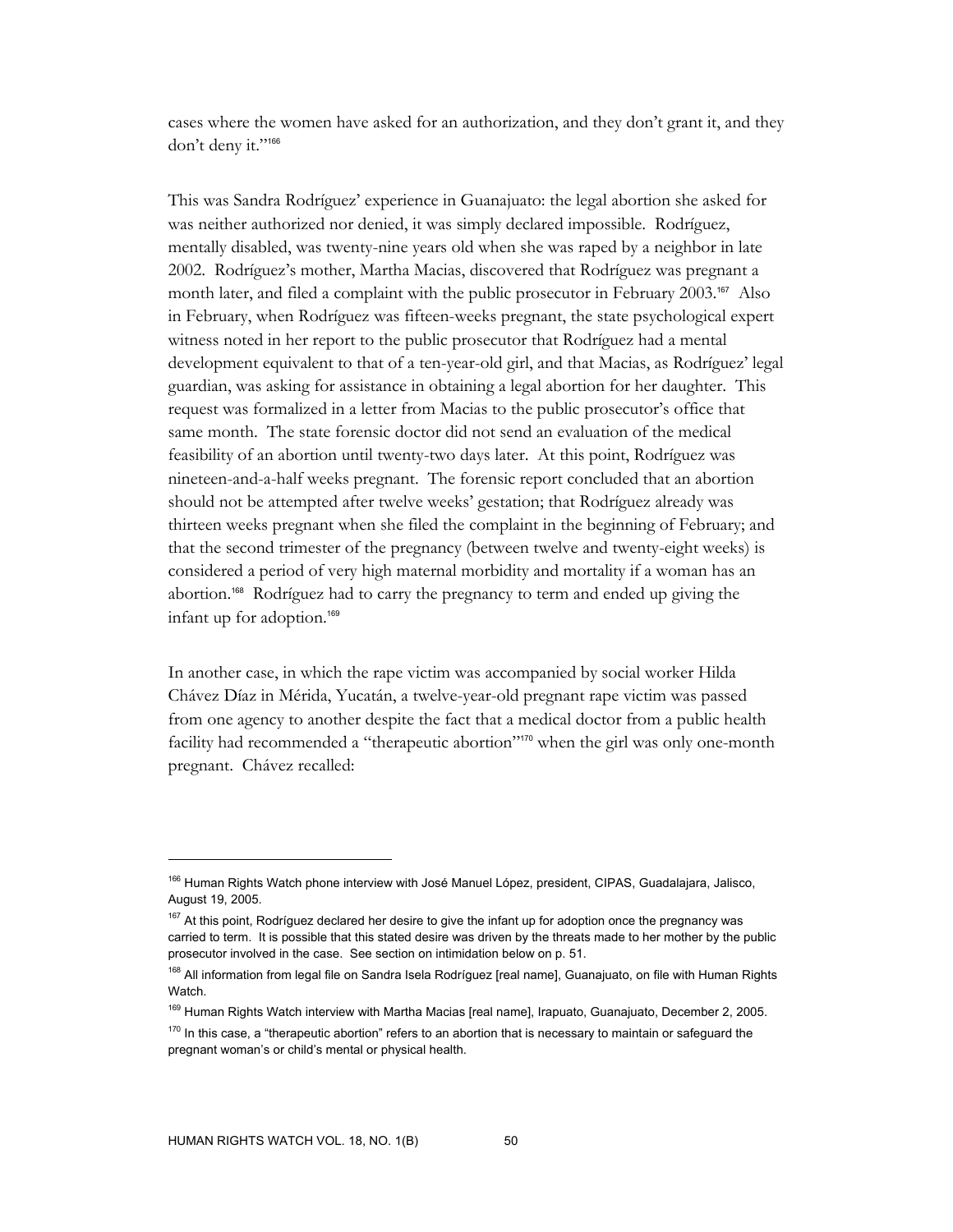cases where the women have asked for an authorization, and they don't grant it, and they don't deny it."[166]

This was Sandra Rodríguez' experience in Guanajuato: the legal abortion she asked for was neither authorized nor denied, it was simply declared impossible. Rodríguez, mentally disabled, was twenty-nine years old when she was raped by a neighbor in late 2002. Rodríguez's mother, Martha Macias, discovered that Rodríguez was pregnant a month later, and filed a complaint with the public prosecutor in February 2003.[167] Also in February, when Rodríguez was fifteen-weeks pregnant, the state psychological expert witness noted in her report to the public prosecutor that Rodríguez had a mental development equivalent to that of a ten-year-old girl, and that Macias, as Rodríguez' legal guardian, was asking for assistance in obtaining a legal abortion for her daughter. This request was formalized in a letter from Macias to the public prosecutor's office that same month. The state forensic doctor did not send an evaluation of the medical feasibility of an abortion until twenty-two days later. At this point, Rodríguez was nineteen-and-a-half weeks pregnant. The forensic report concluded that an abortion should not be attempted after twelve weeks' gestation; that Rodríguez already was thirteen weeks pregnant when she filed the complaint in the beginning of February; and that the second trimester of the pregnancy (between twelve and twenty-eight weeks) is considered a period of very high maternal morbidity and mortality if a woman has an abortion.[168] Rodríguez had to carry the pregnancy to term and ended up giving the infant up for adoption.[169]

In another case, in which the rape victim was accompanied by social worker Hilda Chávez Díaz in Mérida, Yucatán, a twelve-year-old pregnant rape victim was passed from one agency to another despite the fact that a medical doctor from a public health facility had recommended a "therapeutic abortion"[170] when the girl was only one-month pregnant. Chávez recalled:

---

[166] Human Rights Watch phone interview with José Manuel López, president, CIPAS, Guadalajara, Jalisco, August 19, 2005.

[167] At this point, Rodríguez declared her desire to give the infant up for adoption once the pregnancy was carried to term. It is possible that this stated desire was driven by the threats made to her mother by the public prosecutor involved in the case. See section on intimidation below on p. 51.

[168] All information from legal file on Sandra Isela Rodríguez [real name], Guanajuato, on file with Human Rights Watch.

[169] Human Rights Watch interview with Martha Macias [real name], Irapuato, Guanajuato, December 2, 2005.

[170] In this case, a "therapeutic abortion" refers to an abortion that is necessary to maintain or safeguard the pregnant woman's or child's mental or physical health.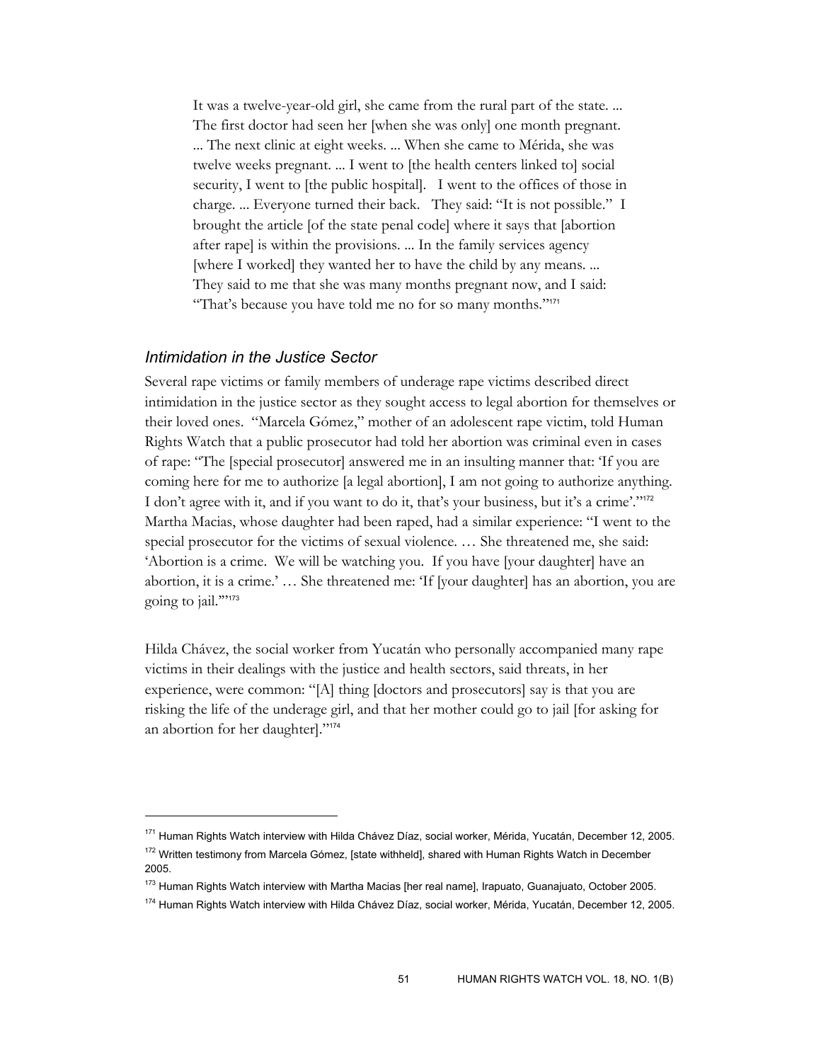> It was a twelve-year-old girl, she came from the rural part of the state. ... The first doctor had seen her [when she was only] one month pregnant. ... The next clinic at eight weeks. ... When she came to Mérida, she was twelve weeks pregnant. ... I went to [the health centers linked to] social security, I went to [the public hospital]. I went to the offices of those in charge. ... Everyone turned their back. They said: "It is not possible." I brought the article [of the state penal code] where it says that [abortion after rape] is within the provisions. ... In the family services agency [where I worked] they wanted her to have the child by any means. ... They said to me that she was many months pregnant now, and I said: "That's because you have told me no for so many months."[171]

### *Intimidation in the Justice Sector*

Several rape victims or family members of underage rape victims described direct intimidation in the justice sector as they sought access to legal abortion for themselves or their loved ones. "Marcela Gómez," mother of an adolescent rape victim, told Human Rights Watch that a public prosecutor had told her abortion was criminal even in cases of rape: "The [special prosecutor] answered me in an insulting manner that: 'If you are coming here for me to authorize [a legal abortion], I am not going to authorize anything. I don't agree with it, and if you want to do it, that's your business, but it's a crime'."[172] Martha Macias, whose daughter had been raped, had a similar experience: "I went to the special prosecutor for the victims of sexual violence. … She threatened me, she said: 'Abortion is a crime. We will be watching you. If you have [your daughter] have an abortion, it is a crime.' … She threatened me: 'If [your daughter] has an abortion, you are going to jail.'"[173]

Hilda Chávez, the social worker from Yucatán who personally accompanied many rape victims in their dealings with the justice and health sectors, said threats, in her experience, were common: "[A] thing [doctors and prosecutors] say is that you are risking the life of the underage girl, and that her mother could go to jail [for asking for an abortion for her daughter]."[174]

---

[171] Human Rights Watch interview with Hilda Chávez Díaz, social worker, Mérida, Yucatán, December 12, 2005.

[172] Written testimony from Marcela Gómez, [state withheld], shared with Human Rights Watch in December 2005.

[173] Human Rights Watch interview with Martha Macias [her real name], Irapuato, Guanajuato, October 2005.

[174] Human Rights Watch interview with Hilda Chávez Díaz, social worker, Mérida, Yucatán, December 12, 2005.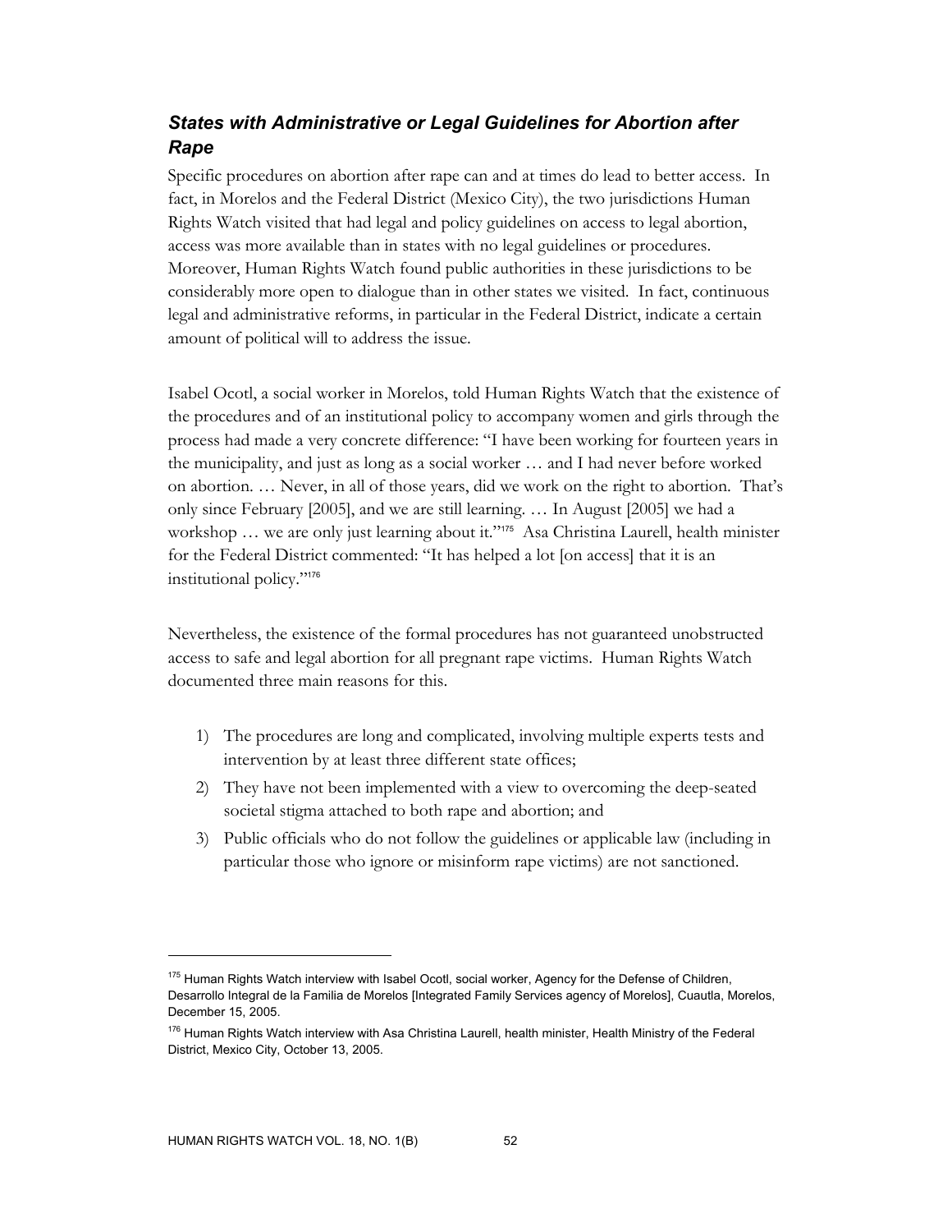### *States with Administrative or Legal Guidelines for Abortion after Rape*

Specific procedures on abortion after rape can and at times do lead to better access. In fact, in Morelos and the Federal District (Mexico City), the two jurisdictions Human Rights Watch visited that had legal and policy guidelines on access to legal abortion, access was more available than in states with no legal guidelines or procedures. Moreover, Human Rights Watch found public authorities in these jurisdictions to be considerably more open to dialogue than in other states we visited. In fact, continuous legal and administrative reforms, in particular in the Federal District, indicate a certain amount of political will to address the issue.

Isabel Ocotl, a social worker in Morelos, told Human Rights Watch that the existence of the procedures and of an institutional policy to accompany women and girls through the process had made a very concrete difference: "I have been working for fourteen years in the municipality, and just as long as a social worker … and I had never before worked on abortion. … Never, in all of those years, did we work on the right to abortion. That's only since February [2005], and we are still learning. … In August [2005] we had a workshop … we are only just learning about it."[175] Asa Christina Laurell, health minister for the Federal District commented: "It has helped a lot [on access] that it is an institutional policy."[176]

Nevertheless, the existence of the formal procedures has not guaranteed unobstructed access to safe and legal abortion for all pregnant rape victims. Human Rights Watch documented three main reasons for this.

1) The procedures are long and complicated, involving multiple experts tests and intervention by at least three different state offices;
2) They have not been implemented with a view to overcoming the deep-seated societal stigma attached to both rape and abortion; and
3) Public officials who do not follow the guidelines or applicable law (including in particular those who ignore or misinform rape victims) are not sanctioned.

---

[175] Human Rights Watch interview with Isabel Ocotl, social worker, Agency for the Defense of Children, Desarrollo Integral de la Familia de Morelos [Integrated Family Services agency of Morelos], Cuautla, Morelos, December 15, 2005.

[176] Human Rights Watch interview with Asa Christina Laurell, health minister, Health Ministry of the Federal District, Mexico City, October 13, 2005.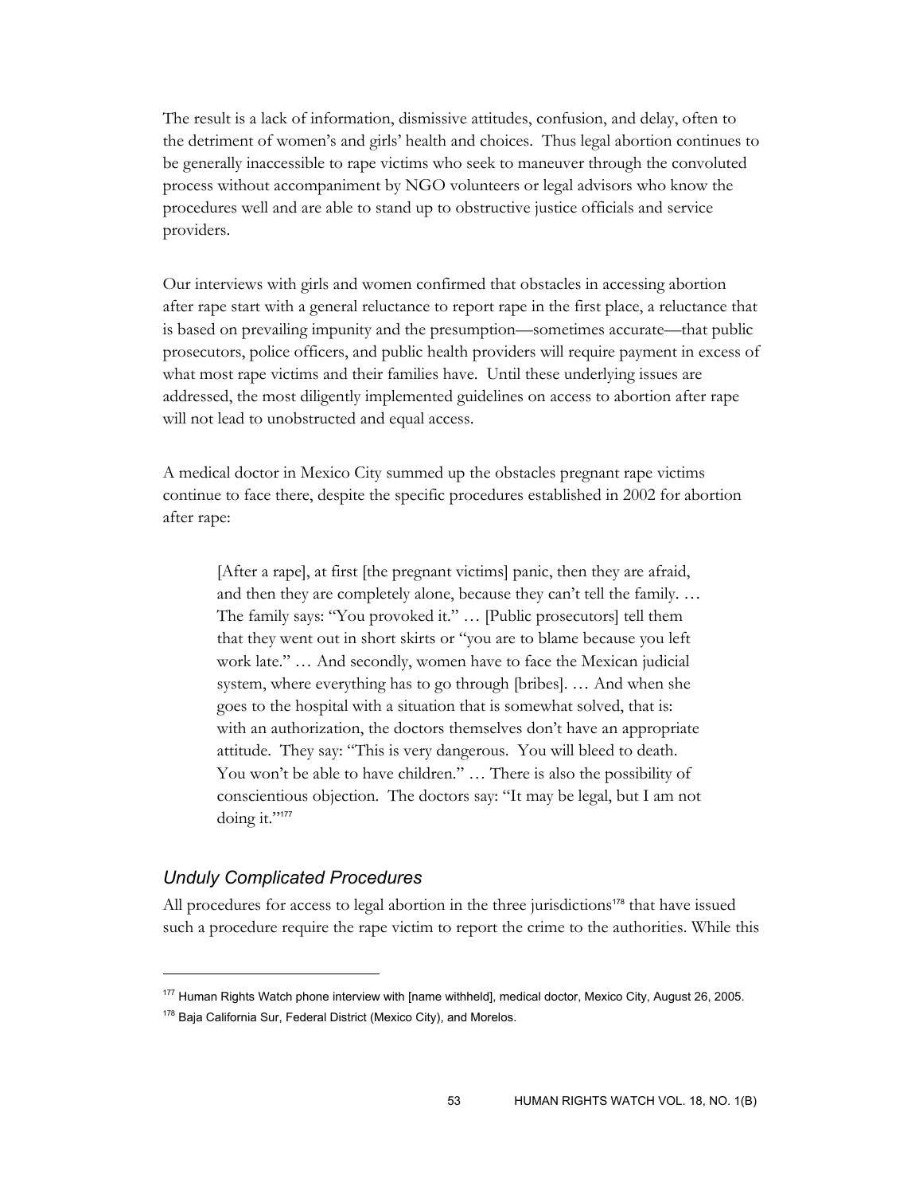The result is a lack of information, dismissive attitudes, confusion, and delay, often to the detriment of women's and girls' health and choices. Thus legal abortion continues to be generally inaccessible to rape victims who seek to maneuver through the convoluted process without accompaniment by NGO volunteers or legal advisors who know the procedures well and are able to stand up to obstructive justice officials and service providers.

Our interviews with girls and women confirmed that obstacles in accessing abortion after rape start with a general reluctance to report rape in the first place, a reluctance that is based on prevailing impunity and the presumption—sometimes accurate—that public prosecutors, police officers, and public health providers will require payment in excess of what most rape victims and their families have. Until these underlying issues are addressed, the most diligently implemented guidelines on access to abortion after rape will not lead to unobstructed and equal access.

A medical doctor in Mexico City summed up the obstacles pregnant rape victims continue to face there, despite the specific procedures established in 2002 for abortion after rape:

> [After a rape], at first [the pregnant victims] panic, then they are afraid, and then they are completely alone, because they can't tell the family. … The family says: "You provoked it." … [Public prosecutors] tell them that they went out in short skirts or "you are to blame because you left work late." … And secondly, women have to face the Mexican judicial system, where everything has to go through [bribes]. … And when she goes to the hospital with a situation that is somewhat solved, that is: with an authorization, the doctors themselves don't have an appropriate attitude. They say: "This is very dangerous. You will bleed to death. You won't be able to have children." … There is also the possibility of conscientious objection. The doctors say: "It may be legal, but I am not doing it."[177]

### *Unduly Complicated Procedures*

All procedures for access to legal abortion in the three jurisdictions[178] that have issued such a procedure require the rape victim to report the crime to the authorities. While this

---

[177] Human Rights Watch phone interview with [name withheld], medical doctor, Mexico City, August 26, 2005.

[178] Baja California Sur, Federal District (Mexico City), and Morelos.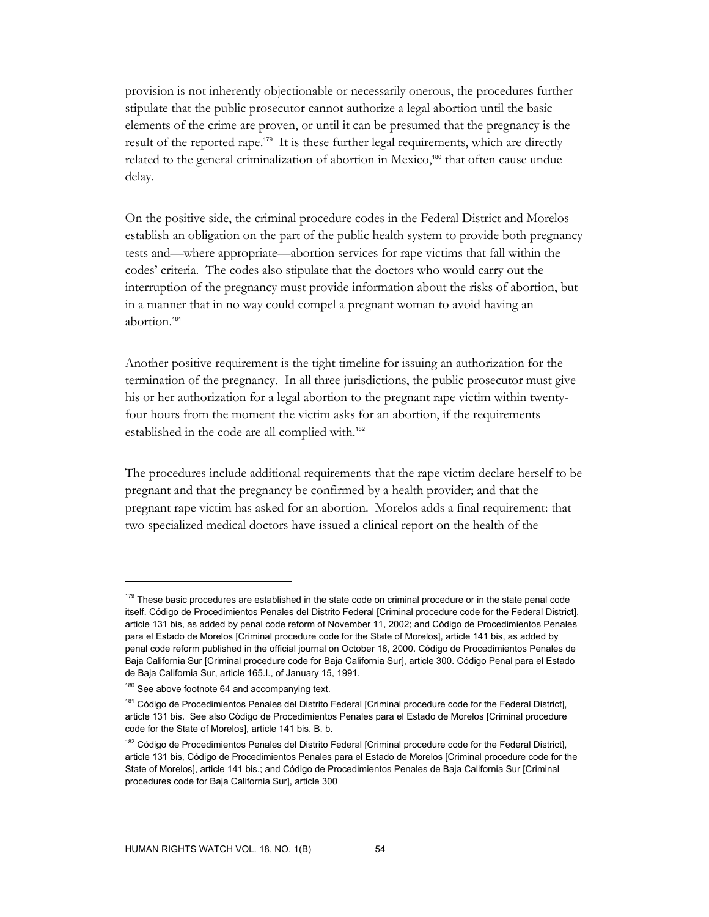provision is not inherently objectionable or necessarily onerous, the procedures further stipulate that the public prosecutor cannot authorize a legal abortion until the basic elements of the crime are proven, or until it can be presumed that the pregnancy is the result of the reported rape.[179] It is these further legal requirements, which are directly related to the general criminalization of abortion in Mexico,[180] that often cause undue delay.

On the positive side, the criminal procedure codes in the Federal District and Morelos establish an obligation on the part of the public health system to provide both pregnancy tests and—where appropriate—abortion services for rape victims that fall within the codes' criteria. The codes also stipulate that the doctors who would carry out the interruption of the pregnancy must provide information about the risks of abortion, but in a manner that in no way could compel a pregnant woman to avoid having an abortion.[181]

Another positive requirement is the tight timeline for issuing an authorization for the termination of the pregnancy. In all three jurisdictions, the public prosecutor must give his or her authorization for a legal abortion to the pregnant rape victim within twenty-four hours from the moment the victim asks for an abortion, if the requirements established in the code are all complied with.[182]

The procedures include additional requirements that the rape victim declare herself to be pregnant and that the pregnancy be confirmed by a health provider; and that the pregnant rape victim has asked for an abortion. Morelos adds a final requirement: that two specialized medical doctors have issued a clinical report on the health of the

---

[179] These basic procedures are established in the state code on criminal procedure or in the state penal code itself. Código de Procedimientos Penales del Distrito Federal [Criminal procedure code for the Federal District], article 131 bis, as added by penal code reform of November 11, 2002; and Código de Procedimientos Penales para el Estado de Morelos [Criminal procedure code for the State of Morelos], article 141 bis, as added by penal code reform published in the official journal on October 18, 2000. Código de Procedimientos Penales de Baja California Sur [Criminal procedure code for Baja California Sur], article 300. Código Penal para el Estado de Baja California Sur, article 165.I., of January 15, 1991.

[180] See above footnote 64 and accompanying text.

[181] Código de Procedimientos Penales del Distrito Federal [Criminal procedure code for the Federal District], article 131 bis. See also Código de Procedimientos Penales para el Estado de Morelos [Criminal procedure code for the State of Morelos], article 141 bis. B. b.

[182] Código de Procedimientos Penales del Distrito Federal [Criminal procedure code for the Federal District], article 131 bis, Código de Procedimientos Penales para el Estado de Morelos [Criminal procedure code for the State of Morelos], article 141 bis.; and Código de Procedimientos Penales de Baja California Sur [Criminal procedures code for Baja California Sur], article 300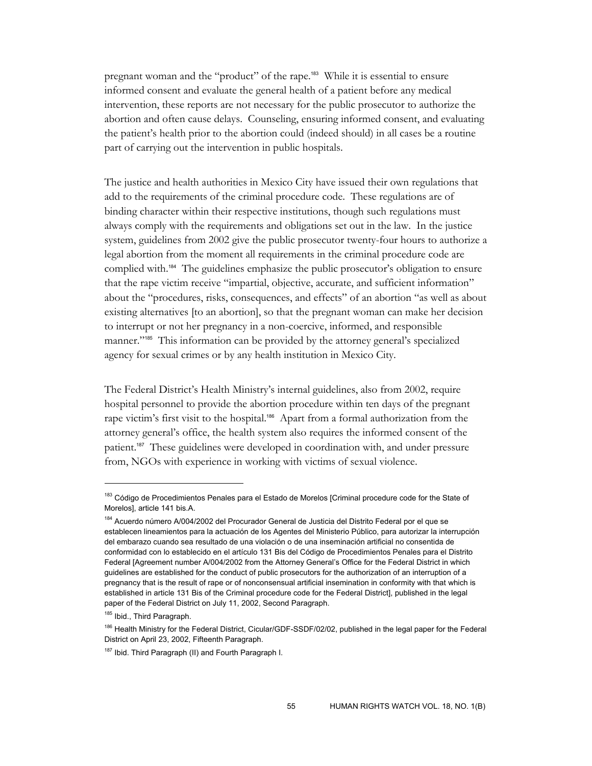pregnant woman and the "product" of the rape.[183] While it is essential to ensure informed consent and evaluate the general health of a patient before any medical intervention, these reports are not necessary for the public prosecutor to authorize the abortion and often cause delays. Counseling, ensuring informed consent, and evaluating the patient's health prior to the abortion could (indeed should) in all cases be a routine part of carrying out the intervention in public hospitals.

The justice and health authorities in Mexico City have issued their own regulations that add to the requirements of the criminal procedure code. These regulations are of binding character within their respective institutions, though such regulations must always comply with the requirements and obligations set out in the law. In the justice system, guidelines from 2002 give the public prosecutor twenty-four hours to authorize a legal abortion from the moment all requirements in the criminal procedure code are complied with.[184] The guidelines emphasize the public prosecutor's obligation to ensure that the rape victim receive "impartial, objective, accurate, and sufficient information" about the "procedures, risks, consequences, and effects" of an abortion "as well as about existing alternatives [to an abortion], so that the pregnant woman can make her decision to interrupt or not her pregnancy in a non-coercive, informed, and responsible manner."[185] This information can be provided by the attorney general's specialized agency for sexual crimes or by any health institution in Mexico City.

The Federal District's Health Ministry's internal guidelines, also from 2002, require hospital personnel to provide the abortion procedure within ten days of the pregnant rape victim's first visit to the hospital.[186] Apart from a formal authorization from the attorney general's office, the health system also requires the informed consent of the patient.[187] These guidelines were developed in coordination with, and under pressure from, NGOs with experience in working with victims of sexual violence.

---

[183] Código de Procedimientos Penales para el Estado de Morelos [Criminal procedure code for the State of Morelos], article 141 bis.A.

[184] Acuerdo número A/004/2002 del Procurador General de Justicia del Distrito Federal por el que se establecen lineamientos para la actuación de los Agentes del Ministerio Público, para autorizar la interrupción del embarazo cuando sea resultado de una violación o de una inseminación artificial no consentida de conformidad con lo establecido en el artículo 131 Bis del Código de Procedimientos Penales para el Distrito Federal [Agreement number A/004/2002 from the Attorney General's Office for the Federal District in which guidelines are established for the conduct of public prosecutors for the authorization of an interruption of a pregnancy that is the result of rape or of nonconsensual artificial insemination in conformity with that which is established in article 131 Bis of the Criminal procedure code for the Federal District], published in the legal paper of the Federal District on July 11, 2002, Second Paragraph.

[185] Ibid., Third Paragraph.

[186] Health Ministry for the Federal District, Cicular/GDF-SSDF/02/02, published in the legal paper for the Federal District on April 23, 2002, Fifteenth Paragraph.

[187] Ibid. Third Paragraph (II) and Fourth Paragraph I.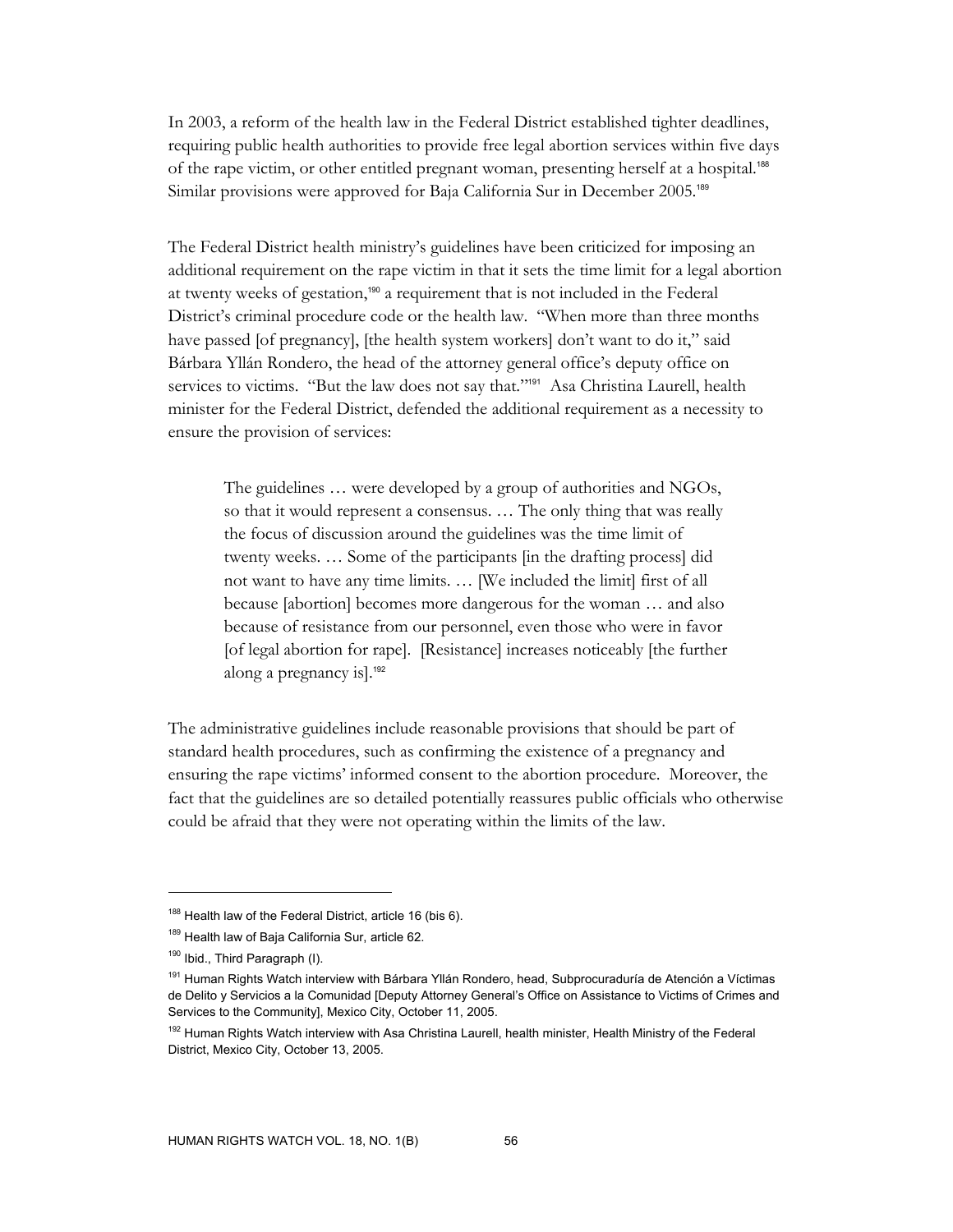In 2003, a reform of the health law in the Federal District established tighter deadlines, requiring public health authorities to provide free legal abortion services within five days of the rape victim, or other entitled pregnant woman, presenting herself at a hospital.[188] Similar provisions were approved for Baja California Sur in December 2005.[189]

The Federal District health ministry's guidelines have been criticized for imposing an additional requirement on the rape victim in that it sets the time limit for a legal abortion at twenty weeks of gestation,[190] a requirement that is not included in the Federal District's criminal procedure code or the health law. "When more than three months have passed [of pregnancy], [the health system workers] don't want to do it," said Bárbara Yllán Rondero, the head of the attorney general office's deputy office on services to victims. "But the law does not say that."[191] Asa Christina Laurell, health minister for the Federal District, defended the additional requirement as a necessity to ensure the provision of services:

> The guidelines … were developed by a group of authorities and NGOs, so that it would represent a consensus. … The only thing that was really the focus of discussion around the guidelines was the time limit of twenty weeks. … Some of the participants [in the drafting process] did not want to have any time limits. … [We included the limit] first of all because [abortion] becomes more dangerous for the woman … and also because of resistance from our personnel, even those who were in favor [of legal abortion for rape]. [Resistance] increases noticeably [the further along a pregnancy is].[192]

The administrative guidelines include reasonable provisions that should be part of standard health procedures, such as confirming the existence of a pregnancy and ensuring the rape victims' informed consent to the abortion procedure. Moreover, the fact that the guidelines are so detailed potentially reassures public officials who otherwise could be afraid that they were not operating within the limits of the law.

---

[188] Health law of the Federal District, article 16 (bis 6).

[189] Health law of Baja California Sur, article 62.

[190] Ibid., Third Paragraph (I).

[191] Human Rights Watch interview with Bárbara Yllán Rondero, head, Subprocuraduría de Atención a Víctimas de Delito y Servicios a la Comunidad [Deputy Attorney General's Office on Assistance to Victims of Crimes and Services to the Community], Mexico City, October 11, 2005.

[192] Human Rights Watch interview with Asa Christina Laurell, health minister, Health Ministry of the Federal District, Mexico City, October 13, 2005.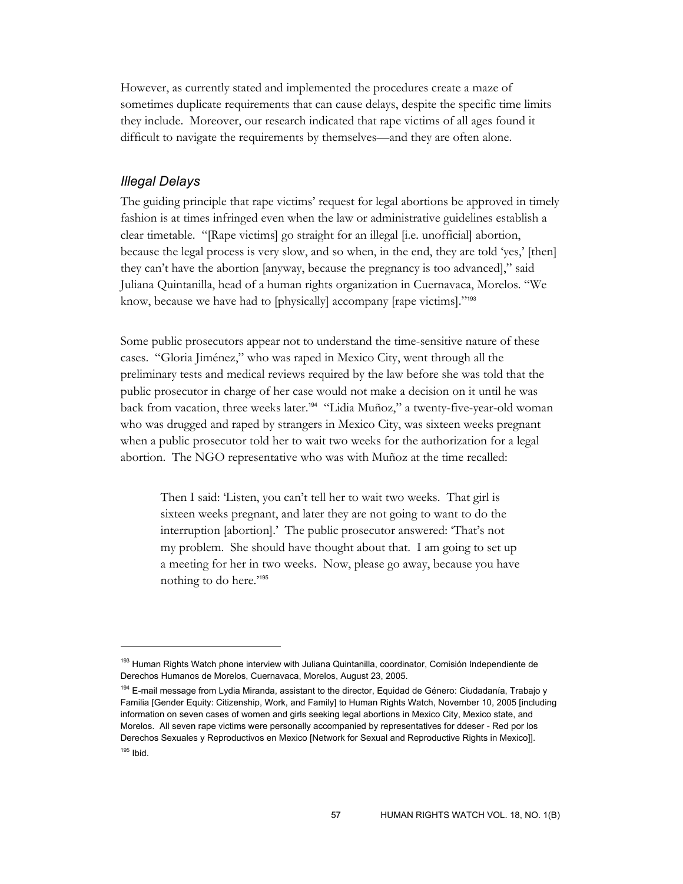However, as currently stated and implemented the procedures create a maze of sometimes duplicate requirements that can cause delays, despite the specific time limits they include. Moreover, our research indicated that rape victims of all ages found it difficult to navigate the requirements by themselves—and they are often alone.

### *Illegal Delays*

The guiding principle that rape victims' request for legal abortions be approved in timely fashion is at times infringed even when the law or administrative guidelines establish a clear timetable. "[Rape victims] go straight for an illegal [i.e. unofficial] abortion, because the legal process is very slow, and so when, in the end, they are told 'yes,' [then] they can't have the abortion [anyway, because the pregnancy is too advanced]," said Juliana Quintanilla, head of a human rights organization in Cuernavaca, Morelos. "We know, because we have had to [physically] accompany [rape victims]."[193]

Some public prosecutors appear not to understand the time-sensitive nature of these cases. "Gloria Jiménez," who was raped in Mexico City, went through all the preliminary tests and medical reviews required by the law before she was told that the public prosecutor in charge of her case would not make a decision on it until he was back from vacation, three weeks later.[194] "Lidia Muñoz," a twenty-five-year-old woman who was drugged and raped by strangers in Mexico City, was sixteen weeks pregnant when a public prosecutor told her to wait two weeks for the authorization for a legal abortion. The NGO representative who was with Muñoz at the time recalled:

> Then I said: 'Listen, you can't tell her to wait two weeks. That girl is sixteen weeks pregnant, and later they are not going to want to do the interruption [abortion].' The public prosecutor answered: 'That's not my problem. She should have thought about that. I am going to set up a meeting for her in two weeks. Now, please go away, because you have nothing to do here.'[195]

---

[193] Human Rights Watch phone interview with Juliana Quintanilla, coordinator, Comisión Independiente de Derechos Humanos de Morelos, Cuernavaca, Morelos, August 23, 2005.

[194] E-mail message from Lydia Miranda, assistant to the director, Equidad de Género: Ciudadanía, Trabajo y Familia [Gender Equity: Citizenship, Work, and Family] to Human Rights Watch, November 10, 2005 [including information on seven cases of women and girls seeking legal abortions in Mexico City, Mexico state, and Morelos. All seven rape victims were personally accompanied by representatives for ddeser - Red por los Derechos Sexuales y Reproductivos en Mexico [Network for Sexual and Reproductive Rights in Mexico]].

[195] Ibid.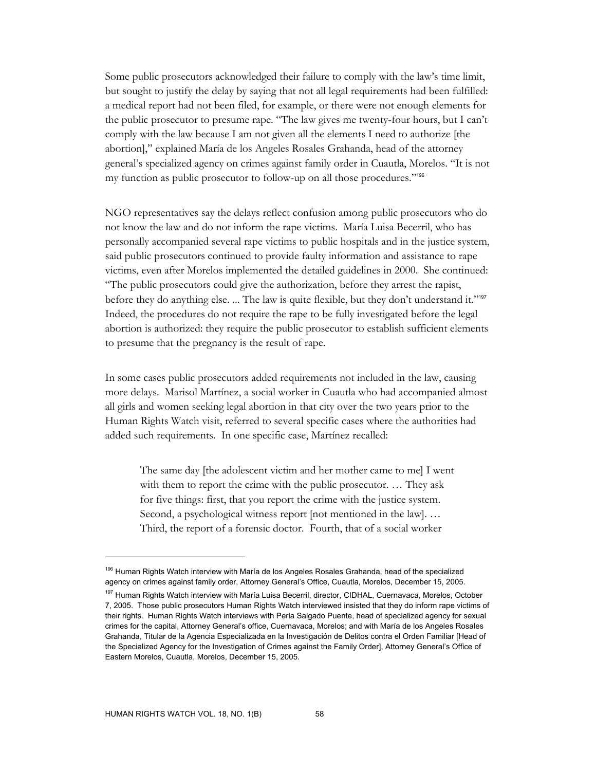Some public prosecutors acknowledged their failure to comply with the law's time limit, but sought to justify the delay by saying that not all legal requirements had been fulfilled: a medical report had not been filed, for example, or there were not enough elements for the public prosecutor to presume rape. "The law gives me twenty-four hours, but I can't comply with the law because I am not given all the elements I need to authorize [the abortion]," explained María de los Angeles Rosales Grahanda, head of the attorney general's specialized agency on crimes against family order in Cuautla, Morelos. "It is not my function as public prosecutor to follow-up on all those procedures."[196]

NGO representatives say the delays reflect confusion among public prosecutors who do not know the law and do not inform the rape victims. María Luisa Becerril, who has personally accompanied several rape victims to public hospitals and in the justice system, said public prosecutors continued to provide faulty information and assistance to rape victims, even after Morelos implemented the detailed guidelines in 2000. She continued: "The public prosecutors could give the authorization, before they arrest the rapist, before they do anything else. ... The law is quite flexible, but they don't understand it."[197] Indeed, the procedures do not require the rape to be fully investigated before the legal abortion is authorized: they require the public prosecutor to establish sufficient elements to presume that the pregnancy is the result of rape.

In some cases public prosecutors added requirements not included in the law, causing more delays. Marisol Martínez, a social worker in Cuautla who had accompanied almost all girls and women seeking legal abortion in that city over the two years prior to the Human Rights Watch visit, referred to several specific cases where the authorities had added such requirements. In one specific case, Martínez recalled:

> The same day [the adolescent victim and her mother came to me] I went with them to report the crime with the public prosecutor. … They ask for five things: first, that you report the crime with the justice system. Second, a psychological witness report [not mentioned in the law]. … Third, the report of a forensic doctor. Fourth, that of a social worker

---

[196] Human Rights Watch interview with María de los Angeles Rosales Grahanda, head of the specialized agency on crimes against family order, Attorney General's Office, Cuautla, Morelos, December 15, 2005.

[197] Human Rights Watch interview with María Luisa Becerril, director, CIDHAL, Cuernavaca, Morelos, October 7, 2005. Those public prosecutors Human Rights Watch interviewed insisted that they do inform rape victims of their rights. Human Rights Watch interviews with Perla Salgado Puente, head of specialized agency for sexual crimes for the capital, Attorney General's office, Cuernavaca, Morelos; and with María de los Angeles Rosales Grahanda, Titular de la Agencia Especializada en la Investigación de Delitos contra el Orden Familiar [Head of the Specialized Agency for the Investigation of Crimes against the Family Order], Attorney General's Office of Eastern Morelos, Cuautla, Morelos, December 15, 2005.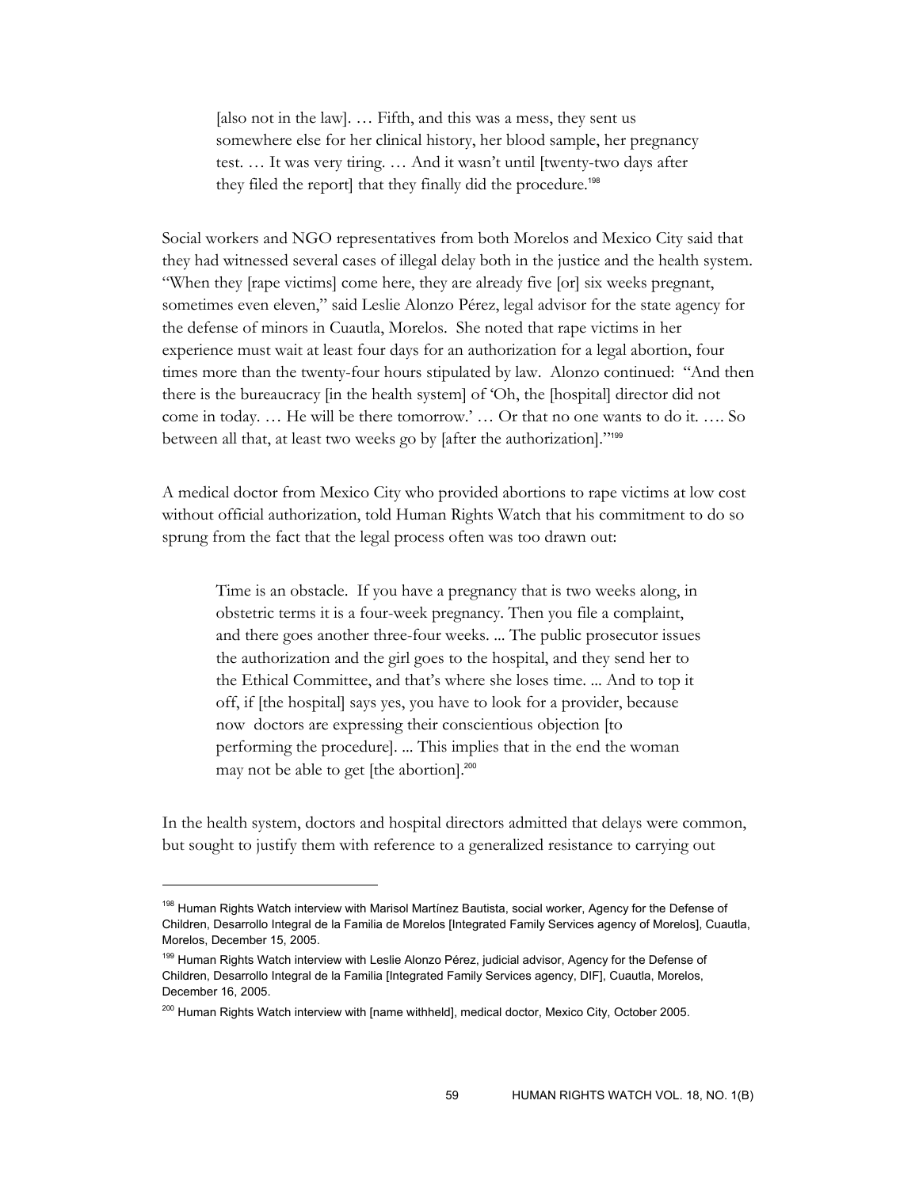> [also not in the law]. … Fifth, and this was a mess, they sent us somewhere else for her clinical history, her blood sample, her pregnancy test. … It was very tiring. … And it wasn't until [twenty-two days after they filed the report] that they finally did the procedure.[198]

Social workers and NGO representatives from both Morelos and Mexico City said that they had witnessed several cases of illegal delay both in the justice and the health system. "When they [rape victims] come here, they are already five [or] six weeks pregnant, sometimes even eleven," said Leslie Alonzo Pérez, legal advisor for the state agency for the defense of minors in Cuautla, Morelos. She noted that rape victims in her experience must wait at least four days for an authorization for a legal abortion, four times more than the twenty-four hours stipulated by law. Alonzo continued: "And then there is the bureaucracy [in the health system] of 'Oh, the [hospital] director did not come in today. … He will be there tomorrow.' … Or that no one wants to do it. …. So between all that, at least two weeks go by [after the authorization]."[199]

A medical doctor from Mexico City who provided abortions to rape victims at low cost without official authorization, told Human Rights Watch that his commitment to do so sprung from the fact that the legal process often was too drawn out:

> Time is an obstacle. If you have a pregnancy that is two weeks along, in obstetric terms it is a four-week pregnancy. Then you file a complaint, and there goes another three-four weeks. ... The public prosecutor issues the authorization and the girl goes to the hospital, and they send her to the Ethical Committee, and that's where she loses time. ... And to top it off, if [the hospital] says yes, you have to look for a provider, because now doctors are expressing their conscientious objection [to performing the procedure]. ... This implies that in the end the woman may not be able to get [the abortion].[200]

In the health system, doctors and hospital directors admitted that delays were common, but sought to justify them with reference to a generalized resistance to carrying out

---

[198] Human Rights Watch interview with Marisol Martínez Bautista, social worker, Agency for the Defense of Children, Desarrollo Integral de la Familia de Morelos [Integrated Family Services agency of Morelos], Cuautla, Morelos, December 15, 2005.

[199] Human Rights Watch interview with Leslie Alonzo Pérez, judicial advisor, Agency for the Defense of Children, Desarrollo Integral de la Familia [Integrated Family Services agency, DIF], Cuautla, Morelos, December 16, 2005.

[200] Human Rights Watch interview with [name withheld], medical doctor, Mexico City, October 2005.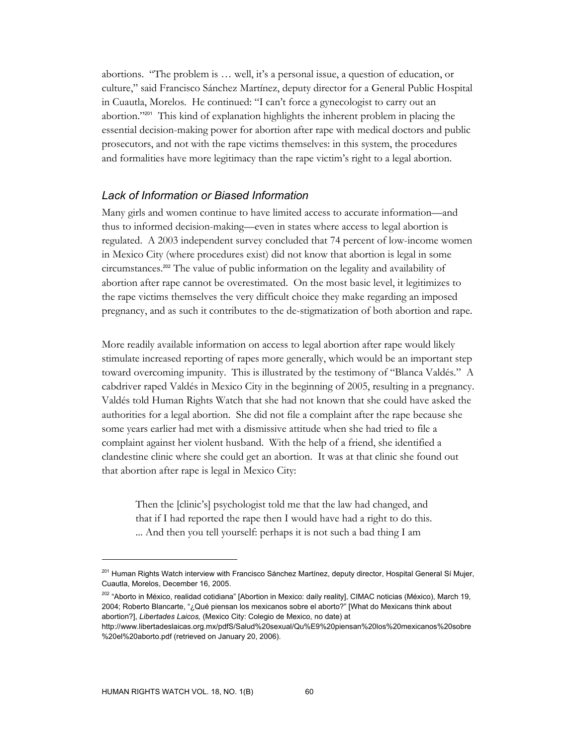abortions. "The problem is … well, it's a personal issue, a question of education, or culture," said Francisco Sánchez Martínez, deputy director for a General Public Hospital in Cuautla, Morelos. He continued: "I can't force a gynecologist to carry out an abortion."[201] This kind of explanation highlights the inherent problem in placing the essential decision-making power for abortion after rape with medical doctors and public prosecutors, and not with the rape victims themselves: in this system, the procedures and formalities have more legitimacy than the rape victim's right to a legal abortion.

### *Lack of Information or Biased Information*

Many girls and women continue to have limited access to accurate information—and thus to informed decision-making—even in states where access to legal abortion is regulated. A 2003 independent survey concluded that 74 percent of low-income women in Mexico City (where procedures exist) did not know that abortion is legal in some circumstances.[202] The value of public information on the legality and availability of abortion after rape cannot be overestimated. On the most basic level, it legitimizes to the rape victims themselves the very difficult choice they make regarding an imposed pregnancy, and as such it contributes to the de-stigmatization of both abortion and rape.

More readily available information on access to legal abortion after rape would likely stimulate increased reporting of rapes more generally, which would be an important step toward overcoming impunity. This is illustrated by the testimony of "Blanca Valdés." A cabdriver raped Valdés in Mexico City in the beginning of 2005, resulting in a pregnancy. Valdés told Human Rights Watch that she had not known that she could have asked the authorities for a legal abortion. She did not file a complaint after the rape because she some years earlier had met with a dismissive attitude when she had tried to file a complaint against her violent husband. With the help of a friend, she identified a clandestine clinic where she could get an abortion. It was at that clinic she found out that abortion after rape is legal in Mexico City:

> Then the [clinic's] psychologist told me that the law had changed, and that if I had reported the rape then I would have had a right to do this. ... And then you tell yourself: perhaps it is not such a bad thing I am

---

[201] Human Rights Watch interview with Francisco Sánchez Martínez, deputy director, Hospital General Sí Mujer, Cuautla, Morelos, December 16, 2005.

[202] "Aborto in México, realidad cotidiana" [Abortion in Mexico: daily reality], CIMAC noticias (México), March 19, 2004; Roberto Blancarte, "¿Qué piensan los mexicanos sobre el aborto?" [What do Mexicans think about abortion?], *Libertades Laicos,* (Mexico City: Colegio de Mexico, no date) at http://www.libertadeslaicas.org.mx/pdfS/Salud%20sexual/Qu%E9%20piensan%20los%20mexicanos%20sobre%20el%20aborto.pdf (retrieved on January 20, 2006).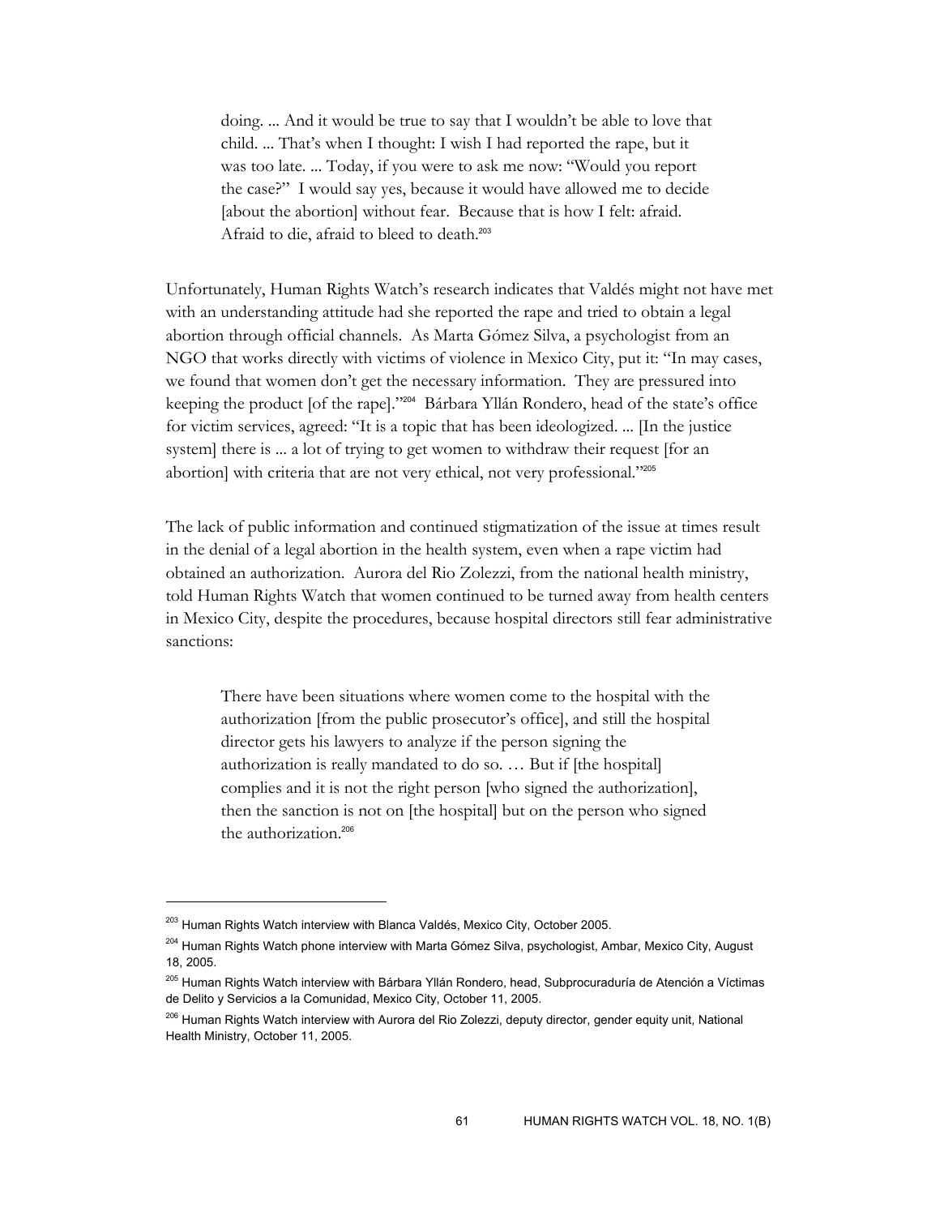> doing. ... And it would be true to say that I wouldn't be able to love that child. ... That's when I thought: I wish I had reported the rape, but it was too late. ... Today, if you were to ask me now: "Would you report the case?" I would say yes, because it would have allowed me to decide [about the abortion] without fear. Because that is how I felt: afraid. Afraid to die, afraid to bleed to death.[203]

Unfortunately, Human Rights Watch's research indicates that Valdés might not have met with an understanding attitude had she reported the rape and tried to obtain a legal abortion through official channels. As Marta Gómez Silva, a psychologist from an NGO that works directly with victims of violence in Mexico City, put it: "In may cases, we found that women don't get the necessary information. They are pressured into keeping the product [of the rape]."[204] Bárbara Yllán Rondero, head of the state's office for victim services, agreed: "It is a topic that has been ideologized. ... [In the justice system] there is ... a lot of trying to get women to withdraw their request [for an abortion] with criteria that are not very ethical, not very professional."[205]

The lack of public information and continued stigmatization of the issue at times result in the denial of a legal abortion in the health system, even when a rape victim had obtained an authorization. Aurora del Rio Zolezzi, from the national health ministry, told Human Rights Watch that women continued to be turned away from health centers in Mexico City, despite the procedures, because hospital directors still fear administrative sanctions:

> There have been situations where women come to the hospital with the authorization [from the public prosecutor's office], and still the hospital director gets his lawyers to analyze if the person signing the authorization is really mandated to do so. … But if [the hospital] complies and it is not the right person [who signed the authorization], then the sanction is not on [the hospital] but on the person who signed the authorization.[206]

---

[203] Human Rights Watch interview with Blanca Valdés, Mexico City, October 2005.

[204] Human Rights Watch phone interview with Marta Gómez Silva, psychologist, Ambar, Mexico City, August 18, 2005.

[205] Human Rights Watch interview with Bárbara Yllán Rondero, head, Subprocuraduría de Atención a Víctimas de Delito y Servicios a la Comunidad, Mexico City, October 11, 2005.

[206] Human Rights Watch interview with Aurora del Rio Zolezzi, deputy director, gender equity unit, National Health Ministry, October 11, 2005.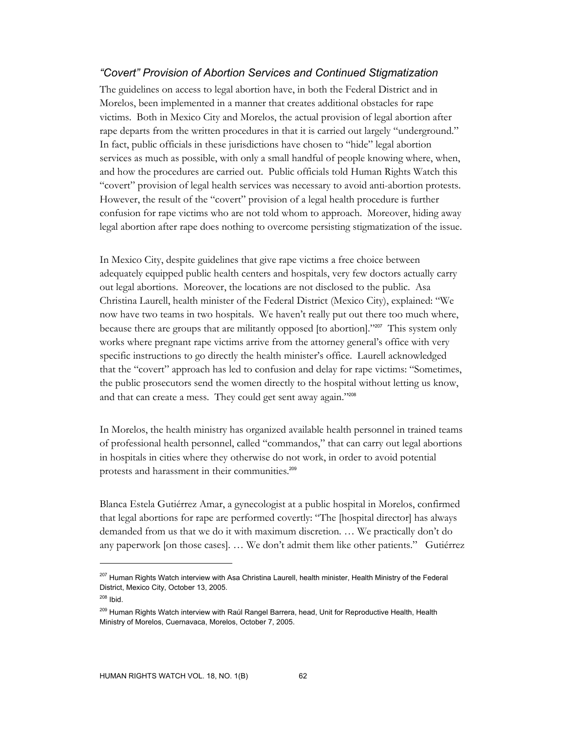### *"Covert" Provision of Abortion Services and Continued Stigmatization*

The guidelines on access to legal abortion have, in both the Federal District and in Morelos, been implemented in a manner that creates additional obstacles for rape victims. Both in Mexico City and Morelos, the actual provision of legal abortion after rape departs from the written procedures in that it is carried out largely "underground." In fact, public officials in these jurisdictions have chosen to "hide" legal abortion services as much as possible, with only a small handful of people knowing where, when, and how the procedures are carried out. Public officials told Human Rights Watch this "covert" provision of legal health services was necessary to avoid anti-abortion protests. However, the result of the "covert" provision of a legal health procedure is further confusion for rape victims who are not told whom to approach. Moreover, hiding away legal abortion after rape does nothing to overcome persisting stigmatization of the issue.

In Mexico City, despite guidelines that give rape victims a free choice between adequately equipped public health centers and hospitals, very few doctors actually carry out legal abortions. Moreover, the locations are not disclosed to the public. Asa Christina Laurell, health minister of the Federal District (Mexico City), explained: "We now have two teams in two hospitals. We haven't really put out there too much where, because there are groups that are militantly opposed [to abortion]."[207] This system only works where pregnant rape victims arrive from the attorney general's office with very specific instructions to go directly the health minister's office. Laurell acknowledged that the "covert" approach has led to confusion and delay for rape victims: "Sometimes, the public prosecutors send the women directly to the hospital without letting us know, and that can create a mess. They could get sent away again."[208]

In Morelos, the health ministry has organized available health personnel in trained teams of professional health personnel, called "commandos," that can carry out legal abortions in hospitals in cities where they otherwise do not work, in order to avoid potential protests and harassment in their communities.[209]

Blanca Estela Gutiérrez Amar, a gynecologist at a public hospital in Morelos, confirmed that legal abortions for rape are performed covertly: "The [hospital director] has always demanded from us that we do it with maximum discretion. … We practically don't do any paperwork [on those cases]. … We don't admit them like other patients." Gutiérrez

---

[207] Human Rights Watch interview with Asa Christina Laurell, health minister, Health Ministry of the Federal District, Mexico City, October 13, 2005.

[208] Ibid.

[209] Human Rights Watch interview with Raúl Rangel Barrera, head, Unit for Reproductive Health, Health Ministry of Morelos, Cuernavaca, Morelos, October 7, 2005.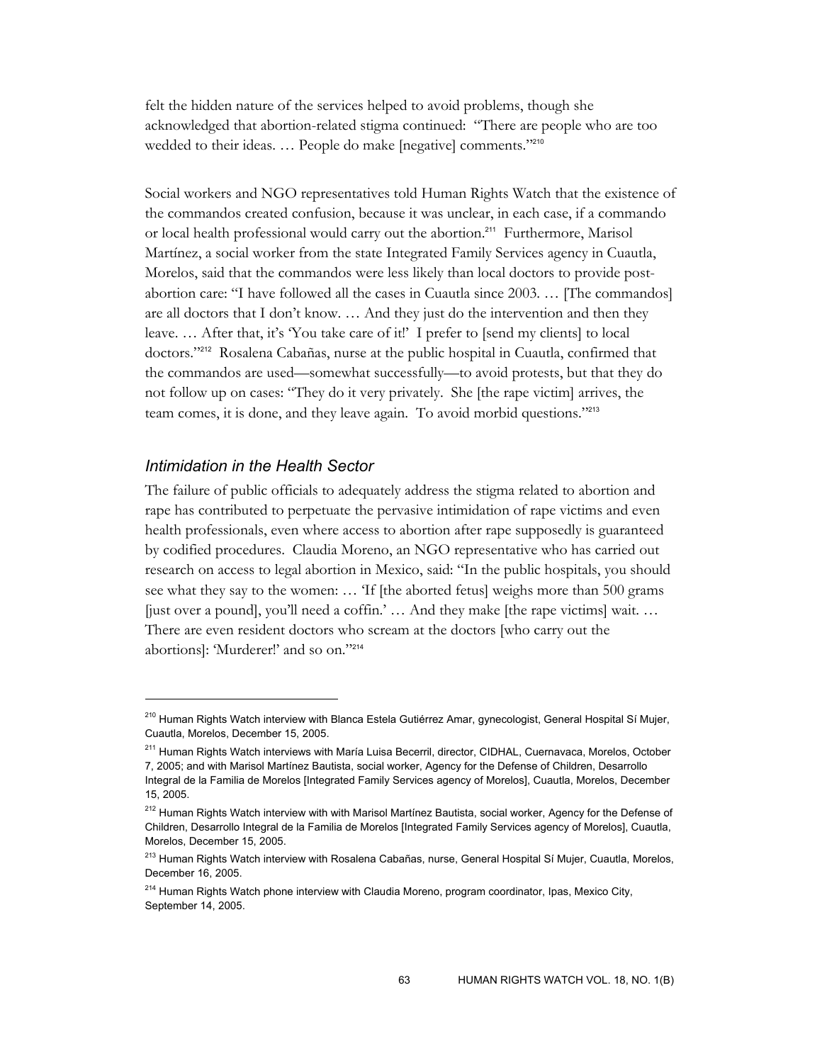felt the hidden nature of the services helped to avoid problems, though she acknowledged that abortion-related stigma continued: "There are people who are too wedded to their ideas. … People do make [negative] comments."[210]

Social workers and NGO representatives told Human Rights Watch that the existence of the commandos created confusion, because it was unclear, in each case, if a commando or local health professional would carry out the abortion.[211] Furthermore, Marisol Martínez, a social worker from the state Integrated Family Services agency in Cuautla, Morelos, said that the commandos were less likely than local doctors to provide post-abortion care: "I have followed all the cases in Cuautla since 2003. … [The commandos] are all doctors that I don't know. … And they just do the intervention and then they leave. … After that, it's 'You take care of it!' I prefer to [send my clients] to local doctors."[212] Rosalena Cabañas, nurse at the public hospital in Cuautla, confirmed that the commandos are used—somewhat successfully—to avoid protests, but that they do not follow up on cases: "They do it very privately. She [the rape victim] arrives, the team comes, it is done, and they leave again. To avoid morbid questions."[213]

### *Intimidation in the Health Sector*

The failure of public officials to adequately address the stigma related to abortion and rape has contributed to perpetuate the pervasive intimidation of rape victims and even health professionals, even where access to abortion after rape supposedly is guaranteed by codified procedures. Claudia Moreno, an NGO representative who has carried out research on access to legal abortion in Mexico, said: "In the public hospitals, you should see what they say to the women: … 'If [the aborted fetus] weighs more than 500 grams [just over a pound], you'll need a coffin.' … And they make [the rape victims] wait. … There are even resident doctors who scream at the doctors [who carry out the abortions]: 'Murderer!' and so on."[214]

---

[210] Human Rights Watch interview with Blanca Estela Gutiérrez Amar, gynecologist, General Hospital Sí Mujer, Cuautla, Morelos, December 15, 2005.

[211] Human Rights Watch interviews with María Luisa Becerril, director, CIDHAL, Cuernavaca, Morelos, October 7, 2005; and with Marisol Martínez Bautista, social worker, Agency for the Defense of Children, Desarrollo Integral de la Familia de Morelos [Integrated Family Services agency of Morelos], Cuautla, Morelos, December 15, 2005.

[212] Human Rights Watch interview with with Marisol Martínez Bautista, social worker, Agency for the Defense of Children, Desarrollo Integral de la Familia de Morelos [Integrated Family Services agency of Morelos], Cuautla, Morelos, December 15, 2005.

[213] Human Rights Watch interview with Rosalena Cabañas, nurse, General Hospital Sí Mujer, Cuautla, Morelos, December 16, 2005.

[214] Human Rights Watch phone interview with Claudia Moreno, program coordinator, Ipas, Mexico City, September 14, 2005.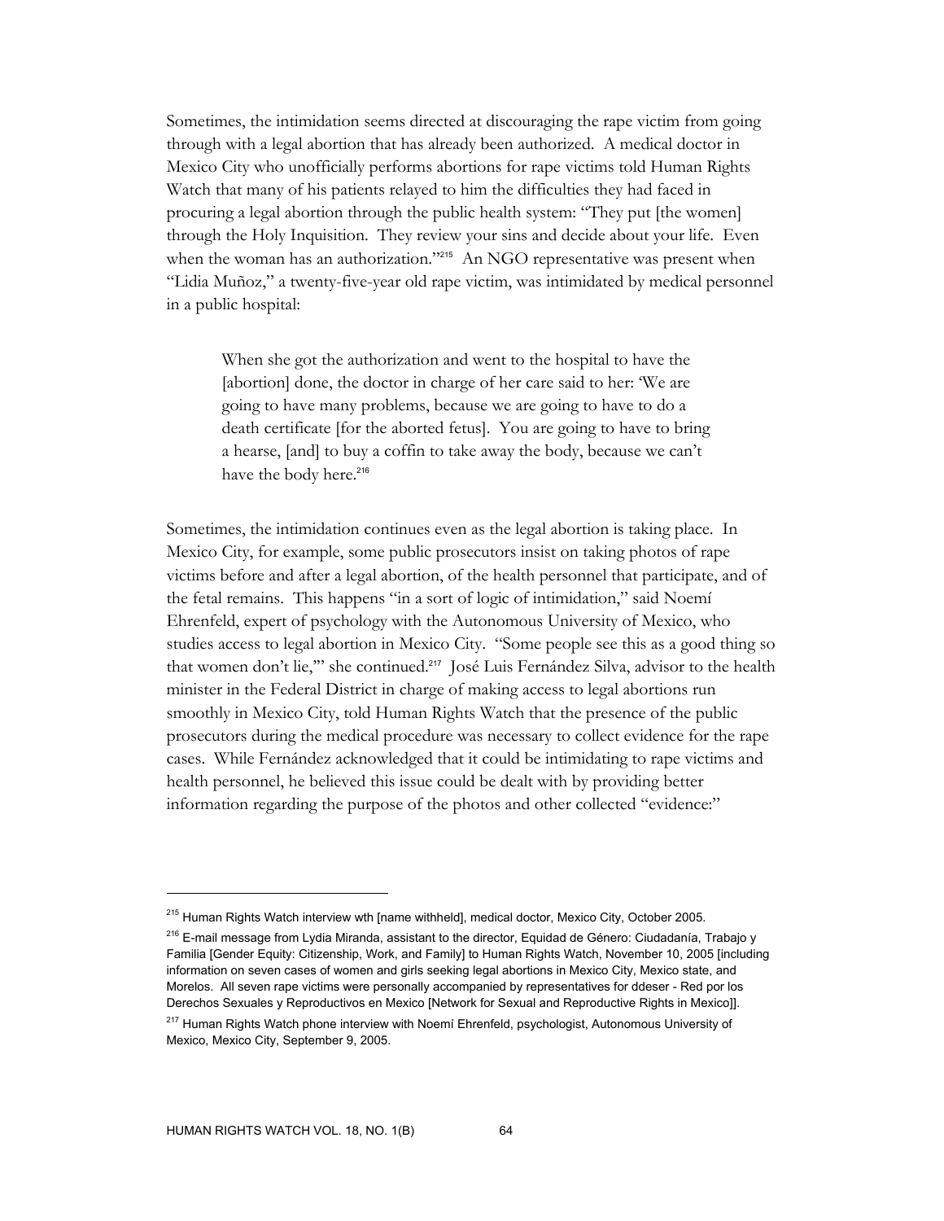Sometimes, the intimidation seems directed at discouraging the rape victim from going through with a legal abortion that has already been authorized. A medical doctor in Mexico City who unofficially performs abortions for rape victims told Human Rights Watch that many of his patients relayed to him the difficulties they had faced in procuring a legal abortion through the public health system: "They put [the women] through the Holy Inquisition. They review your sins and decide about your life. Even when the woman has an authorization."[215] An NGO representative was present when "Lidia Muñoz," a twenty-five-year old rape victim, was intimidated by medical personnel in a public hospital:

> When she got the authorization and went to the hospital to have the [abortion] done, the doctor in charge of her care said to her: 'We are going to have many problems, because we are going to have to do a death certificate [for the aborted fetus]. You are going to have to bring a hearse, [and] to buy a coffin to take away the body, because we can't have the body here.[216]

Sometimes, the intimidation continues even as the legal abortion is taking place. In Mexico City, for example, some public prosecutors insist on taking photos of rape victims before and after a legal abortion, of the health personnel that participate, and of the fetal remains. This happens "in a sort of logic of intimidation," said Noemí Ehrenfeld, expert of psychology with the Autonomous University of Mexico, who studies access to legal abortion in Mexico City. "Some people see this as a good thing so that women don't lie,'" she continued.[217] José Luis Fernández Silva, advisor to the health minister in the Federal District in charge of making access to legal abortions run smoothly in Mexico City, told Human Rights Watch that the presence of the public prosecutors during the medical procedure was necessary to collect evidence for the rape cases. While Fernández acknowledged that it could be intimidating to rape victims and health personnel, he believed this issue could be dealt with by providing better information regarding the purpose of the photos and other collected "evidence:"

---

[215] Human Rights Watch interview wth [name withheld], medical doctor, Mexico City, October 2005.

[216] E-mail message from Lydia Miranda, assistant to the director, Equidad de Género: Ciudadanía, Trabajo y Familia [Gender Equity: Citizenship, Work, and Family] to Human Rights Watch, November 10, 2005 [including information on seven cases of women and girls seeking legal abortions in Mexico City, Mexico state, and Morelos. All seven rape victims were personally accompanied by representatives for ddeser - Red por los Derechos Sexuales y Reproductivos en Mexico [Network for Sexual and Reproductive Rights in Mexico]].

[217] Human Rights Watch phone interview with Noemí Ehrenfeld, psychologist, Autonomous University of Mexico, Mexico City, September 9, 2005.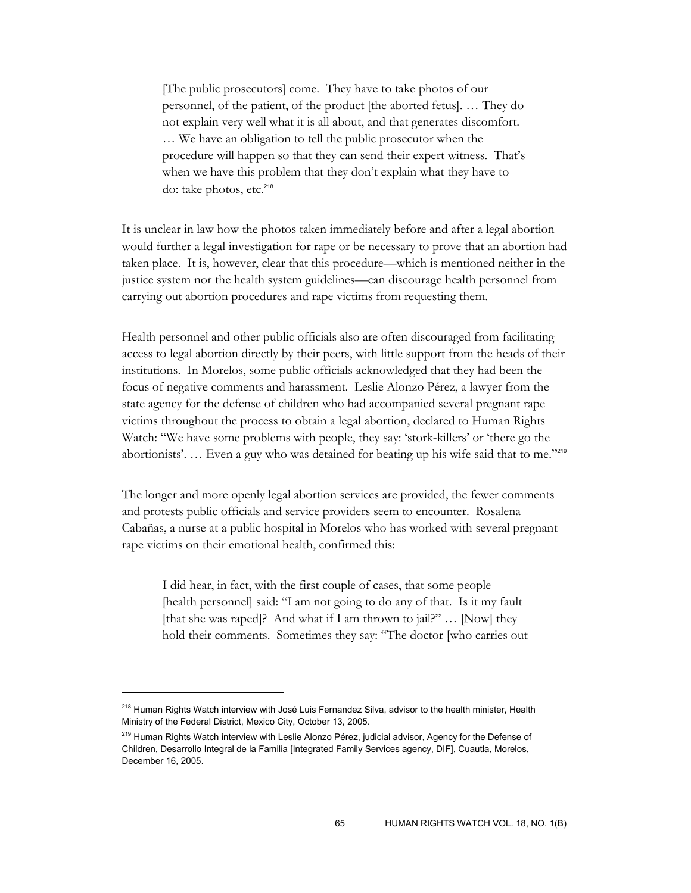> [The public prosecutors] come. They have to take photos of our personnel, of the patient, of the product [the aborted fetus]. … They do not explain very well what it is all about, and that generates discomfort. … We have an obligation to tell the public prosecutor when the procedure will happen so that they can send their expert witness. That's when we have this problem that they don't explain what they have to do: take photos, etc.[218]

It is unclear in law how the photos taken immediately before and after a legal abortion would further a legal investigation for rape or be necessary to prove that an abortion had taken place. It is, however, clear that this procedure—which is mentioned neither in the justice system nor the health system guidelines—can discourage health personnel from carrying out abortion procedures and rape victims from requesting them.

Health personnel and other public officials also are often discouraged from facilitating access to legal abortion directly by their peers, with little support from the heads of their institutions. In Morelos, some public officials acknowledged that they had been the focus of negative comments and harassment. Leslie Alonzo Pérez, a lawyer from the state agency for the defense of children who had accompanied several pregnant rape victims throughout the process to obtain a legal abortion, declared to Human Rights Watch: "We have some problems with people, they say: 'stork-killers' or 'there go the abortionists'. … Even a guy who was detained for beating up his wife said that to me."[219]

The longer and more openly legal abortion services are provided, the fewer comments and protests public officials and service providers seem to encounter. Rosalena Cabañas, a nurse at a public hospital in Morelos who has worked with several pregnant rape victims on their emotional health, confirmed this:

> I did hear, in fact, with the first couple of cases, that some people [health personnel] said: "I am not going to do any of that. Is it my fault [that she was raped]? And what if I am thrown to jail?" … [Now] they hold their comments. Sometimes they say: "The doctor [who carries out

---

[218] Human Rights Watch interview with José Luis Fernandez Silva, advisor to the health minister, Health Ministry of the Federal District, Mexico City, October 13, 2005.

[219] Human Rights Watch interview with Leslie Alonzo Pérez, judicial advisor, Agency for the Defense of Children, Desarrollo Integral de la Familia [Integrated Family Services agency, DIF], Cuautla, Morelos, December 16, 2005.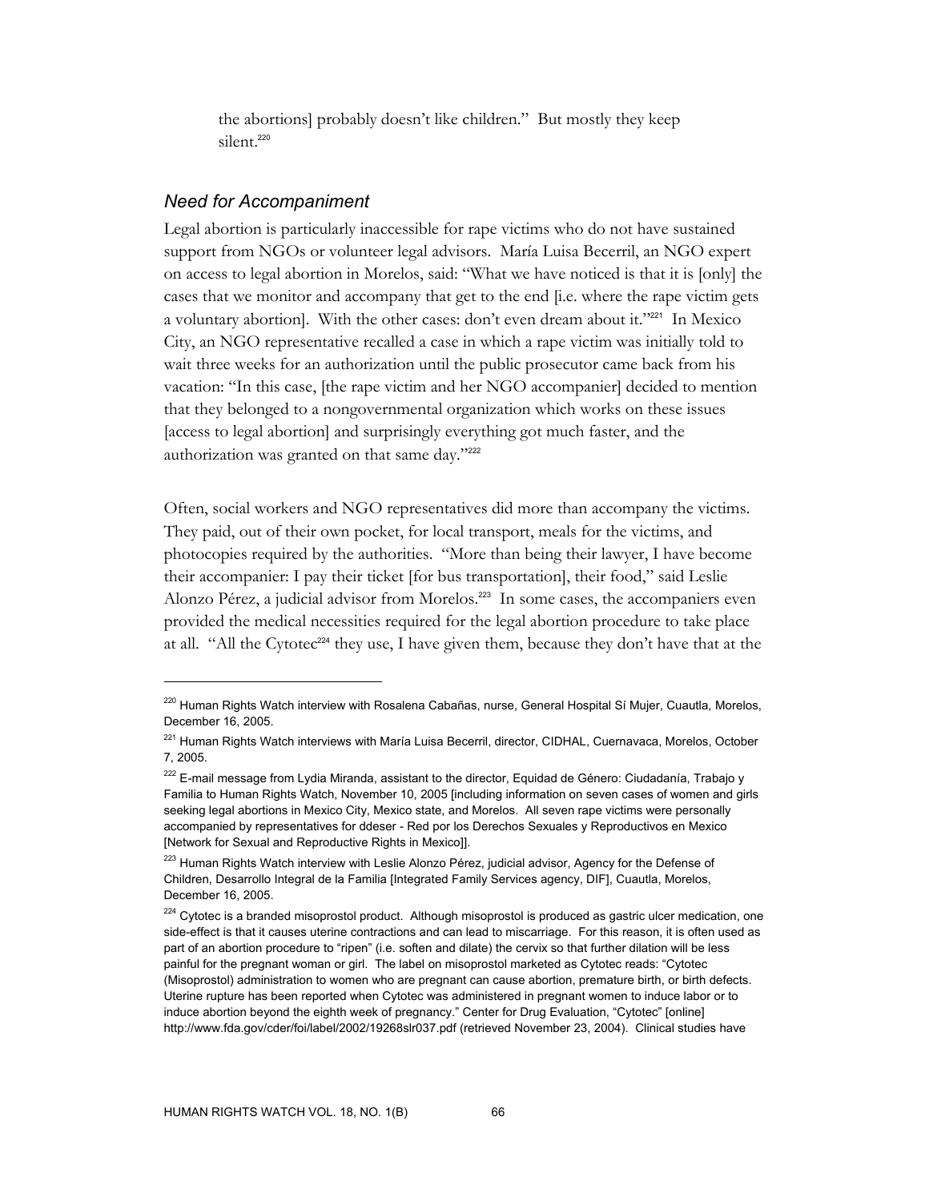the abortions] probably doesn't like children." But mostly they keep silent.[220]

### *Need for Accompaniment*

Legal abortion is particularly inaccessible for rape victims who do not have sustained support from NGOs or volunteer legal advisors. María Luisa Becerril, an NGO expert on access to legal abortion in Morelos, said: "What we have noticed is that it is [only] the cases that we monitor and accompany that get to the end [i.e. where the rape victim gets a voluntary abortion]. With the other cases: don't even dream about it."[221] In Mexico City, an NGO representative recalled a case in which a rape victim was initially told to wait three weeks for an authorization until the public prosecutor came back from his vacation: "In this case, [the rape victim and her NGO accompanier] decided to mention that they belonged to a nongovernmental organization which works on these issues [access to legal abortion] and surprisingly everything got much faster, and the authorization was granted on that same day."[222]

Often, social workers and NGO representatives did more than accompany the victims. They paid, out of their own pocket, for local transport, meals for the victims, and photocopies required by the authorities. "More than being their lawyer, I have become their accompanier: I pay their ticket [for bus transportation], their food," said Leslie Alonzo Pérez, a judicial advisor from Morelos.[223] In some cases, the accompaniers even provided the medical necessities required for the legal abortion procedure to take place at all. "All the Cytotec[224] they use, I have given them, because they don't have that at the

---

[220] Human Rights Watch interview with Rosalena Cabañas, nurse, General Hospital Sí Mujer, Cuautla, Morelos, December 16, 2005.

[221] Human Rights Watch interviews with María Luisa Becerril, director, CIDHAL, Cuernavaca, Morelos, October 7, 2005.

[222] E-mail message from Lydia Miranda, assistant to the director, Equidad de Género: Ciudadanía, Trabajo y Familia to Human Rights Watch, November 10, 2005 [including information on seven cases of women and girls seeking legal abortions in Mexico City, Mexico state, and Morelos. All seven rape victims were personally accompanied by representatives for ddeser - Red por los Derechos Sexuales y Reproductivos en Mexico [Network for Sexual and Reproductive Rights in Mexico]].

[223] Human Rights Watch interview with Leslie Alonzo Pérez, judicial advisor, Agency for the Defense of Children, Desarrollo Integral de la Familia [Integrated Family Services agency, DIF], Cuautla, Morelos, December 16, 2005.

[224] Cytotec is a branded misoprostol product. Although misoprostol is produced as gastric ulcer medication, one side-effect is that it causes uterine contractions and can lead to miscarriage. For this reason, it is often used as part of an abortion procedure to "ripen" (i.e. soften and dilate) the cervix so that further dilation will be less painful for the pregnant woman or girl. The label on misoprostol marketed as Cytotec reads: "Cytotec (Misoprostol) administration to women who are pregnant can cause abortion, premature birth, or birth defects. Uterine rupture has been reported when Cytotec was administered in pregnant women to induce labor or to induce abortion beyond the eighth week of pregnancy." Center for Drug Evaluation, "Cytotec" [online] http://www.fda.gov/cder/foi/label/2002/19268slr037.pdf (retrieved November 23, 2004). Clinical studies have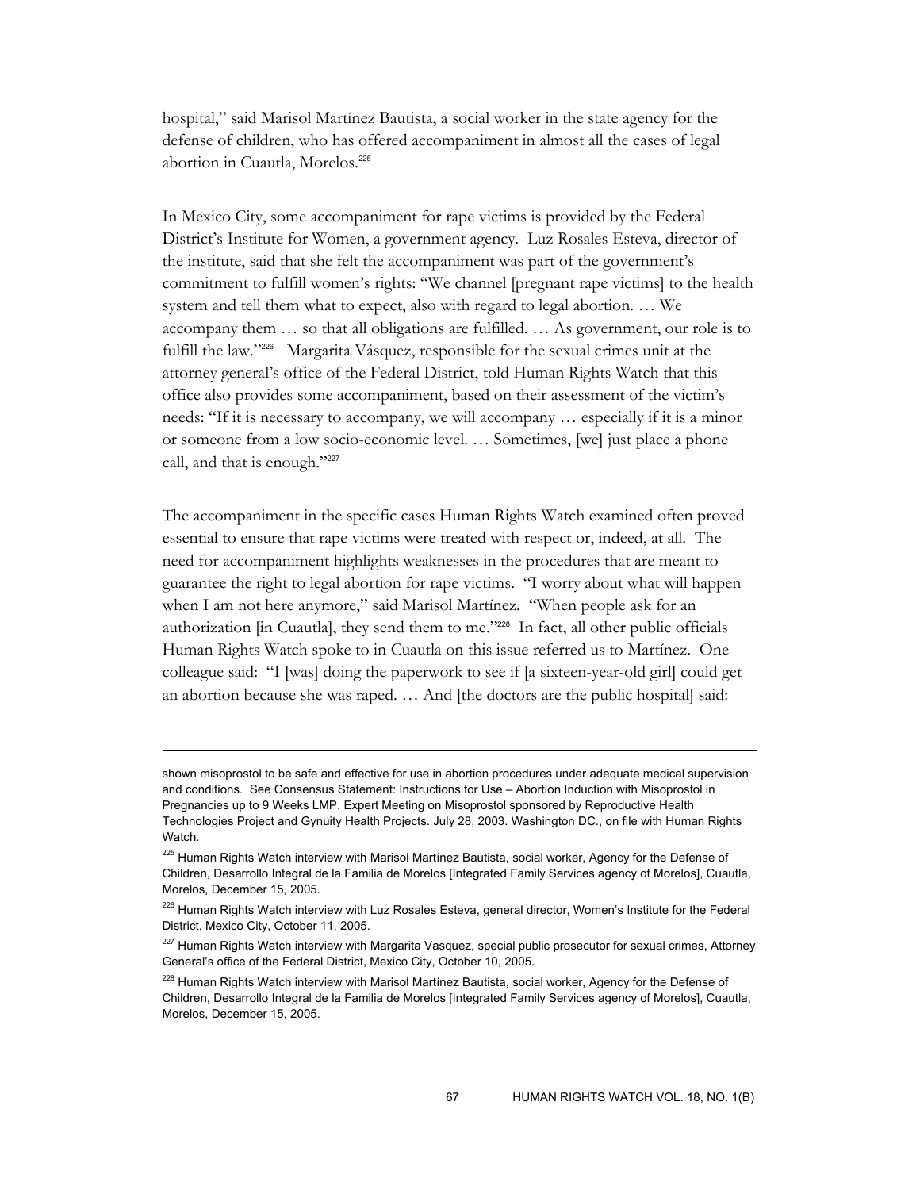hospital," said Marisol Martínez Bautista, a social worker in the state agency for the defense of children, who has offered accompaniment in almost all the cases of legal abortion in Cuautla, Morelos.[225]

In Mexico City, some accompaniment for rape victims is provided by the Federal District's Institute for Women, a government agency. Luz Rosales Esteva, director of the institute, said that she felt the accompaniment was part of the government's commitment to fulfill women's rights: "We channel [pregnant rape victims] to the health system and tell them what to expect, also with regard to legal abortion. … We accompany them … so that all obligations are fulfilled. … As government, our role is to fulfill the law."[226] Margarita Vásquez, responsible for the sexual crimes unit at the attorney general's office of the Federal District, told Human Rights Watch that this office also provides some accompaniment, based on their assessment of the victim's needs: "If it is necessary to accompany, we will accompany … especially if it is a minor or someone from a low socio-economic level. … Sometimes, [we] just place a phone call, and that is enough."[227]

The accompaniment in the specific cases Human Rights Watch examined often proved essential to ensure that rape victims were treated with respect or, indeed, at all. The need for accompaniment highlights weaknesses in the procedures that are meant to guarantee the right to legal abortion for rape victims. "I worry about what will happen when I am not here anymore," said Marisol Martínez. "When people ask for an authorization [in Cuautla], they send them to me."[228] In fact, all other public officials Human Rights Watch spoke to in Cuautla on this issue referred us to Martínez. One colleague said: "I [was] doing the paperwork to see if [a sixteen-year-old girl] could get an abortion because she was raped. … And [the doctors are the public hospital] said:

---

shown misoprostol to be safe and effective for use in abortion procedures under adequate medical supervision and conditions. See Consensus Statement: Instructions for Use – Abortion Induction with Misoprostol in Pregnancies up to 9 Weeks LMP. Expert Meeting on Misoprostol sponsored by Reproductive Health Technologies Project and Gynuity Health Projects. July 28, 2003. Washington DC., on file with Human Rights Watch.

[225] Human Rights Watch interview with Marisol Martínez Bautista, social worker, Agency for the Defense of Children, Desarrollo Integral de la Familia de Morelos [Integrated Family Services agency of Morelos], Cuautla, Morelos, December 15, 2005.

[226] Human Rights Watch interview with Luz Rosales Esteva, general director, Women's Institute for the Federal District, Mexico City, October 11, 2005.

[227] Human Rights Watch interview with Margarita Vasquez, special public prosecutor for sexual crimes, Attorney General's office of the Federal District, Mexico City, October 10, 2005.

[228] Human Rights Watch interview with Marisol Martínez Bautista, social worker, Agency for the Defense of Children, Desarrollo Integral de la Familia de Morelos [Integrated Family Services agency of Morelos], Cuautla, Morelos, December 15, 2005.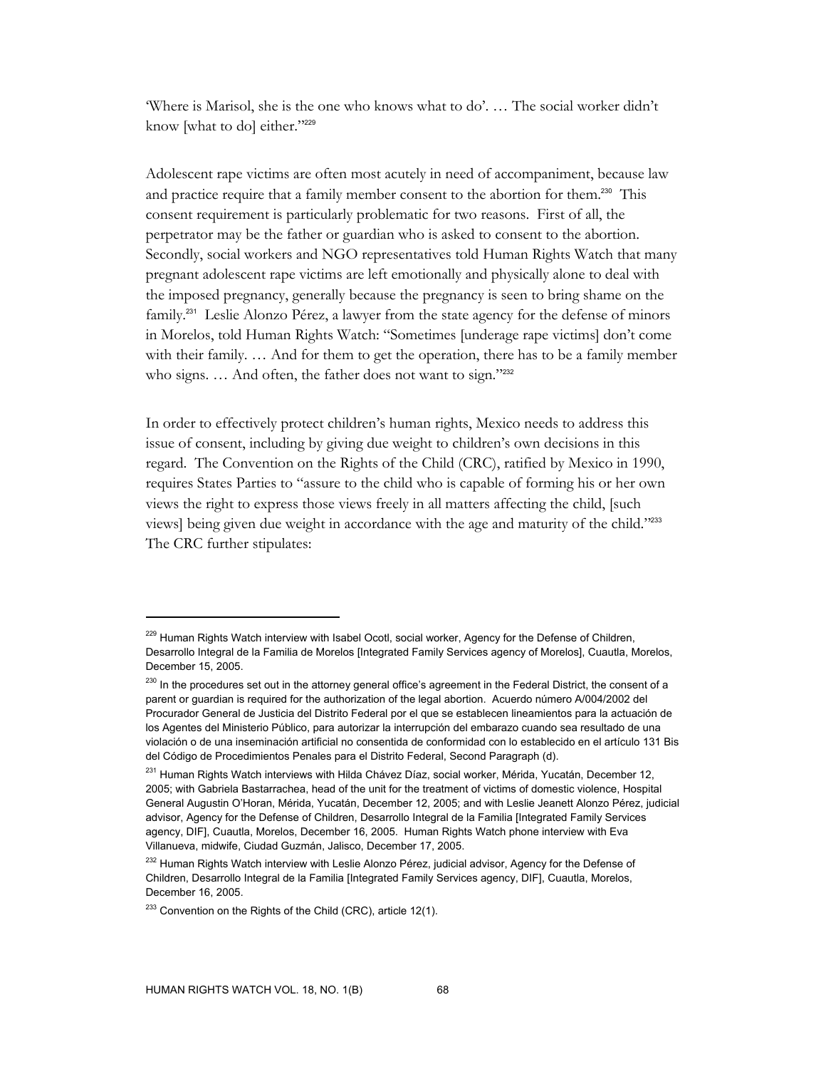'Where is Marisol, she is the one who knows what to do'. … The social worker didn't know [what to do] either."[229]

Adolescent rape victims are often most acutely in need of accompaniment, because law and practice require that a family member consent to the abortion for them.[230] This consent requirement is particularly problematic for two reasons. First of all, the perpetrator may be the father or guardian who is asked to consent to the abortion. Secondly, social workers and NGO representatives told Human Rights Watch that many pregnant adolescent rape victims are left emotionally and physically alone to deal with the imposed pregnancy, generally because the pregnancy is seen to bring shame on the family.[231] Leslie Alonzo Pérez, a lawyer from the state agency for the defense of minors in Morelos, told Human Rights Watch: "Sometimes [underage rape victims] don't come with their family. … And for them to get the operation, there has to be a family member who signs. … And often, the father does not want to sign."[232]

In order to effectively protect children's human rights, Mexico needs to address this issue of consent, including by giving due weight to children's own decisions in this regard. The Convention on the Rights of the Child (CRC), ratified by Mexico in 1990, requires States Parties to "assure to the child who is capable of forming his or her own views the right to express those views freely in all matters affecting the child, [such views] being given due weight in accordance with the age and maturity of the child."[233] The CRC further stipulates:

---

[229] Human Rights Watch interview with Isabel Ocotl, social worker, Agency for the Defense of Children, Desarrollo Integral de la Familia de Morelos [Integrated Family Services agency of Morelos], Cuautla, Morelos, December 15, 2005.

[230] In the procedures set out in the attorney general office's agreement in the Federal District, the consent of a parent or guardian is required for the authorization of the legal abortion. Acuerdo número A/004/2002 del Procurador General de Justicia del Distrito Federal por el que se establecen lineamientos para la actuación de los Agentes del Ministerio Público, para autorizar la interrupción del embarazo cuando sea resultado de una violación o de una inseminación artificial no consentida de conformidad con lo establecido en el artículo 131 Bis del Código de Procedimientos Penales para el Distrito Federal, Second Paragraph (d).

[231] Human Rights Watch interviews with Hilda Chávez Díaz, social worker, Mérida, Yucatán, December 12, 2005; with Gabriela Bastarrachea, head of the unit for the treatment of victims of domestic violence, Hospital General Augustin O'Horan, Mérida, Yucatán, December 12, 2005; and with Leslie Jeanett Alonzo Pérez, judicial advisor, Agency for the Defense of Children, Desarrollo Integral de la Familia [Integrated Family Services agency, DIF], Cuautla, Morelos, December 16, 2005. Human Rights Watch phone interview with Eva Villanueva, midwife, Ciudad Guzmán, Jalisco, December 17, 2005.

[232] Human Rights Watch interview with Leslie Alonzo Pérez, judicial advisor, Agency for the Defense of Children, Desarrollo Integral de la Familia [Integrated Family Services agency, DIF], Cuautla, Morelos, December 16, 2005.

[233] Convention on the Rights of the Child (CRC), article 12(1).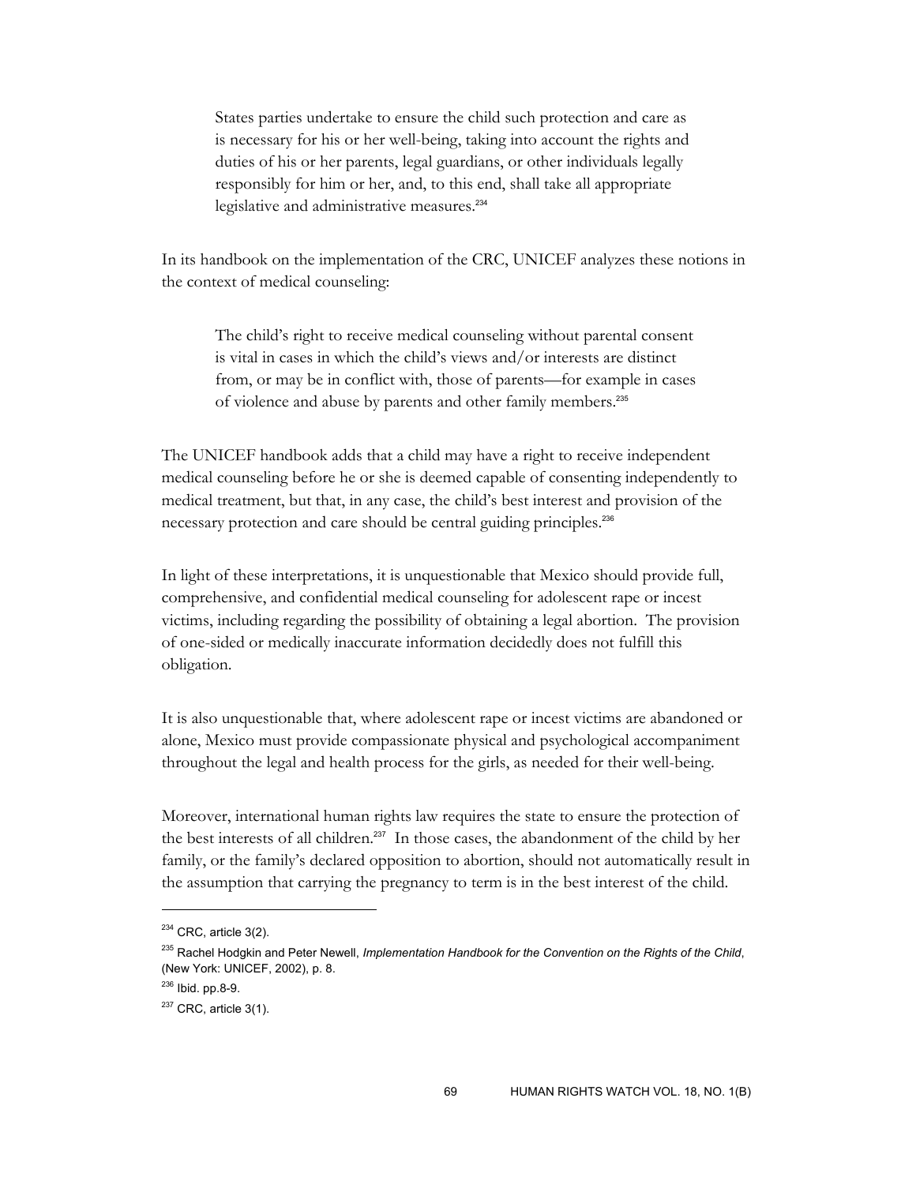> States parties undertake to ensure the child such protection and care as is necessary for his or her well-being, taking into account the rights and duties of his or her parents, legal guardians, or other individuals legally responsibly for him or her, and, to this end, shall take all appropriate legislative and administrative measures.[234]

In its handbook on the implementation of the CRC, UNICEF analyzes these notions in the context of medical counseling:

> The child's right to receive medical counseling without parental consent is vital in cases in which the child's views and/or interests are distinct from, or may be in conflict with, those of parents—for example in cases of violence and abuse by parents and other family members.[235]

The UNICEF handbook adds that a child may have a right to receive independent medical counseling before he or she is deemed capable of consenting independently to medical treatment, but that, in any case, the child's best interest and provision of the necessary protection and care should be central guiding principles.[236]

In light of these interpretations, it is unquestionable that Mexico should provide full, comprehensive, and confidential medical counseling for adolescent rape or incest victims, including regarding the possibility of obtaining a legal abortion. The provision of one-sided or medically inaccurate information decidedly does not fulfill this obligation.

It is also unquestionable that, where adolescent rape or incest victims are abandoned or alone, Mexico must provide compassionate physical and psychological accompaniment throughout the legal and health process for the girls, as needed for their well-being.

Moreover, international human rights law requires the state to ensure the protection of the best interests of all children.[237] In those cases, the abandonment of the child by her family, or the family's declared opposition to abortion, should not automatically result in the assumption that carrying the pregnancy to term is in the best interest of the child.

---

[234] CRC, article 3(2).

[235] Rachel Hodgkin and Peter Newell, *Implementation Handbook for the Convention on the Rights of the Child*, (New York: UNICEF, 2002), p. 8.

[236] Ibid. pp.8-9.

[237] CRC, article 3(1).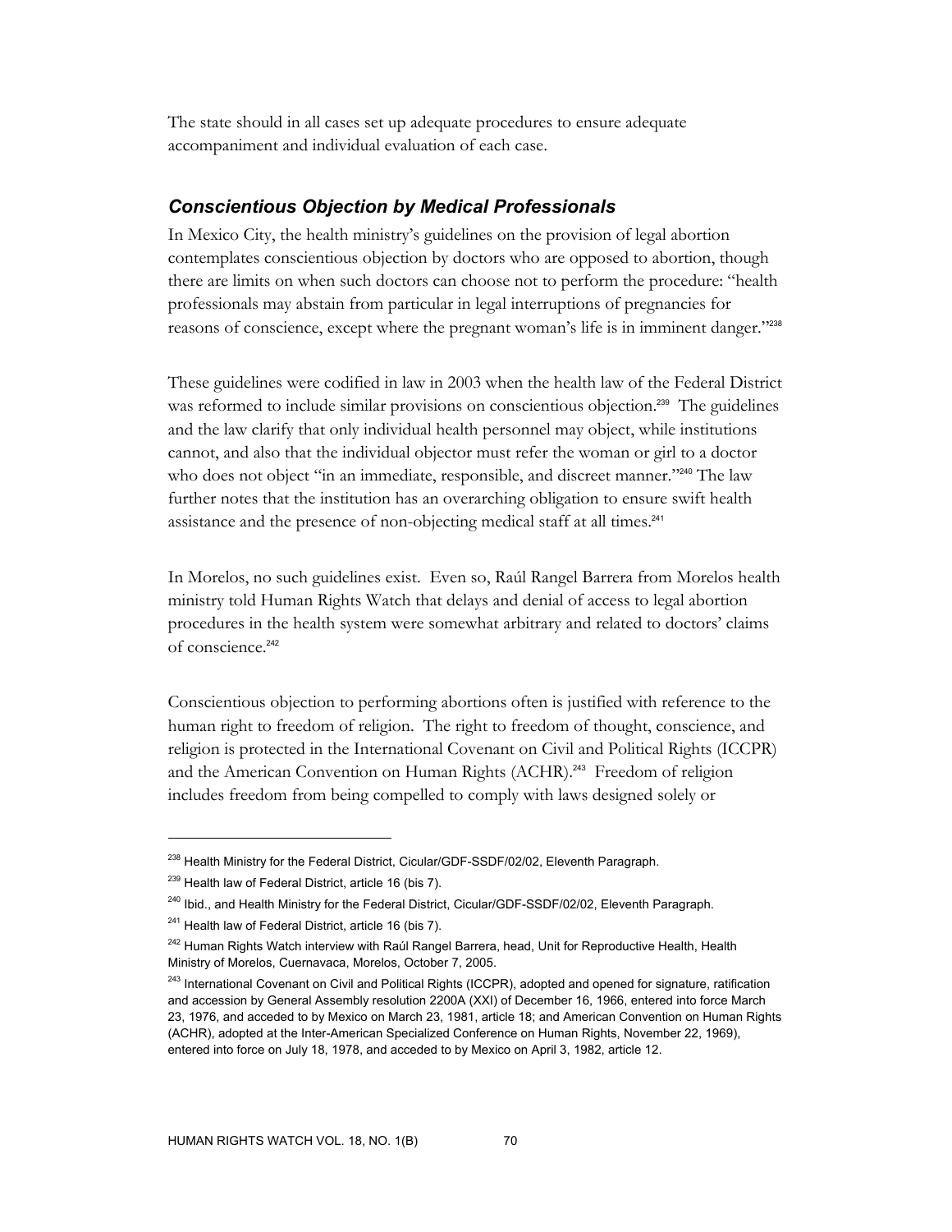The state should in all cases set up adequate procedures to ensure adequate accompaniment and individual evaluation of each case.

### *Conscientious Objection by Medical Professionals*

In Mexico City, the health ministry's guidelines on the provision of legal abortion contemplates conscientious objection by doctors who are opposed to abortion, though there are limits on when such doctors can choose not to perform the procedure: "health professionals may abstain from particular in legal interruptions of pregnancies for reasons of conscience, except where the pregnant woman's life is in imminent danger."[238]

These guidelines were codified in law in 2003 when the health law of the Federal District was reformed to include similar provisions on conscientious objection.[239] The guidelines and the law clarify that only individual health personnel may object, while institutions cannot, and also that the individual objector must refer the woman or girl to a doctor who does not object "in an immediate, responsible, and discreet manner."[240] The law further notes that the institution has an overarching obligation to ensure swift health assistance and the presence of non-objecting medical staff at all times.[241]

In Morelos, no such guidelines exist. Even so, Raúl Rangel Barrera from Morelos health ministry told Human Rights Watch that delays and denial of access to legal abortion procedures in the health system were somewhat arbitrary and related to doctors' claims of conscience.[242]

Conscientious objection to performing abortions often is justified with reference to the human right to freedom of religion. The right to freedom of thought, conscience, and religion is protected in the International Covenant on Civil and Political Rights (ICCPR) and the American Convention on Human Rights (ACHR).[243] Freedom of religion includes freedom from being compelled to comply with laws designed solely or

---

[238] Health Ministry for the Federal District, Cicular/GDF-SSDF/02/02, Eleventh Paragraph.

[239] Health law of Federal District, article 16 (bis 7).

[240] Ibid., and Health Ministry for the Federal District, Cicular/GDF-SSDF/02/02, Eleventh Paragraph.

[241] Health law of Federal District, article 16 (bis 7).

[242] Human Rights Watch interview with Raúl Rangel Barrera, head, Unit for Reproductive Health, Health Ministry of Morelos, Cuernavaca, Morelos, October 7, 2005.

[243] International Covenant on Civil and Political Rights (ICCPR), adopted and opened for signature, ratification and accession by General Assembly resolution 2200A (XXI) of December 16, 1966, entered into force March 23, 1976, and acceded to by Mexico on March 23, 1981, article 18; and American Convention on Human Rights (ACHR), adopted at the Inter-American Specialized Conference on Human Rights, November 22, 1969), entered into force on July 18, 1978, and acceded to by Mexico on April 3, 1982, article 12.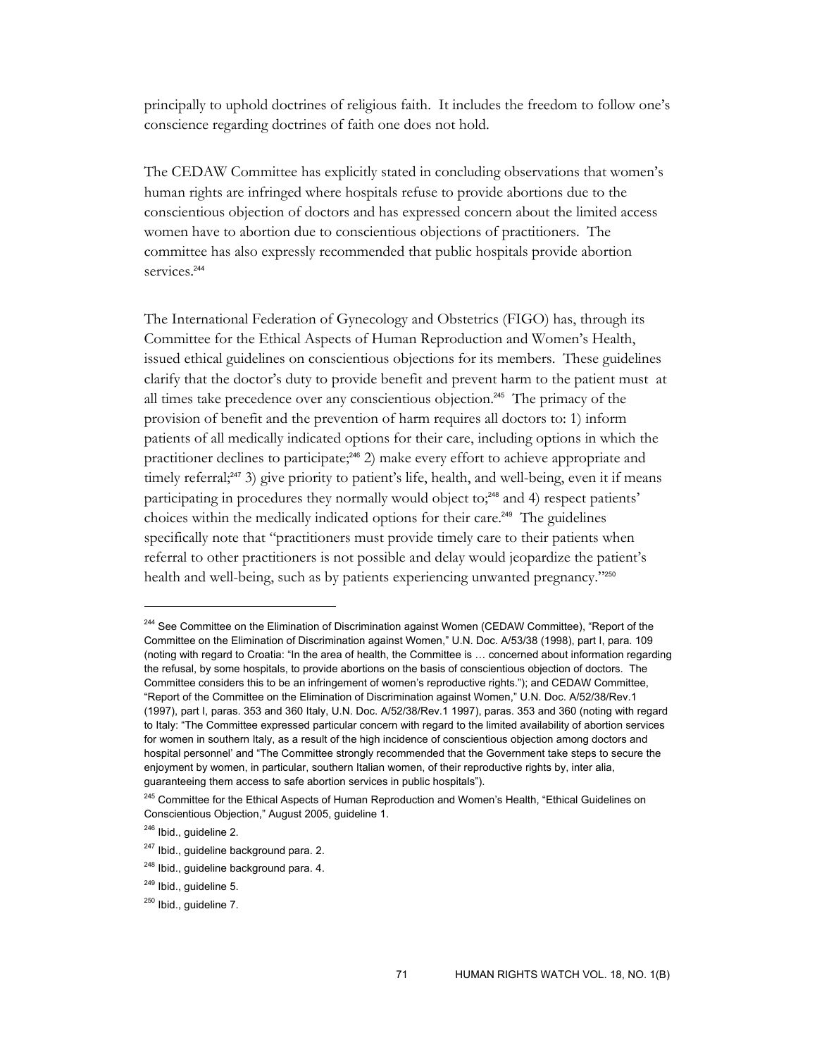principally to uphold doctrines of religious faith. It includes the freedom to follow one's conscience regarding doctrines of faith one does not hold.

The CEDAW Committee has explicitly stated in concluding observations that women's human rights are infringed where hospitals refuse to provide abortions due to the conscientious objection of doctors and has expressed concern about the limited access women have to abortion due to conscientious objections of practitioners. The committee has also expressly recommended that public hospitals provide abortion services.[244]

The International Federation of Gynecology and Obstetrics (FIGO) has, through its Committee for the Ethical Aspects of Human Reproduction and Women's Health, issued ethical guidelines on conscientious objections for its members. These guidelines clarify that the doctor's duty to provide benefit and prevent harm to the patient must at all times take precedence over any conscientious objection.[245] The primacy of the provision of benefit and the prevention of harm requires all doctors to: 1) inform patients of all medically indicated options for their care, including options in which the practitioner declines to participate;[246] 2) make every effort to achieve appropriate and timely referral;[247] 3) give priority to patient's life, health, and well-being, even it if means participating in procedures they normally would object to;[248] and 4) respect patients' choices within the medically indicated options for their care.[249] The guidelines specifically note that "practitioners must provide timely care to their patients when referral to other practitioners is not possible and delay would jeopardize the patient's health and well-being, such as by patients experiencing unwanted pregnancy."[250]

---

[244] See Committee on the Elimination of Discrimination against Women (CEDAW Committee), "Report of the Committee on the Elimination of Discrimination against Women," U.N. Doc. A/53/38 (1998), part I, para. 109 (noting with regard to Croatia: "In the area of health, the Committee is … concerned about information regarding the refusal, by some hospitals, to provide abortions on the basis of conscientious objection of doctors. The Committee considers this to be an infringement of women's reproductive rights."); and CEDAW Committee, "Report of the Committee on the Elimination of Discrimination against Women," U.N. Doc. A/52/38/Rev.1 (1997), part I, paras. 353 and 360 Italy, U.N. Doc. A/52/38/Rev.1 1997), paras. 353 and 360 (noting with regard to Italy: "The Committee expressed particular concern with regard to the limited availability of abortion services for women in southern Italy, as a result of the high incidence of conscientious objection among doctors and hospital personnel' and "The Committee strongly recommended that the Government take steps to secure the enjoyment by women, in particular, southern Italian women, of their reproductive rights by, inter alia, guaranteeing them access to safe abortion services in public hospitals").

[245] Committee for the Ethical Aspects of Human Reproduction and Women's Health, "Ethical Guidelines on Conscientious Objection," August 2005, guideline 1.

[246] Ibid., guideline 2.

[247] Ibid., guideline background para. 2.

[248] Ibid., guideline background para. 4.

[249] Ibid., guideline 5.

[250] Ibid., guideline 7.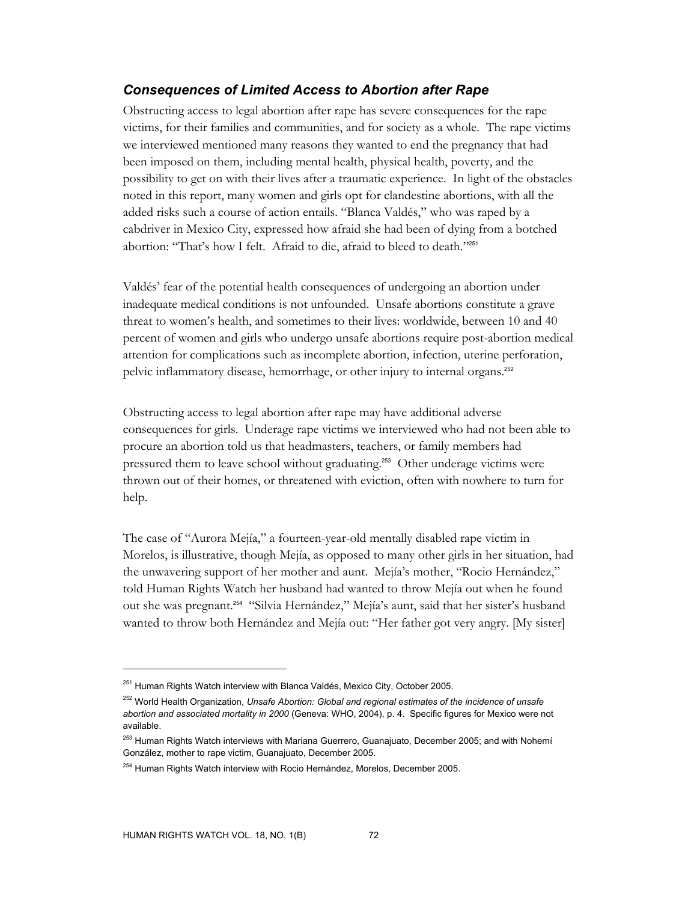### *Consequences of Limited Access to Abortion after Rape*

Obstructing access to legal abortion after rape has severe consequences for the rape victims, for their families and communities, and for society as a whole. The rape victims we interviewed mentioned many reasons they wanted to end the pregnancy that had been imposed on them, including mental health, physical health, poverty, and the possibility to get on with their lives after a traumatic experience. In light of the obstacles noted in this report, many women and girls opt for clandestine abortions, with all the added risks such a course of action entails. "Blanca Valdés," who was raped by a cabdriver in Mexico City, expressed how afraid she had been of dying from a botched abortion: "That's how I felt. Afraid to die, afraid to bleed to death."[251]

Valdés' fear of the potential health consequences of undergoing an abortion under inadequate medical conditions is not unfounded. Unsafe abortions constitute a grave threat to women's health, and sometimes to their lives: worldwide, between 10 and 40 percent of women and girls who undergo unsafe abortions require post-abortion medical attention for complications such as incomplete abortion, infection, uterine perforation, pelvic inflammatory disease, hemorrhage, or other injury to internal organs.[252]

Obstructing access to legal abortion after rape may have additional adverse consequences for girls. Underage rape victims we interviewed who had not been able to procure an abortion told us that headmasters, teachers, or family members had pressured them to leave school without graduating.[253] Other underage victims were thrown out of their homes, or threatened with eviction, often with nowhere to turn for help.

The case of "Aurora Mejía," a fourteen-year-old mentally disabled rape victim in Morelos, is illustrative, though Mejía, as opposed to many other girls in her situation, had the unwavering support of her mother and aunt. Mejía's mother, "Rocio Hernández," told Human Rights Watch her husband had wanted to throw Mejía out when he found out she was pregnant.[254] "Silvia Hernández," Mejía's aunt, said that her sister's husband wanted to throw both Hernández and Mejía out: "Her father got very angry. [My sister]

---

[251] Human Rights Watch interview with Blanca Valdés, Mexico City, October 2005.

[252] World Health Organization, *Unsafe Abortion: Global and regional estimates of the incidence of unsafe abortion and associated mortality in 2000* (Geneva: WHO, 2004), p. 4. Specific figures for Mexico were not available.

[253] Human Rights Watch interviews with Mariana Guerrero, Guanajuato, December 2005; and with Nohemí González, mother to rape victim, Guanajuato, December 2005.

[254] Human Rights Watch interview with Rocio Hernández, Morelos, December 2005.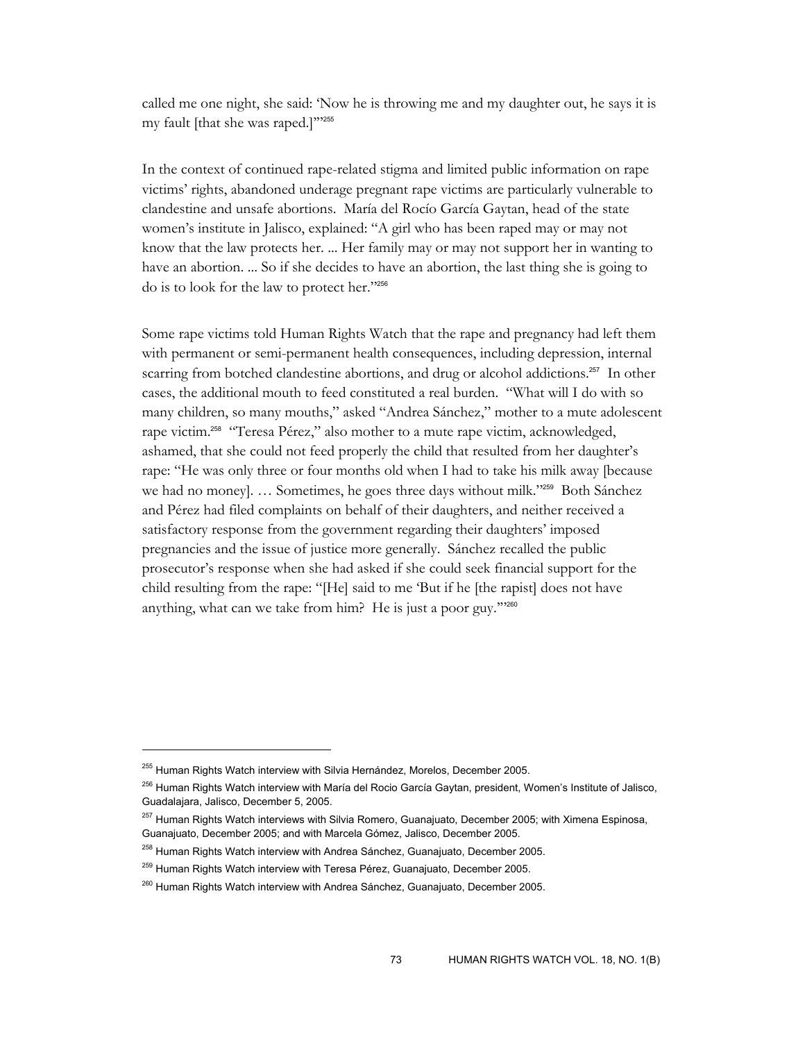called me one night, she said: 'Now he is throwing me and my daughter out, he says it is my fault [that she was raped.]'"[255]

In the context of continued rape-related stigma and limited public information on rape victims' rights, abandoned underage pregnant rape victims are particularly vulnerable to clandestine and unsafe abortions. María del Rocío García Gaytan, head of the state women's institute in Jalisco, explained: "A girl who has been raped may or may not know that the law protects her. ... Her family may or may not support her in wanting to have an abortion. ... So if she decides to have an abortion, the last thing she is going to do is to look for the law to protect her."[256]

Some rape victims told Human Rights Watch that the rape and pregnancy had left them with permanent or semi-permanent health consequences, including depression, internal scarring from botched clandestine abortions, and drug or alcohol addictions.[257] In other cases, the additional mouth to feed constituted a real burden. "What will I do with so many children, so many mouths," asked "Andrea Sánchez," mother to a mute adolescent rape victim.[258] "Teresa Pérez," also mother to a mute rape victim, acknowledged, ashamed, that she could not feed properly the child that resulted from her daughter's rape: "He was only three or four months old when I had to take his milk away [because we had no money]. … Sometimes, he goes three days without milk."[259] Both Sánchez and Pérez had filed complaints on behalf of their daughters, and neither received a satisfactory response from the government regarding their daughters' imposed pregnancies and the issue of justice more generally. Sánchez recalled the public prosecutor's response when she had asked if she could seek financial support for the child resulting from the rape: "[He] said to me 'But if he [the rapist] does not have anything, what can we take from him? He is just a poor guy.'"[260]

---

[255] Human Rights Watch interview with Silvia Hernández, Morelos, December 2005.

[256] Human Rights Watch interview with María del Rocio García Gaytan, president, Women's Institute of Jalisco, Guadalajara, Jalisco, December 5, 2005.

[257] Human Rights Watch interviews with Silvia Romero, Guanajuato, December 2005; with Ximena Espinosa, Guanajuato, December 2005; and with Marcela Gómez, Jalisco, December 2005.

[258] Human Rights Watch interview with Andrea Sánchez, Guanajuato, December 2005.

[259] Human Rights Watch interview with Teresa Pérez, Guanajuato, December 2005.

[260] Human Rights Watch interview with Andrea Sánchez, Guanajuato, December 2005.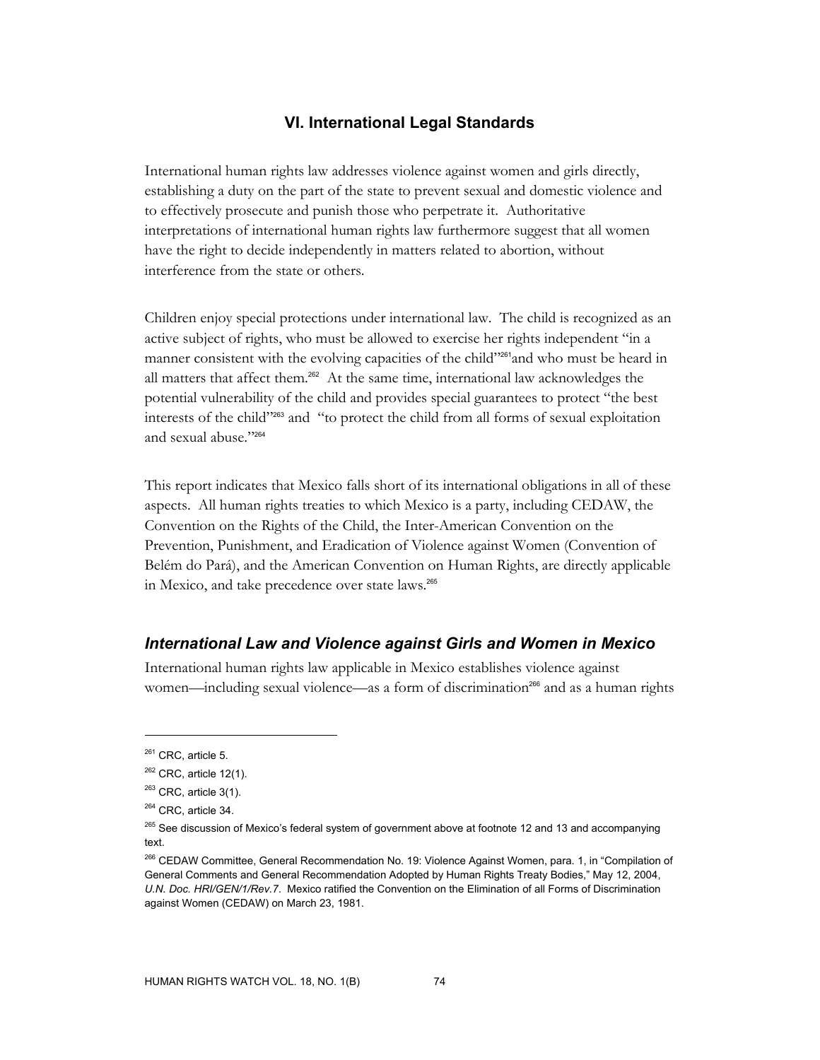## VI. International Legal Standards

International human rights law addresses violence against women and girls directly, establishing a duty on the part of the state to prevent sexual and domestic violence and to effectively prosecute and punish those who perpetrate it. Authoritative interpretations of international human rights law furthermore suggest that all women have the right to decide independently in matters related to abortion, without interference from the state or others.

Children enjoy special protections under international law. The child is recognized as an active subject of rights, who must be allowed to exercise her rights independent "in a manner consistent with the evolving capacities of the child"[261]and who must be heard in all matters that affect them.[262] At the same time, international law acknowledges the potential vulnerability of the child and provides special guarantees to protect "the best interests of the child"[263] and "to protect the child from all forms of sexual exploitation and sexual abuse."[264]

This report indicates that Mexico falls short of its international obligations in all of these aspects. All human rights treaties to which Mexico is a party, including CEDAW, the Convention on the Rights of the Child, the Inter-American Convention on the Prevention, Punishment, and Eradication of Violence against Women (Convention of Belém do Pará), and the American Convention on Human Rights, are directly applicable in Mexico, and take precedence over state laws.[265]

### *International Law and Violence against Girls and Women in Mexico*

International human rights law applicable in Mexico establishes violence against women—including sexual violence—as a form of discrimination[266] and as a human rights

---

[261] CRC, article 5.

[262] CRC, article 12(1).

[263] CRC, article 3(1).

[264] CRC, article 34.

[265] See discussion of Mexico's federal system of government above at footnote 12 and 13 and accompanying text.

[266] CEDAW Committee, General Recommendation No. 19: Violence Against Women, para. 1, in "Compilation of General Comments and General Recommendation Adopted by Human Rights Treaty Bodies," May 12, 2004, *U.N. Doc. HRI/GEN/1/Rev.7*. Mexico ratified the Convention on the Elimination of all Forms of Discrimination against Women (CEDAW) on March 23, 1981.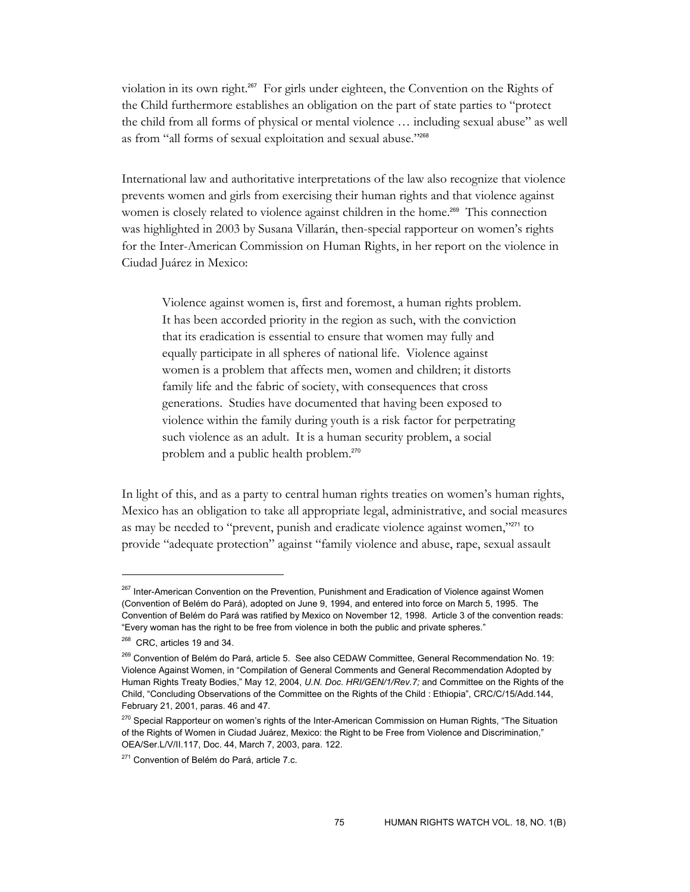violation in its own right.[267] For girls under eighteen, the Convention on the Rights of the Child furthermore establishes an obligation on the part of state parties to "protect the child from all forms of physical or mental violence … including sexual abuse" as well as from "all forms of sexual exploitation and sexual abuse."[268]

International law and authoritative interpretations of the law also recognize that violence prevents women and girls from exercising their human rights and that violence against women is closely related to violence against children in the home.[269] This connection was highlighted in 2003 by Susana Villarán, then-special rapporteur on women's rights for the Inter-American Commission on Human Rights, in her report on the violence in Ciudad Juárez in Mexico:

> Violence against women is, first and foremost, a human rights problem. It has been accorded priority in the region as such, with the conviction that its eradication is essential to ensure that women may fully and equally participate in all spheres of national life. Violence against women is a problem that affects men, women and children; it distorts family life and the fabric of society, with consequences that cross generations. Studies have documented that having been exposed to violence within the family during youth is a risk factor for perpetrating such violence as an adult. It is a human security problem, a social problem and a public health problem.[270]

In light of this, and as a party to central human rights treaties on women's human rights, Mexico has an obligation to take all appropriate legal, administrative, and social measures as may be needed to "prevent, punish and eradicate violence against women,"[271] to provide "adequate protection" against "family violence and abuse, rape, sexual assault

---

[267] Inter-American Convention on the Prevention, Punishment and Eradication of Violence against Women (Convention of Belém do Pará), adopted on June 9, 1994, and entered into force on March 5, 1995. The Convention of Belém do Pará was ratified by Mexico on November 12, 1998. Article 3 of the convention reads: "Every woman has the right to be free from violence in both the public and private spheres."

[268] CRC, articles 19 and 34.

[269] Convention of Belém do Pará, article 5. See also CEDAW Committee, General Recommendation No. 19: Violence Against Women, in "Compilation of General Comments and General Recommendation Adopted by Human Rights Treaty Bodies," May 12, 2004, *U.N. Doc. HRI/GEN/1/Rev.7;* and Committee on the Rights of the Child, "Concluding Observations of the Committee on the Rights of the Child : Ethiopia", CRC/C/15/Add.144, February 21, 2001, paras. 46 and 47.

[270] Special Rapporteur on women's rights of the Inter-American Commission on Human Rights, "The Situation of the Rights of Women in Ciudad Juárez, Mexico: the Right to be Free from Violence and Discrimination," OEA/Ser.L/V/II.117, Doc. 44, March 7, 2003, para. 122.

[271] Convention of Belém do Pará, article 7.c.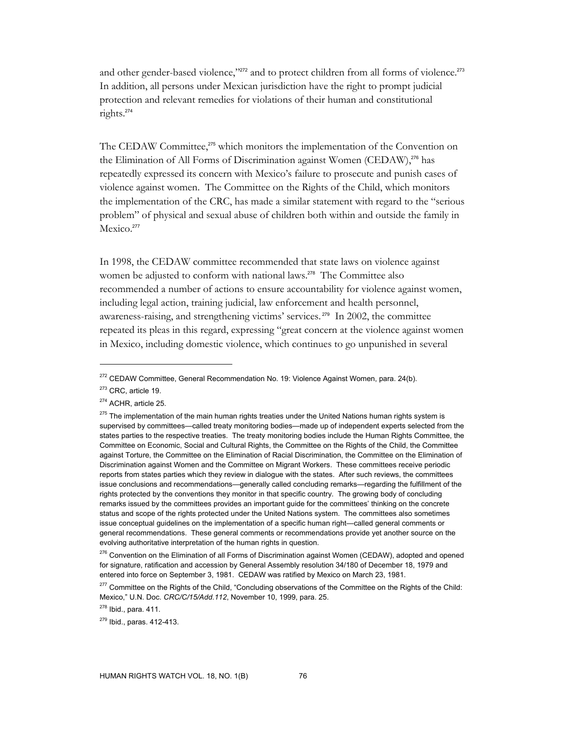and other gender-based violence,"[272] and to protect children from all forms of violence.[273] In addition, all persons under Mexican jurisdiction have the right to prompt judicial protection and relevant remedies for violations of their human and constitutional rights.[274]

The CEDAW Committee,[275] which monitors the implementation of the Convention on the Elimination of All Forms of Discrimination against Women (CEDAW),[276] has repeatedly expressed its concern with Mexico's failure to prosecute and punish cases of violence against women. The Committee on the Rights of the Child, which monitors the implementation of the CRC, has made a similar statement with regard to the "serious problem" of physical and sexual abuse of children both within and outside the family in Mexico.[277]

In 1998, the CEDAW committee recommended that state laws on violence against women be adjusted to conform with national laws.[278] The Committee also recommended a number of actions to ensure accountability for violence against women, including legal action, training judicial, law enforcement and health personnel, awareness-raising, and strengthening victims' services.[279] In 2002, the committee repeated its pleas in this regard, expressing "great concern at the violence against women in Mexico, including domestic violence, which continues to go unpunished in several

---

[272] CEDAW Committee, General Recommendation No. 19: Violence Against Women, para. 24(b).

[273] CRC, article 19.

[274] ACHR, article 25.

[275] The implementation of the main human rights treaties under the United Nations human rights system is supervised by committees—called treaty monitoring bodies—made up of independent experts selected from the states parties to the respective treaties. The treaty monitoring bodies include the Human Rights Committee, the Committee on Economic, Social and Cultural Rights, the Committee on the Rights of the Child, the Committee against Torture, the Committee on the Elimination of Racial Discrimination, the Committee on the Elimination of Discrimination against Women and the Committee on Migrant Workers. These committees receive periodic reports from states parties which they review in dialogue with the states. After such reviews, the committees issue conclusions and recommendations—generally called concluding remarks—regarding the fulfillment of the rights protected by the conventions they monitor in that specific country. The growing body of concluding remarks issued by the committees provides an important guide for the committees' thinking on the concrete status and scope of the rights protected under the United Nations system. The committees also sometimes issue conceptual guidelines on the implementation of a specific human right—called general comments or general recommendations. These general comments or recommendations provide yet another source on the evolving authoritative interpretation of the human rights in question.

[276] Convention on the Elimination of all Forms of Discrimination against Women (CEDAW), adopted and opened for signature, ratification and accession by General Assembly resolution 34/180 of December 18, 1979 and entered into force on September 3, 1981. CEDAW was ratified by Mexico on March 23, 1981.

[277] Committee on the Rights of the Child, "Concluding observations of the Committee on the Rights of the Child: Mexico," U.N. Doc. *CRC/C/15/Add.112*, November 10, 1999, para. 25.

[278] Ibid., para. 411.

[279] Ibid., paras. 412-413.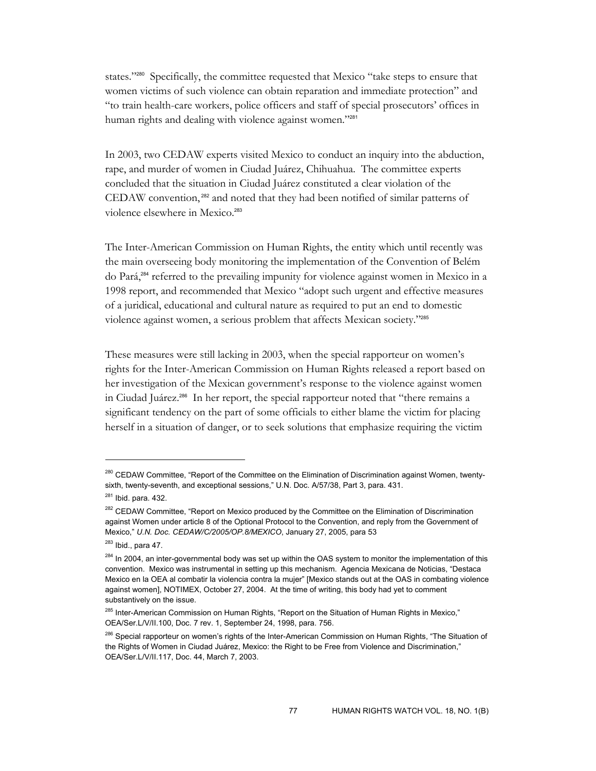states."[280] Specifically, the committee requested that Mexico "take steps to ensure that women victims of such violence can obtain reparation and immediate protection" and "to train health-care workers, police officers and staff of special prosecutors' offices in human rights and dealing with violence against women."[281]

In 2003, two CEDAW experts visited Mexico to conduct an inquiry into the abduction, rape, and murder of women in Ciudad Juárez, Chihuahua. The committee experts concluded that the situation in Ciudad Juárez constituted a clear violation of the CEDAW convention,[282] and noted that they had been notified of similar patterns of violence elsewhere in Mexico.[283]

The Inter-American Commission on Human Rights, the entity which until recently was the main overseeing body monitoring the implementation of the Convention of Belém do Pará,[284] referred to the prevailing impunity for violence against women in Mexico in a 1998 report, and recommended that Mexico "adopt such urgent and effective measures of a juridical, educational and cultural nature as required to put an end to domestic violence against women, a serious problem that affects Mexican society."[285]

These measures were still lacking in 2003, when the special rapporteur on women's rights for the Inter-American Commission on Human Rights released a report based on her investigation of the Mexican government's response to the violence against women in Ciudad Juárez.[286] In her report, the special rapporteur noted that "there remains a significant tendency on the part of some officials to either blame the victim for placing herself in a situation of danger, or to seek solutions that emphasize requiring the victim

---

[280] CEDAW Committee, "Report of the Committee on the Elimination of Discrimination against Women, twenty-sixth, twenty-seventh, and exceptional sessions," U.N. Doc. A/57/38, Part 3, para. 431.

[281] Ibid. para. 432.

[282] CEDAW Committee, "Report on Mexico produced by the Committee on the Elimination of Discrimination against Women under article 8 of the Optional Protocol to the Convention, and reply from the Government of Mexico," *U.N. Doc. CEDAW/C/2005/OP.8/MEXICO*, January 27, 2005, para 53

[283] Ibid., para 47.

[284] In 2004, an inter-governmental body was set up within the OAS system to monitor the implementation of this convention. Mexico was instrumental in setting up this mechanism. Agencia Mexicana de Noticias, "Destaca Mexico en la OEA al combatir la violencia contra la mujer" [Mexico stands out at the OAS in combating violence against women], NOTIMEX, October 27, 2004. At the time of writing, this body had yet to comment substantively on the issue.

[285] Inter-American Commission on Human Rights, "Report on the Situation of Human Rights in Mexico," OEA/Ser.L/V/II.100, Doc. 7 rev. 1, September 24, 1998, para. 756.

[286] Special rapporteur on women's rights of the Inter-American Commission on Human Rights, "The Situation of the Rights of Women in Ciudad Juárez, Mexico: the Right to be Free from Violence and Discrimination," OEA/Ser.L/V/II.117, Doc. 44, March 7, 2003.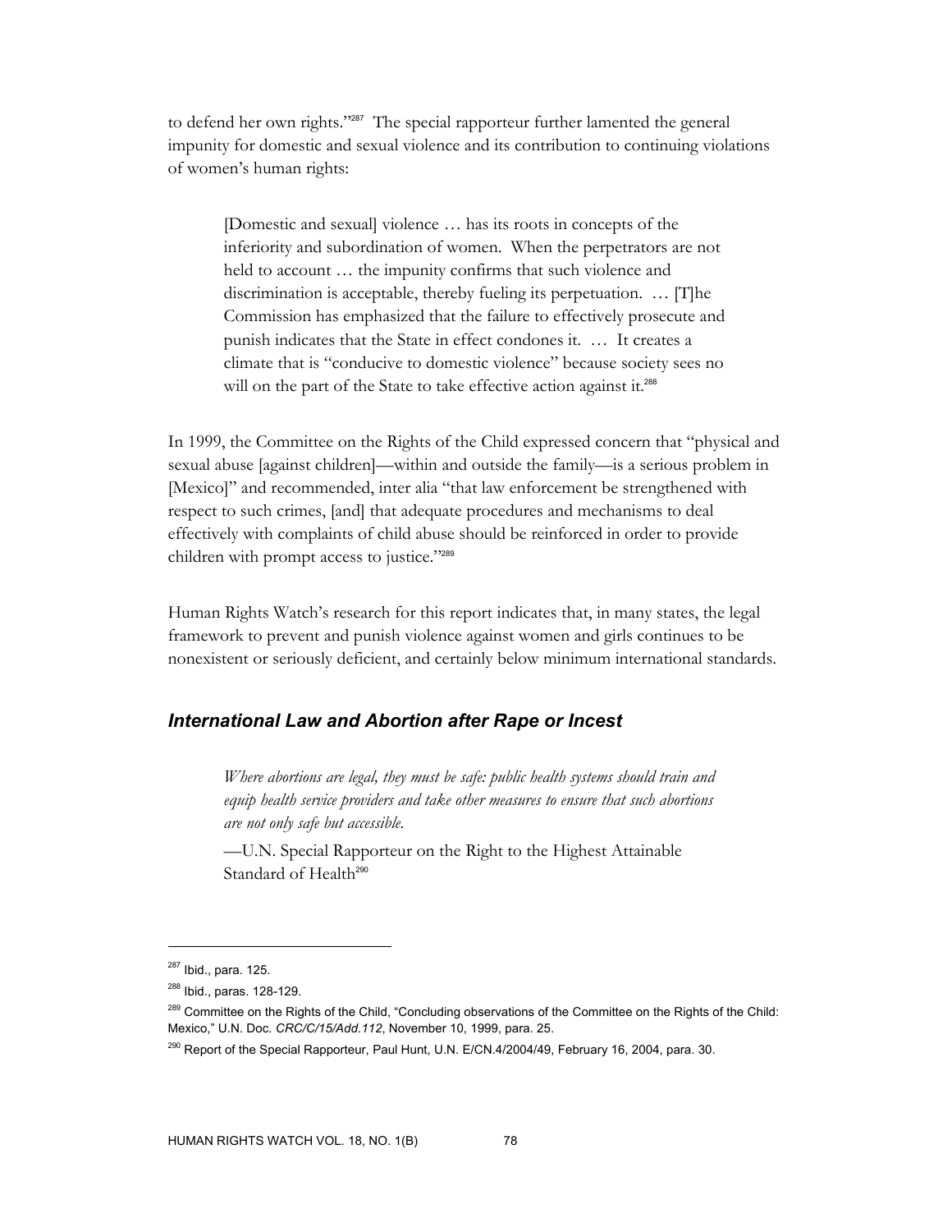to defend her own rights."[287] The special rapporteur further lamented the general impunity for domestic and sexual violence and its contribution to continuing violations of women's human rights:

> [Domestic and sexual] violence … has its roots in concepts of the inferiority and subordination of women. When the perpetrators are not held to account … the impunity confirms that such violence and discrimination is acceptable, thereby fueling its perpetuation. … [T]he Commission has emphasized that the failure to effectively prosecute and punish indicates that the State in effect condones it. … It creates a climate that is "conducive to domestic violence" because society sees no will on the part of the State to take effective action against it.[288]

In 1999, the Committee on the Rights of the Child expressed concern that "physical and sexual abuse [against children]—within and outside the family—is a serious problem in [Mexico]" and recommended, inter alia "that law enforcement be strengthened with respect to such crimes, [and] that adequate procedures and mechanisms to deal effectively with complaints of child abuse should be reinforced in order to provide children with prompt access to justice."[289]

Human Rights Watch's research for this report indicates that, in many states, the legal framework to prevent and punish violence against women and girls continues to be nonexistent or seriously deficient, and certainly below minimum international standards.

### *International Law and Abortion after Rape or Incest*

> *Where abortions are legal, they must be safe: public health systems should train and equip health service providers and take other measures to ensure that such abortions are not only safe but accessible.*
>
> —U.N. Special Rapporteur on the Right to the Highest Attainable Standard of Health[290]

---

[287] Ibid., para. 125.

[288] Ibid., paras. 128-129.

[289] Committee on the Rights of the Child, "Concluding observations of the Committee on the Rights of the Child: Mexico," U.N. Doc. *CRC/C/15/Add.112*, November 10, 1999, para. 25.

[290] Report of the Special Rapporteur, Paul Hunt, U.N. E/CN.4/2004/49, February 16, 2004, para. 30.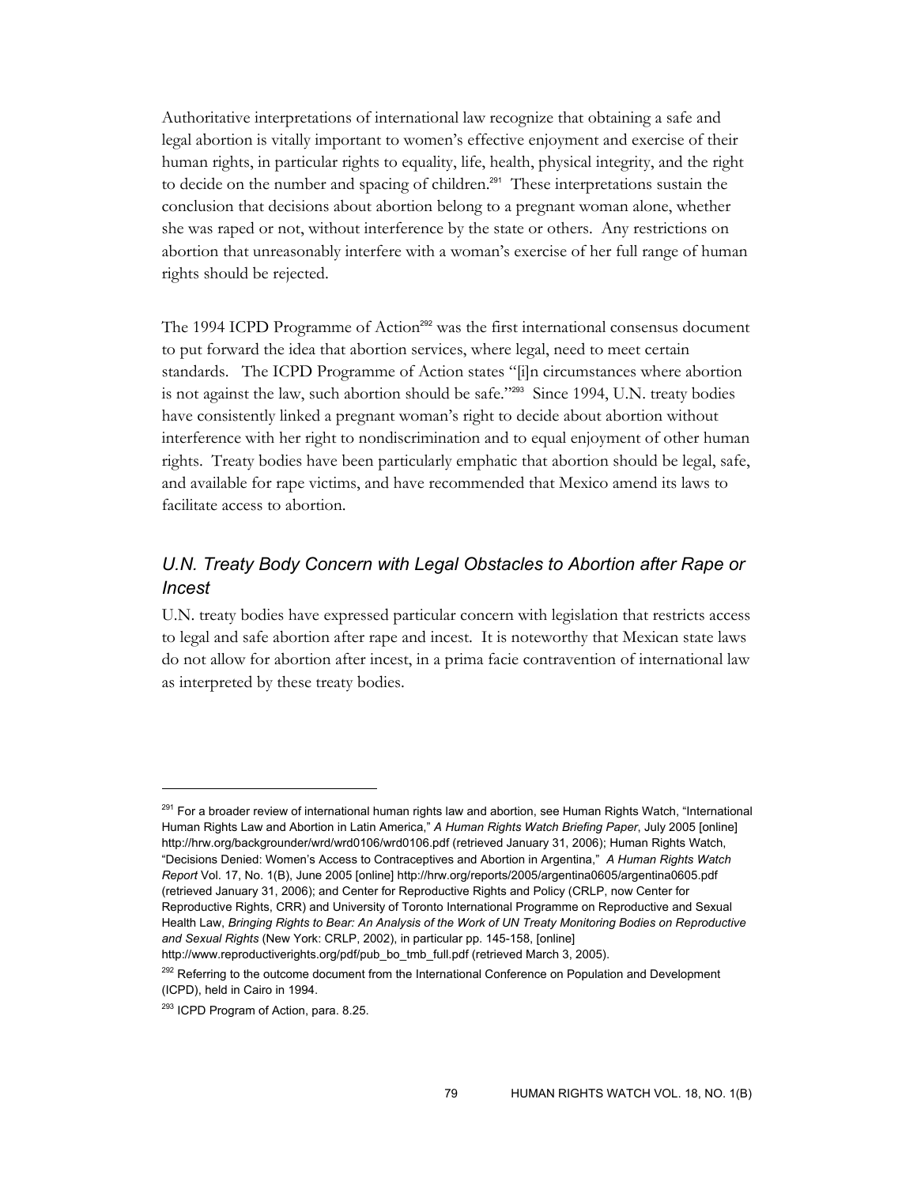Authoritative interpretations of international law recognize that obtaining a safe and legal abortion is vitally important to women's effective enjoyment and exercise of their human rights, in particular rights to equality, life, health, physical integrity, and the right to decide on the number and spacing of children.[291] These interpretations sustain the conclusion that decisions about abortion belong to a pregnant woman alone, whether she was raped or not, without interference by the state or others. Any restrictions on abortion that unreasonably interfere with a woman's exercise of her full range of human rights should be rejected.

The 1994 ICPD Programme of Action[292] was the first international consensus document to put forward the idea that abortion services, where legal, need to meet certain standards. The ICPD Programme of Action states "[i]n circumstances where abortion is not against the law, such abortion should be safe."[293] Since 1994, U.N. treaty bodies have consistently linked a pregnant woman's right to decide about abortion without interference with her right to nondiscrimination and to equal enjoyment of other human rights. Treaty bodies have been particularly emphatic that abortion should be legal, safe, and available for rape victims, and have recommended that Mexico amend its laws to facilitate access to abortion.

## *U.N. Treaty Body Concern with Legal Obstacles to Abortion after Rape or Incest*

U.N. treaty bodies have expressed particular concern with legislation that restricts access to legal and safe abortion after rape and incest. It is noteworthy that Mexican state laws do not allow for abortion after incest, in a prima facie contravention of international law as interpreted by these treaty bodies.

---

[291] For a broader review of international human rights law and abortion, see Human Rights Watch, "International Human Rights Law and Abortion in Latin America," *A Human Rights Watch Briefing Paper*, July 2005 [online] http://hrw.org/backgrounder/wrd/wrd0106/wrd0106.pdf (retrieved January 31, 2006); Human Rights Watch, "Decisions Denied: Women's Access to Contraceptives and Abortion in Argentina," *A Human Rights Watch Report* Vol. 17, No. 1(B), June 2005 [online] http://hrw.org/reports/2005/argentina0605/argentina0605.pdf (retrieved January 31, 2006); and Center for Reproductive Rights and Policy (CRLP, now Center for Reproductive Rights, CRR) and University of Toronto International Programme on Reproductive and Sexual Health Law, *Bringing Rights to Bear: An Analysis of the Work of UN Treaty Monitoring Bodies on Reproductive and Sexual Rights* (New York: CRLP, 2002), in particular pp. 145-158, [online] http://www.reproductiverights.org/pdf/pub_bo_tmb_full.pdf (retrieved March 3, 2005).

[292] Referring to the outcome document from the International Conference on Population and Development (ICPD), held in Cairo in 1994.

[293] ICPD Program of Action, para. 8.25.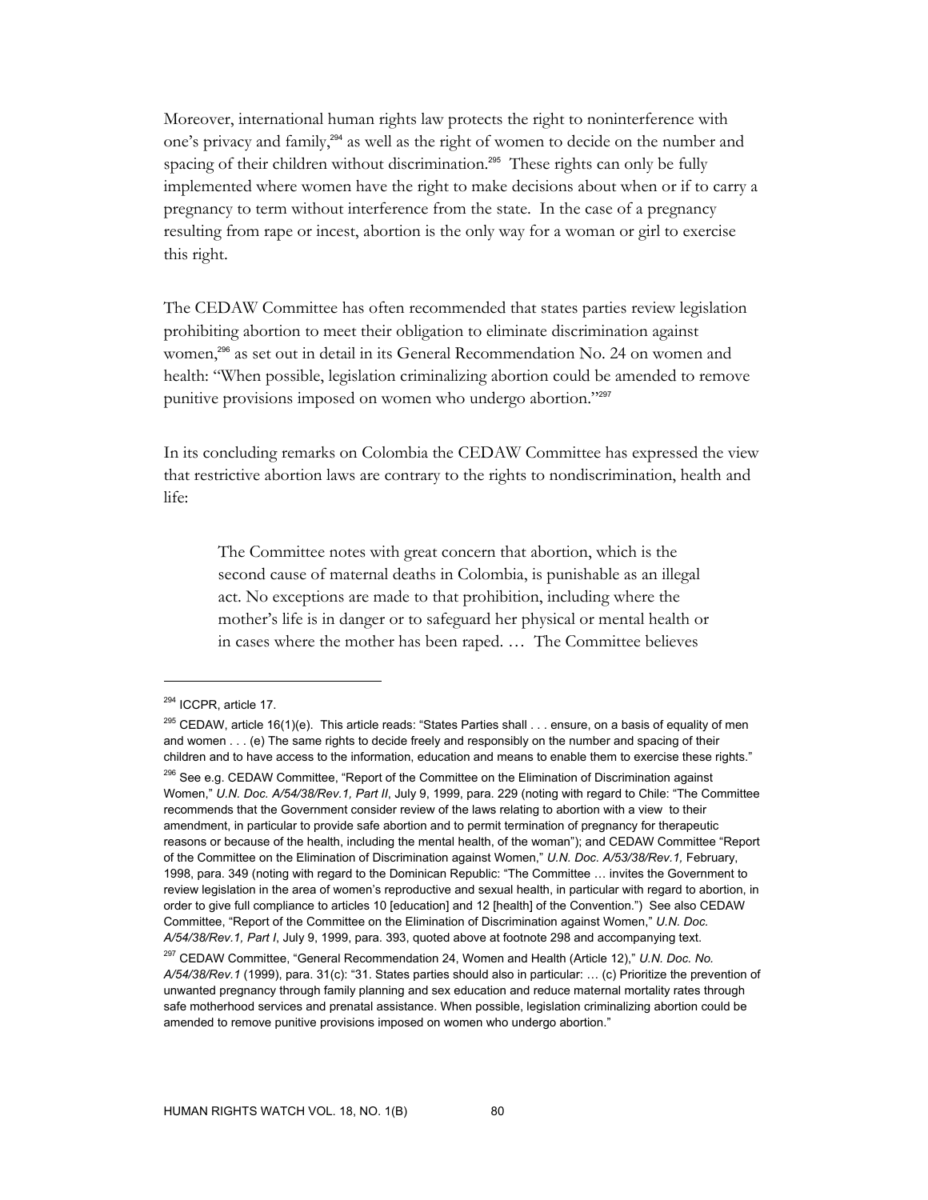Moreover, international human rights law protects the right to noninterference with one's privacy and family,[294] as well as the right of women to decide on the number and spacing of their children without discrimination.[295] These rights can only be fully implemented where women have the right to make decisions about when or if to carry a pregnancy to term without interference from the state. In the case of a pregnancy resulting from rape or incest, abortion is the only way for a woman or girl to exercise this right.

The CEDAW Committee has often recommended that states parties review legislation prohibiting abortion to meet their obligation to eliminate discrimination against women,[296] as set out in detail in its General Recommendation No. 24 on women and health: "When possible, legislation criminalizing abortion could be amended to remove punitive provisions imposed on women who undergo abortion."[297]

In its concluding remarks on Colombia the CEDAW Committee has expressed the view that restrictive abortion laws are contrary to the rights to nondiscrimination, health and life:

> The Committee notes with great concern that abortion, which is the second cause of maternal deaths in Colombia, is punishable as an illegal act. No exceptions are made to that prohibition, including where the mother's life is in danger or to safeguard her physical or mental health or in cases where the mother has been raped. … The Committee believes

---

[294] ICCPR, article 17.

[295] CEDAW, article 16(1)(e). This article reads: "States Parties shall . . . ensure, on a basis of equality of men and women . . . (e) The same rights to decide freely and responsibly on the number and spacing of their children and to have access to the information, education and means to enable them to exercise these rights."

[296] See e.g. CEDAW Committee, "Report of the Committee on the Elimination of Discrimination against Women," *U.N. Doc. A/54/38/Rev.1, Part II*, July 9, 1999, para. 229 (noting with regard to Chile: "The Committee recommends that the Government consider review of the laws relating to abortion with a view to their amendment, in particular to provide safe abortion and to permit termination of pregnancy for therapeutic reasons or because of the health, including the mental health, of the woman"); and CEDAW Committee "Report of the Committee on the Elimination of Discrimination against Women," *U.N. Doc. A/53/38/Rev.1,* February, 1998, para. 349 (noting with regard to the Dominican Republic: "The Committee … invites the Government to review legislation in the area of women's reproductive and sexual health, in particular with regard to abortion, in order to give full compliance to articles 10 [education] and 12 [health] of the Convention.") See also CEDAW Committee, "Report of the Committee on the Elimination of Discrimination against Women," *U.N. Doc. A/54/38/Rev.1, Part I*, July 9, 1999, para. 393, quoted above at footnote 298 and accompanying text.

[297] CEDAW Committee, "General Recommendation 24, Women and Health (Article 12)," *U.N. Doc. No. A/54/38/Rev.1* (1999), para. 31(c): "31. States parties should also in particular: … (c) Prioritize the prevention of unwanted pregnancy through family planning and sex education and reduce maternal mortality rates through safe motherhood services and prenatal assistance. When possible, legislation criminalizing abortion could be amended to remove punitive provisions imposed on women who undergo abortion."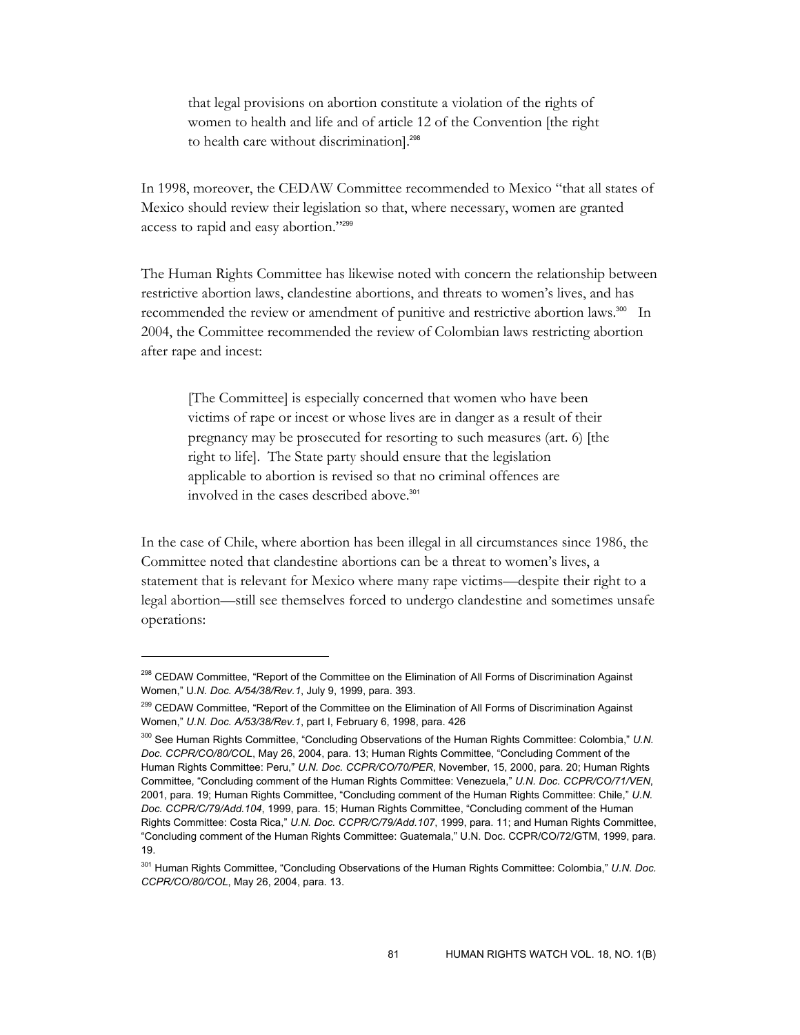> that legal provisions on abortion constitute a violation of the rights of women to health and life and of article 12 of the Convention [the right to health care without discrimination].[298]

In 1998, moreover, the CEDAW Committee recommended to Mexico "that all states of Mexico should review their legislation so that, where necessary, women are granted access to rapid and easy abortion."[299]

The Human Rights Committee has likewise noted with concern the relationship between restrictive abortion laws, clandestine abortions, and threats to women's lives, and has recommended the review or amendment of punitive and restrictive abortion laws.[300] In 2004, the Committee recommended the review of Colombian laws restricting abortion after rape and incest:

> [The Committee] is especially concerned that women who have been victims of rape or incest or whose lives are in danger as a result of their pregnancy may be prosecuted for resorting to such measures (art. 6) [the right to life]. The State party should ensure that the legislation applicable to abortion is revised so that no criminal offences are involved in the cases described above.[301]

In the case of Chile, where abortion has been illegal in all circumstances since 1986, the Committee noted that clandestine abortions can be a threat to women's lives, a statement that is relevant for Mexico where many rape victims—despite their right to a legal abortion—still see themselves forced to undergo clandestine and sometimes unsafe operations:

---

[298] CEDAW Committee, "Report of the Committee on the Elimination of All Forms of Discrimination Against Women," U.*N. Doc. A/54/38/Rev.1*, July 9, 1999, para. 393.

[299] CEDAW Committee, "Report of the Committee on the Elimination of All Forms of Discrimination Against Women," *U.N. Doc. A/53/38/Rev.1*, part I, February 6, 1998, para. 426

[300] See Human Rights Committee, "Concluding Observations of the Human Rights Committee: Colombia," *U.N. Doc. CCPR/CO/80/COL*, May 26, 2004, para. 13; Human Rights Committee, "Concluding Comment of the Human Rights Committee: Peru," *U.N. Doc. CCPR/CO/70/PER*, November, 15, 2000, para. 20; Human Rights Committee, "Concluding comment of the Human Rights Committee: Venezuela," *U.N. Doc. CCPR/CO/71/VEN*, 2001, para. 19; Human Rights Committee, "Concluding comment of the Human Rights Committee: Chile," *U.N. Doc. CCPR/C/79/Add.104*, 1999, para. 15; Human Rights Committee, "Concluding comment of the Human Rights Committee: Costa Rica," *U.N. Doc. CCPR/C/79/Add.107*, 1999, para. 11; and Human Rights Committee, "Concluding comment of the Human Rights Committee: Guatemala," U.N. Doc. CCPR/CO/72/GTM, 1999, para. 19.

[301] Human Rights Committee, "Concluding Observations of the Human Rights Committee: Colombia," *U.N. Doc. CCPR/CO/80/COL*, May 26, 2004, para. 13.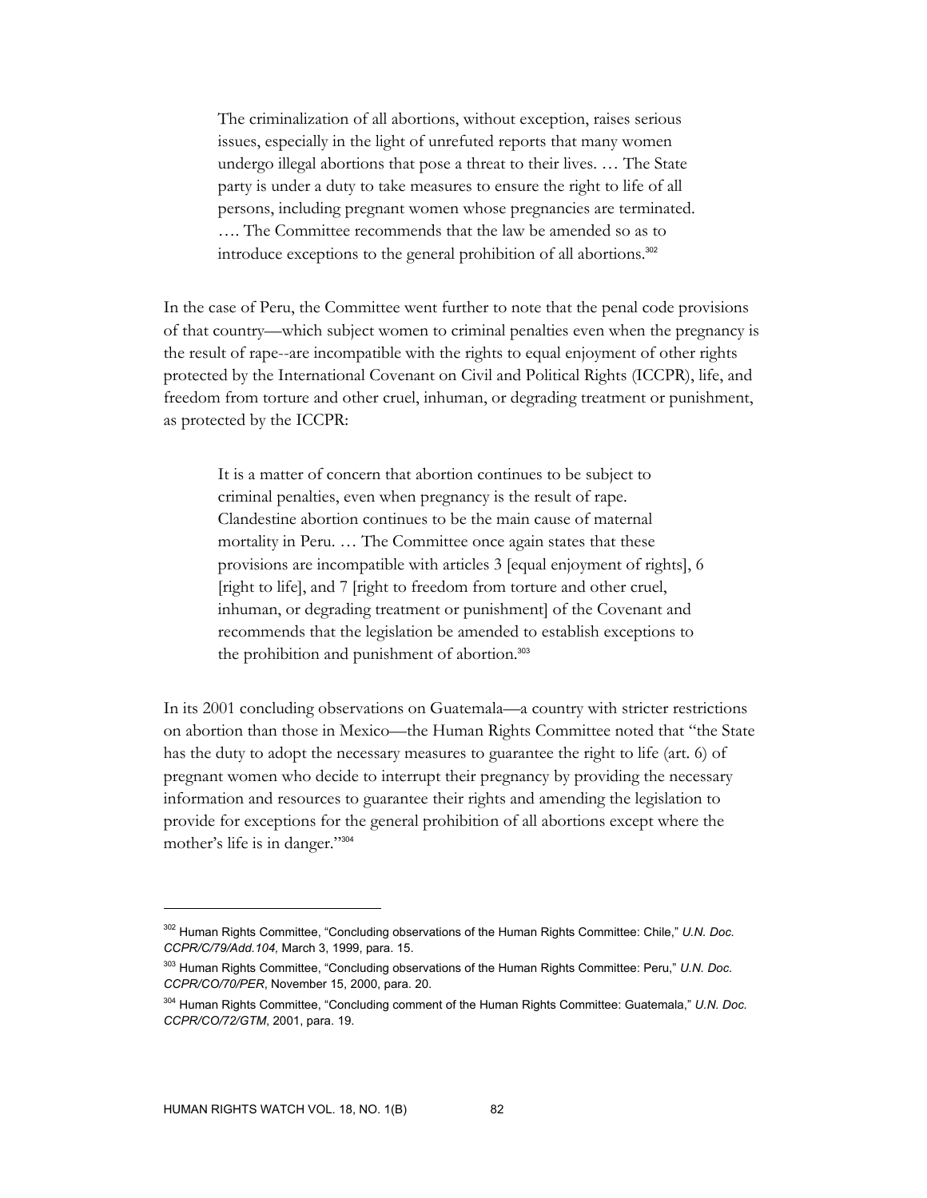> The criminalization of all abortions, without exception, raises serious issues, especially in the light of unrefuted reports that many women undergo illegal abortions that pose a threat to their lives. … The State party is under a duty to take measures to ensure the right to life of all persons, including pregnant women whose pregnancies are terminated. …. The Committee recommends that the law be amended so as to introduce exceptions to the general prohibition of all abortions.[302]

In the case of Peru, the Committee went further to note that the penal code provisions of that country—which subject women to criminal penalties even when the pregnancy is the result of rape--are incompatible with the rights to equal enjoyment of other rights protected by the International Covenant on Civil and Political Rights (ICCPR), life, and freedom from torture and other cruel, inhuman, or degrading treatment or punishment, as protected by the ICCPR:

> It is a matter of concern that abortion continues to be subject to criminal penalties, even when pregnancy is the result of rape. Clandestine abortion continues to be the main cause of maternal mortality in Peru. … The Committee once again states that these provisions are incompatible with articles 3 [equal enjoyment of rights], 6 [right to life], and 7 [right to freedom from torture and other cruel, inhuman, or degrading treatment or punishment] of the Covenant and recommends that the legislation be amended to establish exceptions to the prohibition and punishment of abortion.[303]

In its 2001 concluding observations on Guatemala—a country with stricter restrictions on abortion than those in Mexico—the Human Rights Committee noted that "the State has the duty to adopt the necessary measures to guarantee the right to life (art. 6) of pregnant women who decide to interrupt their pregnancy by providing the necessary information and resources to guarantee their rights and amending the legislation to provide for exceptions for the general prohibition of all abortions except where the mother's life is in danger."[304]

---

[302] Human Rights Committee, "Concluding observations of the Human Rights Committee: Chile," *U.N. Doc. CCPR/C/79/Add.104,* March 3, 1999, para. 15.

[303] Human Rights Committee, "Concluding observations of the Human Rights Committee: Peru," *U.N. Doc. CCPR/CO/70/PER*, November 15, 2000, para. 20.

[304] Human Rights Committee, "Concluding comment of the Human Rights Committee: Guatemala," *U.N. Doc. CCPR/CO/72/GTM*, 2001, para. 19.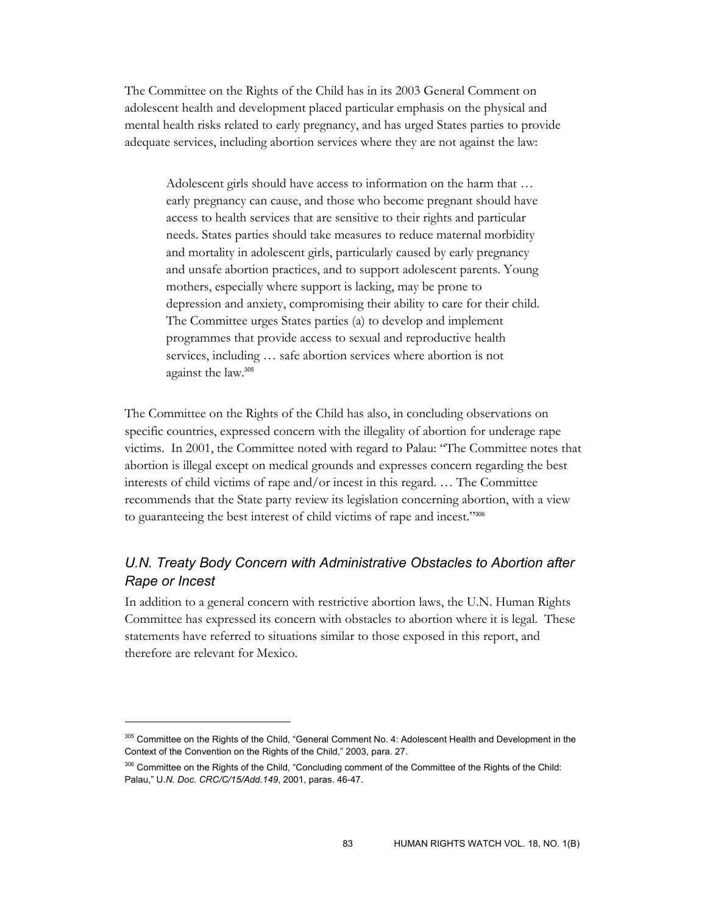The Committee on the Rights of the Child has in its 2003 General Comment on adolescent health and development placed particular emphasis on the physical and mental health risks related to early pregnancy, and has urged States parties to provide adequate services, including abortion services where they are not against the law:

> Adolescent girls should have access to information on the harm that … early pregnancy can cause, and those who become pregnant should have access to health services that are sensitive to their rights and particular needs. States parties should take measures to reduce maternal morbidity and mortality in adolescent girls, particularly caused by early pregnancy and unsafe abortion practices, and to support adolescent parents. Young mothers, especially where support is lacking, may be prone to depression and anxiety, compromising their ability to care for their child. The Committee urges States parties (a) to develop and implement programmes that provide access to sexual and reproductive health services, including … safe abortion services where abortion is not against the law.[305]

The Committee on the Rights of the Child has also, in concluding observations on specific countries, expressed concern with the illegality of abortion for underage rape victims. In 2001, the Committee noted with regard to Palau: "The Committee notes that abortion is illegal except on medical grounds and expresses concern regarding the best interests of child victims of rape and/or incest in this regard. … The Committee recommends that the State party review its legislation concerning abortion, with a view to guaranteeing the best interest of child victims of rape and incest."[306]

### *U.N. Treaty Body Concern with Administrative Obstacles to Abortion after Rape or Incest*

In addition to a general concern with restrictive abortion laws, the U.N. Human Rights Committee has expressed its concern with obstacles to abortion where it is legal. These statements have referred to situations similar to those exposed in this report, and therefore are relevant for Mexico.

---

[305] Committee on the Rights of the Child, "General Comment No. 4: Adolescent Health and Development in the Context of the Convention on the Rights of the Child," 2003, para. 27.

[306] Committee on the Rights of the Child, "Concluding comment of the Committee of the Rights of the Child: Palau," U*.N. Doc. CRC/C/15/Add.149*, 2001, paras. 46-47.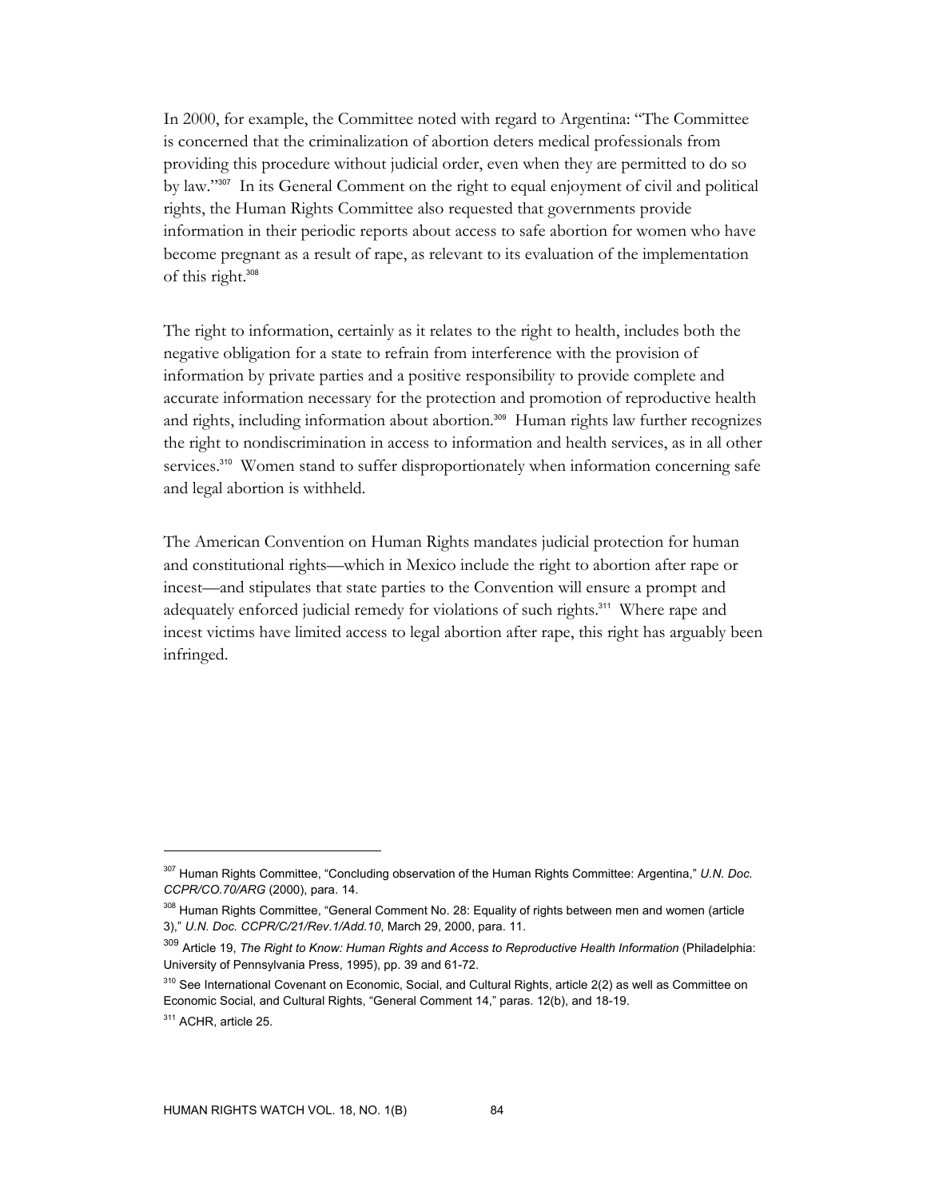In 2000, for example, the Committee noted with regard to Argentina: "The Committee is concerned that the criminalization of abortion deters medical professionals from providing this procedure without judicial order, even when they are permitted to do so by law."[307] In its General Comment on the right to equal enjoyment of civil and political rights, the Human Rights Committee also requested that governments provide information in their periodic reports about access to safe abortion for women who have become pregnant as a result of rape, as relevant to its evaluation of the implementation of this right.[308]

The right to information, certainly as it relates to the right to health, includes both the negative obligation for a state to refrain from interference with the provision of information by private parties and a positive responsibility to provide complete and accurate information necessary for the protection and promotion of reproductive health and rights, including information about abortion.[309] Human rights law further recognizes the right to nondiscrimination in access to information and health services, as in all other services.[310] Women stand to suffer disproportionately when information concerning safe and legal abortion is withheld.

The American Convention on Human Rights mandates judicial protection for human and constitutional rights—which in Mexico include the right to abortion after rape or incest—and stipulates that state parties to the Convention will ensure a prompt and adequately enforced judicial remedy for violations of such rights.[311] Where rape and incest victims have limited access to legal abortion after rape, this right has arguably been infringed.

---

[307] Human Rights Committee, "Concluding observation of the Human Rights Committee: Argentina," *U.N. Doc. CCPR/CO.70/ARG* (2000), para. 14.

[308] Human Rights Committee, "General Comment No. 28: Equality of rights between men and women (article 3)," *U.N. Doc. CCPR/C/21/Rev.1/Add.10*, March 29, 2000, para. 11.

[309] Article 19, *The Right to Know: Human Rights and Access to Reproductive Health Information* (Philadelphia: University of Pennsylvania Press, 1995), pp. 39 and 61-72.

[310] See International Covenant on Economic, Social, and Cultural Rights, article 2(2) as well as Committee on Economic Social, and Cultural Rights, "General Comment 14," paras. 12(b), and 18-19.

[311] ACHR, article 25.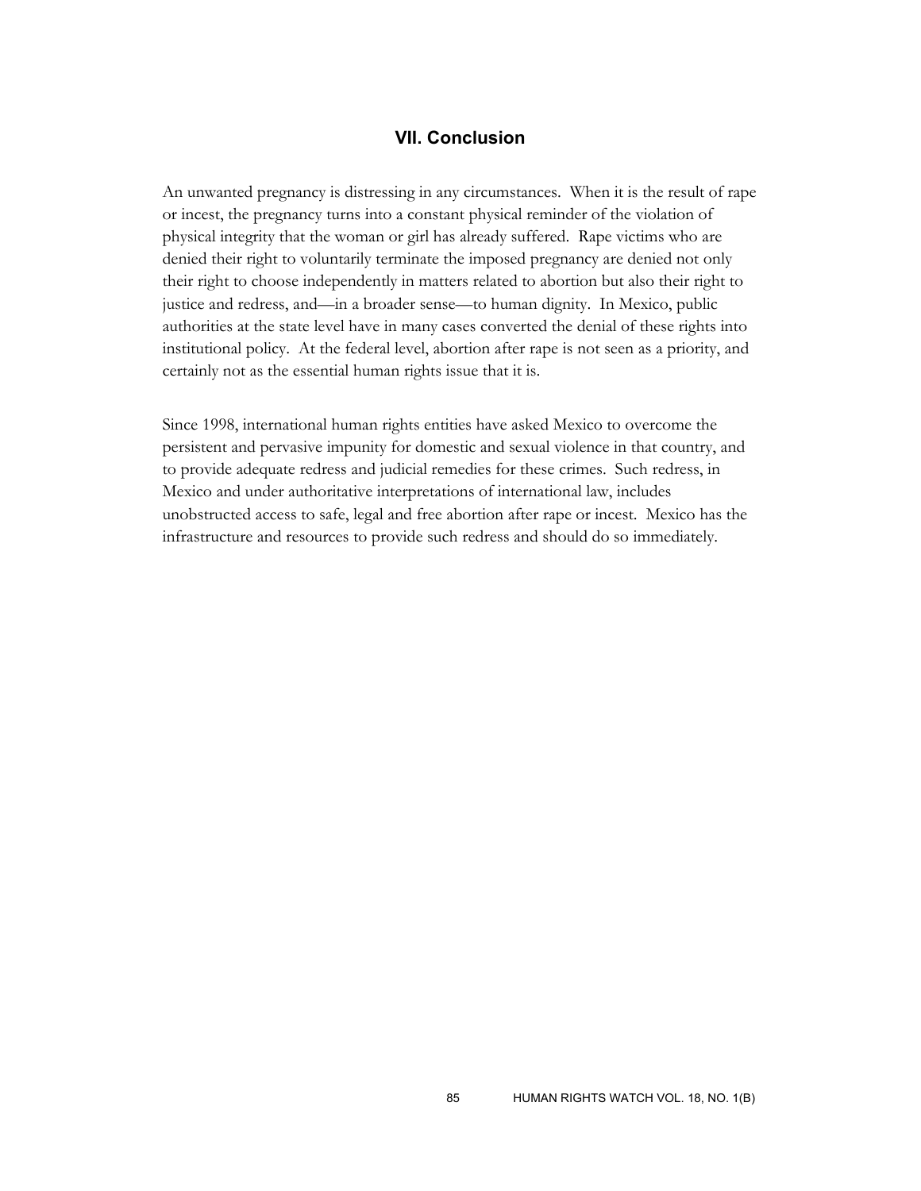## VII. Conclusion

An unwanted pregnancy is distressing in any circumstances. When it is the result of rape or incest, the pregnancy turns into a constant physical reminder of the violation of physical integrity that the woman or girl has already suffered. Rape victims who are denied their right to voluntarily terminate the imposed pregnancy are denied not only their right to choose independently in matters related to abortion but also their right to justice and redress, and—in a broader sense—to human dignity. In Mexico, public authorities at the state level have in many cases converted the denial of these rights into institutional policy. At the federal level, abortion after rape is not seen as a priority, and certainly not as the essential human rights issue that it is.

Since 1998, international human rights entities have asked Mexico to overcome the persistent and pervasive impunity for domestic and sexual violence in that country, and to provide adequate redress and judicial remedies for these crimes. Such redress, in Mexico and under authoritative interpretations of international law, includes unobstructed access to safe, legal and free abortion after rape or incest. Mexico has the infrastructure and resources to provide such redress and should do so immediately.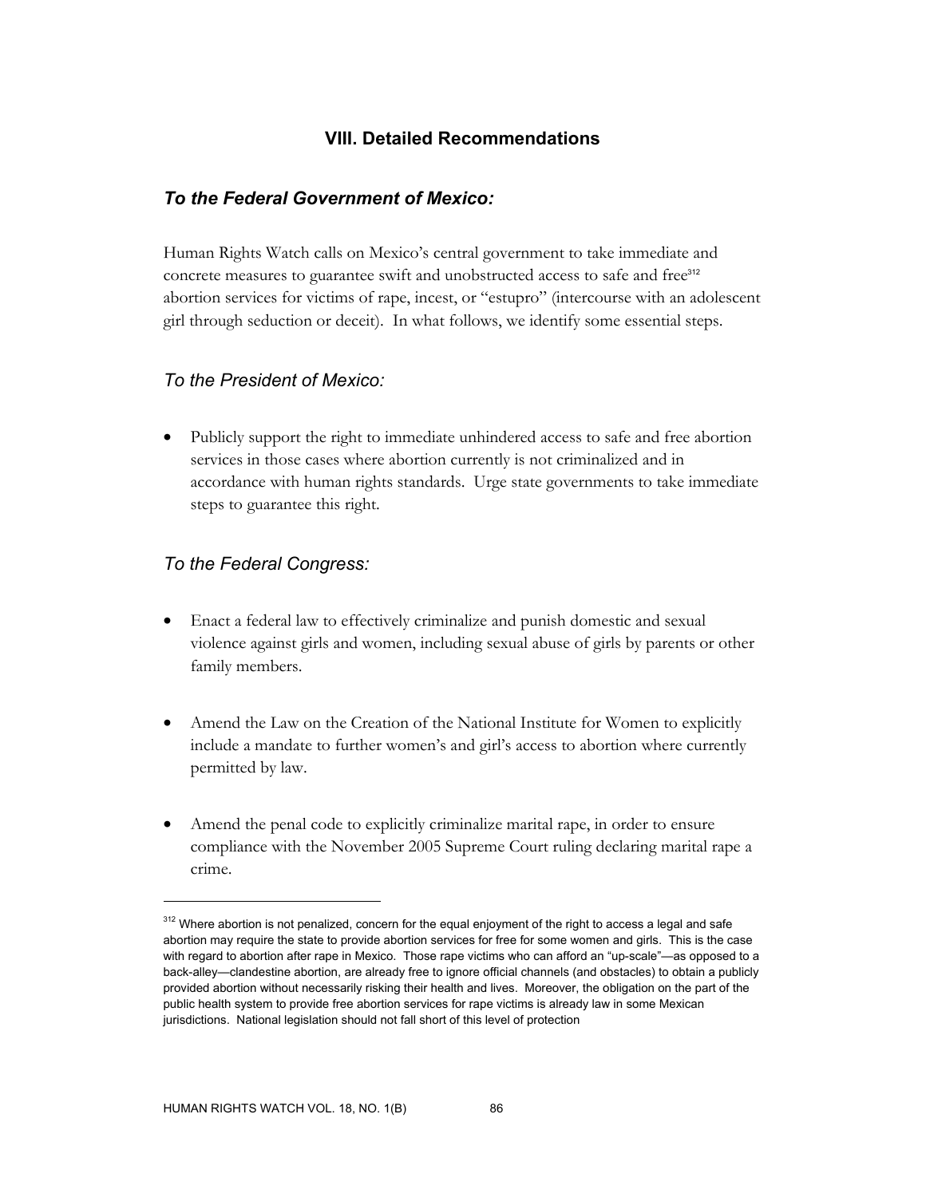## VIII. Detailed Recommendations

### *To the Federal Government of Mexico:*

Human Rights Watch calls on Mexico's central government to take immediate and concrete measures to guarantee swift and unobstructed access to safe and free[312] abortion services for victims of rape, incest, or "estupro" (intercourse with an adolescent girl through seduction or deceit). In what follows, we identify some essential steps.

### *To the President of Mexico:*

- Publicly support the right to immediate unhindered access to safe and free abortion services in those cases where abortion currently is not criminalized and in accordance with human rights standards. Urge state governments to take immediate steps to guarantee this right.

### *To the Federal Congress:*

- Enact a federal law to effectively criminalize and punish domestic and sexual violence against girls and women, including sexual abuse of girls by parents or other family members.

- Amend the Law on the Creation of the National Institute for Women to explicitly include a mandate to further women's and girl's access to abortion where currently permitted by law.

- Amend the penal code to explicitly criminalize marital rape, in order to ensure compliance with the November 2005 Supreme Court ruling declaring marital rape a crime.

---

[312] Where abortion is not penalized, concern for the equal enjoyment of the right to access a legal and safe abortion may require the state to provide abortion services for free for some women and girls. This is the case with regard to abortion after rape in Mexico. Those rape victims who can afford an "up-scale"—as opposed to a back-alley—clandestine abortion, are already free to ignore official channels (and obstacles) to obtain a publicly provided abortion without necessarily risking their health and lives. Moreover, the obligation on the part of the public health system to provide free abortion services for rape victims is already law in some Mexican jurisdictions. National legislation should not fall short of this level of protection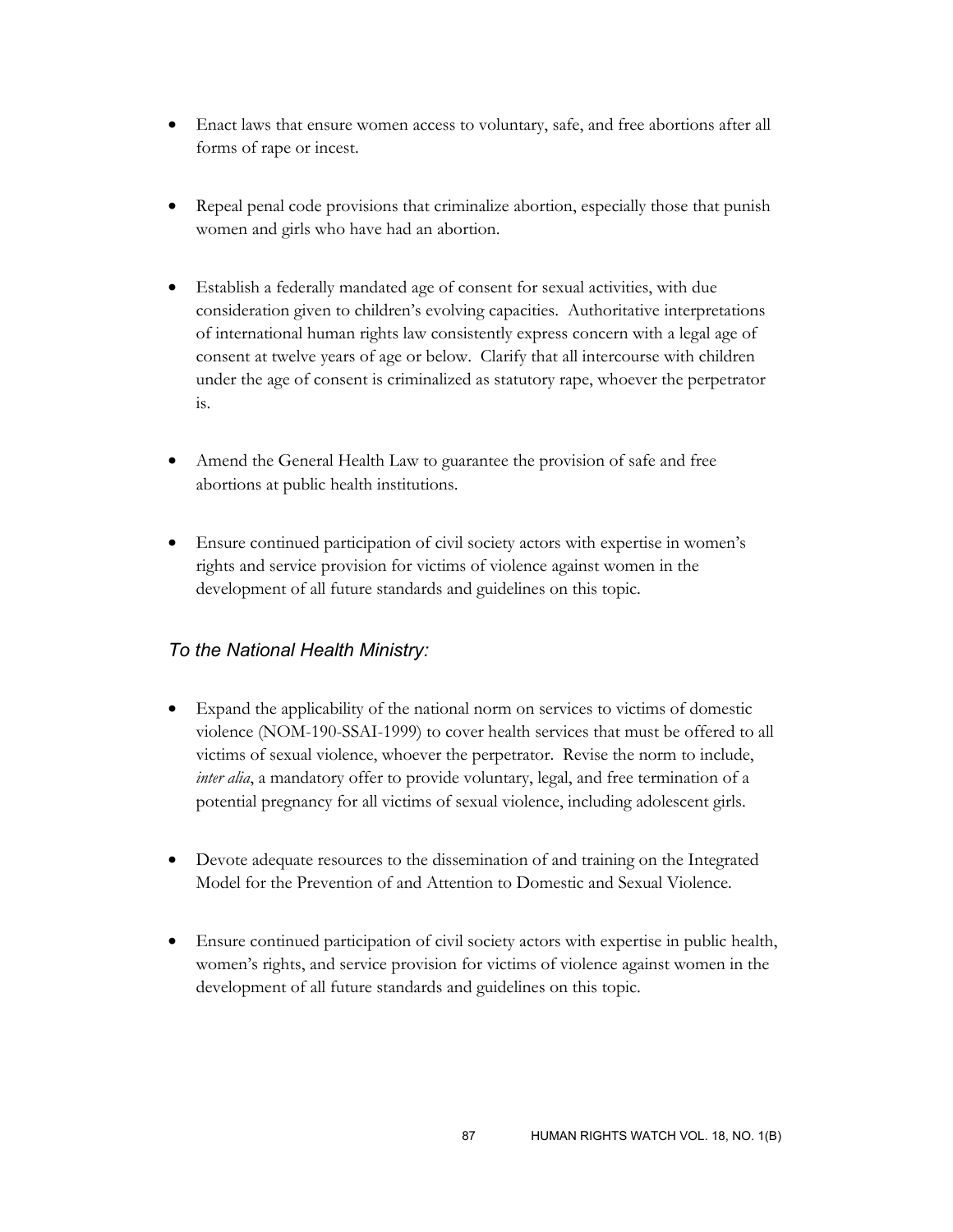- Enact laws that ensure women access to voluntary, safe, and free abortions after all forms of rape or incest.

- Repeal penal code provisions that criminalize abortion, especially those that punish women and girls who have had an abortion.

- Establish a federally mandated age of consent for sexual activities, with due consideration given to children's evolving capacities. Authoritative interpretations of international human rights law consistently express concern with a legal age of consent at twelve years of age or below. Clarify that all intercourse with children under the age of consent is criminalized as statutory rape, whoever the perpetrator is.

- Amend the General Health Law to guarantee the provision of safe and free abortions at public health institutions.

- Ensure continued participation of civil society actors with expertise in women's rights and service provision for victims of violence against women in the development of all future standards and guidelines on this topic.

### *To the National Health Ministry:*

- Expand the applicability of the national norm on services to victims of domestic violence (NOM-190-SSAI-1999) to cover health services that must be offered to all victims of sexual violence, whoever the perpetrator. Revise the norm to include, *inter alia*, a mandatory offer to provide voluntary, legal, and free termination of a potential pregnancy for all victims of sexual violence, including adolescent girls.

- Devote adequate resources to the dissemination of and training on the Integrated Model for the Prevention of and Attention to Domestic and Sexual Violence.

- Ensure continued participation of civil society actors with expertise in public health, women's rights, and service provision for victims of violence against women in the development of all future standards and guidelines on this topic.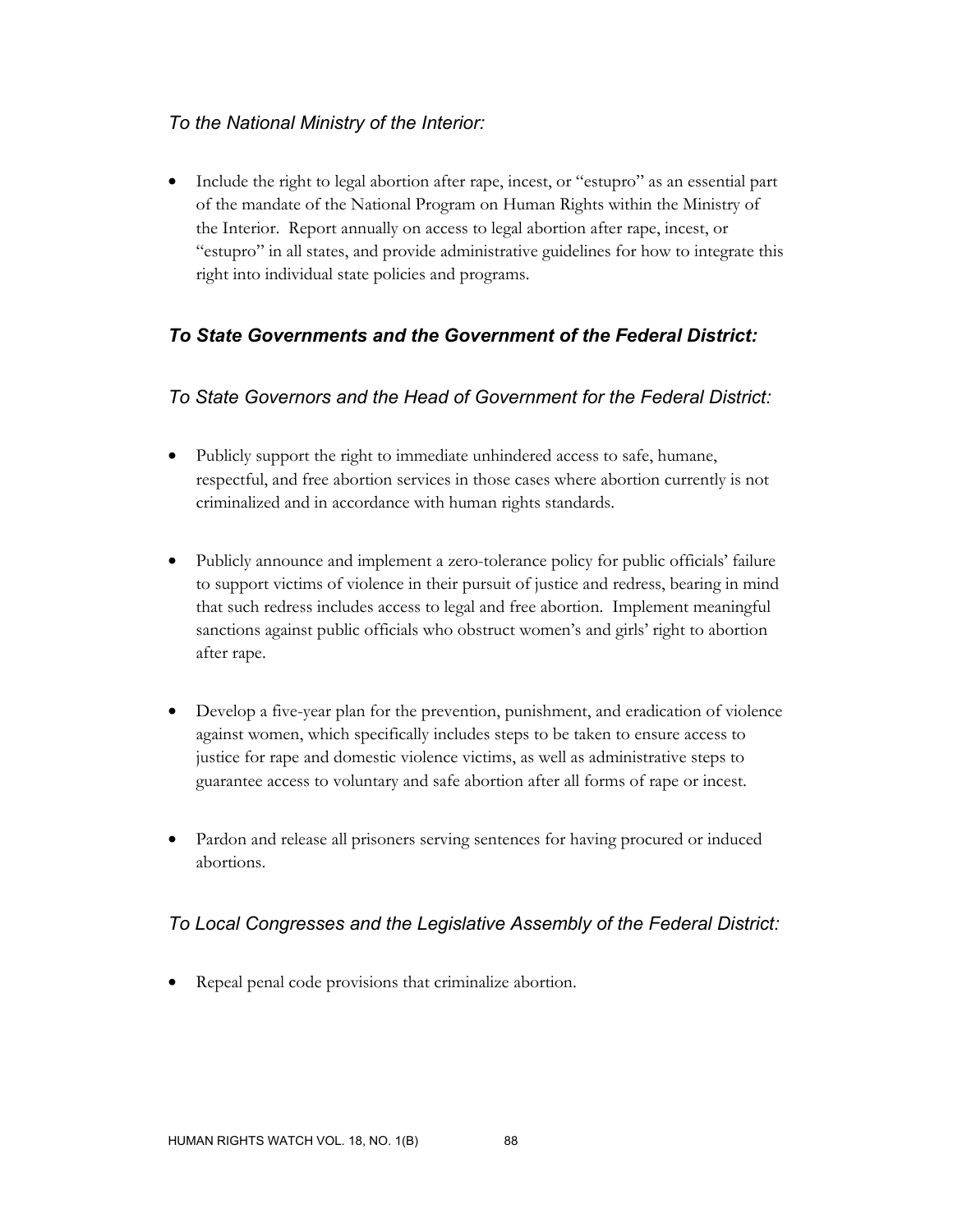### *To the National Ministry of the Interior:*

- Include the right to legal abortion after rape, incest, or "estupro" as an essential part of the mandate of the National Program on Human Rights within the Ministry of the Interior. Report annually on access to legal abortion after rape, incest, or "estupro" in all states, and provide administrative guidelines for how to integrate this right into individual state policies and programs.

## *To State Governments and the Government of the Federal District:*

### *To State Governors and the Head of Government for the Federal District:*

- Publicly support the right to immediate unhindered access to safe, humane, respectful, and free abortion services in those cases where abortion currently is not criminalized and in accordance with human rights standards.
- Publicly announce and implement a zero-tolerance policy for public officials' failure to support victims of violence in their pursuit of justice and redress, bearing in mind that such redress includes access to legal and free abortion. Implement meaningful sanctions against public officials who obstruct women's and girls' right to abortion after rape.
- Develop a five-year plan for the prevention, punishment, and eradication of violence against women, which specifically includes steps to be taken to ensure access to justice for rape and domestic violence victims, as well as administrative steps to guarantee access to voluntary and safe abortion after all forms of rape or incest.
- Pardon and release all prisoners serving sentences for having procured or induced abortions.

### *To Local Congresses and the Legislative Assembly of the Federal District:*

- Repeal penal code provisions that criminalize abortion.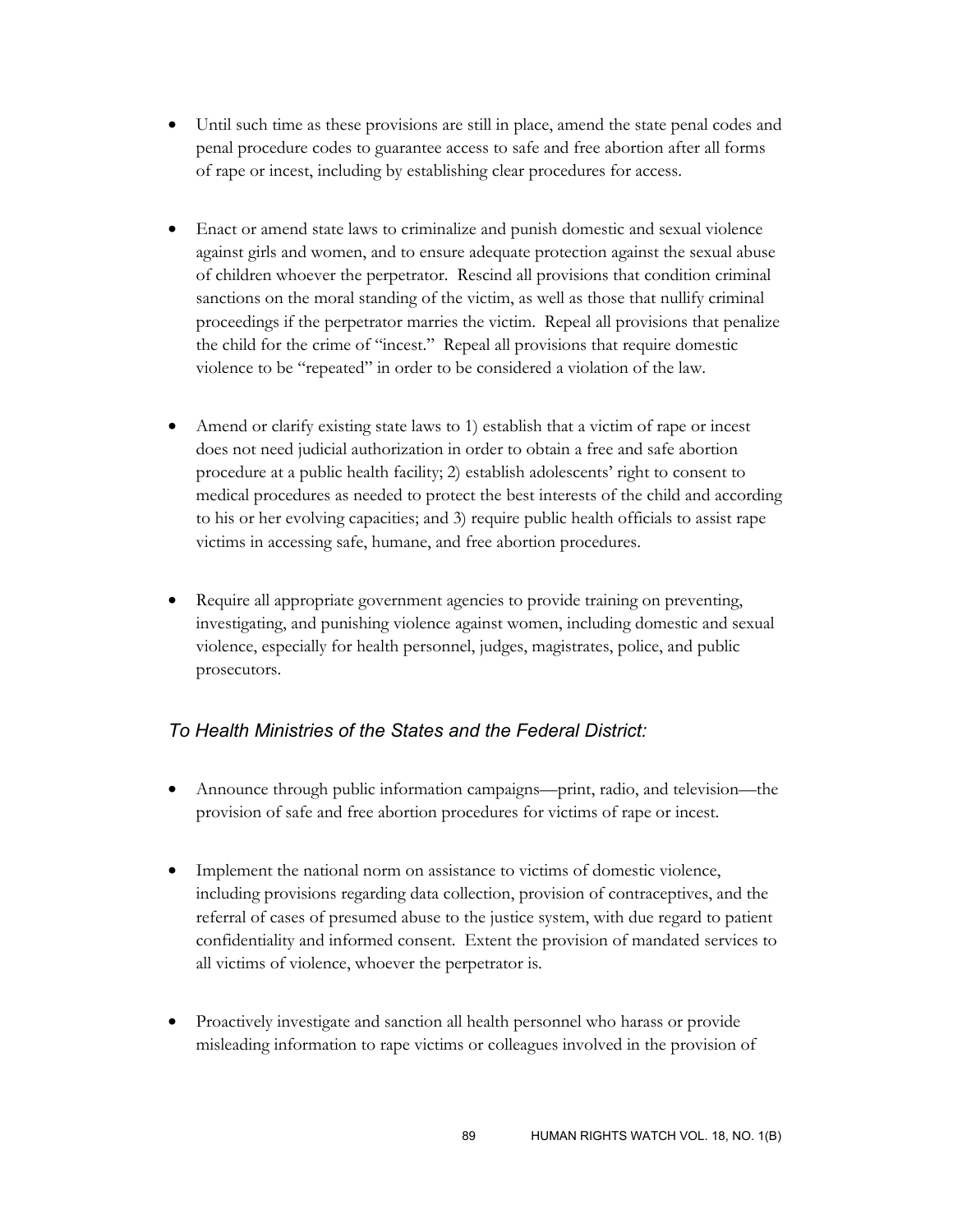- Until such time as these provisions are still in place, amend the state penal codes and penal procedure codes to guarantee access to safe and free abortion after all forms of rape or incest, including by establishing clear procedures for access.

- Enact or amend state laws to criminalize and punish domestic and sexual violence against girls and women, and to ensure adequate protection against the sexual abuse of children whoever the perpetrator. Rescind all provisions that condition criminal sanctions on the moral standing of the victim, as well as those that nullify criminal proceedings if the perpetrator marries the victim. Repeal all provisions that penalize the child for the crime of "incest." Repeal all provisions that require domestic violence to be "repeated" in order to be considered a violation of the law.

- Amend or clarify existing state laws to 1) establish that a victim of rape or incest does not need judicial authorization in order to obtain a free and safe abortion procedure at a public health facility; 2) establish adolescents' right to consent to medical procedures as needed to protect the best interests of the child and according to his or her evolving capacities; and 3) require public health officials to assist rape victims in accessing safe, humane, and free abortion procedures.

- Require all appropriate government agencies to provide training on preventing, investigating, and punishing violence against women, including domestic and sexual violence, especially for health personnel, judges, magistrates, police, and public prosecutors.

### *To Health Ministries of the States and the Federal District:*

- Announce through public information campaigns—print, radio, and television—the provision of safe and free abortion procedures for victims of rape or incest.

- Implement the national norm on assistance to victims of domestic violence, including provisions regarding data collection, provision of contraceptives, and the referral of cases of presumed abuse to the justice system, with due regard to patient confidentiality and informed consent. Extent the provision of mandated services to all victims of violence, whoever the perpetrator is.

- Proactively investigate and sanction all health personnel who harass or provide misleading information to rape victims or colleagues involved in the provision of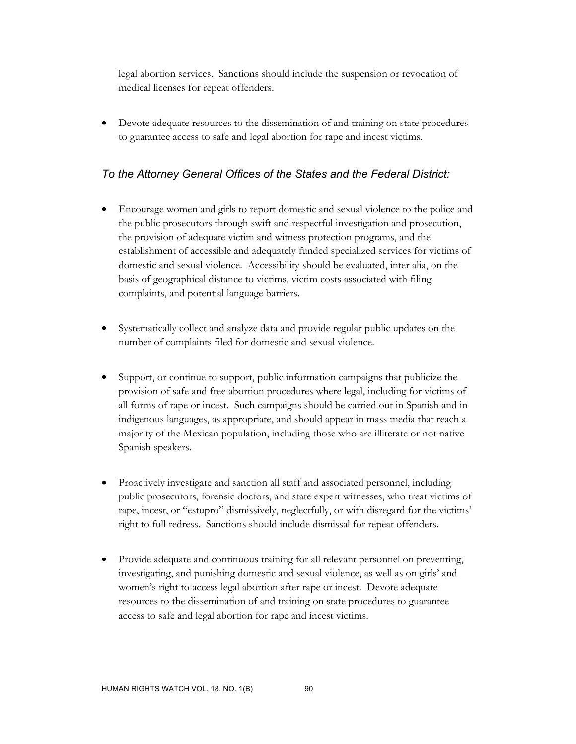legal abortion services. Sanctions should include the suspension or revocation of medical licenses for repeat offenders.

- Devote adequate resources to the dissemination of and training on state procedures to guarantee access to safe and legal abortion for rape and incest victims.

### *To the Attorney General Offices of the States and the Federal District:*

- Encourage women and girls to report domestic and sexual violence to the police and the public prosecutors through swift and respectful investigation and prosecution, the provision of adequate victim and witness protection programs, and the establishment of accessible and adequately funded specialized services for victims of domestic and sexual violence. Accessibility should be evaluated, inter alia, on the basis of geographical distance to victims, victim costs associated with filing complaints, and potential language barriers.

- Systematically collect and analyze data and provide regular public updates on the number of complaints filed for domestic and sexual violence.

- Support, or continue to support, public information campaigns that publicize the provision of safe and free abortion procedures where legal, including for victims of all forms of rape or incest. Such campaigns should be carried out in Spanish and in indigenous languages, as appropriate, and should appear in mass media that reach a majority of the Mexican population, including those who are illiterate or not native Spanish speakers.

- Proactively investigate and sanction all staff and associated personnel, including public prosecutors, forensic doctors, and state expert witnesses, who treat victims of rape, incest, or "estupro" dismissively, neglectfully, or with disregard for the victims' right to full redress. Sanctions should include dismissal for repeat offenders.

- Provide adequate and continuous training for all relevant personnel on preventing, investigating, and punishing domestic and sexual violence, as well as on girls' and women's right to access legal abortion after rape or incest. Devote adequate resources to the dissemination of and training on state procedures to guarantee access to safe and legal abortion for rape and incest victims.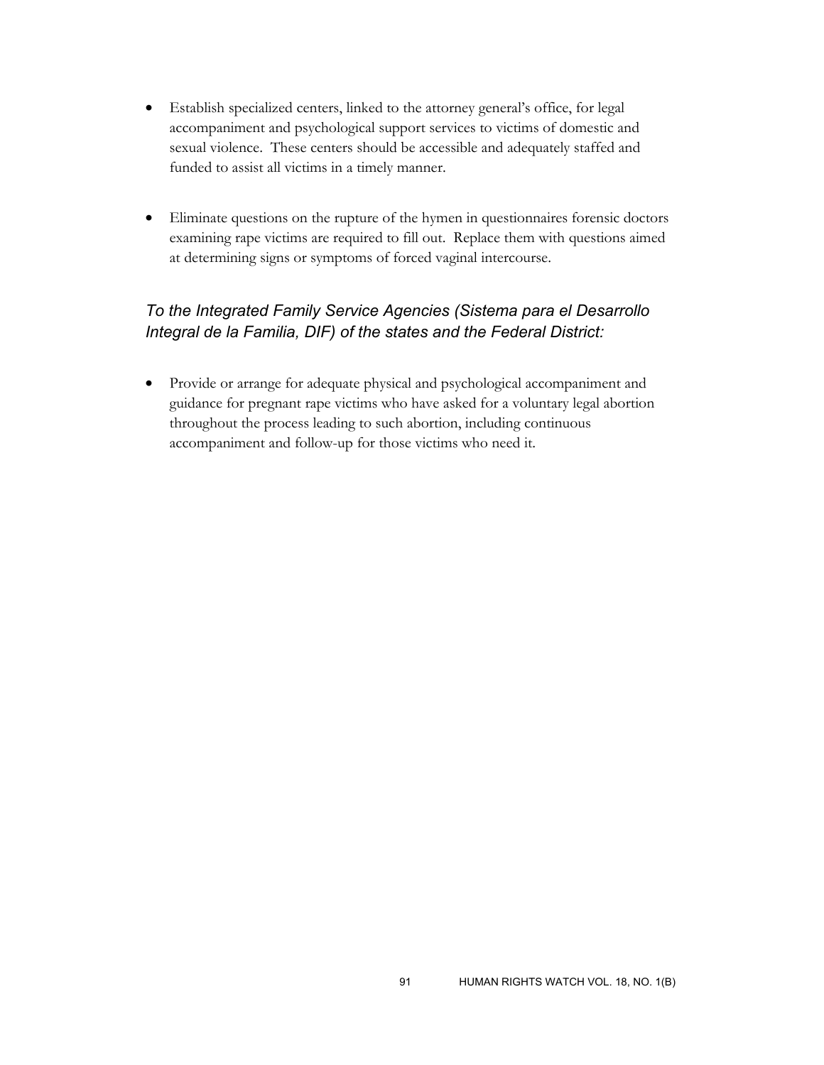- Establish specialized centers, linked to the attorney general's office, for legal accompaniment and psychological support services to victims of domestic and sexual violence. These centers should be accessible and adequately staffed and funded to assist all victims in a timely manner.

- Eliminate questions on the rupture of the hymen in questionnaires forensic doctors examining rape victims are required to fill out. Replace them with questions aimed at determining signs or symptoms of forced vaginal intercourse.

### *To the Integrated Family Service Agencies (Sistema para el Desarrollo Integral de la Familia, DIF) of the states and the Federal District:*

- Provide or arrange for adequate physical and psychological accompaniment and guidance for pregnant rape victims who have asked for a voluntary legal abortion throughout the process leading to such abortion, including continuous accompaniment and follow-up for those victims who need it.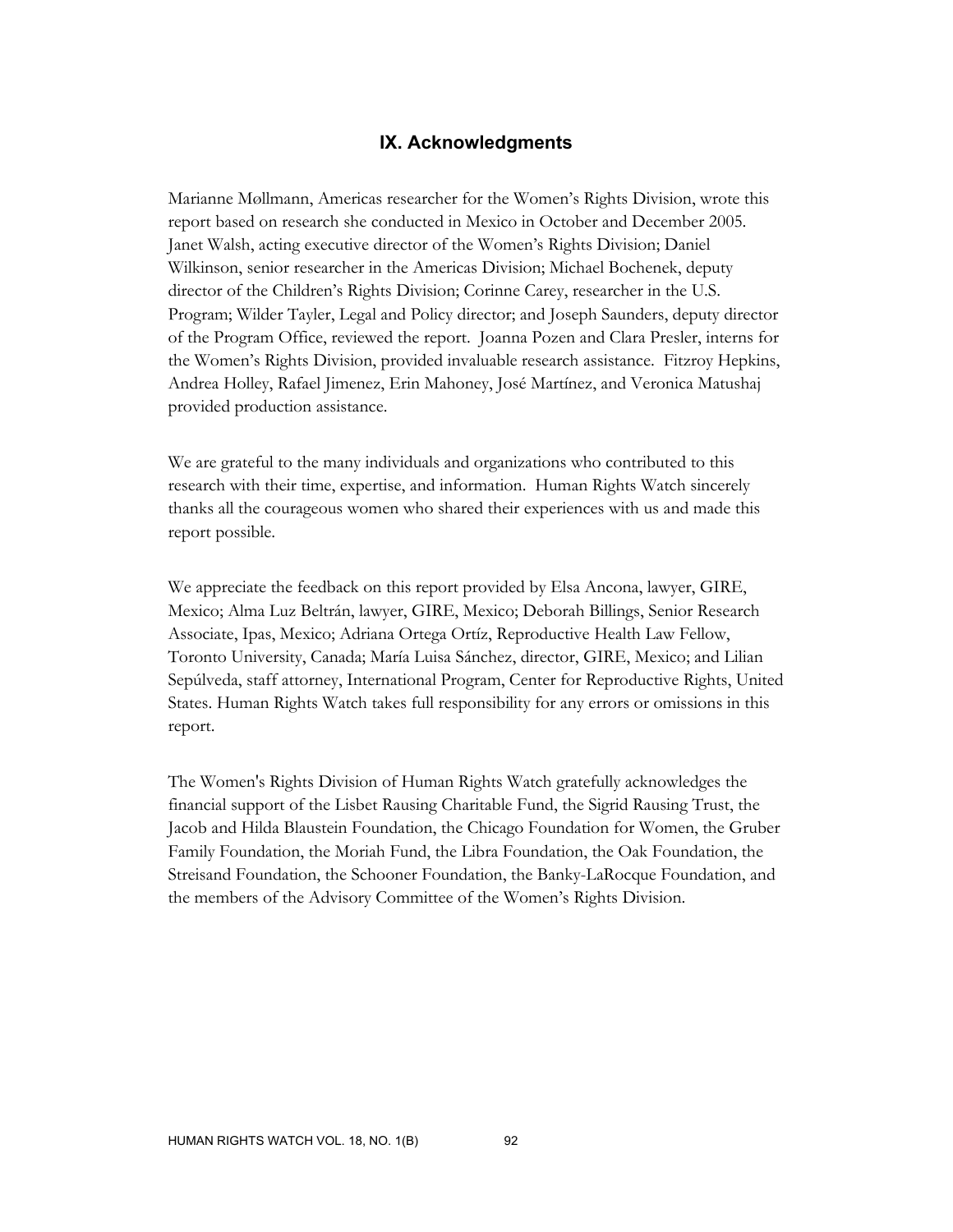## IX. Acknowledgments

Marianne Møllmann, Americas researcher for the Women's Rights Division, wrote this report based on research she conducted in Mexico in October and December 2005. Janet Walsh, acting executive director of the Women's Rights Division; Daniel Wilkinson, senior researcher in the Americas Division; Michael Bochenek, deputy director of the Children's Rights Division; Corinne Carey, researcher in the U.S. Program; Wilder Tayler, Legal and Policy director; and Joseph Saunders, deputy director of the Program Office, reviewed the report. Joanna Pozen and Clara Presler, interns for the Women's Rights Division, provided invaluable research assistance. Fitzroy Hepkins, Andrea Holley, Rafael Jimenez, Erin Mahoney, José Martínez, and Veronica Matushaj provided production assistance.

We are grateful to the many individuals and organizations who contributed to this research with their time, expertise, and information. Human Rights Watch sincerely thanks all the courageous women who shared their experiences with us and made this report possible.

We appreciate the feedback on this report provided by Elsa Ancona, lawyer, GIRE, Mexico; Alma Luz Beltrán, lawyer, GIRE, Mexico; Deborah Billings, Senior Research Associate, Ipas, Mexico; Adriana Ortega Ortíz, Reproductive Health Law Fellow, Toronto University, Canada; María Luisa Sánchez, director, GIRE, Mexico; and Lilian Sepúlveda, staff attorney, International Program, Center for Reproductive Rights, United States. Human Rights Watch takes full responsibility for any errors or omissions in this report.

The Women's Rights Division of Human Rights Watch gratefully acknowledges the financial support of the Lisbet Rausing Charitable Fund, the Sigrid Rausing Trust, the Jacob and Hilda Blaustein Foundation, the Chicago Foundation for Women, the Gruber Family Foundation, the Moriah Fund, the Libra Foundation, the Oak Foundation, the Streisand Foundation, the Schooner Foundation, the Banky-LaRocque Foundation, and the members of the Advisory Committee of the Women's Rights Division.